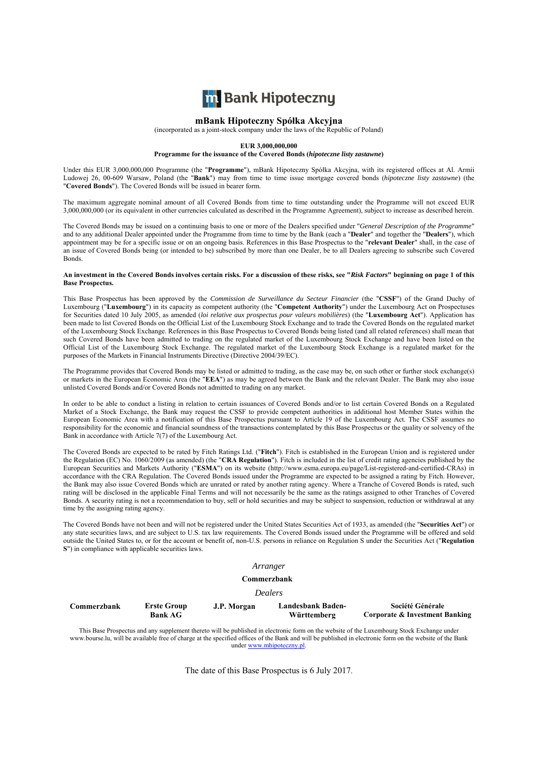# mBank Hipoteczny Spółka Akcyjna

(incorporated as a joint-stock company under the laws of the Republic of Poland)

**EUR 3,000,000,000**

**Programme for the issuance of the Covered Bonds (*hipoteczne listy zastawne*)**

Under this EUR 3,000,000,000 Programme (the "**Programme**"), mBank Hipoteczny Spółka Akcyjna, with its registered offices at Al. Armii Ludowej 26, 00-609 Warsaw, Poland (the "**Bank**") may from time to time issue mortgage covered bonds (*hipoteczne listy zastawne*) (the "**Covered Bonds**"). The Covered Bonds will be issued in bearer form.

The maximum aggregate nominal amount of all Covered Bonds from time to time outstanding under the Programme will not exceed EUR 3,000,000,000 (or its equivalent in other currencies calculated as described in the Programme Agreement), subject to increase as described herein.

The Covered Bonds may be issued on a continuing basis to one or more of the Dealers specified under "*General Description of the Programme*" and to any additional Dealer appointed under the Programme from time to time by the Bank (each a "**Dealer**" and together the "**Dealers**"), which appointment may be for a specific issue or on an ongoing basis. References in this Base Prospectus to the "**relevant Dealer**" shall, in the case of an issue of Covered Bonds being (or intended to be) subscribed by more than one Dealer, be to all Dealers agreeing to subscribe such Covered Bonds.

**An investment in the Covered Bonds involves certain risks. For a discussion of these risks, see "*Risk Factors*" beginning on page 1 of this Base Prospectus.**

This Base Prospectus has been approved by the *Commission de Surveillance du Secteur Financier* (the "**CSSF**") of the Grand Duchy of Luxembourg ("**Luxembourg**") in its capacity as competent authority (the "**Competent Authority**") under the Luxembourg Act on Prospectuses for Securities dated 10 July 2005, as amended (*loi relative aux prospectus pour valeurs mobilières*) (the "**Luxembourg Act**"). Application has been made to list Covered Bonds on the Official List of the Luxembourg Stock Exchange and to trade the Covered Bonds on the regulated market of the Luxembourg Stock Exchange. References in this Base Prospectus to Covered Bonds being listed (and all related references) shall mean that such Covered Bonds have been admitted to trading on the regulated market of the Luxembourg Stock Exchange and have been listed on the Official List of the Luxembourg Stock Exchange. The regulated market of the Luxembourg Stock Exchange is a regulated market for the purposes of the Markets in Financial Instruments Directive (Directive 2004/39/EC).

The Programme provides that Covered Bonds may be listed or admitted to trading, as the case may be, on such other or further stock exchange(s) or markets in the European Economic Area (the "**EEA**") as may be agreed between the Bank and the relevant Dealer. The Bank may also issue unlisted Covered Bonds and/or Covered Bonds not admitted to trading on any market.

In order to be able to conduct a listing in relation to certain issuances of Covered Bonds and/or to list certain Covered Bonds on a Regulated Market of a Stock Exchange, the Bank may request the CSSF to provide competent authorities in additional host Member States within the European Economic Area with a notification of this Base Prospectus pursuant to Article 19 of the Luxembourg Act. The CSSF assumes no responsibility for the economic and financial soundness of the transactions contemplated by this Base Prospectus or the quality or solvency of the Bank in accordance with Article 7(7) of the Luxembourg Act.

The Covered Bonds are expected to be rated by Fitch Ratings Ltd. ("**Fitch**"). Fitch is established in the European Union and is registered under the Regulation (EC) No. 1060/2009 (as amended) (the "**CRA Regulation**"). Fitch is included in the list of credit rating agencies published by the European Securities and Markets Authority ("**ESMA**") on its website (http://www.esma.europa.eu/page/List-registered-and-certified-CRAs) in accordance with the CRA Regulation. The Covered Bonds issued under the Programme are expected to be assigned a rating by Fitch. However, the Bank may also issue Covered Bonds which are unrated or rated by another rating agency. Where a Tranche of Covered Bonds is rated, such rating will be disclosed in the applicable Final Terms and will not necessarily be the same as the ratings assigned to other Tranches of Covered Bonds. A security rating is not a recommendation to buy, sell or hold securities and may be subject to suspension, reduction or withdrawal at any time by the assigning rating agency.

The Covered Bonds have not been and will not be registered under the United States Securities Act of 1933, as amended (the "**Securities Act**") or any state securities laws, and are subject to U.S. tax law requirements. The Covered Bonds issued under the Programme will be offered and sold outside the United States to, or for the account or benefit of, non-U.S. persons in reliance on Regulation S under the Securities Act ("**Regulation S**") in compliance with applicable securities laws.

*Arranger*

**Commerzbank**

*Dealers*

| **Commerzbank** | **Erste Group Bank AG** | **J.P. Morgan** | **Landesbank Baden-Württemberg** | **Société Générale Corporate & Investment Banking** |
|---|---|---|---|---|

This Base Prospectus and any supplement thereto will be published in electronic form on the website of the Luxembourg Stock Exchange under www.bourse.lu, will be available free of charge at the specified offices of the Bank and will be published in electronic form on the website of the Bank under www.mhipoteczny.pl.

The date of this Base Prospectus is 6 July 2017.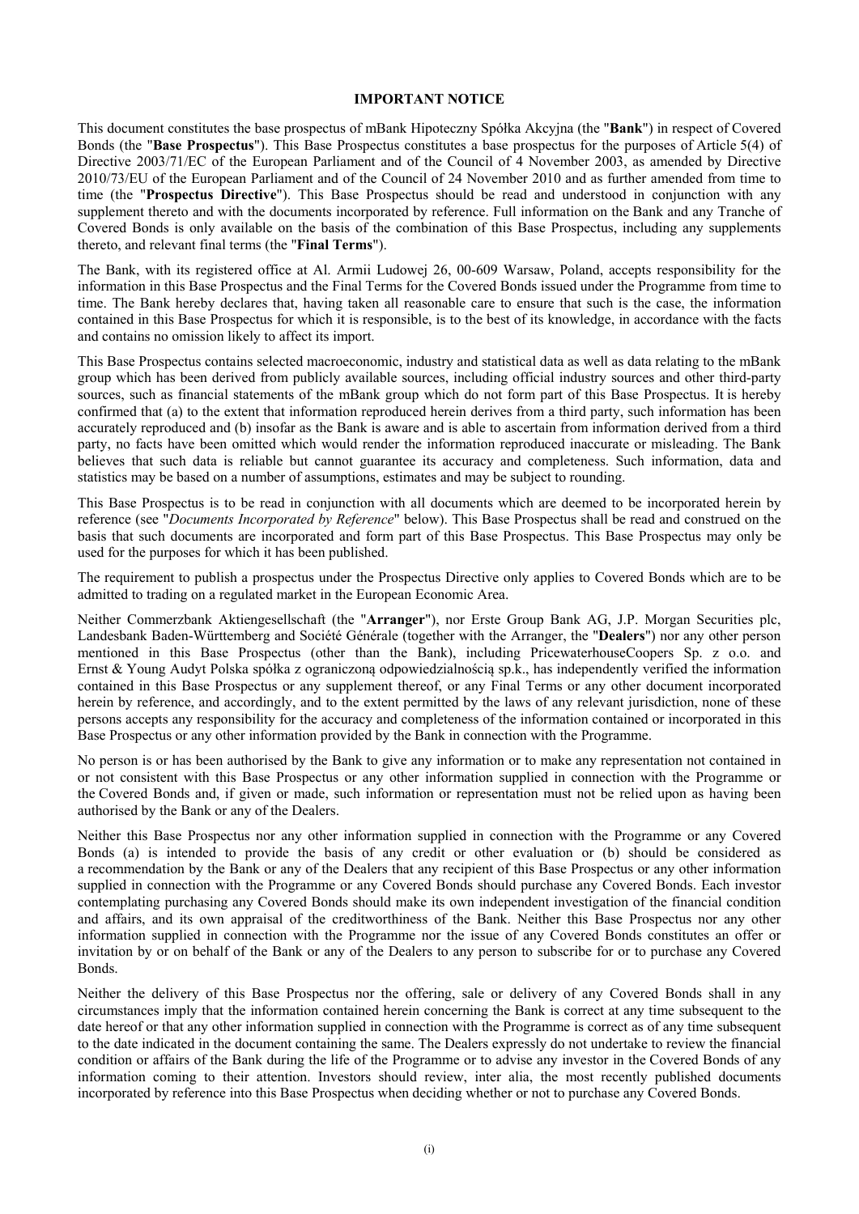## IMPORTANT NOTICE

This document constitutes the base prospectus of mBank Hipoteczny Spółka Akcyjna (the "**Bank**") in respect of Covered Bonds (the "**Base Prospectus**"). This Base Prospectus constitutes a base prospectus for the purposes of Article 5(4) of Directive 2003/71/EC of the European Parliament and of the Council of 4 November 2003, as amended by Directive 2010/73/EU of the European Parliament and of the Council of 24 November 2010 and as further amended from time to time (the "**Prospectus Directive**"). This Base Prospectus should be read and understood in conjunction with any supplement thereto and with the documents incorporated by reference. Full information on the Bank and any Tranche of Covered Bonds is only available on the basis of the combination of this Base Prospectus, including any supplements thereto, and relevant final terms (the "**Final Terms**").

The Bank, with its registered office at Al. Armii Ludowej 26, 00-609 Warsaw, Poland, accepts responsibility for the information in this Base Prospectus and the Final Terms for the Covered Bonds issued under the Programme from time to time. The Bank hereby declares that, having taken all reasonable care to ensure that such is the case, the information contained in this Base Prospectus for which it is responsible, is to the best of its knowledge, in accordance with the facts and contains no omission likely to affect its import.

This Base Prospectus contains selected macroeconomic, industry and statistical data as well as data relating to the mBank group which has been derived from publicly available sources, including official industry sources and other third-party sources, such as financial statements of the mBank group which do not form part of this Base Prospectus. It is hereby confirmed that (a) to the extent that information reproduced herein derives from a third party, such information has been accurately reproduced and (b) insofar as the Bank is aware and is able to ascertain from information derived from a third party, no facts have been omitted which would render the information reproduced inaccurate or misleading. The Bank believes that such data is reliable but cannot guarantee its accuracy and completeness. Such information, data and statistics may be based on a number of assumptions, estimates and may be subject to rounding.

This Base Prospectus is to be read in conjunction with all documents which are deemed to be incorporated herein by reference (see "*Documents Incorporated by Reference*" below). This Base Prospectus shall be read and construed on the basis that such documents are incorporated and form part of this Base Prospectus. This Base Prospectus may only be used for the purposes for which it has been published.

The requirement to publish a prospectus under the Prospectus Directive only applies to Covered Bonds which are to be admitted to trading on a regulated market in the European Economic Area.

Neither Commerzbank Aktiengesellschaft (the "**Arranger**"), nor Erste Group Bank AG, J.P. Morgan Securities plc, Landesbank Baden-Württemberg and Société Générale (together with the Arranger, the "**Dealers**") nor any other person mentioned in this Base Prospectus (other than the Bank), including PricewaterhouseCoopers Sp. z o.o. and Ernst & Young Audyt Polska spółka z ograniczoną odpowiedzialnością sp.k., has independently verified the information contained in this Base Prospectus or any supplement thereof, or any Final Terms or any other document incorporated herein by reference, and accordingly, and to the extent permitted by the laws of any relevant jurisdiction, none of these persons accepts any responsibility for the accuracy and completeness of the information contained or incorporated in this Base Prospectus or any other information provided by the Bank in connection with the Programme.

No person is or has been authorised by the Bank to give any information or to make any representation not contained in or not consistent with this Base Prospectus or any other information supplied in connection with the Programme or the Covered Bonds and, if given or made, such information or representation must not be relied upon as having been authorised by the Bank or any of the Dealers.

Neither this Base Prospectus nor any other information supplied in connection with the Programme or any Covered Bonds (a) is intended to provide the basis of any credit or other evaluation or (b) should be considered as a recommendation by the Bank or any of the Dealers that any recipient of this Base Prospectus or any other information supplied in connection with the Programme or any Covered Bonds should purchase any Covered Bonds. Each investor contemplating purchasing any Covered Bonds should make its own independent investigation of the financial condition and affairs, and its own appraisal of the creditworthiness of the Bank. Neither this Base Prospectus nor any other information supplied in connection with the Programme nor the issue of any Covered Bonds constitutes an offer or invitation by or on behalf of the Bank or any of the Dealers to any person to subscribe for or to purchase any Covered Bonds.

Neither the delivery of this Base Prospectus nor the offering, sale or delivery of any Covered Bonds shall in any circumstances imply that the information contained herein concerning the Bank is correct at any time subsequent to the date hereof or that any other information supplied in connection with the Programme is correct as of any time subsequent to the date indicated in the document containing the same. The Dealers expressly do not undertake to review the financial condition or affairs of the Bank during the life of the Programme or to advise any investor in the Covered Bonds of any information coming to their attention. Investors should review, inter alia, the most recently published documents incorporated by reference into this Base Prospectus when deciding whether or not to purchase any Covered Bonds.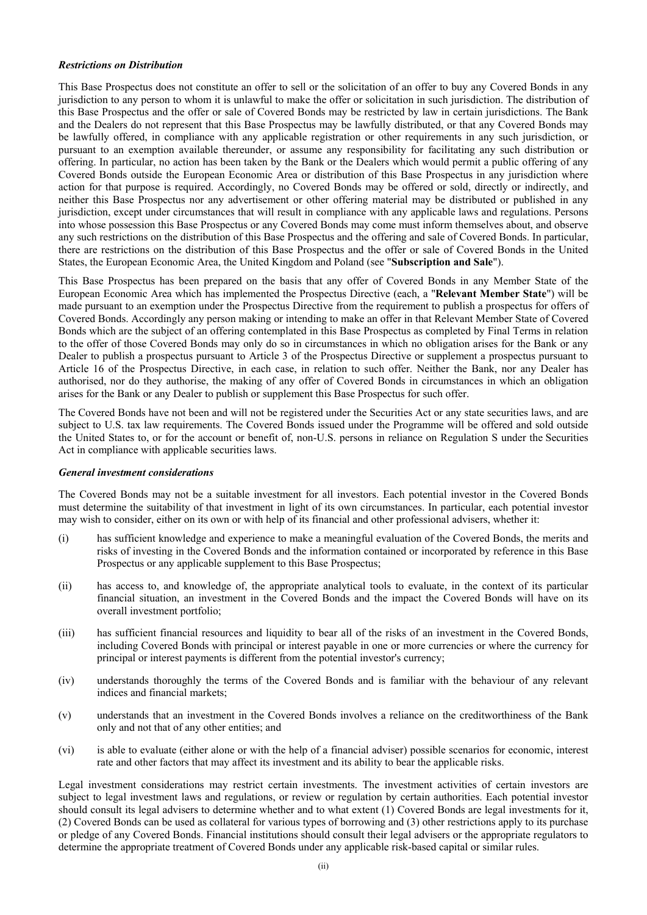***Restrictions on Distribution***

This Base Prospectus does not constitute an offer to sell or the solicitation of an offer to buy any Covered Bonds in any jurisdiction to any person to whom it is unlawful to make the offer or solicitation in such jurisdiction. The distribution of this Base Prospectus and the offer or sale of Covered Bonds may be restricted by law in certain jurisdictions. The Bank and the Dealers do not represent that this Base Prospectus may be lawfully distributed, or that any Covered Bonds may be lawfully offered, in compliance with any applicable registration or other requirements in any such jurisdiction, or pursuant to an exemption available thereunder, or assume any responsibility for facilitating any such distribution or offering. In particular, no action has been taken by the Bank or the Dealers which would permit a public offering of any Covered Bonds outside the European Economic Area or distribution of this Base Prospectus in any jurisdiction where action for that purpose is required. Accordingly, no Covered Bonds may be offered or sold, directly or indirectly, and neither this Base Prospectus nor any advertisement or other offering material may be distributed or published in any jurisdiction, except under circumstances that will result in compliance with any applicable laws and regulations. Persons into whose possession this Base Prospectus or any Covered Bonds may come must inform themselves about, and observe any such restrictions on the distribution of this Base Prospectus and the offering and sale of Covered Bonds. In particular, there are restrictions on the distribution of this Base Prospectus and the offer or sale of Covered Bonds in the United States, the European Economic Area, the United Kingdom and Poland (see "**Subscription and Sale**").

This Base Prospectus has been prepared on the basis that any offer of Covered Bonds in any Member State of the European Economic Area which has implemented the Prospectus Directive (each, a "**Relevant Member State**") will be made pursuant to an exemption under the Prospectus Directive from the requirement to publish a prospectus for offers of Covered Bonds. Accordingly any person making or intending to make an offer in that Relevant Member State of Covered Bonds which are the subject of an offering contemplated in this Base Prospectus as completed by Final Terms in relation to the offer of those Covered Bonds may only do so in circumstances in which no obligation arises for the Bank or any Dealer to publish a prospectus pursuant to Article 3 of the Prospectus Directive or supplement a prospectus pursuant to Article 16 of the Prospectus Directive, in each case, in relation to such offer. Neither the Bank, nor any Dealer has authorised, nor do they authorise, the making of any offer of Covered Bonds in circumstances in which an obligation arises for the Bank or any Dealer to publish or supplement this Base Prospectus for such offer.

The Covered Bonds have not been and will not be registered under the Securities Act or any state securities laws, and are subject to U.S. tax law requirements. The Covered Bonds issued under the Programme will be offered and sold outside the United States to, or for the account or benefit of, non-U.S. persons in reliance on Regulation S under the Securities Act in compliance with applicable securities laws.

***General investment considerations***

The Covered Bonds may not be a suitable investment for all investors. Each potential investor in the Covered Bonds must determine the suitability of that investment in light of its own circumstances. In particular, each potential investor may wish to consider, either on its own or with help of its financial and other professional advisers, whether it:

(i) has sufficient knowledge and experience to make a meaningful evaluation of the Covered Bonds, the merits and risks of investing in the Covered Bonds and the information contained or incorporated by reference in this Base Prospectus or any applicable supplement to this Base Prospectus;

(ii) has access to, and knowledge of, the appropriate analytical tools to evaluate, in the context of its particular financial situation, an investment in the Covered Bonds and the impact the Covered Bonds will have on its overall investment portfolio;

(iii) has sufficient financial resources and liquidity to bear all of the risks of an investment in the Covered Bonds, including Covered Bonds with principal or interest payable in one or more currencies or where the currency for principal or interest payments is different from the potential investor's currency;

(iv) understands thoroughly the terms of the Covered Bonds and is familiar with the behaviour of any relevant indices and financial markets;

(v) understands that an investment in the Covered Bonds involves a reliance on the creditworthiness of the Bank only and not that of any other entities; and

(vi) is able to evaluate (either alone or with the help of a financial adviser) possible scenarios for economic, interest rate and other factors that may affect its investment and its ability to bear the applicable risks.

Legal investment considerations may restrict certain investments. The investment activities of certain investors are subject to legal investment laws and regulations, or review or regulation by certain authorities. Each potential investor should consult its legal advisers to determine whether and to what extent (1) Covered Bonds are legal investments for it, (2) Covered Bonds can be used as collateral for various types of borrowing and (3) other restrictions apply to its purchase or pledge of any Covered Bonds. Financial institutions should consult their legal advisers or the appropriate regulators to determine the appropriate treatment of Covered Bonds under any applicable risk-based capital or similar rules.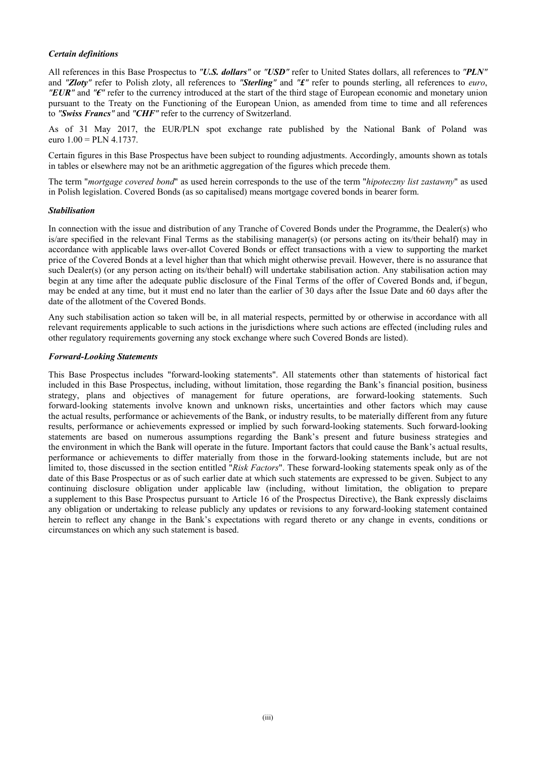### *Certain definitions*

All references in this Base Prospectus to ***"U.S. dollars"*** or ***"USD"*** refer to United States dollars, all references to ***"PLN"*** and ***"Zloty"*** refer to Polish zloty, all references to ***"Sterling"*** and ***"£"*** refer to pounds sterling, all references to *euro*, ***"EUR"*** and ***"€"*** refer to the currency introduced at the start of the third stage of European economic and monetary union pursuant to the Treaty on the Functioning of the European Union, as amended from time to time and all references to ***"Swiss Francs"*** and ***"CHF"*** refer to the currency of Switzerland.

As of 31 May 2017, the EUR/PLN spot exchange rate published by the National Bank of Poland was euro 1.00 = PLN 4.1737.

Certain figures in this Base Prospectus have been subject to rounding adjustments. Accordingly, amounts shown as totals in tables or elsewhere may not be an arithmetic aggregation of the figures which precede them.

The term "*mortgage covered bond*" as used herein corresponds to the use of the term "*hipoteczny list zastawny*" as used in Polish legislation. Covered Bonds (as so capitalised) means mortgage covered bonds in bearer form.

### *Stabilisation*

In connection with the issue and distribution of any Tranche of Covered Bonds under the Programme, the Dealer(s) who is/are specified in the relevant Final Terms as the stabilising manager(s) (or persons acting on its/their behalf) may in accordance with applicable laws over-allot Covered Bonds or effect transactions with a view to supporting the market price of the Covered Bonds at a level higher than that which might otherwise prevail. However, there is no assurance that such Dealer(s) (or any person acting on its/their behalf) will undertake stabilisation action. Any stabilisation action may begin at any time after the adequate public disclosure of the Final Terms of the offer of Covered Bonds and, if begun, may be ended at any time, but it must end no later than the earlier of 30 days after the Issue Date and 60 days after the date of the allotment of the Covered Bonds.

Any such stabilisation action so taken will be, in all material respects, permitted by or otherwise in accordance with all relevant requirements applicable to such actions in the jurisdictions where such actions are effected (including rules and other regulatory requirements governing any stock exchange where such Covered Bonds are listed).

### *Forward-Looking Statements*

This Base Prospectus includes "forward-looking statements". All statements other than statements of historical fact included in this Base Prospectus, including, without limitation, those regarding the Bank's financial position, business strategy, plans and objectives of management for future operations, are forward-looking statements. Such forward-looking statements involve known and unknown risks, uncertainties and other factors which may cause the actual results, performance or achievements of the Bank, or industry results, to be materially different from any future results, performance or achievements expressed or implied by such forward-looking statements. Such forward-looking statements are based on numerous assumptions regarding the Bank's present and future business strategies and the environment in which the Bank will operate in the future. Important factors that could cause the Bank's actual results, performance or achievements to differ materially from those in the forward-looking statements include, but are not limited to, those discussed in the section entitled "*Risk Factors*". These forward-looking statements speak only as of the date of this Base Prospectus or as of such earlier date at which such statements are expressed to be given. Subject to any continuing disclosure obligation under applicable law (including, without limitation, the obligation to prepare a supplement to this Base Prospectus pursuant to Article 16 of the Prospectus Directive), the Bank expressly disclaims any obligation or undertaking to release publicly any updates or revisions to any forward-looking statement contained herein to reflect any change in the Bank's expectations with regard thereto or any change in events, conditions or circumstances on which any such statement is based.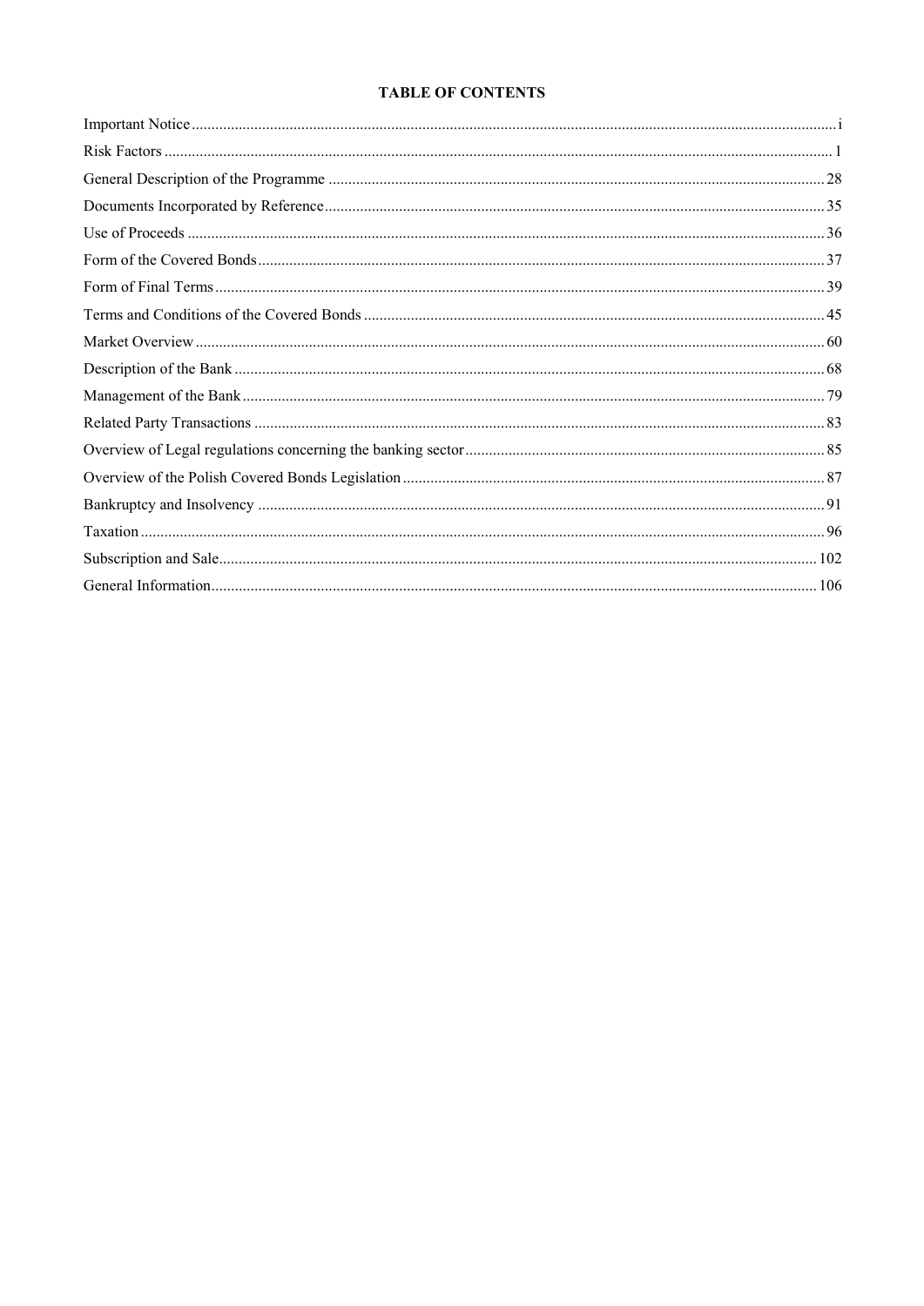# TABLE OF CONTENTS

| | |
|---|---|
| Important Notice | i |
| Risk Factors | 1 |
| General Description of the Programme | 28 |
| Documents Incorporated by Reference | 35 |
| Use of Proceeds | 36 |
| Form of the Covered Bonds | 37 |
| Form of Final Terms | 39 |
| Terms and Conditions of the Covered Bonds | 45 |
| Market Overview | 60 |
| Description of the Bank | 68 |
| Management of the Bank | 79 |
| Related Party Transactions | 83 |
| Overview of Legal regulations concerning the banking sector | 85 |
| Overview of the Polish Covered Bonds Legislation | 87 |
| Bankruptcy and Insolvency | 91 |
| Taxation | 96 |
| Subscription and Sale | 102 |
| General Information | 106 |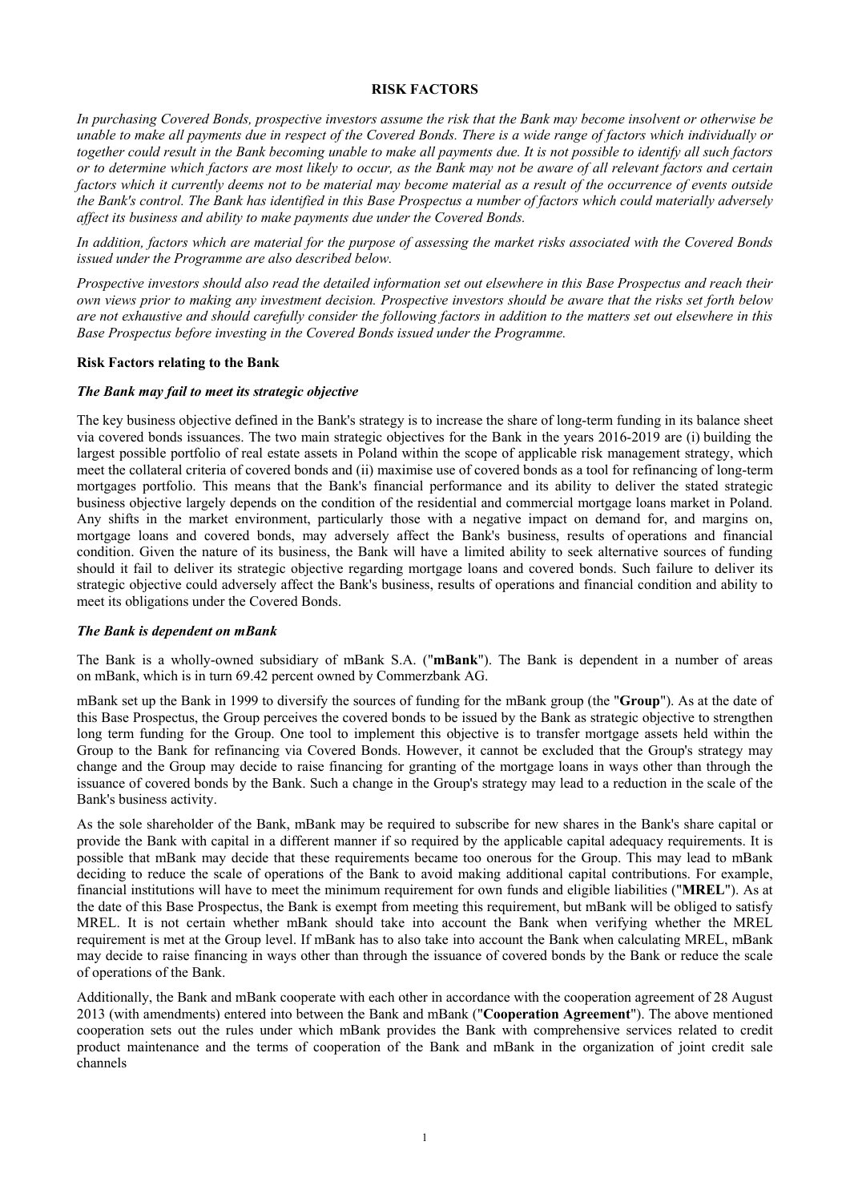# RISK FACTORS

*In purchasing Covered Bonds, prospective investors assume the risk that the Bank may become insolvent or otherwise be unable to make all payments due in respect of the Covered Bonds. There is a wide range of factors which individually or together could result in the Bank becoming unable to make all payments due. It is not possible to identify all such factors or to determine which factors are most likely to occur, as the Bank may not be aware of all relevant factors and certain factors which it currently deems not to be material may become material as a result of the occurrence of events outside the Bank's control. The Bank has identified in this Base Prospectus a number of factors which could materially adversely affect its business and ability to make payments due under the Covered Bonds.*

*In addition, factors which are material for the purpose of assessing the market risks associated with the Covered Bonds issued under the Programme are also described below.*

*Prospective investors should also read the detailed information set out elsewhere in this Base Prospectus and reach their own views prior to making any investment decision. Prospective investors should be aware that the risks set forth below are not exhaustive and should carefully consider the following factors in addition to the matters set out elsewhere in this Base Prospectus before investing in the Covered Bonds issued under the Programme.*

## Risk Factors relating to the Bank

### *The Bank may fail to meet its strategic objective*

The key business objective defined in the Bank's strategy is to increase the share of long-term funding in its balance sheet via covered bonds issuances. The two main strategic objectives for the Bank in the years 2016-2019 are (i) building the largest possible portfolio of real estate assets in Poland within the scope of applicable risk management strategy, which meet the collateral criteria of covered bonds and (ii) maximise use of covered bonds as a tool for refinancing of long-term mortgages portfolio. This means that the Bank's financial performance and its ability to deliver the stated strategic business objective largely depends on the condition of the residential and commercial mortgage loans market in Poland. Any shifts in the market environment, particularly those with a negative impact on demand for, and margins on, mortgage loans and covered bonds, may adversely affect the Bank's business, results of operations and financial condition. Given the nature of its business, the Bank will have a limited ability to seek alternative sources of funding should it fail to deliver its strategic objective regarding mortgage loans and covered bonds. Such failure to deliver its strategic objective could adversely affect the Bank's business, results of operations and financial condition and ability to meet its obligations under the Covered Bonds.

### *The Bank is dependent on mBank*

The Bank is a wholly-owned subsidiary of mBank S.A. ("**mBank**"). The Bank is dependent in a number of areas on mBank, which is in turn 69.42 percent owned by Commerzbank AG.

mBank set up the Bank in 1999 to diversify the sources of funding for the mBank group (the "**Group**"). As at the date of this Base Prospectus, the Group perceives the covered bonds to be issued by the Bank as strategic objective to strengthen long term funding for the Group. One tool to implement this objective is to transfer mortgage assets held within the Group to the Bank for refinancing via Covered Bonds. However, it cannot be excluded that the Group's strategy may change and the Group may decide to raise financing for granting of the mortgage loans in ways other than through the issuance of covered bonds by the Bank. Such a change in the Group's strategy may lead to a reduction in the scale of the Bank's business activity.

As the sole shareholder of the Bank, mBank may be required to subscribe for new shares in the Bank's share capital or provide the Bank with capital in a different manner if so required by the applicable capital adequacy requirements. It is possible that mBank may decide that these requirements become too onerous for the Group. This may lead to mBank deciding to reduce the scale of operations of the Bank to avoid making additional capital contributions. For example, financial institutions will have to meet the minimum requirement for own funds and eligible liabilities ("**MREL**"). As at the date of this Base Prospectus, the Bank is exempt from meeting this requirement, but mBank will be obliged to satisfy MREL. It is not certain whether mBank should take into account the Bank when verifying whether the MREL requirement is met at the Group level. If mBank has to also take into account the Bank when calculating MREL, mBank may decide to raise financing in ways other than through the issuance of covered bonds by the Bank or reduce the scale of operations of the Bank.

Additionally, the Bank and mBank cooperate with each other in accordance with the cooperation agreement of 28 August 2013 (with amendments) entered into between the Bank and mBank ("**Cooperation Agreement**"). The above mentioned cooperation sets out the rules under which mBank provides the Bank with comprehensive services related to credit product maintenance and the terms of cooperation of the Bank and mBank in the organization of joint credit sale channels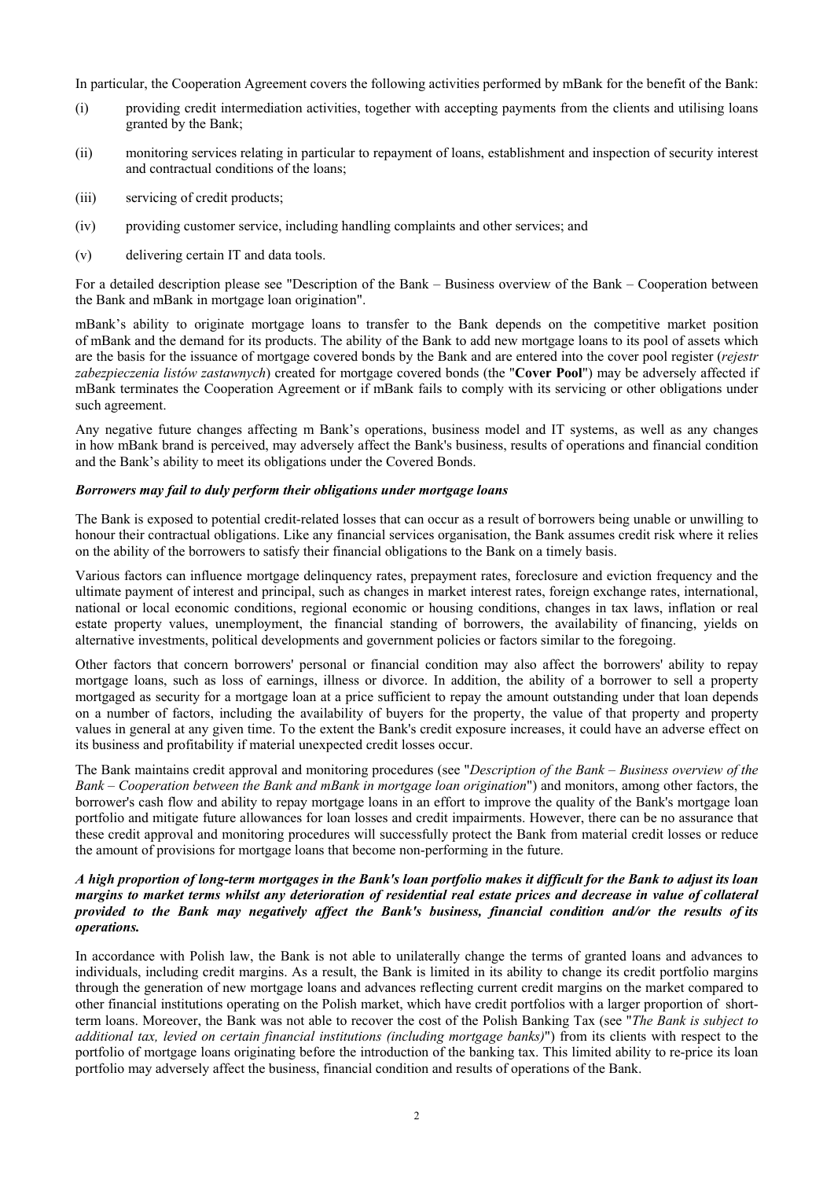In particular, the Cooperation Agreement covers the following activities performed by mBank for the benefit of the Bank:

(i) providing credit intermediation activities, together with accepting payments from the clients and utilising loans granted by the Bank;

(ii) monitoring services relating in particular to repayment of loans, establishment and inspection of security interest and contractual conditions of the loans;

(iii) servicing of credit products;

(iv) providing customer service, including handling complaints and other services; and

(v) delivering certain IT and data tools.

For a detailed description please see "Description of the Bank – Business overview of the Bank – Cooperation between the Bank and mBank in mortgage loan origination".

mBank's ability to originate mortgage loans to transfer to the Bank depends on the competitive market position of mBank and the demand for its products. The ability of the Bank to add new mortgage loans to its pool of assets which are the basis for the issuance of mortgage covered bonds by the Bank and are entered into the cover pool register (*rejestr zabezpieczenia listów zastawnych*) created for mortgage covered bonds (the "**Cover Pool**") may be adversely affected if mBank terminates the Cooperation Agreement or if mBank fails to comply with its servicing or other obligations under such agreement.

Any negative future changes affecting m Bank's operations, business model and IT systems, as well as any changes in how mBank brand is perceived, may adversely affect the Bank's business, results of operations and financial condition and the Bank's ability to meet its obligations under the Covered Bonds.

***Borrowers may fail to duly perform their obligations under mortgage loans***

The Bank is exposed to potential credit-related losses that can occur as a result of borrowers being unable or unwilling to honour their contractual obligations. Like any financial services organisation, the Bank assumes credit risk where it relies on the ability of the borrowers to satisfy their financial obligations to the Bank on a timely basis.

Various factors can influence mortgage delinquency rates, prepayment rates, foreclosure and eviction frequency and the ultimate payment of interest and principal, such as changes in market interest rates, foreign exchange rates, international, national or local economic conditions, regional economic or housing conditions, changes in tax laws, inflation or real estate property values, unemployment, the financial standing of borrowers, the availability of financing, yields on alternative investments, political developments and government policies or factors similar to the foregoing.

Other factors that concern borrowers' personal or financial condition may also affect the borrowers' ability to repay mortgage loans, such as loss of earnings, illness or divorce. In addition, the ability of a borrower to sell a property mortgaged as security for a mortgage loan at a price sufficient to repay the amount outstanding under that loan depends on a number of factors, including the availability of buyers for the property, the value of that property and property values in general at any given time. To the extent the Bank's credit exposure increases, it could have an adverse effect on its business and profitability if material unexpected credit losses occur.

The Bank maintains credit approval and monitoring procedures (see "*Description of the Bank – Business overview of the Bank – Cooperation between the Bank and mBank in mortgage loan origination*") and monitors, among other factors, the borrower's cash flow and ability to repay mortgage loans in an effort to improve the quality of the Bank's mortgage loan portfolio and mitigate future allowances for loan losses and credit impairments. However, there can be no assurance that these credit approval and monitoring procedures will successfully protect the Bank from material credit losses or reduce the amount of provisions for mortgage loans that become non-performing in the future.

***A high proportion of long-term mortgages in the Bank's loan portfolio makes it difficult for the Bank to adjust its loan margins to market terms whilst any deterioration of residential real estate prices and decrease in value of collateral provided to the Bank may negatively affect the Bank's business, financial condition and/or the results of its operations.***

In accordance with Polish law, the Bank is not able to unilaterally change the terms of granted loans and advances to individuals, including credit margins. As a result, the Bank is limited in its ability to change its credit portfolio margins through the generation of new mortgage loans and advances reflecting current credit margins on the market compared to other financial institutions operating on the Polish market, which have credit portfolios with a larger proportion of short-term loans. Moreover, the Bank was not able to recover the cost of the Polish Banking Tax (see "*The Bank is subject to additional tax, levied on certain financial institutions (including mortgage banks)*") from its clients with respect to the portfolio of mortgage loans originating before the introduction of the banking tax. This limited ability to re-price its loan portfolio may adversely affect the business, financial condition and results of operations of the Bank.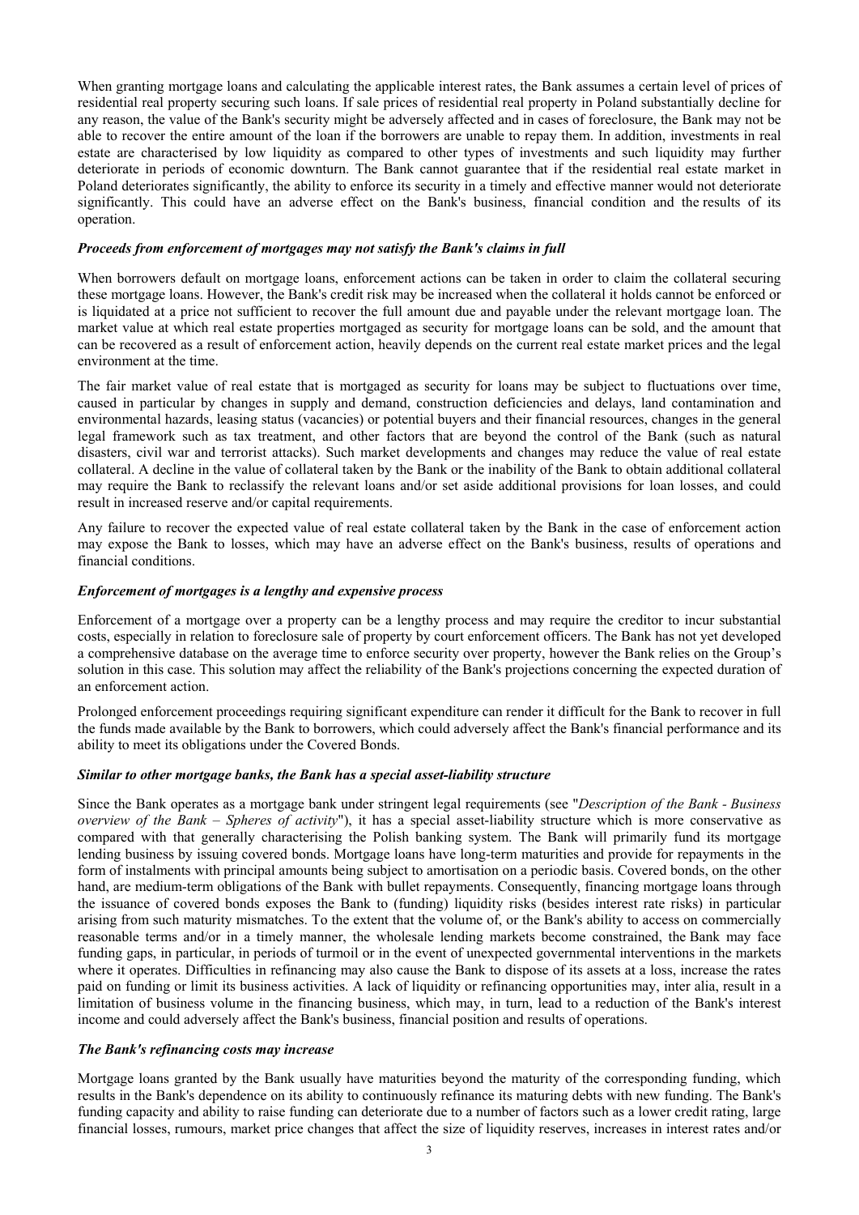When granting mortgage loans and calculating the applicable interest rates, the Bank assumes a certain level of prices of residential real property securing such loans. If sale prices of residential real property in Poland substantially decline for any reason, the value of the Bank's security might be adversely affected and in cases of foreclosure, the Bank may not be able to recover the entire amount of the loan if the borrowers are unable to repay them. In addition, investments in real estate are characterised by low liquidity as compared to other types of investments and such liquidity may further deteriorate in periods of economic downturn. The Bank cannot guarantee that if the residential real estate market in Poland deteriorates significantly, the ability to enforce its security in a timely and effective manner would not deteriorate significantly. This could have an adverse effect on the Bank's business, financial condition and the results of its operation.

***Proceeds from enforcement of mortgages may not satisfy the Bank's claims in full***

When borrowers default on mortgage loans, enforcement actions can be taken in order to claim the collateral securing these mortgage loans. However, the Bank's credit risk may be increased when the collateral it holds cannot be enforced or is liquidated at a price not sufficient to recover the full amount due and payable under the relevant mortgage loan. The market value at which real estate properties mortgaged as security for mortgage loans can be sold, and the amount that can be recovered as a result of enforcement action, heavily depends on the current real estate market prices and the legal environment at the time.

The fair market value of real estate that is mortgaged as security for loans may be subject to fluctuations over time, caused in particular by changes in supply and demand, construction deficiencies and delays, land contamination and environmental hazards, leasing status (vacancies) or potential buyers and their financial resources, changes in the general legal framework such as tax treatment, and other factors that are beyond the control of the Bank (such as natural disasters, civil war and terrorist attacks). Such market developments and changes may reduce the value of real estate collateral. A decline in the value of collateral taken by the Bank or the inability of the Bank to obtain additional collateral may require the Bank to reclassify the relevant loans and/or set aside additional provisions for loan losses, and could result in increased reserve and/or capital requirements.

Any failure to recover the expected value of real estate collateral taken by the Bank in the case of enforcement action may expose the Bank to losses, which may have an adverse effect on the Bank's business, results of operations and financial conditions.

***Enforcement of mortgages is a lengthy and expensive process***

Enforcement of a mortgage over a property can be a lengthy process and may require the creditor to incur substantial costs, especially in relation to foreclosure sale of property by court enforcement officers. The Bank has not yet developed a comprehensive database on the average time to enforce security over property, however the Bank relies on the Group's solution in this case. This solution may affect the reliability of the Bank's projections concerning the expected duration of an enforcement action.

Prolonged enforcement proceedings requiring significant expenditure can render it difficult for the Bank to recover in full the funds made available by the Bank to borrowers, which could adversely affect the Bank's financial performance and its ability to meet its obligations under the Covered Bonds.

***Similar to other mortgage banks, the Bank has a special asset-liability structure***

Since the Bank operates as a mortgage bank under stringent legal requirements (see "*Description of the Bank - Business overview of the Bank – Spheres of activity*"), it has a special asset-liability structure which is more conservative as compared with that generally characterising the Polish banking system. The Bank will primarily fund its mortgage lending business by issuing covered bonds. Mortgage loans have long-term maturities and provide for repayments in the form of instalments with principal amounts being subject to amortisation on a periodic basis. Covered bonds, on the other hand, are medium-term obligations of the Bank with bullet repayments. Consequently, financing mortgage loans through the issuance of covered bonds exposes the Bank to (funding) liquidity risks (besides interest rate risks) in particular arising from such maturity mismatches. To the extent that the volume of, or the Bank's ability to access on commercially reasonable terms and/or in a timely manner, the wholesale lending markets become constrained, the Bank may face funding gaps, in particular, in periods of turmoil or in the event of unexpected governmental interventions in the markets where it operates. Difficulties in refinancing may also cause the Bank to dispose of its assets at a loss, increase the rates paid on funding or limit its business activities. A lack of liquidity or refinancing opportunities may, inter alia, result in a limitation of business volume in the financing business, which may, in turn, lead to a reduction of the Bank's interest income and could adversely affect the Bank's business, financial position and results of operations.

***The Bank's refinancing costs may increase***

Mortgage loans granted by the Bank usually have maturities beyond the maturity of the corresponding funding, which results in the Bank's dependence on its ability to continuously refinance its maturing debts with new funding. The Bank's funding capacity and ability to raise funding can deteriorate due to a number of factors such as a lower credit rating, large financial losses, rumours, market price changes that affect the size of liquidity reserves, increases in interest rates and/or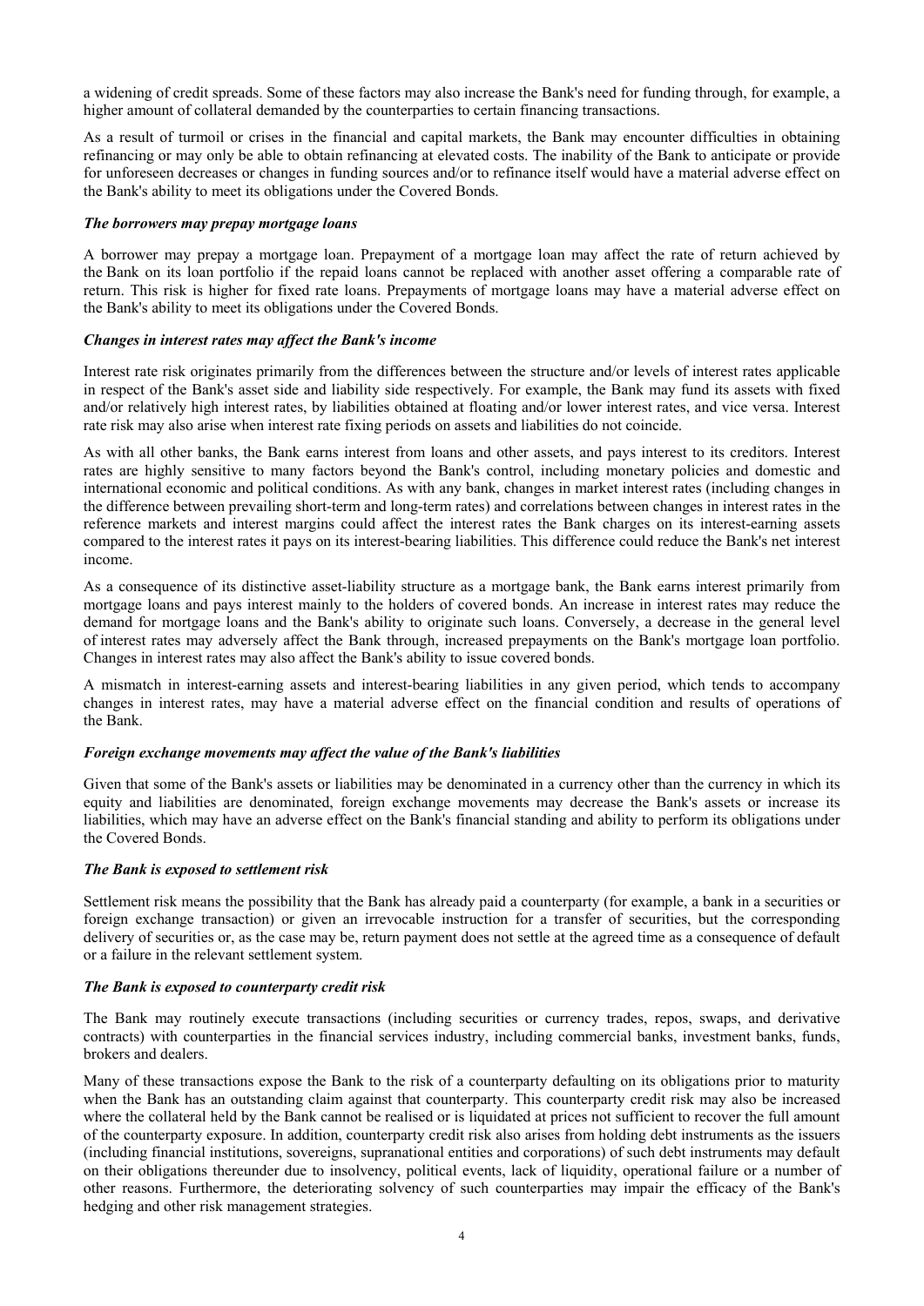a widening of credit spreads. Some of these factors may also increase the Bank's need for funding through, for example, a higher amount of collateral demanded by the counterparties to certain financing transactions.

As a result of turmoil or crises in the financial and capital markets, the Bank may encounter difficulties in obtaining refinancing or may only be able to obtain refinancing at elevated costs. The inability of the Bank to anticipate or provide for unforeseen decreases or changes in funding sources and/or to refinance itself would have a material adverse effect on the Bank's ability to meet its obligations under the Covered Bonds.

***The borrowers may prepay mortgage loans***

A borrower may prepay a mortgage loan. Prepayment of a mortgage loan may affect the rate of return achieved by the Bank on its loan portfolio if the repaid loans cannot be replaced with another asset offering a comparable rate of return. This risk is higher for fixed rate loans. Prepayments of mortgage loans may have a material adverse effect on the Bank's ability to meet its obligations under the Covered Bonds.

***Changes in interest rates may affect the Bank's income***

Interest rate risk originates primarily from the differences between the structure and/or levels of interest rates applicable in respect of the Bank's asset side and liability side respectively. For example, the Bank may fund its assets with fixed and/or relatively high interest rates, by liabilities obtained at floating and/or lower interest rates, and vice versa. Interest rate risk may also arise when interest rate fixing periods on assets and liabilities do not coincide.

As with all other banks, the Bank earns interest from loans and other assets, and pays interest to its creditors. Interest rates are highly sensitive to many factors beyond the Bank's control, including monetary policies and domestic and international economic and political conditions. As with any bank, changes in market interest rates (including changes in the difference between prevailing short-term and long-term rates) and correlations between changes in interest rates in the reference markets and interest margins could affect the interest rates the Bank charges on its interest-earning assets compared to the interest rates it pays on its interest-bearing liabilities. This difference could reduce the Bank's net interest income.

As a consequence of its distinctive asset-liability structure as a mortgage bank, the Bank earns interest primarily from mortgage loans and pays interest mainly to the holders of covered bonds. An increase in interest rates may reduce the demand for mortgage loans and the Bank's ability to originate such loans. Conversely, a decrease in the general level of interest rates may adversely affect the Bank through, increased prepayments on the Bank's mortgage loan portfolio. Changes in interest rates may also affect the Bank's ability to issue covered bonds.

A mismatch in interest-earning assets and interest-bearing liabilities in any given period, which tends to accompany changes in interest rates, may have a material adverse effect on the financial condition and results of operations of the Bank.

***Foreign exchange movements may affect the value of the Bank's liabilities***

Given that some of the Bank's assets or liabilities may be denominated in a currency other than the currency in which its equity and liabilities are denominated, foreign exchange movements may decrease the Bank's assets or increase its liabilities, which may have an adverse effect on the Bank's financial standing and ability to perform its obligations under the Covered Bonds.

***The Bank is exposed to settlement risk***

Settlement risk means the possibility that the Bank has already paid a counterparty (for example, a bank in a securities or foreign exchange transaction) or given an irrevocable instruction for a transfer of securities, but the corresponding delivery of securities or, as the case may be, return payment does not settle at the agreed time as a consequence of default or a failure in the relevant settlement system.

***The Bank is exposed to counterparty credit risk***

The Bank may routinely execute transactions (including securities or currency trades, repos, swaps, and derivative contracts) with counterparties in the financial services industry, including commercial banks, investment banks, funds, brokers and dealers.

Many of these transactions expose the Bank to the risk of a counterparty defaulting on its obligations prior to maturity when the Bank has an outstanding claim against that counterparty. This counterparty credit risk may also be increased where the collateral held by the Bank cannot be realised or is liquidated at prices not sufficient to recover the full amount of the counterparty exposure. In addition, counterparty credit risk also arises from holding debt instruments as the issuers (including financial institutions, sovereigns, supranational entities and corporations) of such debt instruments may default on their obligations thereunder due to insolvency, political events, lack of liquidity, operational failure or a number of other reasons. Furthermore, the deteriorating solvency of such counterparties may impair the efficacy of the Bank's hedging and other risk management strategies.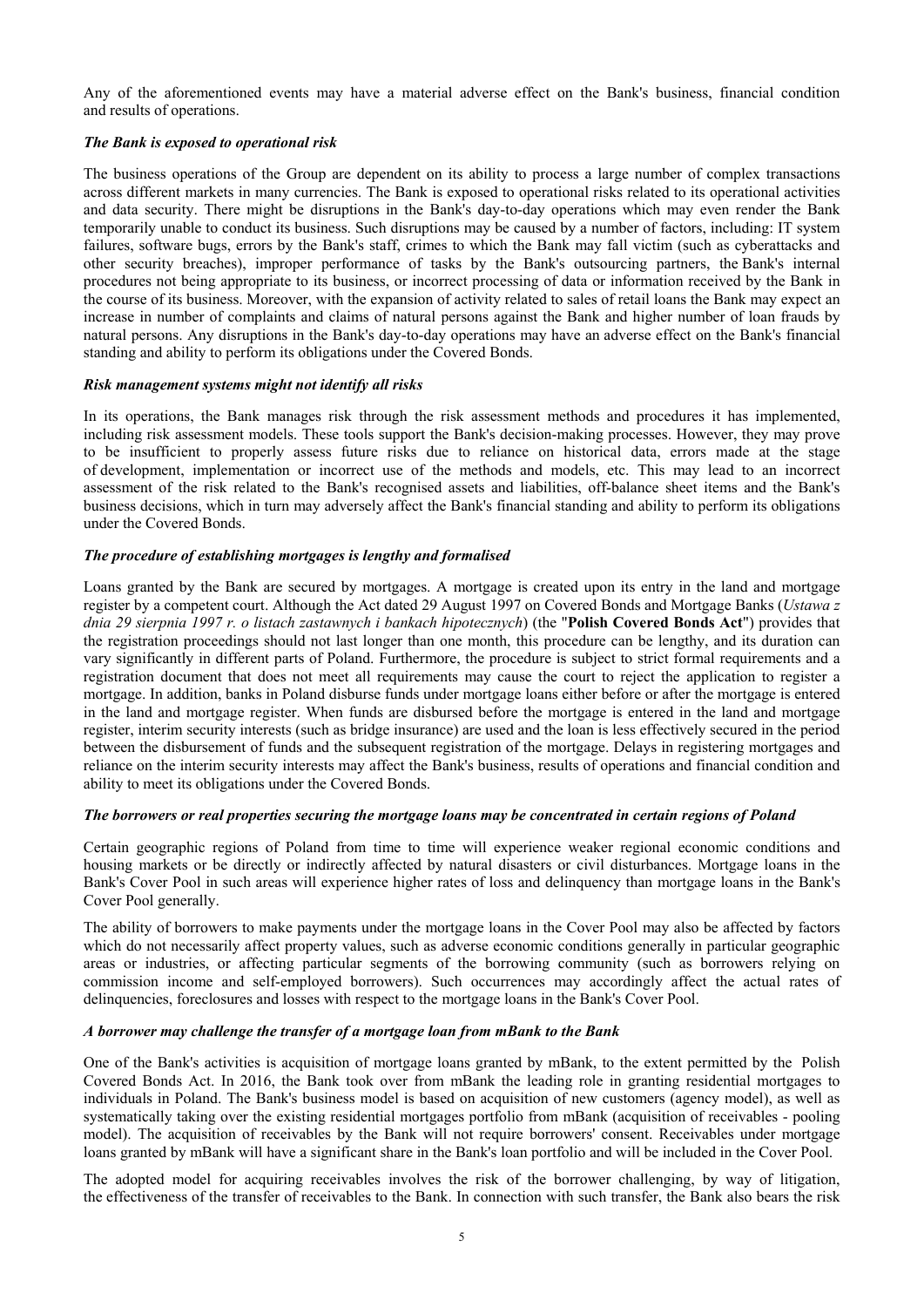Any of the aforementioned events may have a material adverse effect on the Bank's business, financial condition and results of operations.

***The Bank is exposed to operational risk***

The business operations of the Group are dependent on its ability to process a large number of complex transactions across different markets in many currencies. The Bank is exposed to operational risks related to its operational activities and data security. There might be disruptions in the Bank's day-to-day operations which may even render the Bank temporarily unable to conduct its business. Such disruptions may be caused by a number of factors, including: IT system failures, software bugs, errors by the Bank's staff, crimes to which the Bank may fall victim (such as cyberattacks and other security breaches), improper performance of tasks by the Bank's outsourcing partners, the Bank's internal procedures not being appropriate to its business, or incorrect processing of data or information received by the Bank in the course of its business. Moreover, with the expansion of activity related to sales of retail loans the Bank may expect an increase in number of complaints and claims of natural persons against the Bank and higher number of loan frauds by natural persons. Any disruptions in the Bank's day-to-day operations may have an adverse effect on the Bank's financial standing and ability to perform its obligations under the Covered Bonds.

***Risk management systems might not identify all risks***

In its operations, the Bank manages risk through the risk assessment methods and procedures it has implemented, including risk assessment models. These tools support the Bank's decision-making processes. However, they may prove to be insufficient to properly assess future risks due to reliance on historical data, errors made at the stage of development, implementation or incorrect use of the methods and models, etc. This may lead to an incorrect assessment of the risk related to the Bank's recognised assets and liabilities, off-balance sheet items and the Bank's business decisions, which in turn may adversely affect the Bank's financial standing and ability to perform its obligations under the Covered Bonds.

***The procedure of establishing mortgages is lengthy and formalised***

Loans granted by the Bank are secured by mortgages. A mortgage is created upon its entry in the land and mortgage register by a competent court. Although the Act dated 29 August 1997 on Covered Bonds and Mortgage Banks (*Ustawa z dnia 29 sierpnia 1997 r. o listach zastawnych i bankach hipotecznych*) (the "**Polish Covered Bonds Act**") provides that the registration proceedings should not last longer than one month, this procedure can be lengthy, and its duration can vary significantly in different parts of Poland. Furthermore, the procedure is subject to strict formal requirements and a registration document that does not meet all requirements may cause the court to reject the application to register a mortgage. In addition, banks in Poland disburse funds under mortgage loans either before or after the mortgage is entered in the land and mortgage register. When funds are disbursed before the mortgage is entered in the land and mortgage register, interim security interests (such as bridge insurance) are used and the loan is less effectively secured in the period between the disbursement of funds and the subsequent registration of the mortgage. Delays in registering mortgages and reliance on the interim security interests may affect the Bank's business, results of operations and financial condition and ability to meet its obligations under the Covered Bonds.

***The borrowers or real properties securing the mortgage loans may be concentrated in certain regions of Poland***

Certain geographic regions of Poland from time to time will experience weaker regional economic conditions and housing markets or be directly or indirectly affected by natural disasters or civil disturbances. Mortgage loans in the Bank's Cover Pool in such areas will experience higher rates of loss and delinquency than mortgage loans in the Bank's Cover Pool generally.

The ability of borrowers to make payments under the mortgage loans in the Cover Pool may also be affected by factors which do not necessarily affect property values, such as adverse economic conditions generally in particular geographic areas or industries, or affecting particular segments of the borrowing community (such as borrowers relying on commission income and self-employed borrowers). Such occurrences may accordingly affect the actual rates of delinquencies, foreclosures and losses with respect to the mortgage loans in the Bank's Cover Pool.

***A borrower may challenge the transfer of a mortgage loan from mBank to the Bank***

One of the Bank's activities is acquisition of mortgage loans granted by mBank, to the extent permitted by the Polish Covered Bonds Act. In 2016, the Bank took over from mBank the leading role in granting residential mortgages to individuals in Poland. The Bank's business model is based on acquisition of new customers (agency model), as well as systematically taking over the existing residential mortgages portfolio from mBank (acquisition of receivables - pooling model). The acquisition of receivables by the Bank will not require borrowers' consent. Receivables under mortgage loans granted by mBank will have a significant share in the Bank's loan portfolio and will be included in the Cover Pool.

The adopted model for acquiring receivables involves the risk of the borrower challenging, by way of litigation, the effectiveness of the transfer of receivables to the Bank. In connection with such transfer, the Bank also bears the risk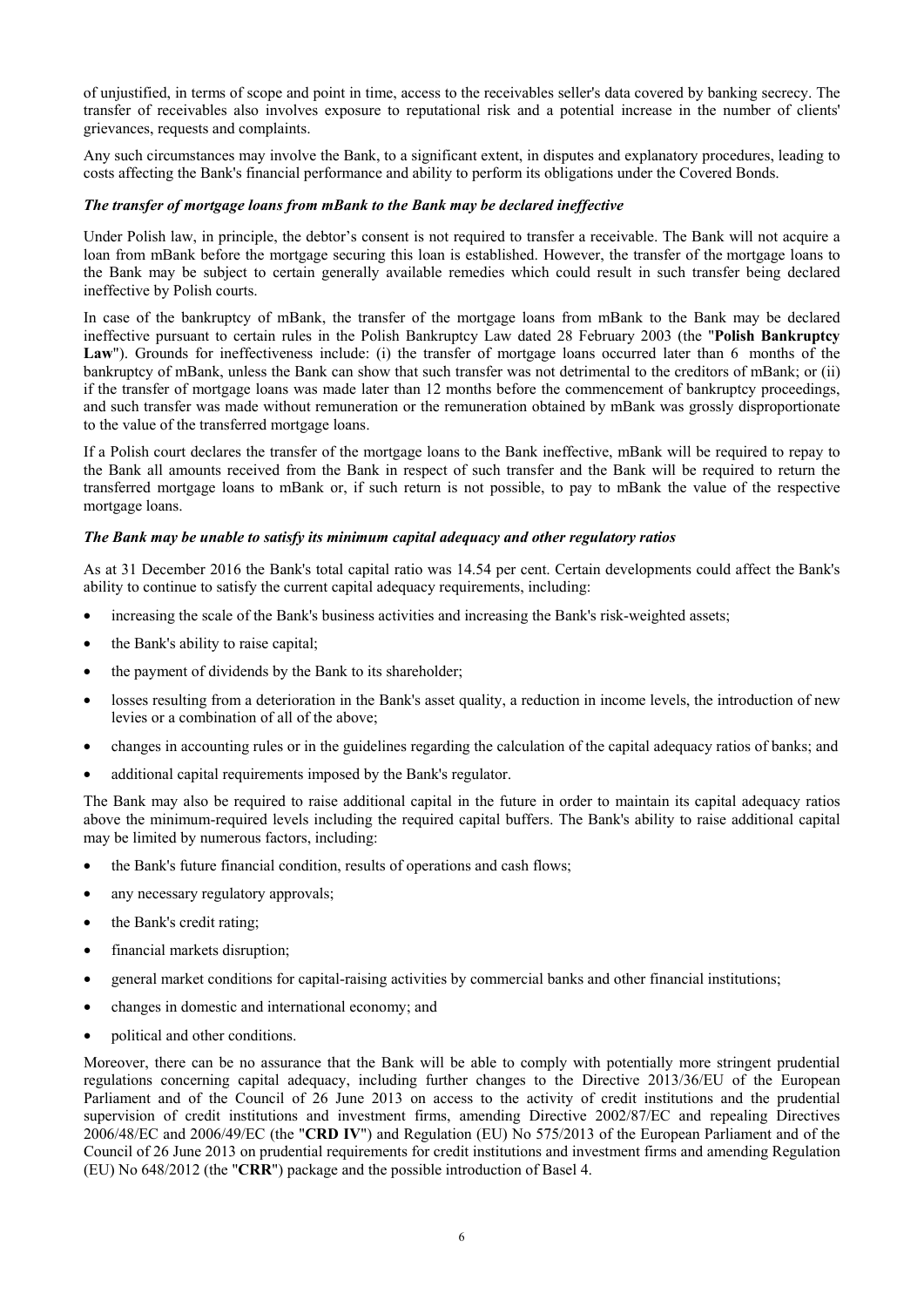of unjustified, in terms of scope and point in time, access to the receivables seller's data covered by banking secrecy. The transfer of receivables also involves exposure to reputational risk and a potential increase in the number of clients' grievances, requests and complaints.

Any such circumstances may involve the Bank, to a significant extent, in disputes and explanatory procedures, leading to costs affecting the Bank's financial performance and ability to perform its obligations under the Covered Bonds.

***The transfer of mortgage loans from mBank to the Bank may be declared ineffective***

Under Polish law, in principle, the debtor's consent is not required to transfer a receivable. The Bank will not acquire a loan from mBank before the mortgage securing this loan is established. However, the transfer of the mortgage loans to the Bank may be subject to certain generally available remedies which could result in such transfer being declared ineffective by Polish courts.

In case of the bankruptcy of mBank, the transfer of the mortgage loans from mBank to the Bank may be declared ineffective pursuant to certain rules in the Polish Bankruptcy Law dated 28 February 2003 (the "**Polish Bankruptcy Law**"). Grounds for ineffectiveness include: (i) the transfer of mortgage loans occurred later than 6 months of the bankruptcy of mBank, unless the Bank can show that such transfer was not detrimental to the creditors of mBank; or (ii) if the transfer of mortgage loans was made later than 12 months before the commencement of bankruptcy proceedings, and such transfer was made without remuneration or the remuneration obtained by mBank was grossly disproportionate to the value of the transferred mortgage loans.

If a Polish court declares the transfer of the mortgage loans to the Bank ineffective, mBank will be required to repay to the Bank all amounts received from the Bank in respect of such transfer and the Bank will be required to return the transferred mortgage loans to mBank or, if such return is not possible, to pay to mBank the value of the respective mortgage loans.

***The Bank may be unable to satisfy its minimum capital adequacy and other regulatory ratios***

As at 31 December 2016 the Bank's total capital ratio was 14.54 per cent. Certain developments could affect the Bank's ability to continue to satisfy the current capital adequacy requirements, including:

- increasing the scale of the Bank's business activities and increasing the Bank's risk-weighted assets;
- the Bank's ability to raise capital;
- the payment of dividends by the Bank to its shareholder;
- losses resulting from a deterioration in the Bank's asset quality, a reduction in income levels, the introduction of new levies or a combination of all of the above;
- changes in accounting rules or in the guidelines regarding the calculation of the capital adequacy ratios of banks; and
- additional capital requirements imposed by the Bank's regulator.

The Bank may also be required to raise additional capital in the future in order to maintain its capital adequacy ratios above the minimum-required levels including the required capital buffers. The Bank's ability to raise additional capital may be limited by numerous factors, including:

- the Bank's future financial condition, results of operations and cash flows;
- any necessary regulatory approvals;
- the Bank's credit rating;
- financial markets disruption;
- general market conditions for capital-raising activities by commercial banks and other financial institutions;
- changes in domestic and international economy; and
- political and other conditions.

Moreover, there can be no assurance that the Bank will be able to comply with potentially more stringent prudential regulations concerning capital adequacy, including further changes to the Directive 2013/36/EU of the European Parliament and of the Council of 26 June 2013 on access to the activity of credit institutions and the prudential supervision of credit institutions and investment firms, amending Directive 2002/87/EC and repealing Directives 2006/48/EC and 2006/49/EC (the "**CRD IV**") and Regulation (EU) No 575/2013 of the European Parliament and of the Council of 26 June 2013 on prudential requirements for credit institutions and investment firms and amending Regulation (EU) No 648/2012 (the "**CRR**") package and the possible introduction of Basel 4.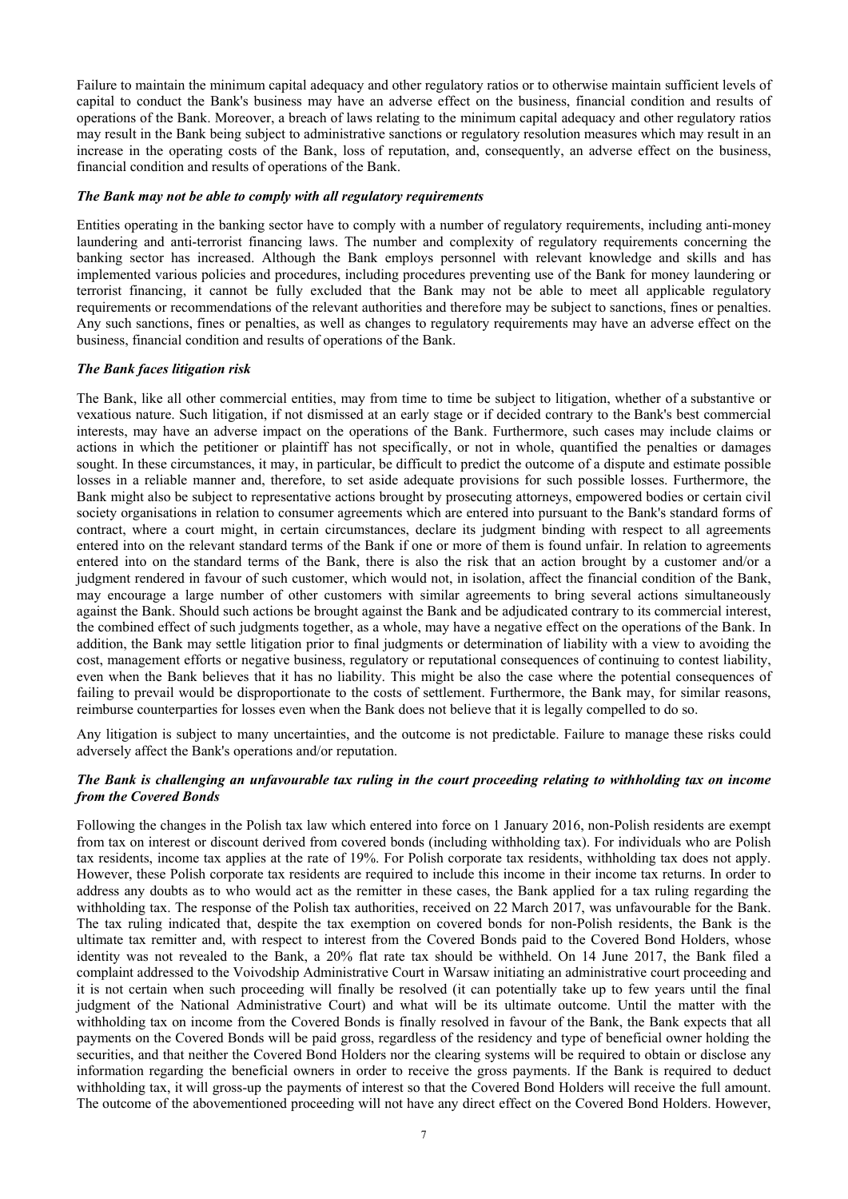Failure to maintain the minimum capital adequacy and other regulatory ratios or to otherwise maintain sufficient levels of capital to conduct the Bank's business may have an adverse effect on the business, financial condition and results of operations of the Bank. Moreover, a breach of laws relating to the minimum capital adequacy and other regulatory ratios may result in the Bank being subject to administrative sanctions or regulatory resolution measures which may result in an increase in the operating costs of the Bank, loss of reputation, and, consequently, an adverse effect on the business, financial condition and results of operations of the Bank.

***The Bank may not be able to comply with all regulatory requirements***

Entities operating in the banking sector have to comply with a number of regulatory requirements, including anti-money laundering and anti-terrorist financing laws. The number and complexity of regulatory requirements concerning the banking sector has increased. Although the Bank employs personnel with relevant knowledge and skills and has implemented various policies and procedures, including procedures preventing use of the Bank for money laundering or terrorist financing, it cannot be fully excluded that the Bank may not be able to meet all applicable regulatory requirements or recommendations of the relevant authorities and therefore may be subject to sanctions, fines or penalties. Any such sanctions, fines or penalties, as well as changes to regulatory requirements may have an adverse effect on the business, financial condition and results of operations of the Bank.

***The Bank faces litigation risk***

The Bank, like all other commercial entities, may from time to time be subject to litigation, whether of a substantive or vexatious nature. Such litigation, if not dismissed at an early stage or if decided contrary to the Bank's best commercial interests, may have an adverse impact on the operations of the Bank. Furthermore, such cases may include claims or actions in which the petitioner or plaintiff has not specifically, or not in whole, quantified the penalties or damages sought. In these circumstances, it may, in particular, be difficult to predict the outcome of a dispute and estimate possible losses in a reliable manner and, therefore, to set aside adequate provisions for such possible losses. Furthermore, the Bank might also be subject to representative actions brought by prosecuting attorneys, empowered bodies or certain civil society organisations in relation to consumer agreements which are entered into pursuant to the Bank's standard forms of contract, where a court might, in certain circumstances, declare its judgment binding with respect to all agreements entered into on the relevant standard terms of the Bank if one or more of them is found unfair. In relation to agreements entered into on the standard terms of the Bank, there is also the risk that an action brought by a customer and/or a judgment rendered in favour of such customer, which would not, in isolation, affect the financial condition of the Bank, may encourage a large number of other customers with similar agreements to bring several actions simultaneously against the Bank. Should such actions be brought against the Bank and be adjudicated contrary to its commercial interest, the combined effect of such judgments together, as a whole, may have a negative effect on the operations of the Bank. In addition, the Bank may settle litigation prior to final judgments or determination of liability with a view to avoiding the cost, management efforts or negative business, regulatory or reputational consequences of continuing to contest liability, even when the Bank believes that it has no liability. This might be also the case where the potential consequences of failing to prevail would be disproportionate to the costs of settlement. Furthermore, the Bank may, for similar reasons, reimburse counterparties for losses even when the Bank does not believe that it is legally compelled to do so.

Any litigation is subject to many uncertainties, and the outcome is not predictable. Failure to manage these risks could adversely affect the Bank's operations and/or reputation.

***The Bank is challenging an unfavourable tax ruling in the court proceeding relating to withholding tax on income from the Covered Bonds***

Following the changes in the Polish tax law which entered into force on 1 January 2016, non-Polish residents are exempt from tax on interest or discount derived from covered bonds (including withholding tax). For individuals who are Polish tax residents, income tax applies at the rate of 19%. For Polish corporate tax residents, withholding tax does not apply. However, these Polish corporate tax residents are required to include this income in their income tax returns. In order to address any doubts as to who would act as the remitter in these cases, the Bank applied for a tax ruling regarding the withholding tax. The response of the Polish tax authorities, received on 22 March 2017, was unfavourable for the Bank. The tax ruling indicated that, despite the tax exemption on covered bonds for non-Polish residents, the Bank is the ultimate tax remitter and, with respect to interest from the Covered Bonds paid to the Covered Bond Holders, whose identity was not revealed to the Bank, a 20% flat rate tax should be withheld. On 14 June 2017, the Bank filed a complaint addressed to the Voivodship Administrative Court in Warsaw initiating an administrative court proceeding and it is not certain when such proceeding will finally be resolved (it can potentially take up to few years until the final judgment of the National Administrative Court) and what will be its ultimate outcome. Until the matter with the withholding tax on income from the Covered Bonds is finally resolved in favour of the Bank, the Bank expects that all payments on the Covered Bonds will be paid gross, regardless of the residency and type of beneficial owner holding the securities, and that neither the Covered Bond Holders nor the clearing systems will be required to obtain or disclose any information regarding the beneficial owners in order to receive the gross payments. If the Bank is required to deduct withholding tax, it will gross-up the payments of interest so that the Covered Bond Holders will receive the full amount. The outcome of the abovementioned proceeding will not have any direct effect on the Covered Bond Holders. However,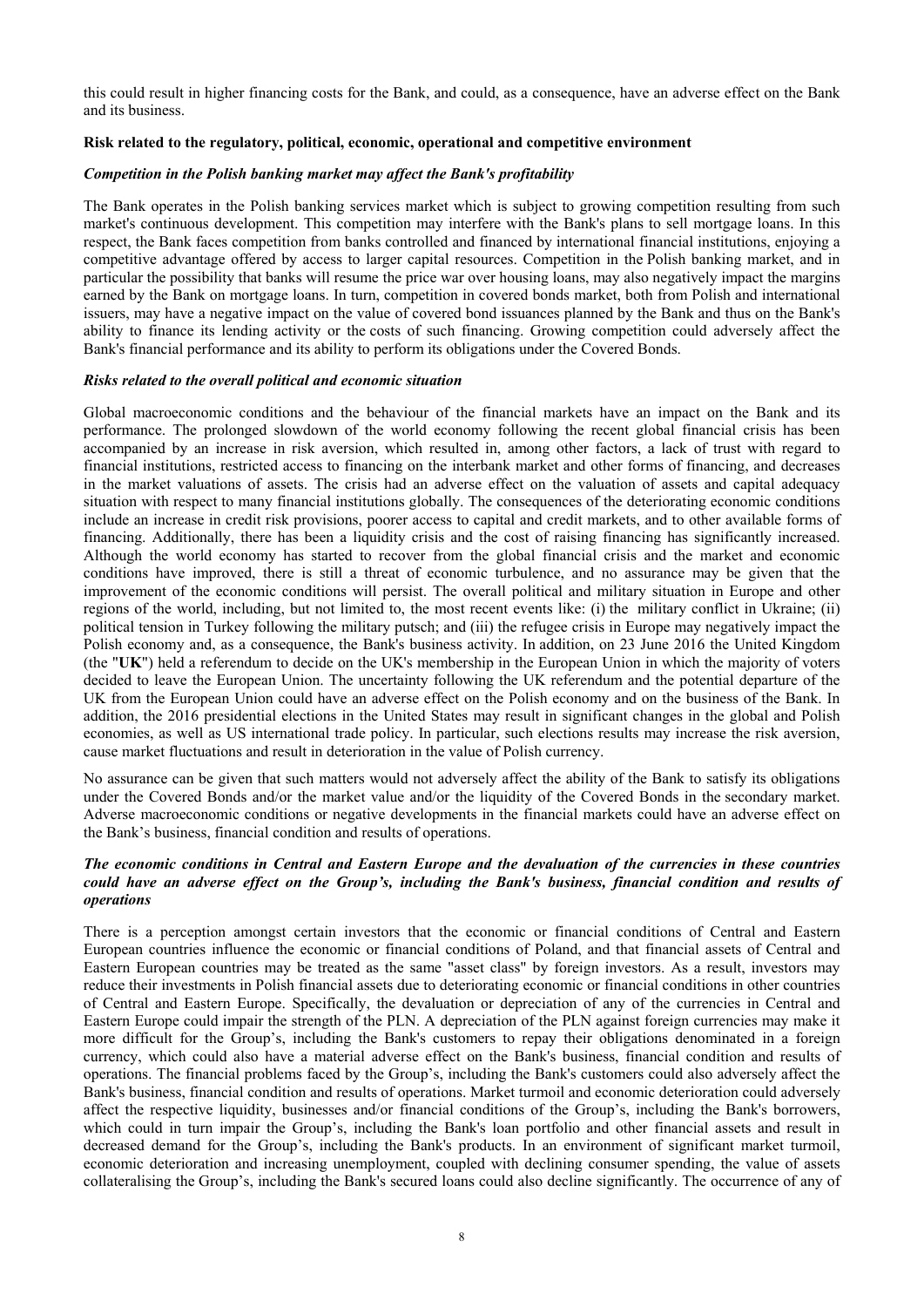this could result in higher financing costs for the Bank, and could, as a consequence, have an adverse effect on the Bank and its business.

**Risk related to the regulatory, political, economic, operational and competitive environment**

***Competition in the Polish banking market may affect the Bank's profitability***

The Bank operates in the Polish banking services market which is subject to growing competition resulting from such market's continuous development. This competition may interfere with the Bank's plans to sell mortgage loans. In this respect, the Bank faces competition from banks controlled and financed by international financial institutions, enjoying a competitive advantage offered by access to larger capital resources. Competition in the Polish banking market, and in particular the possibility that banks will resume the price war over housing loans, may also negatively impact the margins earned by the Bank on mortgage loans. In turn, competition in covered bonds market, both from Polish and international issuers, may have a negative impact on the value of covered bond issuances planned by the Bank and thus on the Bank's ability to finance its lending activity or the costs of such financing. Growing competition could adversely affect the Bank's financial performance and its ability to perform its obligations under the Covered Bonds.

***Risks related to the overall political and economic situation***

Global macroeconomic conditions and the behaviour of the financial markets have an impact on the Bank and its performance. The prolonged slowdown of the world economy following the recent global financial crisis has been accompanied by an increase in risk aversion, which resulted in, among other factors, a lack of trust with regard to financial institutions, restricted access to financing on the interbank market and other forms of financing, and decreases in the market valuations of assets. The crisis had an adverse effect on the valuation of assets and capital adequacy situation with respect to many financial institutions globally. The consequences of the deteriorating economic conditions include an increase in credit risk provisions, poorer access to capital and credit markets, and to other available forms of financing. Additionally, there has been a liquidity crisis and the cost of raising financing has significantly increased. Although the world economy has started to recover from the global financial crisis and the market and economic conditions have improved, there is still a threat of economic turbulence, and no assurance may be given that the improvement of the economic conditions will persist. The overall political and military situation in Europe and other regions of the world, including, but not limited to, the most recent events like: (i) the military conflict in Ukraine; (ii) political tension in Turkey following the military putsch; and (iii) the refugee crisis in Europe may negatively impact the Polish economy and, as a consequence, the Bank's business activity. In addition, on 23 June 2016 the United Kingdom (the "**UK**") held a referendum to decide on the UK's membership in the European Union in which the majority of voters decided to leave the European Union. The uncertainty following the UK referendum and the potential departure of the UK from the European Union could have an adverse effect on the Polish economy and on the business of the Bank. In addition, the 2016 presidential elections in the United States may result in significant changes in the global and Polish economies, as well as US international trade policy. In particular, such elections results may increase the risk aversion, cause market fluctuations and result in deterioration in the value of Polish currency.

No assurance can be given that such matters would not adversely affect the ability of the Bank to satisfy its obligations under the Covered Bonds and/or the market value and/or the liquidity of the Covered Bonds in the secondary market. Adverse macroeconomic conditions or negative developments in the financial markets could have an adverse effect on the Bank's business, financial condition and results of operations.

***The economic conditions in Central and Eastern Europe and the devaluation of the currencies in these countries could have an adverse effect on the Group's, including the Bank's business, financial condition and results of operations***

There is a perception amongst certain investors that the economic or financial conditions of Central and Eastern European countries influence the economic or financial conditions of Poland, and that financial assets of Central and Eastern European countries may be treated as the same "asset class" by foreign investors. As a result, investors may reduce their investments in Polish financial assets due to deteriorating economic or financial conditions in other countries of Central and Eastern Europe. Specifically, the devaluation or depreciation of any of the currencies in Central and Eastern Europe could impair the strength of the PLN. A depreciation of the PLN against foreign currencies may make it more difficult for the Group's, including the Bank's customers to repay their obligations denominated in a foreign currency, which could also have a material adverse effect on the Bank's business, financial condition and results of operations. The financial problems faced by the Group's, including the Bank's customers could also adversely affect the Bank's business, financial condition and results of operations. Market turmoil and economic deterioration could adversely affect the respective liquidity, businesses and/or financial conditions of the Group's, including the Bank's borrowers, which could in turn impair the Group's, including the Bank's loan portfolio and other financial assets and result in decreased demand for the Group's, including the Bank's products. In an environment of significant market turmoil, economic deterioration and increasing unemployment, coupled with declining consumer spending, the value of assets collateralising the Group's, including the Bank's secured loans could also decline significantly. The occurrence of any of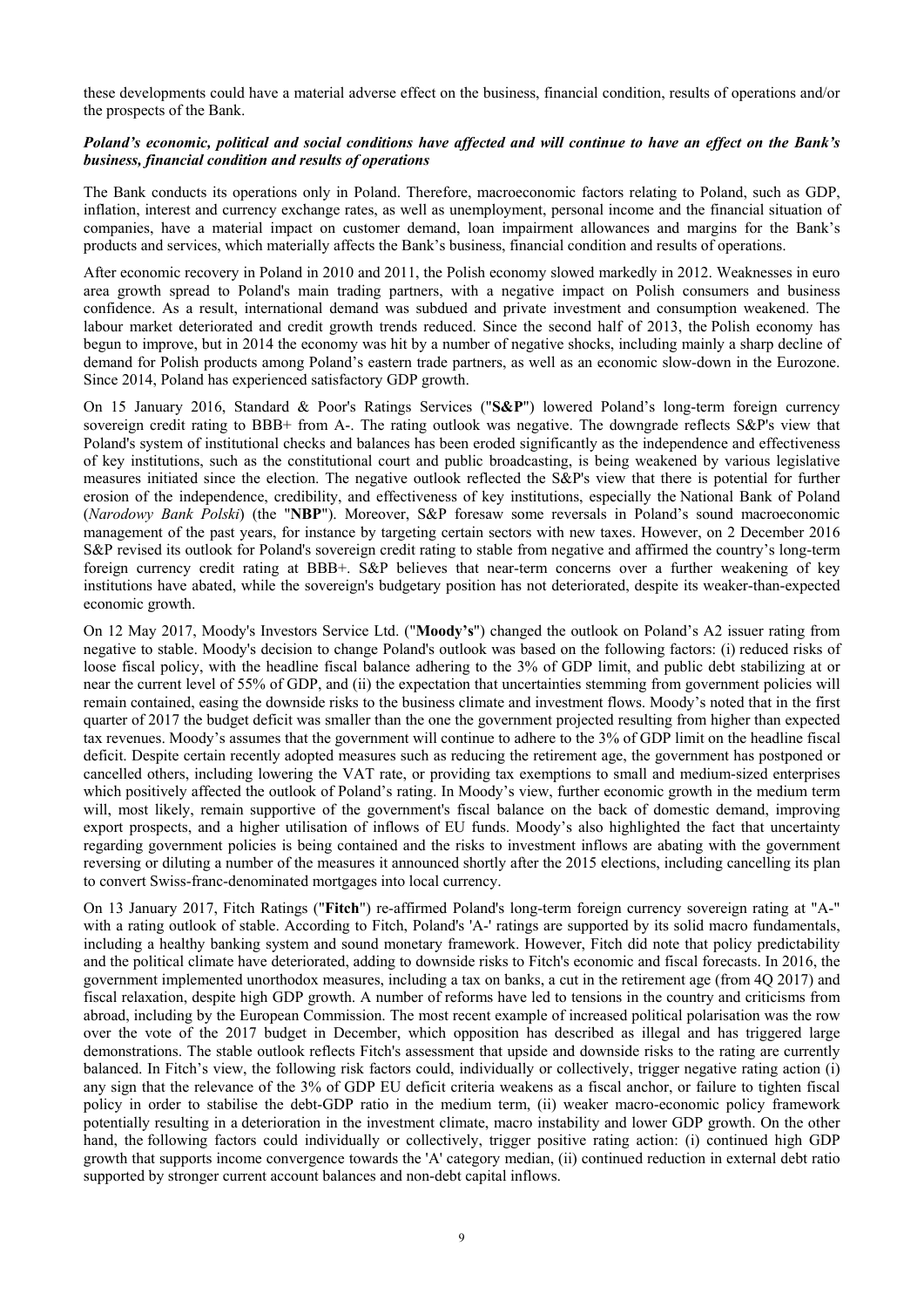these developments could have a material adverse effect on the business, financial condition, results of operations and/or the prospects of the Bank.

***Poland's economic, political and social conditions have affected and will continue to have an effect on the Bank's business, financial condition and results of operations***

The Bank conducts its operations only in Poland. Therefore, macroeconomic factors relating to Poland, such as GDP, inflation, interest and currency exchange rates, as well as unemployment, personal income and the financial situation of companies, have a material impact on customer demand, loan impairment allowances and margins for the Bank's products and services, which materially affects the Bank's business, financial condition and results of operations.

After economic recovery in Poland in 2010 and 2011, the Polish economy slowed markedly in 2012. Weaknesses in euro area growth spread to Poland's main trading partners, with a negative impact on Polish consumers and business confidence. As a result, international demand was subdued and private investment and consumption weakened. The labour market deteriorated and credit growth trends reduced. Since the second half of 2013, the Polish economy has begun to improve, but in 2014 the economy was hit by a number of negative shocks, including mainly a sharp decline of demand for Polish products among Poland's eastern trade partners, as well as an economic slow-down in the Eurozone. Since 2014, Poland has experienced satisfactory GDP growth.

On 15 January 2016, Standard & Poor's Ratings Services ("**S&P**") lowered Poland's long-term foreign currency sovereign credit rating to BBB+ from A-. The rating outlook was negative. The downgrade reflects S&P's view that Poland's system of institutional checks and balances has been eroded significantly as the independence and effectiveness of key institutions, such as the constitutional court and public broadcasting, is being weakened by various legislative measures initiated since the election. The negative outlook reflected the S&P's view that there is potential for further erosion of the independence, credibility, and effectiveness of key institutions, especially the National Bank of Poland (*Narodowy Bank Polski*) (the "**NBP**"). Moreover, S&P foresaw some reversals in Poland's sound macroeconomic management of the past years, for instance by targeting certain sectors with new taxes. However, on 2 December 2016 S&P revised its outlook for Poland's sovereign credit rating to stable from negative and affirmed the country's long-term foreign currency credit rating at BBB+. S&P believes that near-term concerns over a further weakening of key institutions have abated, while the sovereign's budgetary position has not deteriorated, despite its weaker-than-expected economic growth.

On 12 May 2017, Moody's Investors Service Ltd. ("**Moody's**") changed the outlook on Poland's A2 issuer rating from negative to stable. Moody's decision to change Poland's outlook was based on the following factors: (i) reduced risks of loose fiscal policy, with the headline fiscal balance adhering to the 3% of GDP limit, and public debt stabilizing at or near the current level of 55% of GDP, and (ii) the expectation that uncertainties stemming from government policies will remain contained, easing the downside risks to the business climate and investment flows. Moody's noted that in the first quarter of 2017 the budget deficit was smaller than the one the government projected resulting from higher than expected tax revenues. Moody's assumes that the government will continue to adhere to the 3% of GDP limit on the headline fiscal deficit. Despite certain recently adopted measures such as reducing the retirement age, the government has postponed or cancelled others, including lowering the VAT rate, or providing tax exemptions to small and medium-sized enterprises which positively affected the outlook of Poland's rating. In Moody's view, further economic growth in the medium term will, most likely, remain supportive of the government's fiscal balance on the back of domestic demand, improving export prospects, and a higher utilisation of inflows of EU funds. Moody's also highlighted the fact that uncertainty regarding government policies is being contained and the risks to investment inflows are abating with the government reversing or diluting a number of the measures it announced shortly after the 2015 elections, including cancelling its plan to convert Swiss-franc-denominated mortgages into local currency.

On 13 January 2017, Fitch Ratings ("**Fitch**") re-affirmed Poland's long-term foreign currency sovereign rating at "A-" with a rating outlook of stable. According to Fitch, Poland's 'A-' ratings are supported by its solid macro fundamentals, including a healthy banking system and sound monetary framework. However, Fitch did note that policy predictability and the political climate have deteriorated, adding to downside risks to Fitch's economic and fiscal forecasts. In 2016, the government implemented unorthodox measures, including a tax on banks, a cut in the retirement age (from 4Q 2017) and fiscal relaxation, despite high GDP growth. A number of reforms have led to tensions in the country and criticisms from abroad, including by the European Commission. The most recent example of increased political polarisation was the row over the vote of the 2017 budget in December, which opposition has described as illegal and has triggered large demonstrations. The stable outlook reflects Fitch's assessment that upside and downside risks to the rating are currently balanced. In Fitch's view, the following risk factors could, individually or collectively, trigger negative rating action (i) any sign that the relevance of the 3% of GDP EU deficit criteria weakens as a fiscal anchor, or failure to tighten fiscal policy in order to stabilise the debt-GDP ratio in the medium term, (ii) weaker macro-economic policy framework potentially resulting in a deterioration in the investment climate, macro instability and lower GDP growth. On the other hand, the following factors could individually or collectively, trigger positive rating action: (i) continued high GDP growth that supports income convergence towards the 'A' category median, (ii) continued reduction in external debt ratio supported by stronger current account balances and non-debt capital inflows.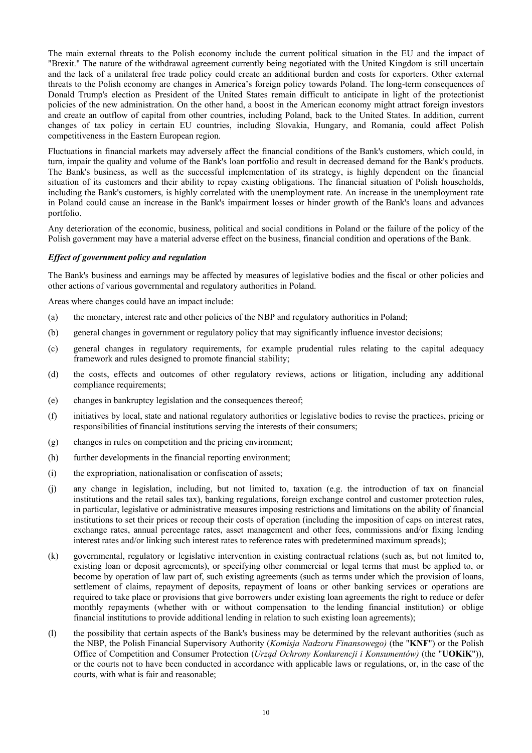The main external threats to the Polish economy include the current political situation in the EU and the impact of "Brexit." The nature of the withdrawal agreement currently being negotiated with the United Kingdom is still uncertain and the lack of a unilateral free trade policy could create an additional burden and costs for exporters. Other external threats to the Polish economy are changes in America's foreign policy towards Poland. The long-term consequences of Donald Trump's election as President of the United States remain difficult to anticipate in light of the protectionist policies of the new administration. On the other hand, a boost in the American economy might attract foreign investors and create an outflow of capital from other countries, including Poland, back to the United States. In addition, current changes of tax policy in certain EU countries, including Slovakia, Hungary, and Romania, could affect Polish competitiveness in the Eastern European region.

Fluctuations in financial markets may adversely affect the financial conditions of the Bank's customers, which could, in turn, impair the quality and volume of the Bank's loan portfolio and result in decreased demand for the Bank's products. The Bank's business, as well as the successful implementation of its strategy, is highly dependent on the financial situation of its customers and their ability to repay existing obligations. The financial situation of Polish households, including the Bank's customers, is highly correlated with the unemployment rate. An increase in the unemployment rate in Poland could cause an increase in the Bank's impairment losses or hinder growth of the Bank's loans and advances portfolio.

Any deterioration of the economic, business, political and social conditions in Poland or the failure of the policy of the Polish government may have a material adverse effect on the business, financial condition and operations of the Bank.

***Effect of government policy and regulation***

The Bank's business and earnings may be affected by measures of legislative bodies and the fiscal or other policies and other actions of various governmental and regulatory authorities in Poland.

Areas where changes could have an impact include:

(a) the monetary, interest rate and other policies of the NBP and regulatory authorities in Poland;

(b) general changes in government or regulatory policy that may significantly influence investor decisions;

(c) general changes in regulatory requirements, for example prudential rules relating to the capital adequacy framework and rules designed to promote financial stability;

(d) the costs, effects and outcomes of other regulatory reviews, actions or litigation, including any additional compliance requirements;

(e) changes in bankruptcy legislation and the consequences thereof;

(f) initiatives by local, state and national regulatory authorities or legislative bodies to revise the practices, pricing or responsibilities of financial institutions serving the interests of their consumers;

(g) changes in rules on competition and the pricing environment;

(h) further developments in the financial reporting environment;

(i) the expropriation, nationalisation or confiscation of assets;

(j) any change in legislation, including, but not limited to, taxation (e.g. the introduction of tax on financial institutions and the retail sales tax), banking regulations, foreign exchange control and customer protection rules, in particular, legislative or administrative measures imposing restrictions and limitations on the ability of financial institutions to set their prices or recoup their costs of operation (including the imposition of caps on interest rates, exchange rates, annual percentage rates, asset management and other fees, commissions and/or fixing lending interest rates and/or linking such interest rates to reference rates with predetermined maximum spreads);

(k) governmental, regulatory or legislative intervention in existing contractual relations (such as, but not limited to, existing loan or deposit agreements), or specifying other commercial or legal terms that must be applied to, or become by operation of law part of, such existing agreements (such as terms under which the provision of loans, settlement of claims, repayment of deposits, repayment of loans or other banking services or operations are required to take place or provisions that give borrowers under existing loan agreements the right to reduce or defer monthly repayments (whether with or without compensation to the lending financial institution) or oblige financial institutions to provide additional lending in relation to such existing loan agreements);

(l) the possibility that certain aspects of the Bank's business may be determined by the relevant authorities (such as the NBP, the Polish Financial Supervisory Authority (*Komisja Nadzoru Finansowego)* (the "**KNF**") or the Polish Office of Competition and Consumer Protection (*Urząd Ochrony Konkurencji i Konsumentów)* (the "**UOKiK**")), or the courts not to have been conducted in accordance with applicable laws or regulations, or, in the case of the courts, with what is fair and reasonable;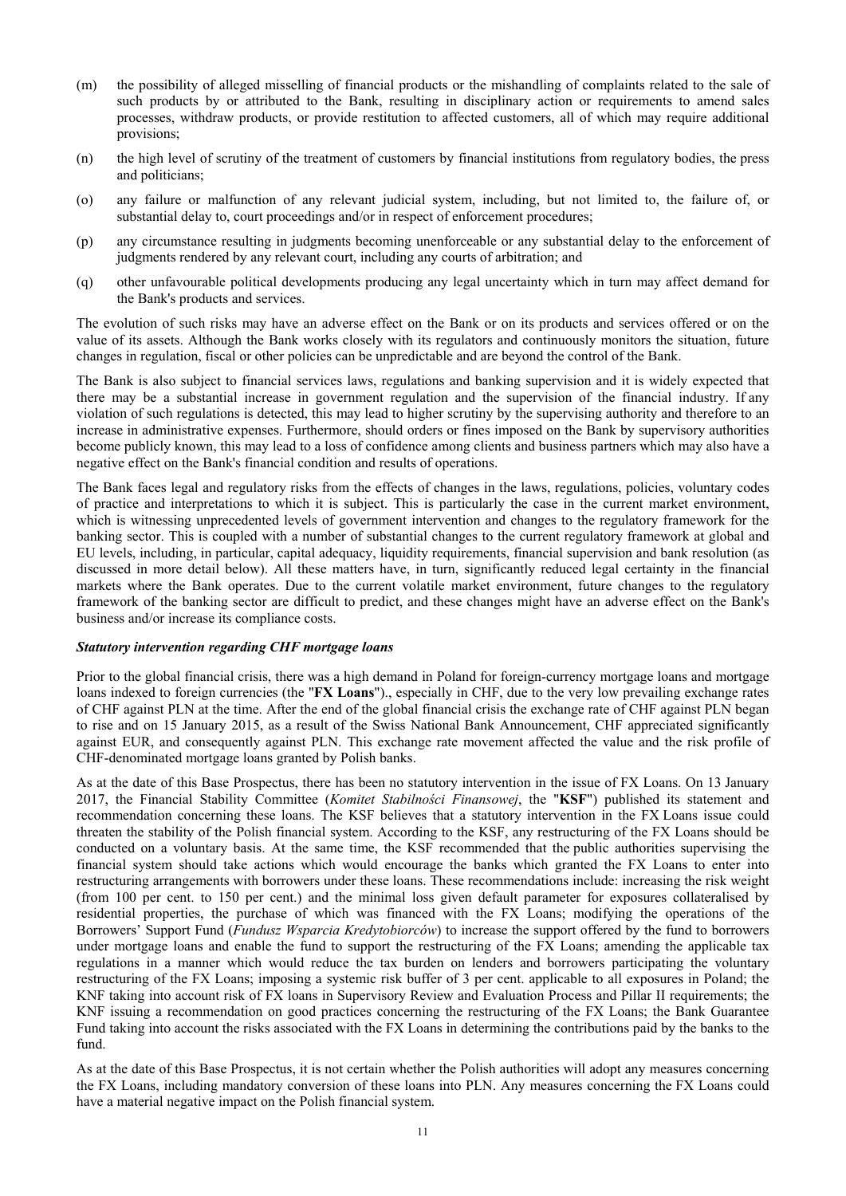(m) the possibility of alleged misselling of financial products or the mishandling of complaints related to the sale of such products by or attributed to the Bank, resulting in disciplinary action or requirements to amend sales processes, withdraw products, or provide restitution to affected customers, all of which may require additional provisions;

(n) the high level of scrutiny of the treatment of customers by financial institutions from regulatory bodies, the press and politicians;

(o) any failure or malfunction of any relevant judicial system, including, but not limited to, the failure of, or substantial delay to, court proceedings and/or in respect of enforcement procedures;

(p) any circumstance resulting in judgments becoming unenforceable or any substantial delay to the enforcement of judgments rendered by any relevant court, including any courts of arbitration; and

(q) other unfavourable political developments producing any legal uncertainty which in turn may affect demand for the Bank's products and services.

The evolution of such risks may have an adverse effect on the Bank or on its products and services offered or on the value of its assets. Although the Bank works closely with its regulators and continuously monitors the situation, future changes in regulation, fiscal or other policies can be unpredictable and are beyond the control of the Bank.

The Bank is also subject to financial services laws, regulations and banking supervision and it is widely expected that there may be a substantial increase in government regulation and the supervision of the financial industry. If any violation of such regulations is detected, this may lead to higher scrutiny by the supervising authority and therefore to an increase in administrative expenses. Furthermore, should orders or fines imposed on the Bank by supervisory authorities become publicly known, this may lead to a loss of confidence among clients and business partners which may also have a negative effect on the Bank's financial condition and results of operations.

The Bank faces legal and regulatory risks from the effects of changes in the laws, regulations, policies, voluntary codes of practice and interpretations to which it is subject. This is particularly the case in the current market environment, which is witnessing unprecedented levels of government intervention and changes to the regulatory framework for the banking sector. This is coupled with a number of substantial changes to the current regulatory framework at global and EU levels, including, in particular, capital adequacy, liquidity requirements, financial supervision and bank resolution (as discussed in more detail below). All these matters have, in turn, significantly reduced legal certainty in the financial markets where the Bank operates. Due to the current volatile market environment, future changes to the regulatory framework of the banking sector are difficult to predict, and these changes might have an adverse effect on the Bank's business and/or increase its compliance costs.

***Statutory intervention regarding CHF mortgage loans***

Prior to the global financial crisis, there was a high demand in Poland for foreign-currency mortgage loans and mortgage loans indexed to foreign currencies (the "**FX Loans**")., especially in CHF, due to the very low prevailing exchange rates of CHF against PLN at the time. After the end of the global financial crisis the exchange rate of CHF against PLN began to rise and on 15 January 2015, as a result of the Swiss National Bank Announcement, CHF appreciated significantly against EUR, and consequently against PLN. This exchange rate movement affected the value and the risk profile of CHF-denominated mortgage loans granted by Polish banks.

As at the date of this Base Prospectus, there has been no statutory intervention in the issue of FX Loans. On 13 January 2017, the Financial Stability Committee (*Komitet Stabilności Finansowej*, the "**KSF**") published its statement and recommendation concerning these loans. The KSF believes that a statutory intervention in the FX Loans issue could threaten the stability of the Polish financial system. According to the KSF, any restructuring of the FX Loans should be conducted on a voluntary basis. At the same time, the KSF recommended that the public authorities supervising the financial system should take actions which would encourage the banks which granted the FX Loans to enter into restructuring arrangements with borrowers under these loans. These recommendations include: increasing the risk weight (from 100 per cent. to 150 per cent.) and the minimal loss given default parameter for exposures collateralised by residential properties, the purchase of which was financed with the FX Loans; modifying the operations of the Borrowers' Support Fund (*Fundusz Wsparcia Kredytobiorców*) to increase the support offered by the fund to borrowers under mortgage loans and enable the fund to support the restructuring of the FX Loans; amending the applicable tax regulations in a manner which would reduce the tax burden on lenders and borrowers participating the voluntary restructuring of the FX Loans; imposing a systemic risk buffer of 3 per cent. applicable to all exposures in Poland; the KNF taking into account risk of FX loans in Supervisory Review and Evaluation Process and Pillar II requirements; the KNF issuing a recommendation on good practices concerning the restructuring of the FX Loans; the Bank Guarantee Fund taking into account the risks associated with the FX Loans in determining the contributions paid by the banks to the fund.

As at the date of this Base Prospectus, it is not certain whether the Polish authorities will adopt any measures concerning the FX Loans, including mandatory conversion of these loans into PLN. Any measures concerning the FX Loans could have a material negative impact on the Polish financial system.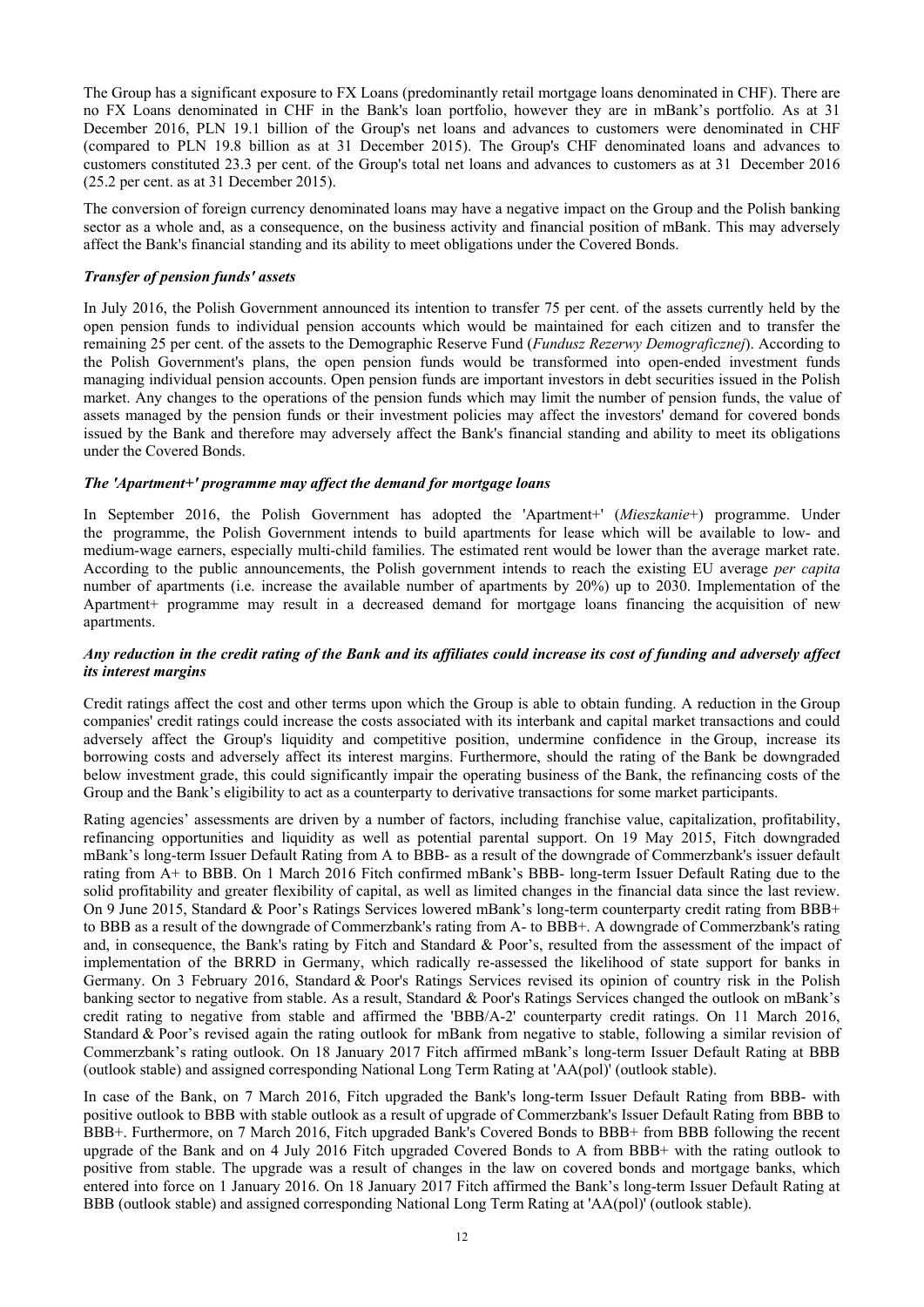The Group has a significant exposure to FX Loans (predominantly retail mortgage loans denominated in CHF). There are no FX Loans denominated in CHF in the Bank's loan portfolio, however they are in mBank's portfolio. As at 31 December 2016, PLN 19.1 billion of the Group's net loans and advances to customers were denominated in CHF (compared to PLN 19.8 billion as at 31 December 2015). The Group's CHF denominated loans and advances to customers constituted 23.3 per cent. of the Group's total net loans and advances to customers as at 31 December 2016 (25.2 per cent. as at 31 December 2015).

The conversion of foreign currency denominated loans may have a negative impact on the Group and the Polish banking sector as a whole and, as a consequence, on the business activity and financial position of mBank. This may adversely affect the Bank's financial standing and its ability to meet obligations under the Covered Bonds.

***Transfer of pension funds' assets***

In July 2016, the Polish Government announced its intention to transfer 75 per cent. of the assets currently held by the open pension funds to individual pension accounts which would be maintained for each citizen and to transfer the remaining 25 per cent. of the assets to the Demographic Reserve Fund (*Fundusz Rezerwy Demograficznej*). According to the Polish Government's plans, the open pension funds would be transformed into open-ended investment funds managing individual pension accounts. Open pension funds are important investors in debt securities issued in the Polish market. Any changes to the operations of the pension funds which may limit the number of pension funds, the value of assets managed by the pension funds or their investment policies may affect the investors' demand for covered bonds issued by the Bank and therefore may adversely affect the Bank's financial standing and ability to meet its obligations under the Covered Bonds.

***The 'Apartment+' programme may affect the demand for mortgage loans***

In September 2016, the Polish Government has adopted the 'Apartment+' (*Mieszkanie+*) programme. Under the programme, the Polish Government intends to build apartments for lease which will be available to low- and medium-wage earners, especially multi-child families. The estimated rent would be lower than the average market rate. According to the public announcements, the Polish government intends to reach the existing EU average *per capita* number of apartments (i.e. increase the available number of apartments by 20%) up to 2030. Implementation of the Apartment+ programme may result in a decreased demand for mortgage loans financing the acquisition of new apartments.

***Any reduction in the credit rating of the Bank and its affiliates could increase its cost of funding and adversely affect its interest margins***

Credit ratings affect the cost and other terms upon which the Group is able to obtain funding. A reduction in the Group companies' credit ratings could increase the costs associated with its interbank and capital market transactions and could adversely affect the Group's liquidity and competitive position, undermine confidence in the Group, increase its borrowing costs and adversely affect its interest margins. Furthermore, should the rating of the Bank be downgraded below investment grade, this could significantly impair the operating business of the Bank, the refinancing costs of the Group and the Bank's eligibility to act as a counterparty to derivative transactions for some market participants.

Rating agencies' assessments are driven by a number of factors, including franchise value, capitalization, profitability, refinancing opportunities and liquidity as well as potential parental support. On 19 May 2015, Fitch downgraded mBank's long-term Issuer Default Rating from A to BBB- as a result of the downgrade of Commerzbank's issuer default rating from A+ to BBB. On 1 March 2016 Fitch confirmed mBank's BBB- long-term Issuer Default Rating due to the solid profitability and greater flexibility of capital, as well as limited changes in the financial data since the last review. On 9 June 2015, Standard & Poor's Ratings Services lowered mBank's long-term counterparty credit rating from BBB+ to BBB as a result of the downgrade of Commerzbank's rating from A- to BBB+. A downgrade of Commerzbank's rating and, in consequence, the Bank's rating by Fitch and Standard & Poor's, resulted from the assessment of the impact of implementation of the BRRD in Germany, which radically re-assessed the likelihood of state support for banks in Germany. On 3 February 2016, Standard & Poor's Ratings Services revised its opinion of country risk in the Polish banking sector to negative from stable. As a result, Standard & Poor's Ratings Services changed the outlook on mBank's credit rating to negative from stable and affirmed the 'BBB/A-2' counterparty credit ratings. On 11 March 2016, Standard & Poor's revised again the rating outlook for mBank from negative to stable, following a similar revision of Commerzbank's rating outlook. On 18 January 2017 Fitch affirmed mBank's long-term Issuer Default Rating at BBB (outlook stable) and assigned corresponding National Long Term Rating at 'AA(pol)' (outlook stable).

In case of the Bank, on 7 March 2016, Fitch upgraded the Bank's long-term Issuer Default Rating from BBB- with positive outlook to BBB with stable outlook as a result of upgrade of Commerzbank's Issuer Default Rating from BBB to BBB+. Furthermore, on 7 March 2016, Fitch upgraded Bank's Covered Bonds to BBB+ from BBB following the recent upgrade of the Bank and on 4 July 2016 Fitch upgraded Covered Bonds to A from BBB+ with the rating outlook to positive from stable. The upgrade was a result of changes in the law on covered bonds and mortgage banks, which entered into force on 1 January 2016. On 18 January 2017 Fitch affirmed the Bank's long-term Issuer Default Rating at BBB (outlook stable) and assigned corresponding National Long Term Rating at 'AA(pol)' (outlook stable).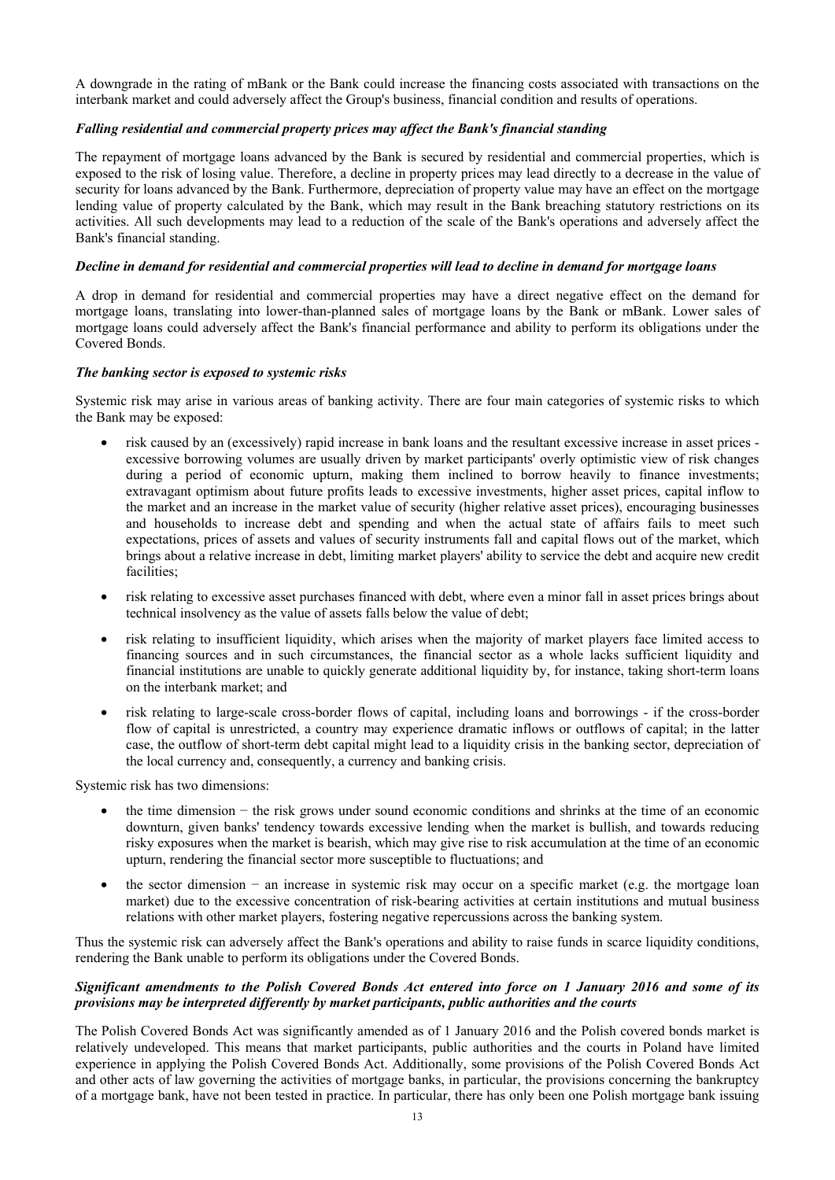A downgrade in the rating of mBank or the Bank could increase the financing costs associated with transactions on the interbank market and could adversely affect the Group's business, financial condition and results of operations.

***Falling residential and commercial property prices may affect the Bank's financial standing***

The repayment of mortgage loans advanced by the Bank is secured by residential and commercial properties, which is exposed to the risk of losing value. Therefore, a decline in property prices may lead directly to a decrease in the value of security for loans advanced by the Bank. Furthermore, depreciation of property value may have an effect on the mortgage lending value of property calculated by the Bank, which may result in the Bank breaching statutory restrictions on its activities. All such developments may lead to a reduction of the scale of the Bank's operations and adversely affect the Bank's financial standing.

***Decline in demand for residential and commercial properties will lead to decline in demand for mortgage loans***

A drop in demand for residential and commercial properties may have a direct negative effect on the demand for mortgage loans, translating into lower-than-planned sales of mortgage loans by the Bank or mBank. Lower sales of mortgage loans could adversely affect the Bank's financial performance and ability to perform its obligations under the Covered Bonds.

***The banking sector is exposed to systemic risks***

Systemic risk may arise in various areas of banking activity. There are four main categories of systemic risks to which the Bank may be exposed:

- risk caused by an (excessively) rapid increase in bank loans and the resultant excessive increase in asset prices - excessive borrowing volumes are usually driven by market participants' overly optimistic view of risk changes during a period of economic upturn, making them inclined to borrow heavily to finance investments; extravagant optimism about future profits leads to excessive investments, higher asset prices, capital inflow to the market and an increase in the market value of security (higher relative asset prices), encouraging businesses and households to increase debt and spending and when the actual state of affairs fails to meet such expectations, prices of assets and values of security instruments fall and capital flows out of the market, which brings about a relative increase in debt, limiting market players' ability to service the debt and acquire new credit facilities;
- risk relating to excessive asset purchases financed with debt, where even a minor fall in asset prices brings about technical insolvency as the value of assets falls below the value of debt;
- risk relating to insufficient liquidity, which arises when the majority of market players face limited access to financing sources and in such circumstances, the financial sector as a whole lacks sufficient liquidity and financial institutions are unable to quickly generate additional liquidity by, for instance, taking short-term loans on the interbank market; and
- risk relating to large-scale cross-border flows of capital, including loans and borrowings - if the cross-border flow of capital is unrestricted, a country may experience dramatic inflows or outflows of capital; in the latter case, the outflow of short-term debt capital might lead to a liquidity crisis in the banking sector, depreciation of the local currency and, consequently, a currency and banking crisis.

Systemic risk has two dimensions:

- the time dimension − the risk grows under sound economic conditions and shrinks at the time of an economic downturn, given banks' tendency towards excessive lending when the market is bullish, and towards reducing risky exposures when the market is bearish, which may give rise to risk accumulation at the time of an economic upturn, rendering the financial sector more susceptible to fluctuations; and
- the sector dimension − an increase in systemic risk may occur on a specific market (e.g. the mortgage loan market) due to the excessive concentration of risk-bearing activities at certain institutions and mutual business relations with other market players, fostering negative repercussions across the banking system.

Thus the systemic risk can adversely affect the Bank's operations and ability to raise funds in scarce liquidity conditions, rendering the Bank unable to perform its obligations under the Covered Bonds.

***Significant amendments to the Polish Covered Bonds Act entered into force on 1 January 2016 and some of its provisions may be interpreted differently by market participants, public authorities and the courts***

The Polish Covered Bonds Act was significantly amended as of 1 January 2016 and the Polish covered bonds market is relatively undeveloped. This means that market participants, public authorities and the courts in Poland have limited experience in applying the Polish Covered Bonds Act. Additionally, some provisions of the Polish Covered Bonds Act and other acts of law governing the activities of mortgage banks, in particular, the provisions concerning the bankruptcy of a mortgage bank, have not been tested in practice. In particular, there has only been one Polish mortgage bank issuing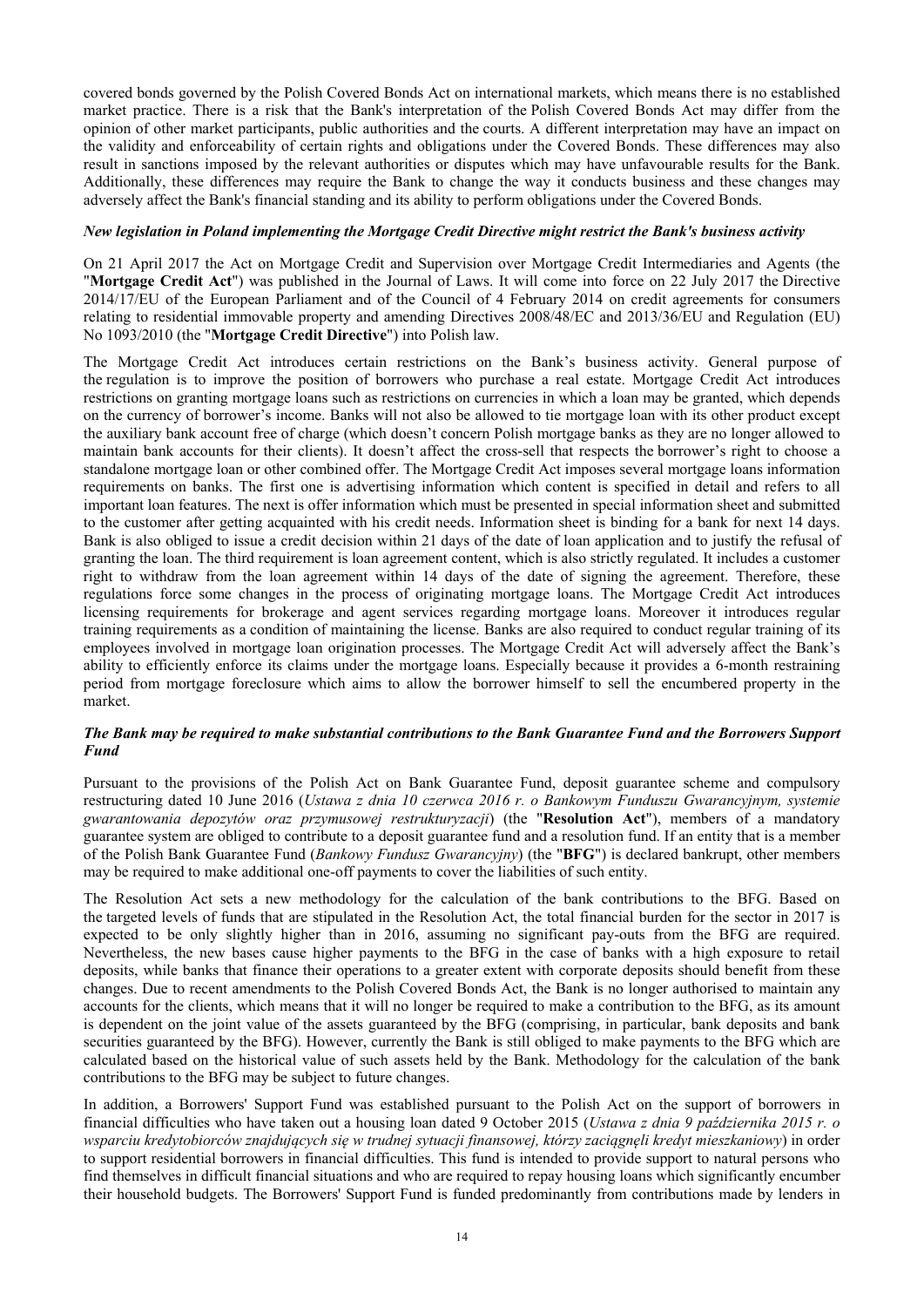covered bonds governed by the Polish Covered Bonds Act on international markets, which means there is no established market practice. There is a risk that the Bank's interpretation of the Polish Covered Bonds Act may differ from the opinion of other market participants, public authorities and the courts. A different interpretation may have an impact on the validity and enforceability of certain rights and obligations under the Covered Bonds. These differences may also result in sanctions imposed by the relevant authorities or disputes which may have unfavourable results for the Bank. Additionally, these differences may require the Bank to change the way it conducts business and these changes may adversely affect the Bank's financial standing and its ability to perform obligations under the Covered Bonds.

***New legislation in Poland implementing the Mortgage Credit Directive might restrict the Bank's business activity***

On 21 April 2017 the Act on Mortgage Credit and Supervision over Mortgage Credit Intermediaries and Agents (the "**Mortgage Credit Act**") was published in the Journal of Laws. It will come into force on 22 July 2017 the Directive 2014/17/EU of the European Parliament and of the Council of 4 February 2014 on credit agreements for consumers relating to residential immovable property and amending Directives 2008/48/EC and 2013/36/EU and Regulation (EU) No 1093/2010 (the "**Mortgage Credit Directive**") into Polish law.

The Mortgage Credit Act introduces certain restrictions on the Bank's business activity. General purpose of the regulation is to improve the position of borrowers who purchase a real estate. Mortgage Credit Act introduces restrictions on granting mortgage loans such as restrictions on currencies in which a loan may be granted, which depends on the currency of borrower's income. Banks will not also be allowed to tie mortgage loan with its other product except the auxiliary bank account free of charge (which doesn't concern Polish mortgage banks as they are no longer allowed to maintain bank accounts for their clients). It doesn't affect the cross-sell that respects the borrower's right to choose a standalone mortgage loan or other combined offer. The Mortgage Credit Act imposes several mortgage loans information requirements on banks. The first one is advertising information which content is specified in detail and refers to all important loan features. The next is offer information which must be presented in special information sheet and submitted to the customer after getting acquainted with his credit needs. Information sheet is binding for a bank for next 14 days. Bank is also obliged to issue a credit decision within 21 days of the date of loan application and to justify the refusal of granting the loan. The third requirement is loan agreement content, which is also strictly regulated. It includes a customer right to withdraw from the loan agreement within 14 days of the date of signing the agreement. Therefore, these regulations force some changes in the process of originating mortgage loans. The Mortgage Credit Act introduces licensing requirements for brokerage and agent services regarding mortgage loans. Moreover it introduces regular training requirements as a condition of maintaining the license. Banks are also required to conduct regular training of its employees involved in mortgage loan origination processes. The Mortgage Credit Act will adversely affect the Bank's ability to efficiently enforce its claims under the mortgage loans. Especially because it provides a 6-month restraining period from mortgage foreclosure which aims to allow the borrower himself to sell the encumbered property in the market.

***The Bank may be required to make substantial contributions to the Bank Guarantee Fund and the Borrowers Support Fund***

Pursuant to the provisions of the Polish Act on Bank Guarantee Fund, deposit guarantee scheme and compulsory restructuring dated 10 June 2016 (*Ustawa z dnia 10 czerwca 2016 r. o Bankowym Funduszu Gwarancyjnym, systemie gwarantowania depozytów oraz przymusowej restrukturyzacji*) (the "**Resolution Act**"), members of a mandatory guarantee system are obliged to contribute to a deposit guarantee fund and a resolution fund. If an entity that is a member of the Polish Bank Guarantee Fund (*Bankowy Fundusz Gwarancyjny*) (the "**BFG**") is declared bankrupt, other members may be required to make additional one-off payments to cover the liabilities of such entity.

The Resolution Act sets a new methodology for the calculation of the bank contributions to the BFG. Based on the targeted levels of funds that are stipulated in the Resolution Act, the total financial burden for the sector in 2017 is expected to be only slightly higher than in 2016, assuming no significant pay-outs from the BFG are required. Nevertheless, the new bases cause higher payments to the BFG in the case of banks with a high exposure to retail deposits, while banks that finance their operations to a greater extent with corporate deposits should benefit from these changes. Due to recent amendments to the Polish Covered Bonds Act, the Bank is no longer authorised to maintain any accounts for the clients, which means that it will no longer be required to make a contribution to the BFG, as its amount is dependent on the joint value of the assets guaranteed by the BFG (comprising, in particular, bank deposits and bank securities guaranteed by the BFG). However, currently the Bank is still obliged to make payments to the BFG which are calculated based on the historical value of such assets held by the Bank. Methodology for the calculation of the bank contributions to the BFG may be subject to future changes.

In addition, a Borrowers' Support Fund was established pursuant to the Polish Act on the support of borrowers in financial difficulties who have taken out a housing loan dated 9 October 2015 (*Ustawa z dnia 9 października 2015 r. o wsparciu kredytobiorców znajdujących się w trudnej sytuacji finansowej, którzy zaciągnęli kredyt mieszkaniowy*) in order to support residential borrowers in financial difficulties. This fund is intended to provide support to natural persons who find themselves in difficult financial situations and who are required to repay housing loans which significantly encumber their household budgets. The Borrowers' Support Fund is funded predominantly from contributions made by lenders in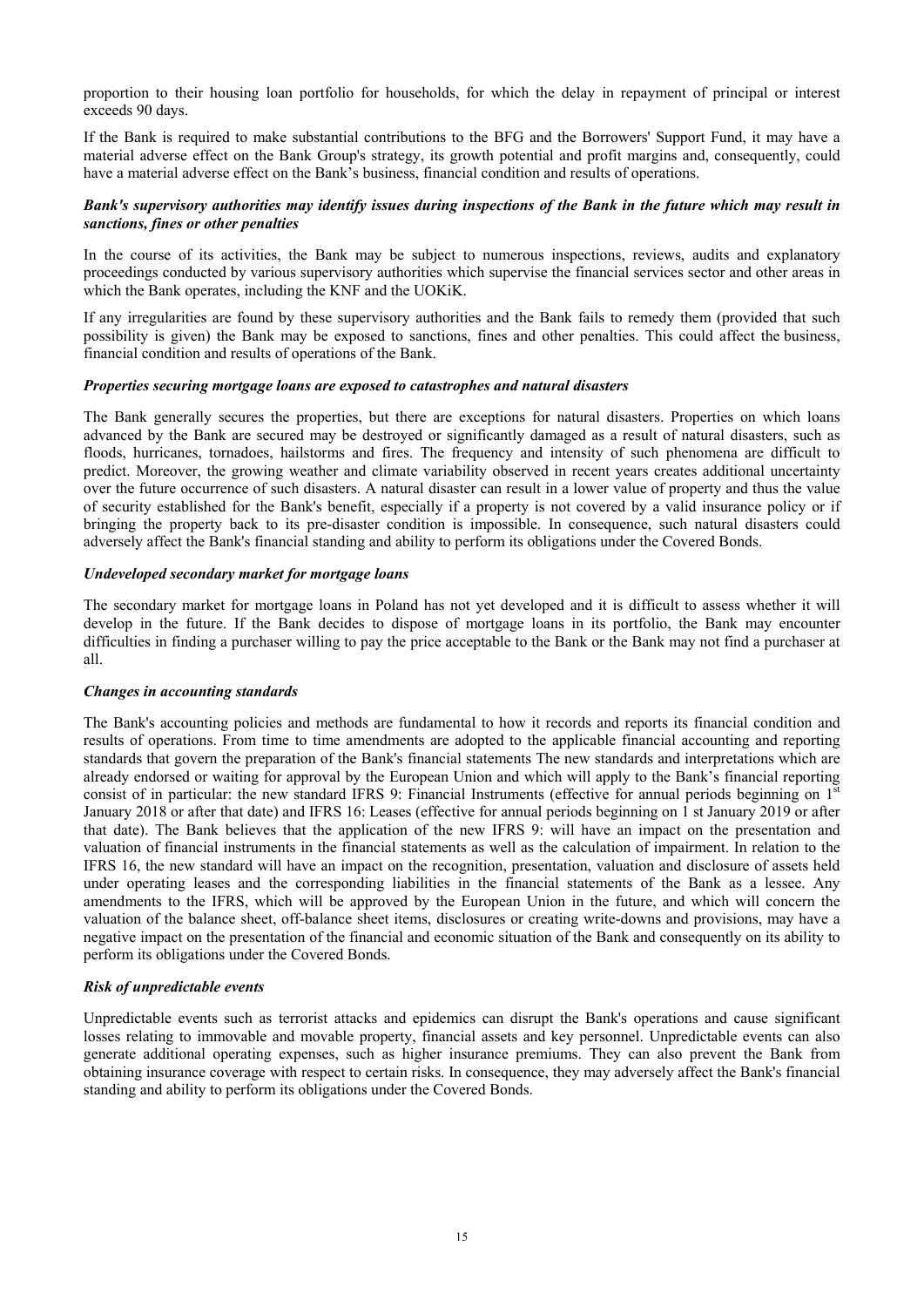proportion to their housing loan portfolio for households, for which the delay in repayment of principal or interest exceeds 90 days.

If the Bank is required to make substantial contributions to the BFG and the Borrowers' Support Fund, it may have a material adverse effect on the Bank Group's strategy, its growth potential and profit margins and, consequently, could have a material adverse effect on the Bank's business, financial condition and results of operations.

***Bank's supervisory authorities may identify issues during inspections of the Bank in the future which may result in sanctions, fines or other penalties***

In the course of its activities, the Bank may be subject to numerous inspections, reviews, audits and explanatory proceedings conducted by various supervisory authorities which supervise the financial services sector and other areas in which the Bank operates, including the KNF and the UOKiK.

If any irregularities are found by these supervisory authorities and the Bank fails to remedy them (provided that such possibility is given) the Bank may be exposed to sanctions, fines and other penalties. This could affect the business, financial condition and results of operations of the Bank.

***Properties securing mortgage loans are exposed to catastrophes and natural disasters***

The Bank generally secures the properties, but there are exceptions for natural disasters. Properties on which loans advanced by the Bank are secured may be destroyed or significantly damaged as a result of natural disasters, such as floods, hurricanes, tornadoes, hailstorms and fires. The frequency and intensity of such phenomena are difficult to predict. Moreover, the growing weather and climate variability observed in recent years creates additional uncertainty over the future occurrence of such disasters. A natural disaster can result in a lower value of property and thus the value of security established for the Bank's benefit, especially if a property is not covered by a valid insurance policy or if bringing the property back to its pre-disaster condition is impossible. In consequence, such natural disasters could adversely affect the Bank's financial standing and ability to perform its obligations under the Covered Bonds.

***Undeveloped secondary market for mortgage loans***

The secondary market for mortgage loans in Poland has not yet developed and it is difficult to assess whether it will develop in the future. If the Bank decides to dispose of mortgage loans in its portfolio, the Bank may encounter difficulties in finding a purchaser willing to pay the price acceptable to the Bank or the Bank may not find a purchaser at all.

***Changes in accounting standards***

The Bank's accounting policies and methods are fundamental to how it records and reports its financial condition and results of operations. From time to time amendments are adopted to the applicable financial accounting and reporting standards that govern the preparation of the Bank's financial statements The new standards and interpretations which are already endorsed or waiting for approval by the European Union and which will apply to the Bank's financial reporting consist of in particular: the new standard IFRS 9: Financial Instruments (effective for annual periods beginning on 1st January 2018 or after that date) and IFRS 16: Leases (effective for annual periods beginning on 1 st January 2019 or after that date). The Bank believes that the application of the new IFRS 9: will have an impact on the presentation and valuation of financial instruments in the financial statements as well as the calculation of impairment. In relation to the IFRS 16, the new standard will have an impact on the recognition, presentation, valuation and disclosure of assets held under operating leases and the corresponding liabilities in the financial statements of the Bank as a lessee. Any amendments to the IFRS, which will be approved by the European Union in the future, and which will concern the valuation of the balance sheet, off-balance sheet items, disclosures or creating write-downs and provisions, may have a negative impact on the presentation of the financial and economic situation of the Bank and consequently on its ability to perform its obligations under the Covered Bonds.

***Risk of unpredictable events***

Unpredictable events such as terrorist attacks and epidemics can disrupt the Bank's operations and cause significant losses relating to immovable and movable property, financial assets and key personnel. Unpredictable events can also generate additional operating expenses, such as higher insurance premiums. They can also prevent the Bank from obtaining insurance coverage with respect to certain risks. In consequence, they may adversely affect the Bank's financial standing and ability to perform its obligations under the Covered Bonds.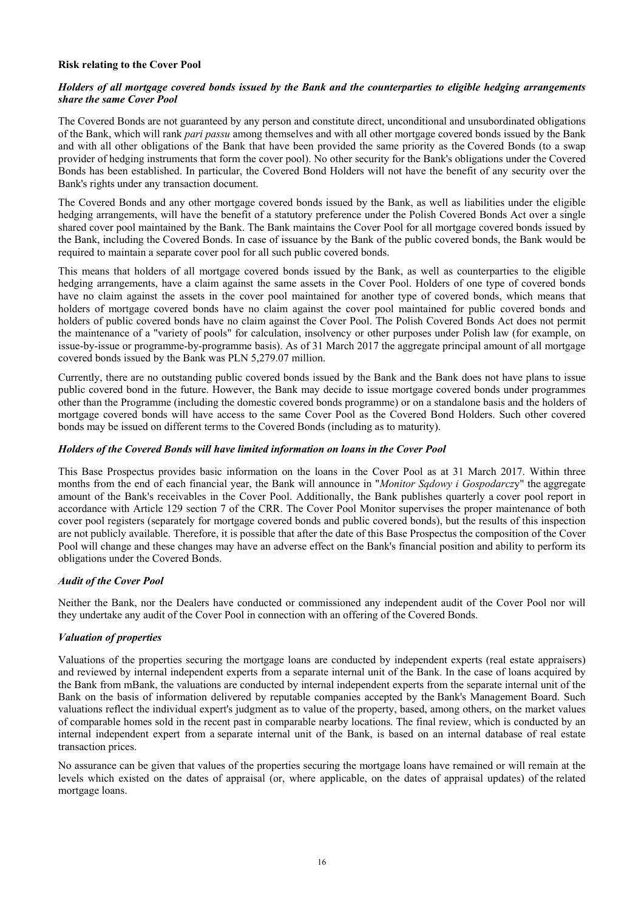**Risk relating to the Cover Pool**

***Holders of all mortgage covered bonds issued by the Bank and the counterparties to eligible hedging arrangements share the same Cover Pool***

The Covered Bonds are not guaranteed by any person and constitute direct, unconditional and unsubordinated obligations of the Bank, which will rank *pari passu* among themselves and with all other mortgage covered bonds issued by the Bank and with all other obligations of the Bank that have been provided the same priority as the Covered Bonds (to a swap provider of hedging instruments that form the cover pool). No other security for the Bank's obligations under the Covered Bonds has been established. In particular, the Covered Bond Holders will not have the benefit of any security over the Bank's rights under any transaction document.

The Covered Bonds and any other mortgage covered bonds issued by the Bank, as well as liabilities under the eligible hedging arrangements, will have the benefit of a statutory preference under the Polish Covered Bonds Act over a single shared cover pool maintained by the Bank. The Bank maintains the Cover Pool for all mortgage covered bonds issued by the Bank, including the Covered Bonds. In case of issuance by the Bank of the public covered bonds, the Bank would be required to maintain a separate cover pool for all such public covered bonds.

This means that holders of all mortgage covered bonds issued by the Bank, as well as counterparties to the eligible hedging arrangements, have a claim against the same assets in the Cover Pool. Holders of one type of covered bonds have no claim against the assets in the cover pool maintained for another type of covered bonds, which means that holders of mortgage covered bonds have no claim against the cover pool maintained for public covered bonds and holders of public covered bonds have no claim against the Cover Pool. The Polish Covered Bonds Act does not permit the maintenance of a "variety of pools" for calculation, insolvency or other purposes under Polish law (for example, on issue-by-issue or programme-by-programme basis). As of 31 March 2017 the aggregate principal amount of all mortgage covered bonds issued by the Bank was PLN 5,279.07 million.

Currently, there are no outstanding public covered bonds issued by the Bank and the Bank does not have plans to issue public covered bond in the future. However, the Bank may decide to issue mortgage covered bonds under programmes other than the Programme (including the domestic covered bonds programme) or on a standalone basis and the holders of mortgage covered bonds will have access to the same Cover Pool as the Covered Bond Holders. Such other covered bonds may be issued on different terms to the Covered Bonds (including as to maturity).

***Holders of the Covered Bonds will have limited information on loans in the Cover Pool***

This Base Prospectus provides basic information on the loans in the Cover Pool as at 31 March 2017. Within three months from the end of each financial year, the Bank will announce in "*Monitor Sądowy i Gospodarcz*y" the aggregate amount of the Bank's receivables in the Cover Pool. Additionally, the Bank publishes quarterly a cover pool report in accordance with Article 129 section 7 of the CRR. The Cover Pool Monitor supervises the proper maintenance of both cover pool registers (separately for mortgage covered bonds and public covered bonds), but the results of this inspection are not publicly available. Therefore, it is possible that after the date of this Base Prospectus the composition of the Cover Pool will change and these changes may have an adverse effect on the Bank's financial position and ability to perform its obligations under the Covered Bonds.

***Audit of the Cover Pool***

Neither the Bank, nor the Dealers have conducted or commissioned any independent audit of the Cover Pool nor will they undertake any audit of the Cover Pool in connection with an offering of the Covered Bonds.

***Valuation of properties***

Valuations of the properties securing the mortgage loans are conducted by independent experts (real estate appraisers) and reviewed by internal independent experts from a separate internal unit of the Bank. In the case of loans acquired by the Bank from mBank, the valuations are conducted by internal independent experts from the separate internal unit of the Bank on the basis of information delivered by reputable companies accepted by the Bank's Management Board. Such valuations reflect the individual expert's judgment as to value of the property, based, among others, on the market values of comparable homes sold in the recent past in comparable nearby locations. The final review, which is conducted by an internal independent expert from a separate internal unit of the Bank, is based on an internal database of real estate transaction prices.

No assurance can be given that values of the properties securing the mortgage loans have remained or will remain at the levels which existed on the dates of appraisal (or, where applicable, on the dates of appraisal updates) of the related mortgage loans.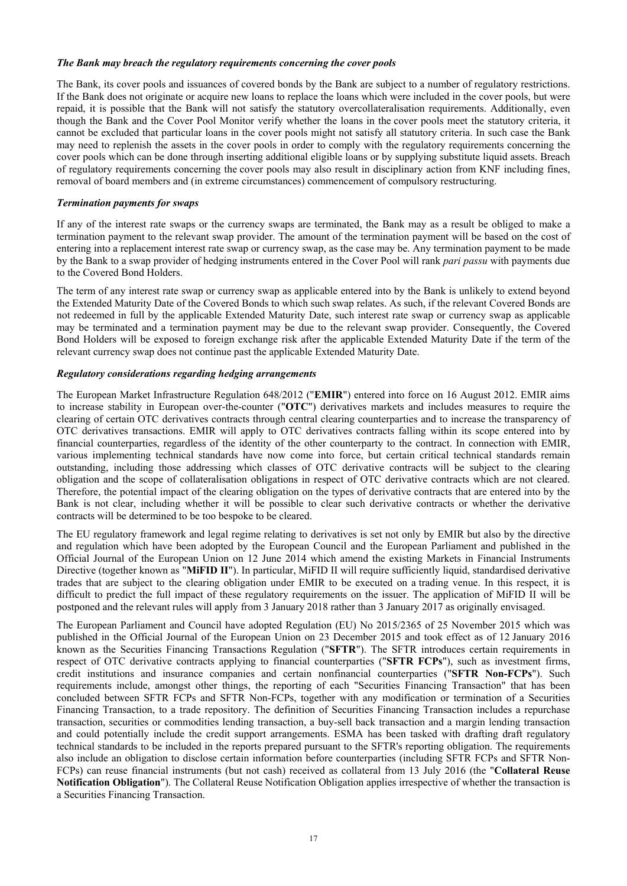### *The Bank may breach the regulatory requirements concerning the cover pools*

The Bank, its cover pools and issuances of covered bonds by the Bank are subject to a number of regulatory restrictions. If the Bank does not originate or acquire new loans to replace the loans which were included in the cover pools, but were repaid, it is possible that the Bank will not satisfy the statutory overcollateralisation requirements. Additionally, even though the Bank and the Cover Pool Monitor verify whether the loans in the cover pools meet the statutory criteria, it cannot be excluded that particular loans in the cover pools might not satisfy all statutory criteria. In such case the Bank may need to replenish the assets in the cover pools in order to comply with the regulatory requirements concerning the cover pools which can be done through inserting additional eligible loans or by supplying substitute liquid assets. Breach of regulatory requirements concerning the cover pools may also result in disciplinary action from KNF including fines, removal of board members and (in extreme circumstances) commencement of compulsory restructuring.

### *Termination payments for swaps*

If any of the interest rate swaps or the currency swaps are terminated, the Bank may as a result be obliged to make a termination payment to the relevant swap provider. The amount of the termination payment will be based on the cost of entering into a replacement interest rate swap or currency swap, as the case may be. Any termination payment to be made by the Bank to a swap provider of hedging instruments entered in the Cover Pool will rank *pari passu* with payments due to the Covered Bond Holders.

The term of any interest rate swap or currency swap as applicable entered into by the Bank is unlikely to extend beyond the Extended Maturity Date of the Covered Bonds to which such swap relates. As such, if the relevant Covered Bonds are not redeemed in full by the applicable Extended Maturity Date, such interest rate swap or currency swap as applicable may be terminated and a termination payment may be due to the relevant swap provider. Consequently, the Covered Bond Holders will be exposed to foreign exchange risk after the applicable Extended Maturity Date if the term of the relevant currency swap does not continue past the applicable Extended Maturity Date.

### *Regulatory considerations regarding hedging arrangements*

The European Market Infrastructure Regulation 648/2012 ("**EMIR**") entered into force on 16 August 2012. EMIR aims to increase stability in European over-the-counter ("**OTC**") derivatives markets and includes measures to require the clearing of certain OTC derivatives contracts through central clearing counterparties and to increase the transparency of OTC derivatives transactions. EMIR will apply to OTC derivatives contracts falling within its scope entered into by financial counterparties, regardless of the identity of the other counterparty to the contract. In connection with EMIR, various implementing technical standards have now come into force, but certain critical technical standards remain outstanding, including those addressing which classes of OTC derivative contracts will be subject to the clearing obligation and the scope of collateralisation obligations in respect of OTC derivative contracts which are not cleared. Therefore, the potential impact of the clearing obligation on the types of derivative contracts that are entered into by the Bank is not clear, including whether it will be possible to clear such derivative contracts or whether the derivative contracts will be determined to be too bespoke to be cleared.

The EU regulatory framework and legal regime relating to derivatives is set not only by EMIR but also by the directive and regulation which have been adopted by the European Council and the European Parliament and published in the Official Journal of the European Union on 12 June 2014 which amend the existing Markets in Financial Instruments Directive (together known as "**MiFID II**"). In particular, MiFID II will require sufficiently liquid, standardised derivative trades that are subject to the clearing obligation under EMIR to be executed on a trading venue. In this respect, it is difficult to predict the full impact of these regulatory requirements on the issuer. The application of MiFID II will be postponed and the relevant rules will apply from 3 January 2018 rather than 3 January 2017 as originally envisaged.

The European Parliament and Council have adopted Regulation (EU) No 2015/2365 of 25 November 2015 which was published in the Official Journal of the European Union on 23 December 2015 and took effect as of 12 January 2016 known as the Securities Financing Transactions Regulation ("**SFTR**"). The SFTR introduces certain requirements in respect of OTC derivative contracts applying to financial counterparties ("**SFTR FCPs**"), such as investment firms, credit institutions and insurance companies and certain nonfinancial counterparties ("**SFTR Non-FCPs**"). Such requirements include, amongst other things, the reporting of each "Securities Financing Transaction" that has been concluded between SFTR FCPs and SFTR Non-FCPs, together with any modification or termination of a Securities Financing Transaction, to a trade repository. The definition of Securities Financing Transaction includes a repurchase transaction, securities or commodities lending transaction, a buy-sell back transaction and a margin lending transaction and could potentially include the credit support arrangements. ESMA has been tasked with drafting draft regulatory technical standards to be included in the reports prepared pursuant to the SFTR's reporting obligation. The requirements also include an obligation to disclose certain information before counterparties (including SFTR FCPs and SFTR Non-FCPs) can reuse financial instruments (but not cash) received as collateral from 13 July 2016 (the "**Collateral Reuse Notification Obligation**"). The Collateral Reuse Notification Obligation applies irrespective of whether the transaction is a Securities Financing Transaction.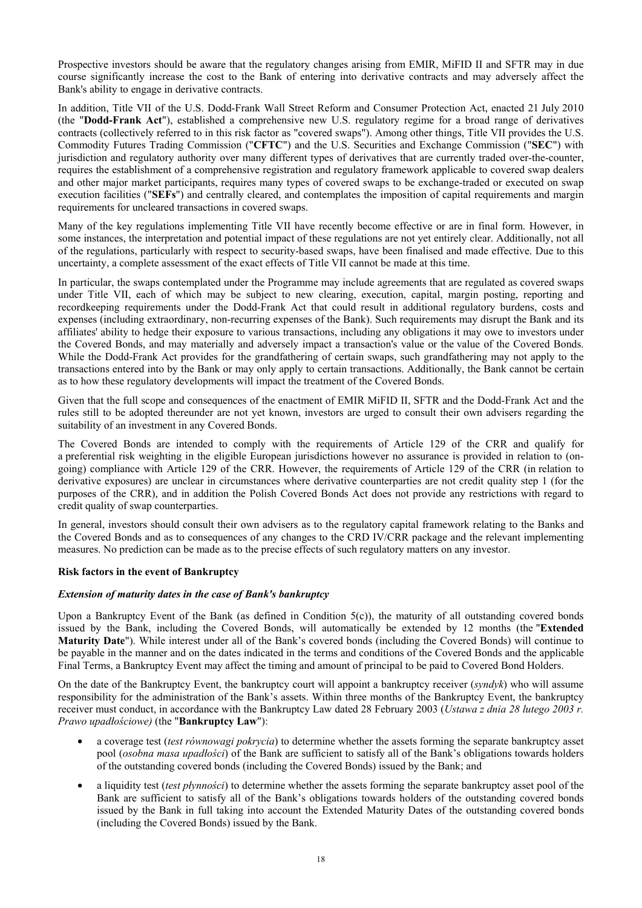Prospective investors should be aware that the regulatory changes arising from EMIR, MiFID II and SFTR may in due course significantly increase the cost to the Bank of entering into derivative contracts and may adversely affect the Bank's ability to engage in derivative contracts.

In addition, Title VII of the U.S. Dodd-Frank Wall Street Reform and Consumer Protection Act, enacted 21 July 2010 (the "**Dodd-Frank Act**"), established a comprehensive new U.S. regulatory regime for a broad range of derivatives contracts (collectively referred to in this risk factor as "covered swaps"). Among other things, Title VII provides the U.S. Commodity Futures Trading Commission ("**CFTC**") and the U.S. Securities and Exchange Commission ("**SEC**") with jurisdiction and regulatory authority over many different types of derivatives that are currently traded over-the-counter, requires the establishment of a comprehensive registration and regulatory framework applicable to covered swap dealers and other major market participants, requires many types of covered swaps to be exchange-traded or executed on swap execution facilities ("**SEFs**") and centrally cleared, and contemplates the imposition of capital requirements and margin requirements for uncleared transactions in covered swaps.

Many of the key regulations implementing Title VII have recently become effective or are in final form. However, in some instances, the interpretation and potential impact of these regulations are not yet entirely clear. Additionally, not all of the regulations, particularly with respect to security-based swaps, have been finalised and made effective. Due to this uncertainty, a complete assessment of the exact effects of Title VII cannot be made at this time.

In particular, the swaps contemplated under the Programme may include agreements that are regulated as covered swaps under Title VII, each of which may be subject to new clearing, execution, capital, margin posting, reporting and recordkeeping requirements under the Dodd-Frank Act that could result in additional regulatory burdens, costs and expenses (including extraordinary, non-recurring expenses of the Bank). Such requirements may disrupt the Bank and its affiliates' ability to hedge their exposure to various transactions, including any obligations it may owe to investors under the Covered Bonds, and may materially and adversely impact a transaction's value or the value of the Covered Bonds. While the Dodd-Frank Act provides for the grandfathering of certain swaps, such grandfathering may not apply to the transactions entered into by the Bank or may only apply to certain transactions. Additionally, the Bank cannot be certain as to how these regulatory developments will impact the treatment of the Covered Bonds.

Given that the full scope and consequences of the enactment of EMIR MiFID II, SFTR and the Dodd-Frank Act and the rules still to be adopted thereunder are not yet known, investors are urged to consult their own advisers regarding the suitability of an investment in any Covered Bonds.

The Covered Bonds are intended to comply with the requirements of Article 129 of the CRR and qualify for a preferential risk weighting in the eligible European jurisdictions however no assurance is provided in relation to (on-going) compliance with Article 129 of the CRR. However, the requirements of Article 129 of the CRR (in relation to derivative exposures) are unclear in circumstances where derivative counterparties are not credit quality step 1 (for the purposes of the CRR), and in addition the Polish Covered Bonds Act does not provide any restrictions with regard to credit quality of swap counterparties.

In general, investors should consult their own advisers as to the regulatory capital framework relating to the Banks and the Covered Bonds and as to consequences of any changes to the CRD IV/CRR package and the relevant implementing measures. No prediction can be made as to the precise effects of such regulatory matters on any investor.

**Risk factors in the event of Bankruptcy**

***Extension of maturity dates in the case of Bank's bankruptcy***

Upon a Bankruptcy Event of the Bank (as defined in Condition 5(c)), the maturity of all outstanding covered bonds issued by the Bank, including the Covered Bonds, will automatically be extended by 12 months (the "**Extended Maturity Date**"). While interest under all of the Bank's covered bonds (including the Covered Bonds) will continue to be payable in the manner and on the dates indicated in the terms and conditions of the Covered Bonds and the applicable Final Terms, a Bankruptcy Event may affect the timing and amount of principal to be paid to Covered Bond Holders.

On the date of the Bankruptcy Event, the bankruptcy court will appoint a bankruptcy receiver (*syndyk*) who will assume responsibility for the administration of the Bank's assets. Within three months of the Bankruptcy Event, the bankruptcy receiver must conduct, in accordance with the Bankruptcy Law dated 28 February 2003 (*Ustawa z dnia 28 lutego 2003 r. Prawo upadłościowe)* (the "**Bankruptcy Law**"):

- a coverage test (*test równowagi pokrycia*) to determine whether the assets forming the separate bankruptcy asset pool (*osobna masa upadłości*) of the Bank are sufficient to satisfy all of the Bank's obligations towards holders of the outstanding covered bonds (including the Covered Bonds) issued by the Bank; and
- a liquidity test (*test płynności*) to determine whether the assets forming the separate bankruptcy asset pool of the Bank are sufficient to satisfy all of the Bank's obligations towards holders of the outstanding covered bonds issued by the Bank in full taking into account the Extended Maturity Dates of the outstanding covered bonds (including the Covered Bonds) issued by the Bank.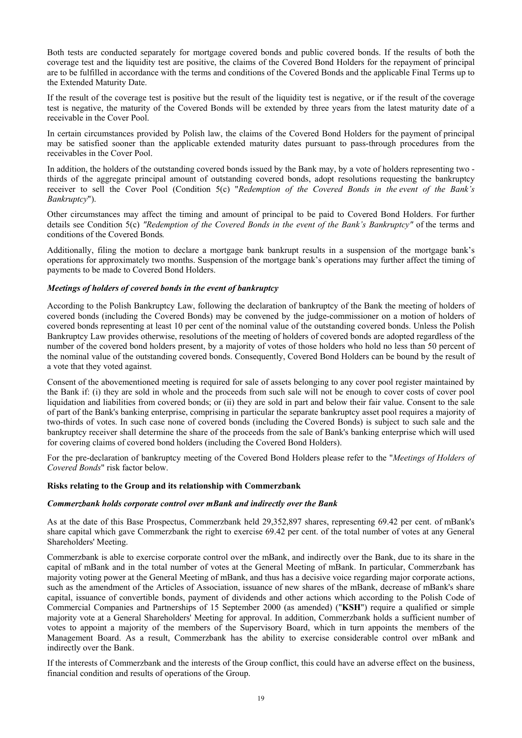Both tests are conducted separately for mortgage covered bonds and public covered bonds. If the results of both the coverage test and the liquidity test are positive, the claims of the Covered Bond Holders for the repayment of principal are to be fulfilled in accordance with the terms and conditions of the Covered Bonds and the applicable Final Terms up to the Extended Maturity Date.

If the result of the coverage test is positive but the result of the liquidity test is negative, or if the result of the coverage test is negative, the maturity of the Covered Bonds will be extended by three years from the latest maturity date of a receivable in the Cover Pool.

In certain circumstances provided by Polish law, the claims of the Covered Bond Holders for the payment of principal may be satisfied sooner than the applicable extended maturity dates pursuant to pass-through procedures from the receivables in the Cover Pool.

In addition, the holders of the outstanding covered bonds issued by the Bank may, by a vote of holders representing two - thirds of the aggregate principal amount of outstanding covered bonds, adopt resolutions requesting the bankruptcy receiver to sell the Cover Pool (Condition 5(c) "*Redemption of the Covered Bonds in the event of the Bank's Bankruptcy*").

Other circumstances may affect the timing and amount of principal to be paid to Covered Bond Holders. For further details see Condition 5(c) *"Redemption of the Covered Bonds in the event of the Bank's Bankruptcy"* of the terms and conditions of the Covered Bonds*.*

Additionally, filing the motion to declare a mortgage bank bankrupt results in a suspension of the mortgage bank's operations for approximately two months. Suspension of the mortgage bank's operations may further affect the timing of payments to be made to Covered Bond Holders.

***Meetings of holders of covered bonds in the event of bankruptcy***

According to the Polish Bankruptcy Law, following the declaration of bankruptcy of the Bank the meeting of holders of covered bonds (including the Covered Bonds) may be convened by the judge-commissioner on a motion of holders of covered bonds representing at least 10 per cent of the nominal value of the outstanding covered bonds. Unless the Polish Bankruptcy Law provides otherwise, resolutions of the meeting of holders of covered bonds are adopted regardless of the number of the covered bond holders present, by a majority of votes of those holders who hold no less than 50 percent of the nominal value of the outstanding covered bonds. Consequently, Covered Bond Holders can be bound by the result of a vote that they voted against.

Consent of the abovementioned meeting is required for sale of assets belonging to any cover pool register maintained by the Bank if: (i) they are sold in whole and the proceeds from such sale will not be enough to cover costs of cover pool liquidation and liabilities from covered bonds; or (ii) they are sold in part and below their fair value. Consent to the sale of part of the Bank's banking enterprise, comprising in particular the separate bankruptcy asset pool requires a majority of two-thirds of votes. In such case none of covered bonds (including the Covered Bonds) is subject to such sale and the bankruptcy receiver shall determine the share of the proceeds from the sale of Bank's banking enterprise which will used for covering claims of covered bond holders (including the Covered Bond Holders).

For the pre-declaration of bankruptcy meeting of the Covered Bond Holders please refer to the "*Meetings of Holders of Covered Bonds*" risk factor below.

**Risks relating to the Group and its relationship with Commerzbank**

***Commerzbank holds corporate control over mBank and indirectly over the Bank***

As at the date of this Base Prospectus, Commerzbank held 29,352,897 shares, representing 69.42 per cent. of mBank's share capital which gave Commerzbank the right to exercise 69.42 per cent. of the total number of votes at any General Shareholders' Meeting.

Commerzbank is able to exercise corporate control over the mBank, and indirectly over the Bank, due to its share in the capital of mBank and in the total number of votes at the General Meeting of mBank. In particular, Commerzbank has majority voting power at the General Meeting of mBank, and thus has a decisive voice regarding major corporate actions, such as the amendment of the Articles of Association, issuance of new shares of the mBank, decrease of mBank's share capital, issuance of convertible bonds, payment of dividends and other actions which according to the Polish Code of Commercial Companies and Partnerships of 15 September 2000 (as amended) ("**KSH**") require a qualified or simple majority vote at a General Shareholders' Meeting for approval. In addition, Commerzbank holds a sufficient number of votes to appoint a majority of the members of the Supervisory Board, which in turn appoints the members of the Management Board. As a result, Commerzbank has the ability to exercise considerable control over mBank and indirectly over the Bank.

If the interests of Commerzbank and the interests of the Group conflict, this could have an adverse effect on the business, financial condition and results of operations of the Group.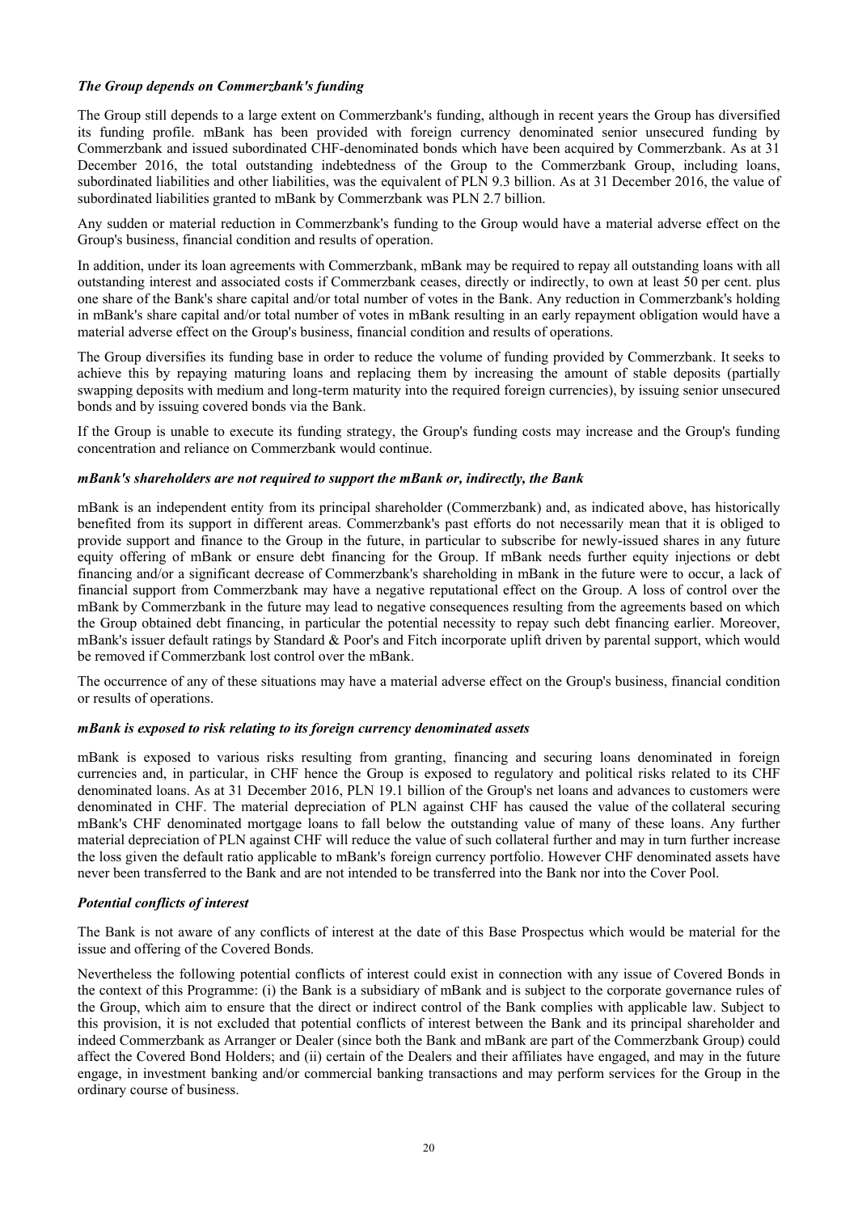### *The Group depends on Commerzbank's funding*

The Group still depends to a large extent on Commerzbank's funding, although in recent years the Group has diversified its funding profile. mBank has been provided with foreign currency denominated senior unsecured funding by Commerzbank and issued subordinated CHF-denominated bonds which have been acquired by Commerzbank. As at 31 December 2016, the total outstanding indebtedness of the Group to the Commerzbank Group, including loans, subordinated liabilities and other liabilities, was the equivalent of PLN 9.3 billion. As at 31 December 2016, the value of subordinated liabilities granted to mBank by Commerzbank was PLN 2.7 billion.

Any sudden or material reduction in Commerzbank's funding to the Group would have a material adverse effect on the Group's business, financial condition and results of operation.

In addition, under its loan agreements with Commerzbank, mBank may be required to repay all outstanding loans with all outstanding interest and associated costs if Commerzbank ceases, directly or indirectly, to own at least 50 per cent. plus one share of the Bank's share capital and/or total number of votes in the Bank. Any reduction in Commerzbank's holding in mBank's share capital and/or total number of votes in mBank resulting in an early repayment obligation would have a material adverse effect on the Group's business, financial condition and results of operations.

The Group diversifies its funding base in order to reduce the volume of funding provided by Commerzbank. It seeks to achieve this by repaying maturing loans and replacing them by increasing the amount of stable deposits (partially swapping deposits with medium and long-term maturity into the required foreign currencies), by issuing senior unsecured bonds and by issuing covered bonds via the Bank.

If the Group is unable to execute its funding strategy, the Group's funding costs may increase and the Group's funding concentration and reliance on Commerzbank would continue.

### *mBank's shareholders are not required to support the mBank or, indirectly, the Bank*

mBank is an independent entity from its principal shareholder (Commerzbank) and, as indicated above, has historically benefited from its support in different areas. Commerzbank's past efforts do not necessarily mean that it is obliged to provide support and finance to the Group in the future, in particular to subscribe for newly-issued shares in any future equity offering of mBank or ensure debt financing for the Group. If mBank needs further equity injections or debt financing and/or a significant decrease of Commerzbank's shareholding in mBank in the future were to occur, a lack of financial support from Commerzbank may have a negative reputational effect on the Group. A loss of control over the mBank by Commerzbank in the future may lead to negative consequences resulting from the agreements based on which the Group obtained debt financing, in particular the potential necessity to repay such debt financing earlier. Moreover, mBank's issuer default ratings by Standard & Poor's and Fitch incorporate uplift driven by parental support, which would be removed if Commerzbank lost control over the mBank.

The occurrence of any of these situations may have a material adverse effect on the Group's business, financial condition or results of operations.

### *mBank is exposed to risk relating to its foreign currency denominated assets*

mBank is exposed to various risks resulting from granting, financing and securing loans denominated in foreign currencies and, in particular, in CHF hence the Group is exposed to regulatory and political risks related to its CHF denominated loans. As at 31 December 2016, PLN 19.1 billion of the Group's net loans and advances to customers were denominated in CHF. The material depreciation of PLN against CHF has caused the value of the collateral securing mBank's CHF denominated mortgage loans to fall below the outstanding value of many of these loans. Any further material depreciation of PLN against CHF will reduce the value of such collateral further and may in turn further increase the loss given the default ratio applicable to mBank's foreign currency portfolio. However CHF denominated assets have never been transferred to the Bank and are not intended to be transferred into the Bank nor into the Cover Pool.

### *Potential conflicts of interest*

The Bank is not aware of any conflicts of interest at the date of this Base Prospectus which would be material for the issue and offering of the Covered Bonds.

Nevertheless the following potential conflicts of interest could exist in connection with any issue of Covered Bonds in the context of this Programme: (i) the Bank is a subsidiary of mBank and is subject to the corporate governance rules of the Group, which aim to ensure that the direct or indirect control of the Bank complies with applicable law. Subject to this provision, it is not excluded that potential conflicts of interest between the Bank and its principal shareholder and indeed Commerzbank as Arranger or Dealer (since both the Bank and mBank are part of the Commerzbank Group) could affect the Covered Bond Holders; and (ii) certain of the Dealers and their affiliates have engaged, and may in the future engage, in investment banking and/or commercial banking transactions and may perform services for the Group in the ordinary course of business.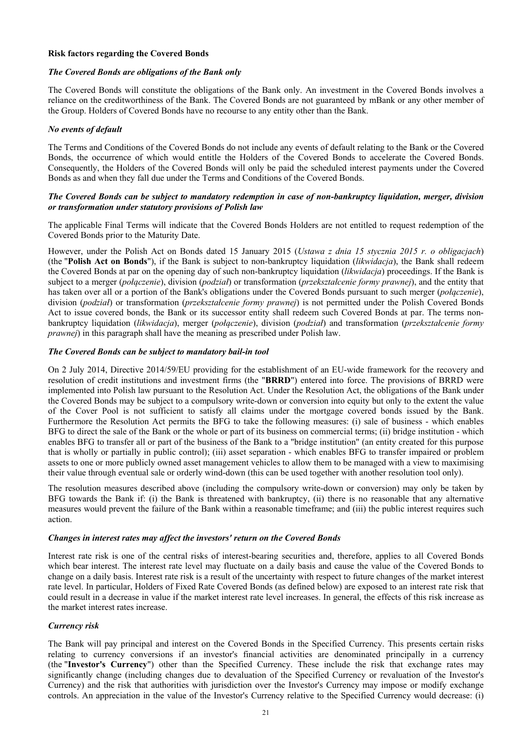**Risk factors regarding the Covered Bonds**

***The Covered Bonds are obligations of the Bank only***

The Covered Bonds will constitute the obligations of the Bank only. An investment in the Covered Bonds involves a reliance on the creditworthiness of the Bank. The Covered Bonds are not guaranteed by mBank or any other member of the Group. Holders of Covered Bonds have no recourse to any entity other than the Bank.

***No events of default***

The Terms and Conditions of the Covered Bonds do not include any events of default relating to the Bank or the Covered Bonds, the occurrence of which would entitle the Holders of the Covered Bonds to accelerate the Covered Bonds. Consequently, the Holders of the Covered Bonds will only be paid the scheduled interest payments under the Covered Bonds as and when they fall due under the Terms and Conditions of the Covered Bonds.

***The Covered Bonds can be subject to mandatory redemption in case of non-bankruptcy liquidation, merger, division or transformation under statutory provisions of Polish law***

The applicable Final Terms will indicate that the Covered Bonds Holders are not entitled to request redemption of the Covered Bonds prior to the Maturity Date.

However, under the Polish Act on Bonds dated 15 January 2015 (*Ustawa z dnia 15 stycznia 2015 r. o obligacjach*) (the "**Polish Act on Bonds**"), if the Bank is subject to non-bankruptcy liquidation (*likwidacja*), the Bank shall redeem the Covered Bonds at par on the opening day of such non-bankruptcy liquidation (*likwidacja*) proceedings. If the Bank is subject to a merger (*połączenie*), division (*podział*) or transformation (*przekształcenie formy prawnej*), and the entity that has taken over all or a portion of the Bank's obligations under the Covered Bonds pursuant to such merger (*połączenie*), division (*podział*) or transformation (*przekształcenie formy prawnej*) is not permitted under the Polish Covered Bonds Act to issue covered bonds, the Bank or its successor entity shall redeem such Covered Bonds at par. The terms non-bankruptcy liquidation (*likwidacja*), merger (*połączenie*), division (*podział*) and transformation (*przekształcenie formy prawnej*) in this paragraph shall have the meaning as prescribed under Polish law.

***The Covered Bonds can be subject to mandatory bail-in tool***

On 2 July 2014, Directive 2014/59/EU providing for the establishment of an EU-wide framework for the recovery and resolution of credit institutions and investment firms (the "**BRRD**") entered into force. The provisions of BRRD were implemented into Polish law pursuant to the Resolution Act. Under the Resolution Act, the obligations of the Bank under the Covered Bonds may be subject to a compulsory write-down or conversion into equity but only to the extent the value of the Cover Pool is not sufficient to satisfy all claims under the mortgage covered bonds issued by the Bank. Furthermore the Resolution Act permits the BFG to take the following measures: (i) sale of business - which enables BFG to direct the sale of the Bank or the whole or part of its business on commercial terms; (ii) bridge institution - which enables BFG to transfer all or part of the business of the Bank to a "bridge institution" (an entity created for this purpose that is wholly or partially in public control); (iii) asset separation - which enables BFG to transfer impaired or problem assets to one or more publicly owned asset management vehicles to allow them to be managed with a view to maximising their value through eventual sale or orderly wind-down (this can be used together with another resolution tool only).

The resolution measures described above (including the compulsory write-down or conversion) may only be taken by BFG towards the Bank if: (i) the Bank is threatened with bankruptcy, (ii) there is no reasonable that any alternative measures would prevent the failure of the Bank within a reasonable timeframe; and (iii) the public interest requires such action.

***Changes in interest rates may affect the investors' return on the Covered Bonds***

Interest rate risk is one of the central risks of interest-bearing securities and, therefore, applies to all Covered Bonds which bear interest. The interest rate level may fluctuate on a daily basis and cause the value of the Covered Bonds to change on a daily basis. Interest rate risk is a result of the uncertainty with respect to future changes of the market interest rate level. In particular, Holders of Fixed Rate Covered Bonds (as defined below) are exposed to an interest rate risk that could result in a decrease in value if the market interest rate level increases. In general, the effects of this risk increase as the market interest rates increase.

***Currency risk***

The Bank will pay principal and interest on the Covered Bonds in the Specified Currency. This presents certain risks relating to currency conversions if an investor's financial activities are denominated principally in a currency (the "**Investor's Currency**") other than the Specified Currency. These include the risk that exchange rates may significantly change (including changes due to devaluation of the Specified Currency or revaluation of the Investor's Currency) and the risk that authorities with jurisdiction over the Investor's Currency may impose or modify exchange controls. An appreciation in the value of the Investor's Currency relative to the Specified Currency would decrease: (i)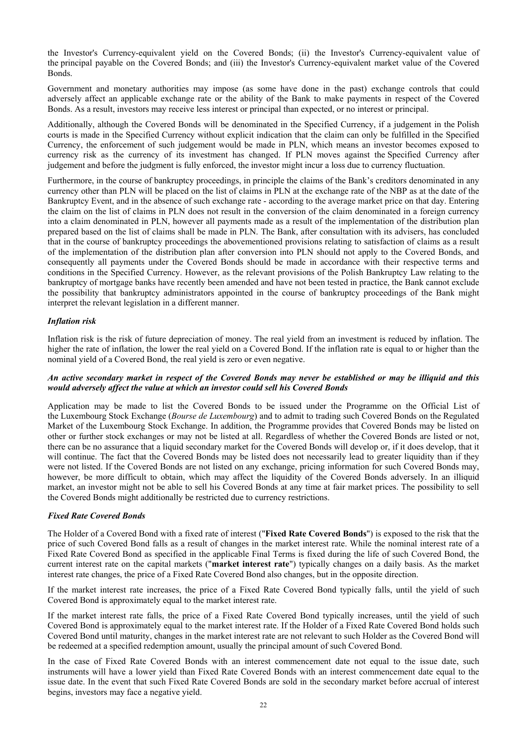the Investor's Currency-equivalent yield on the Covered Bonds; (ii) the Investor's Currency-equivalent value of the principal payable on the Covered Bonds; and (iii) the Investor's Currency-equivalent market value of the Covered Bonds.

Government and monetary authorities may impose (as some have done in the past) exchange controls that could adversely affect an applicable exchange rate or the ability of the Bank to make payments in respect of the Covered Bonds. As a result, investors may receive less interest or principal than expected, or no interest or principal.

Additionally, although the Covered Bonds will be denominated in the Specified Currency, if a judgement in the Polish courts is made in the Specified Currency without explicit indication that the claim can only be fulfilled in the Specified Currency, the enforcement of such judgement would be made in PLN, which means an investor becomes exposed to currency risk as the currency of its investment has changed. If PLN moves against the Specified Currency after judgement and before the judgment is fully enforced, the investor might incur a loss due to currency fluctuation.

Furthermore, in the course of bankruptcy proceedings, in principle the claims of the Bank's creditors denominated in any currency other than PLN will be placed on the list of claims in PLN at the exchange rate of the NBP as at the date of the Bankruptcy Event, and in the absence of such exchange rate - according to the average market price on that day. Entering the claim on the list of claims in PLN does not result in the conversion of the claim denominated in a foreign currency into a claim denominated in PLN, however all payments made as a result of the implementation of the distribution plan prepared based on the list of claims shall be made in PLN. The Bank, after consultation with its advisers, has concluded that in the course of bankruptcy proceedings the abovementioned provisions relating to satisfaction of claims as a result of the implementation of the distribution plan after conversion into PLN should not apply to the Covered Bonds, and consequently all payments under the Covered Bonds should be made in accordance with their respective terms and conditions in the Specified Currency. However, as the relevant provisions of the Polish Bankruptcy Law relating to the bankruptcy of mortgage banks have recently been amended and have not been tested in practice, the Bank cannot exclude the possibility that bankruptcy administrators appointed in the course of bankruptcy proceedings of the Bank might interpret the relevant legislation in a different manner.

***Inflation risk***

Inflation risk is the risk of future depreciation of money. The real yield from an investment is reduced by inflation. The higher the rate of inflation, the lower the real yield on a Covered Bond. If the inflation rate is equal to or higher than the nominal yield of a Covered Bond, the real yield is zero or even negative.

***An active secondary market in respect of the Covered Bonds may never be established or may be illiquid and this would adversely affect the value at which an investor could sell his Covered Bonds***

Application may be made to list the Covered Bonds to be issued under the Programme on the Official List of the Luxembourg Stock Exchange (*Bourse de Luxembourg*) and to admit to trading such Covered Bonds on the Regulated Market of the Luxembourg Stock Exchange. In addition, the Programme provides that Covered Bonds may be listed on other or further stock exchanges or may not be listed at all. Regardless of whether the Covered Bonds are listed or not, there can be no assurance that a liquid secondary market for the Covered Bonds will develop or, if it does develop, that it will continue. The fact that the Covered Bonds may be listed does not necessarily lead to greater liquidity than if they were not listed. If the Covered Bonds are not listed on any exchange, pricing information for such Covered Bonds may, however, be more difficult to obtain, which may affect the liquidity of the Covered Bonds adversely. In an illiquid market, an investor might not be able to sell his Covered Bonds at any time at fair market prices. The possibility to sell the Covered Bonds might additionally be restricted due to currency restrictions.

***Fixed Rate Covered Bonds***

The Holder of a Covered Bond with a fixed rate of interest ("**Fixed Rate Covered Bonds**") is exposed to the risk that the price of such Covered Bond falls as a result of changes in the market interest rate. While the nominal interest rate of a Fixed Rate Covered Bond as specified in the applicable Final Terms is fixed during the life of such Covered Bond, the current interest rate on the capital markets ("**market interest rate**") typically changes on a daily basis. As the market interest rate changes, the price of a Fixed Rate Covered Bond also changes, but in the opposite direction.

If the market interest rate increases, the price of a Fixed Rate Covered Bond typically falls, until the yield of such Covered Bond is approximately equal to the market interest rate.

If the market interest rate falls, the price of a Fixed Rate Covered Bond typically increases, until the yield of such Covered Bond is approximately equal to the market interest rate. If the Holder of a Fixed Rate Covered Bond holds such Covered Bond until maturity, changes in the market interest rate are not relevant to such Holder as the Covered Bond will be redeemed at a specified redemption amount, usually the principal amount of such Covered Bond.

In the case of Fixed Rate Covered Bonds with an interest commencement date not equal to the issue date, such instruments will have a lower yield than Fixed Rate Covered Bonds with an interest commencement date equal to the issue date. In the event that such Fixed Rate Covered Bonds are sold in the secondary market before accrual of interest begins, investors may face a negative yield.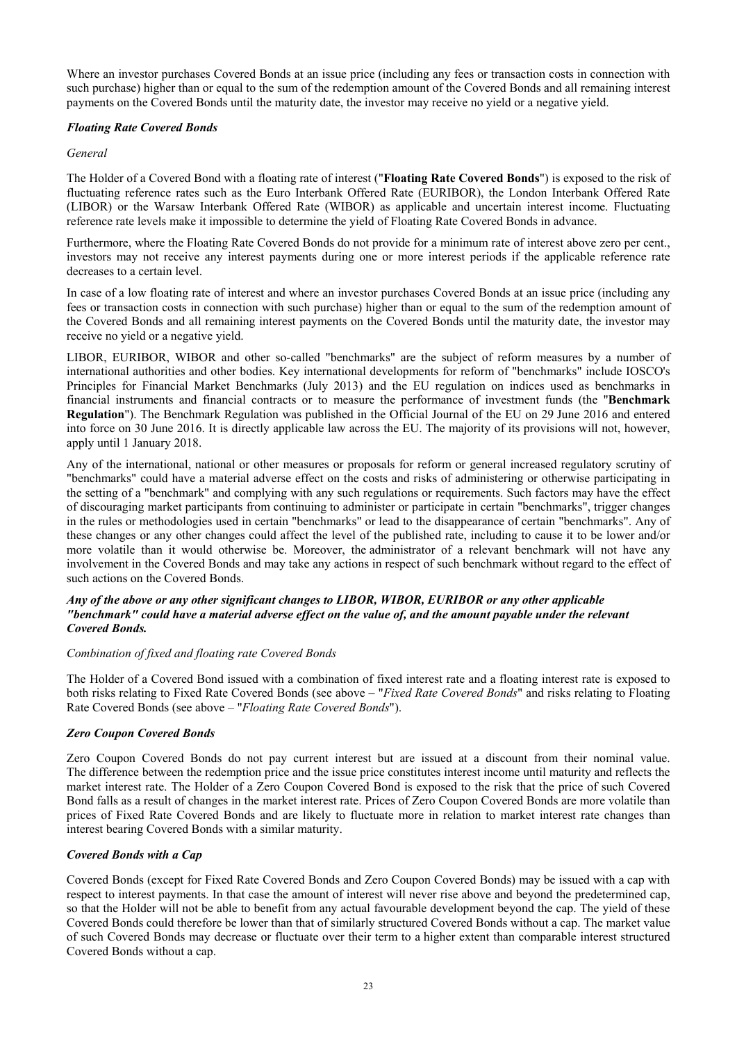Where an investor purchases Covered Bonds at an issue price (including any fees or transaction costs in connection with such purchase) higher than or equal to the sum of the redemption amount of the Covered Bonds and all remaining interest payments on the Covered Bonds until the maturity date, the investor may receive no yield or a negative yield.

***Floating Rate Covered Bonds***

*General*

The Holder of a Covered Bond with a floating rate of interest ("**Floating Rate Covered Bonds**") is exposed to the risk of fluctuating reference rates such as the Euro Interbank Offered Rate (EURIBOR), the London Interbank Offered Rate (LIBOR) or the Warsaw Interbank Offered Rate (WIBOR) as applicable and uncertain interest income. Fluctuating reference rate levels make it impossible to determine the yield of Floating Rate Covered Bonds in advance.

Furthermore, where the Floating Rate Covered Bonds do not provide for a minimum rate of interest above zero per cent., investors may not receive any interest payments during one or more interest periods if the applicable reference rate decreases to a certain level.

In case of a low floating rate of interest and where an investor purchases Covered Bonds at an issue price (including any fees or transaction costs in connection with such purchase) higher than or equal to the sum of the redemption amount of the Covered Bonds and all remaining interest payments on the Covered Bonds until the maturity date, the investor may receive no yield or a negative yield.

LIBOR, EURIBOR, WIBOR and other so-called "benchmarks" are the subject of reform measures by a number of international authorities and other bodies. Key international developments for reform of "benchmarks" include IOSCO's Principles for Financial Market Benchmarks (July 2013) and the EU regulation on indices used as benchmarks in financial instruments and financial contracts or to measure the performance of investment funds (the "**Benchmark Regulation**"). The Benchmark Regulation was published in the Official Journal of the EU on 29 June 2016 and entered into force on 30 June 2016. It is directly applicable law across the EU. The majority of its provisions will not, however, apply until 1 January 2018.

Any of the international, national or other measures or proposals for reform or general increased regulatory scrutiny of "benchmarks" could have a material adverse effect on the costs and risks of administering or otherwise participating in the setting of a "benchmark" and complying with any such regulations or requirements. Such factors may have the effect of discouraging market participants from continuing to administer or participate in certain "benchmarks", trigger changes in the rules or methodologies used in certain "benchmarks" or lead to the disappearance of certain "benchmarks". Any of these changes or any other changes could affect the level of the published rate, including to cause it to be lower and/or more volatile than it would otherwise be. Moreover, the administrator of a relevant benchmark will not have any involvement in the Covered Bonds and may take any actions in respect of such benchmark without regard to the effect of such actions on the Covered Bonds.

***Any of the above or any other significant changes to LIBOR, WIBOR, EURIBOR or any other applicable "benchmark" could have a material adverse effect on the value of, and the amount payable under the relevant Covered Bonds.***

*Combination of fixed and floating rate Covered Bonds*

The Holder of a Covered Bond issued with a combination of fixed interest rate and a floating interest rate is exposed to both risks relating to Fixed Rate Covered Bonds (see above – "*Fixed Rate Covered Bonds*" and risks relating to Floating Rate Covered Bonds (see above – "*Floating Rate Covered Bonds*").

***Zero Coupon Covered Bonds***

Zero Coupon Covered Bonds do not pay current interest but are issued at a discount from their nominal value. The difference between the redemption price and the issue price constitutes interest income until maturity and reflects the market interest rate. The Holder of a Zero Coupon Covered Bond is exposed to the risk that the price of such Covered Bond falls as a result of changes in the market interest rate. Prices of Zero Coupon Covered Bonds are more volatile than prices of Fixed Rate Covered Bonds and are likely to fluctuate more in relation to market interest rate changes than interest bearing Covered Bonds with a similar maturity.

***Covered Bonds with a Cap***

Covered Bonds (except for Fixed Rate Covered Bonds and Zero Coupon Covered Bonds) may be issued with a cap with respect to interest payments. In that case the amount of interest will never rise above and beyond the predetermined cap, so that the Holder will not be able to benefit from any actual favourable development beyond the cap. The yield of these Covered Bonds could therefore be lower than that of similarly structured Covered Bonds without a cap. The market value of such Covered Bonds may decrease or fluctuate over their term to a higher extent than comparable interest structured Covered Bonds without a cap.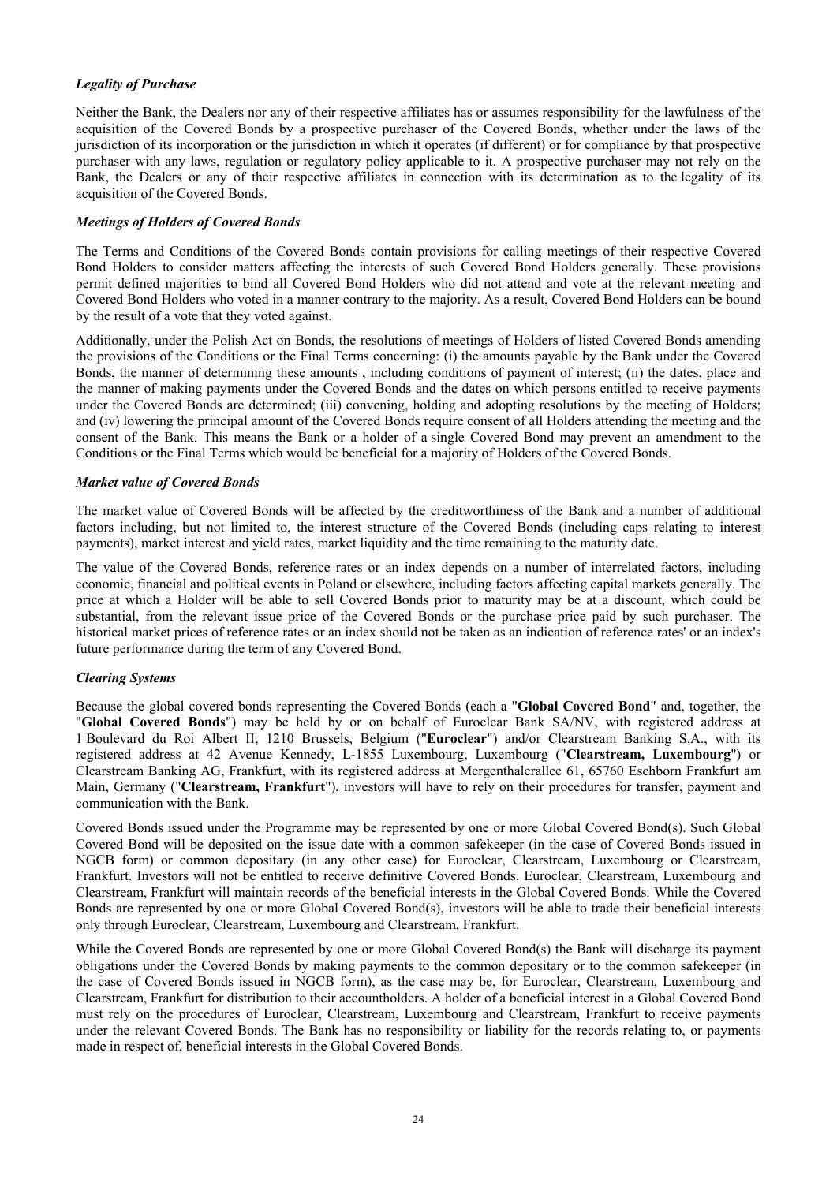### *Legality of Purchase*

Neither the Bank, the Dealers nor any of their respective affiliates has or assumes responsibility for the lawfulness of the acquisition of the Covered Bonds by a prospective purchaser of the Covered Bonds, whether under the laws of the jurisdiction of its incorporation or the jurisdiction in which it operates (if different) or for compliance by that prospective purchaser with any laws, regulation or regulatory policy applicable to it. A prospective purchaser may not rely on the Bank, the Dealers or any of their respective affiliates in connection with its determination as to the legality of its acquisition of the Covered Bonds.

### *Meetings of Holders of Covered Bonds*

The Terms and Conditions of the Covered Bonds contain provisions for calling meetings of their respective Covered Bond Holders to consider matters affecting the interests of such Covered Bond Holders generally. These provisions permit defined majorities to bind all Covered Bond Holders who did not attend and vote at the relevant meeting and Covered Bond Holders who voted in a manner contrary to the majority. As a result, Covered Bond Holders can be bound by the result of a vote that they voted against.

Additionally, under the Polish Act on Bonds, the resolutions of meetings of Holders of listed Covered Bonds amending the provisions of the Conditions or the Final Terms concerning: (i) the amounts payable by the Bank under the Covered Bonds, the manner of determining these amounts , including conditions of payment of interest; (ii) the dates, place and the manner of making payments under the Covered Bonds and the dates on which persons entitled to receive payments under the Covered Bonds are determined; (iii) convening, holding and adopting resolutions by the meeting of Holders; and (iv) lowering the principal amount of the Covered Bonds require consent of all Holders attending the meeting and the consent of the Bank. This means the Bank or a holder of a single Covered Bond may prevent an amendment to the Conditions or the Final Terms which would be beneficial for a majority of Holders of the Covered Bonds.

### *Market value of Covered Bonds*

The market value of Covered Bonds will be affected by the creditworthiness of the Bank and a number of additional factors including, but not limited to, the interest structure of the Covered Bonds (including caps relating to interest payments), market interest and yield rates, market liquidity and the time remaining to the maturity date.

The value of the Covered Bonds, reference rates or an index depends on a number of interrelated factors, including economic, financial and political events in Poland or elsewhere, including factors affecting capital markets generally. The price at which a Holder will be able to sell Covered Bonds prior to maturity may be at a discount, which could be substantial, from the relevant issue price of the Covered Bonds or the purchase price paid by such purchaser. The historical market prices of reference rates or an index should not be taken as an indication of reference rates' or an index's future performance during the term of any Covered Bond.

### *Clearing Systems*

Because the global covered bonds representing the Covered Bonds (each a "**Global Covered Bond**" and, together, the "**Global Covered Bonds**") may be held by or on behalf of Euroclear Bank SA/NV, with registered address at 1 Boulevard du Roi Albert II, 1210 Brussels, Belgium ("**Euroclear**") and/or Clearstream Banking S.A., with its registered address at 42 Avenue Kennedy, L-1855 Luxembourg, Luxembourg ("**Clearstream, Luxembourg**") or Clearstream Banking AG, Frankfurt, with its registered address at Mergenthalerallee 61, 65760 Eschborn Frankfurt am Main, Germany ("**Clearstream, Frankfurt**"), investors will have to rely on their procedures for transfer, payment and communication with the Bank.

Covered Bonds issued under the Programme may be represented by one or more Global Covered Bond(s). Such Global Covered Bond will be deposited on the issue date with a common safekeeper (in the case of Covered Bonds issued in NGCB form) or common depositary (in any other case) for Euroclear, Clearstream, Luxembourg or Clearstream, Frankfurt. Investors will not be entitled to receive definitive Covered Bonds. Euroclear, Clearstream, Luxembourg and Clearstream, Frankfurt will maintain records of the beneficial interests in the Global Covered Bonds. While the Covered Bonds are represented by one or more Global Covered Bond(s), investors will be able to trade their beneficial interests only through Euroclear, Clearstream, Luxembourg and Clearstream, Frankfurt.

While the Covered Bonds are represented by one or more Global Covered Bond(s) the Bank will discharge its payment obligations under the Covered Bonds by making payments to the common depositary or to the common safekeeper (in the case of Covered Bonds issued in NGCB form), as the case may be, for Euroclear, Clearstream, Luxembourg and Clearstream, Frankfurt for distribution to their accountholders. A holder of a beneficial interest in a Global Covered Bond must rely on the procedures of Euroclear, Clearstream, Luxembourg and Clearstream, Frankfurt to receive payments under the relevant Covered Bonds. The Bank has no responsibility or liability for the records relating to, or payments made in respect of, beneficial interests in the Global Covered Bonds.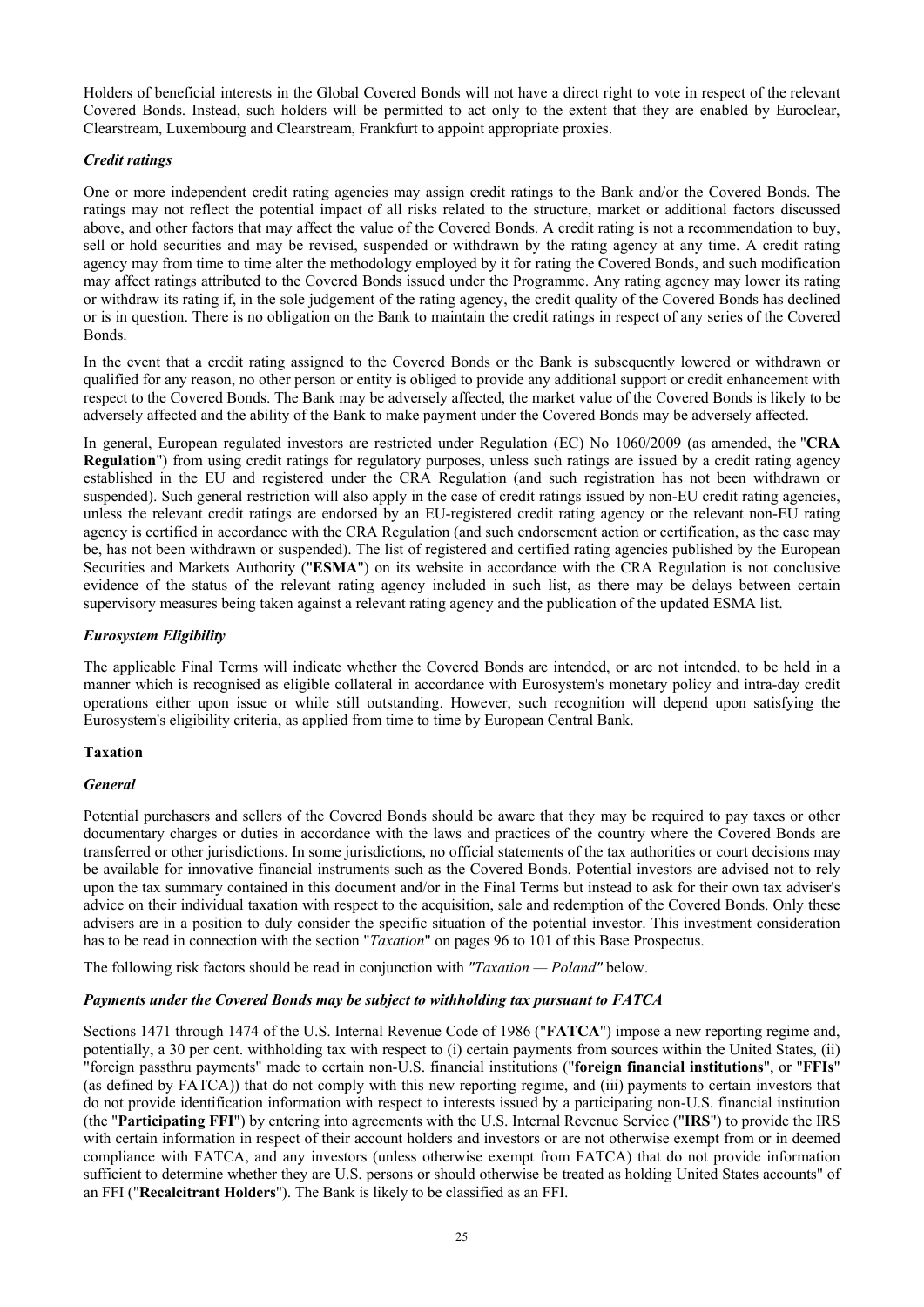Holders of beneficial interests in the Global Covered Bonds will not have a direct right to vote in respect of the relevant Covered Bonds. Instead, such holders will be permitted to act only to the extent that they are enabled by Euroclear, Clearstream, Luxembourg and Clearstream, Frankfurt to appoint appropriate proxies.

***Credit ratings***

One or more independent credit rating agencies may assign credit ratings to the Bank and/or the Covered Bonds. The ratings may not reflect the potential impact of all risks related to the structure, market or additional factors discussed above, and other factors that may affect the value of the Covered Bonds. A credit rating is not a recommendation to buy, sell or hold securities and may be revised, suspended or withdrawn by the rating agency at any time. A credit rating agency may from time to time alter the methodology employed by it for rating the Covered Bonds, and such modification may affect ratings attributed to the Covered Bonds issued under the Programme. Any rating agency may lower its rating or withdraw its rating if, in the sole judgement of the rating agency, the credit quality of the Covered Bonds has declined or is in question. There is no obligation on the Bank to maintain the credit ratings in respect of any series of the Covered Bonds.

In the event that a credit rating assigned to the Covered Bonds or the Bank is subsequently lowered or withdrawn or qualified for any reason, no other person or entity is obliged to provide any additional support or credit enhancement with respect to the Covered Bonds. The Bank may be adversely affected, the market value of the Covered Bonds is likely to be adversely affected and the ability of the Bank to make payment under the Covered Bonds may be adversely affected.

In general, European regulated investors are restricted under Regulation (EC) No 1060/2009 (as amended, the "**CRA Regulation**") from using credit ratings for regulatory purposes, unless such ratings are issued by a credit rating agency established in the EU and registered under the CRA Regulation (and such registration has not been withdrawn or suspended). Such general restriction will also apply in the case of credit ratings issued by non-EU credit rating agencies, unless the relevant credit ratings are endorsed by an EU-registered credit rating agency or the relevant non-EU rating agency is certified in accordance with the CRA Regulation (and such endorsement action or certification, as the case may be, has not been withdrawn or suspended). The list of registered and certified rating agencies published by the European Securities and Markets Authority ("**ESMA**") on its website in accordance with the CRA Regulation is not conclusive evidence of the status of the relevant rating agency included in such list, as there may be delays between certain supervisory measures being taken against a relevant rating agency and the publication of the updated ESMA list.

***Eurosystem Eligibility***

The applicable Final Terms will indicate whether the Covered Bonds are intended, or are not intended, to be held in a manner which is recognised as eligible collateral in accordance with Eurosystem's monetary policy and intra-day credit operations either upon issue or while still outstanding. However, such recognition will depend upon satisfying the Eurosystem's eligibility criteria, as applied from time to time by European Central Bank.

**Taxation**

***General***

Potential purchasers and sellers of the Covered Bonds should be aware that they may be required to pay taxes or other documentary charges or duties in accordance with the laws and practices of the country where the Covered Bonds are transferred or other jurisdictions. In some jurisdictions, no official statements of the tax authorities or court decisions may be available for innovative financial instruments such as the Covered Bonds. Potential investors are advised not to rely upon the tax summary contained in this document and/or in the Final Terms but instead to ask for their own tax adviser's advice on their individual taxation with respect to the acquisition, sale and redemption of the Covered Bonds. Only these advisers are in a position to duly consider the specific situation of the potential investor. This investment consideration has to be read in connection with the section "*Taxation*" on pages 96 to 101 of this Base Prospectus.

The following risk factors should be read in conjunction with *"Taxation — Poland"* below.

***Payments under the Covered Bonds may be subject to withholding tax pursuant to FATCA***

Sections 1471 through 1474 of the U.S. Internal Revenue Code of 1986 ("**FATCA**") impose a new reporting regime and, potentially, a 30 per cent. withholding tax with respect to (i) certain payments from sources within the United States, (ii) "foreign passthru payments" made to certain non-U.S. financial institutions ("**foreign financial institutions**", or "**FFIs**" (as defined by FATCA)) that do not comply with this new reporting regime, and (iii) payments to certain investors that do not provide identification information with respect to interests issued by a participating non-U.S. financial institution (the "**Participating FFI**") by entering into agreements with the U.S. Internal Revenue Service ("**IRS**") to provide the IRS with certain information in respect of their account holders and investors or are not otherwise exempt from or in deemed compliance with FATCA, and any investors (unless otherwise exempt from FATCA) that do not provide information sufficient to determine whether they are U.S. persons or should otherwise be treated as holding United States accounts" of an FFI ("**Recalcitrant Holders**"). The Bank is likely to be classified as an FFI.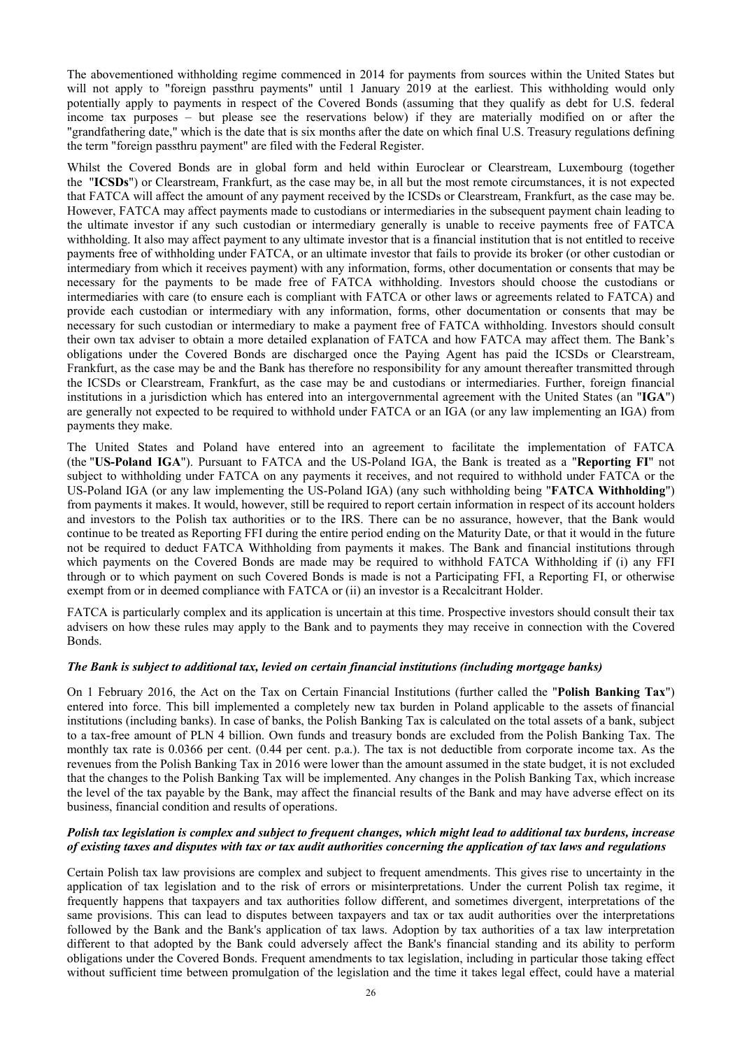The abovementioned withholding regime commenced in 2014 for payments from sources within the United States but will not apply to "foreign passthru payments" until 1 January 2019 at the earliest. This withholding would only potentially apply to payments in respect of the Covered Bonds (assuming that they qualify as debt for U.S. federal income tax purposes – but please see the reservations below) if they are materially modified on or after the "grandfathering date," which is the date that is six months after the date on which final U.S. Treasury regulations defining the term "foreign passthru payment" are filed with the Federal Register.

Whilst the Covered Bonds are in global form and held within Euroclear or Clearstream, Luxembourg (together the "**ICSDs**") or Clearstream, Frankfurt, as the case may be, in all but the most remote circumstances, it is not expected that FATCA will affect the amount of any payment received by the ICSDs or Clearstream, Frankfurt, as the case may be. However, FATCA may affect payments made to custodians or intermediaries in the subsequent payment chain leading to the ultimate investor if any such custodian or intermediary generally is unable to receive payments free of FATCA withholding. It also may affect payment to any ultimate investor that is a financial institution that is not entitled to receive payments free of withholding under FATCA, or an ultimate investor that fails to provide its broker (or other custodian or intermediary from which it receives payment) with any information, forms, other documentation or consents that may be necessary for the payments to be made free of FATCA withholding. Investors should choose the custodians or intermediaries with care (to ensure each is compliant with FATCA or other laws or agreements related to FATCA) and provide each custodian or intermediary with any information, forms, other documentation or consents that may be necessary for such custodian or intermediary to make a payment free of FATCA withholding. Investors should consult their own tax adviser to obtain a more detailed explanation of FATCA and how FATCA may affect them. The Bank's obligations under the Covered Bonds are discharged once the Paying Agent has paid the ICSDs or Clearstream, Frankfurt, as the case may be and the Bank has therefore no responsibility for any amount thereafter transmitted through the ICSDs or Clearstream, Frankfurt, as the case may be and custodians or intermediaries. Further, foreign financial institutions in a jurisdiction which has entered into an intergovernmental agreement with the United States (an "**IGA**") are generally not expected to be required to withhold under FATCA or an IGA (or any law implementing an IGA) from payments they make.

The United States and Poland have entered into an agreement to facilitate the implementation of FATCA (the "**US-Poland IGA**"). Pursuant to FATCA and the US-Poland IGA, the Bank is treated as a "**Reporting FI**" not subject to withholding under FATCA on any payments it receives, and not required to withhold under FATCA or the US-Poland IGA (or any law implementing the US-Poland IGA) (any such withholding being "**FATCA Withholding**") from payments it makes. It would, however, still be required to report certain information in respect of its account holders and investors to the Polish tax authorities or to the IRS. There can be no assurance, however, that the Bank would continue to be treated as Reporting FFI during the entire period ending on the Maturity Date, or that it would in the future not be required to deduct FATCA Withholding from payments it makes. The Bank and financial institutions through which payments on the Covered Bonds are made may be required to withhold FATCA Withholding if (i) any FFI through or to which payment on such Covered Bonds is made is not a Participating FFI, a Reporting FI, or otherwise exempt from or in deemed compliance with FATCA or (ii) an investor is a Recalcitrant Holder.

FATCA is particularly complex and its application is uncertain at this time. Prospective investors should consult their tax advisers on how these rules may apply to the Bank and to payments they may receive in connection with the Covered Bonds.

***The Bank is subject to additional tax, levied on certain financial institutions (including mortgage banks)***

On 1 February 2016, the Act on the Tax on Certain Financial Institutions (further called the "**Polish Banking Tax**") entered into force. This bill implemented a completely new tax burden in Poland applicable to the assets of financial institutions (including banks). In case of banks, the Polish Banking Tax is calculated on the total assets of a bank, subject to a tax-free amount of PLN 4 billion. Own funds and treasury bonds are excluded from the Polish Banking Tax. The monthly tax rate is 0.0366 per cent. (0.44 per cent. p.a.). The tax is not deductible from corporate income tax. As the revenues from the Polish Banking Tax in 2016 were lower than the amount assumed in the state budget, it is not excluded that the changes to the Polish Banking Tax will be implemented. Any changes in the Polish Banking Tax, which increase the level of the tax payable by the Bank, may affect the financial results of the Bank and may have adverse effect on its business, financial condition and results of operations.

***Polish tax legislation is complex and subject to frequent changes, which might lead to additional tax burdens, increase of existing taxes and disputes with tax or tax audit authorities concerning the application of tax laws and regulations***

Certain Polish tax law provisions are complex and subject to frequent amendments. This gives rise to uncertainty in the application of tax legislation and to the risk of errors or misinterpretations. Under the current Polish tax regime, it frequently happens that taxpayers and tax authorities follow different, and sometimes divergent, interpretations of the same provisions. This can lead to disputes between taxpayers and tax or tax audit authorities over the interpretations followed by the Bank and the Bank's application of tax laws. Adoption by tax authorities of a tax law interpretation different to that adopted by the Bank could adversely affect the Bank's financial standing and its ability to perform obligations under the Covered Bonds. Frequent amendments to tax legislation, including in particular those taking effect without sufficient time between promulgation of the legislation and the time it takes legal effect, could have a material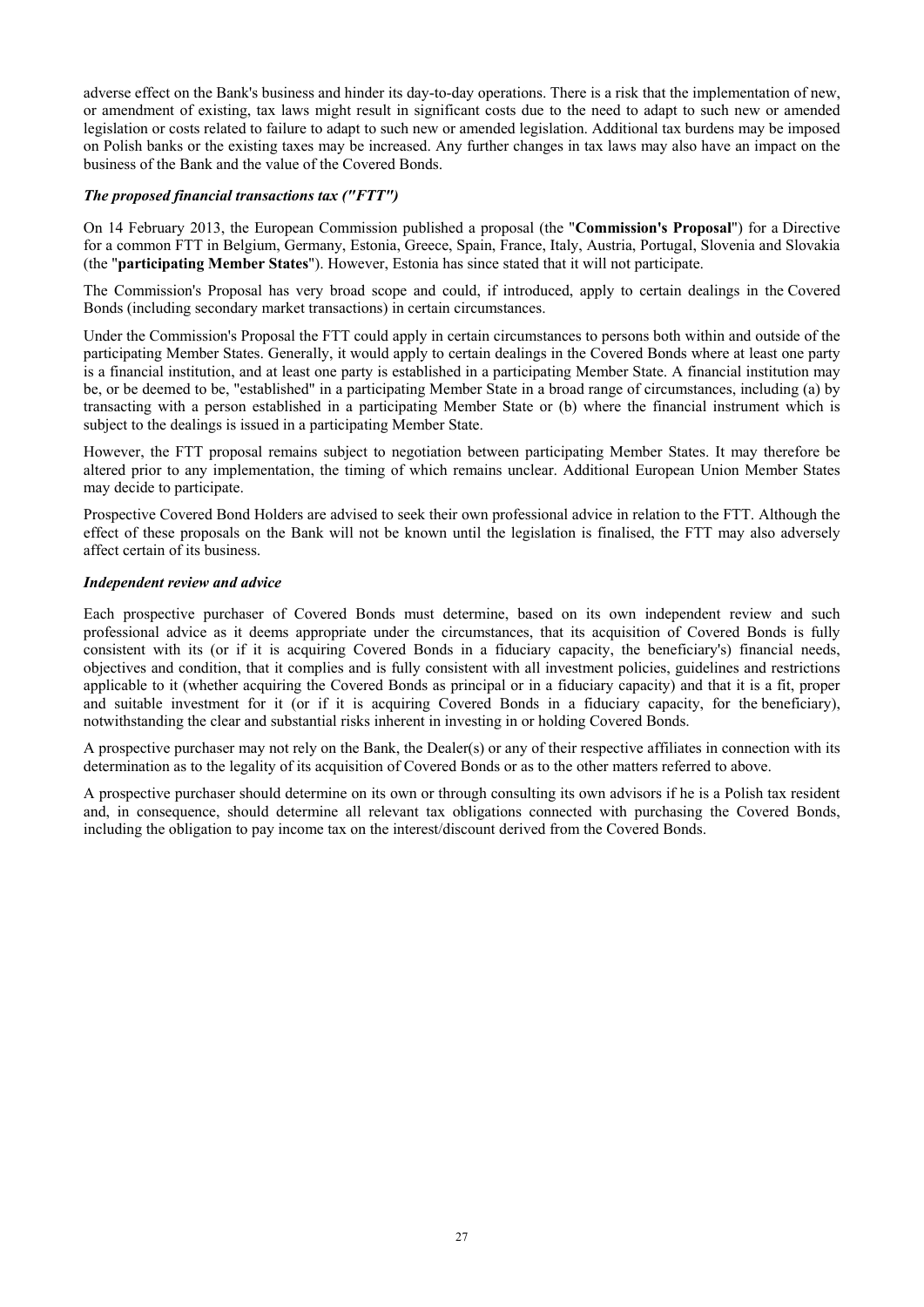adverse effect on the Bank's business and hinder its day-to-day operations. There is a risk that the implementation of new, or amendment of existing, tax laws might result in significant costs due to the need to adapt to such new or amended legislation or costs related to failure to adapt to such new or amended legislation. Additional tax burdens may be imposed on Polish banks or the existing taxes may be increased. Any further changes in tax laws may also have an impact on the business of the Bank and the value of the Covered Bonds.

***The proposed financial transactions tax ("FTT")***

On 14 February 2013, the European Commission published a proposal (the "**Commission's Proposal**") for a Directive for a common FTT in Belgium, Germany, Estonia, Greece, Spain, France, Italy, Austria, Portugal, Slovenia and Slovakia (the "**participating Member States**"). However, Estonia has since stated that it will not participate.

The Commission's Proposal has very broad scope and could, if introduced, apply to certain dealings in the Covered Bonds (including secondary market transactions) in certain circumstances.

Under the Commission's Proposal the FTT could apply in certain circumstances to persons both within and outside of the participating Member States. Generally, it would apply to certain dealings in the Covered Bonds where at least one party is a financial institution, and at least one party is established in a participating Member State. A financial institution may be, or be deemed to be, "established" in a participating Member State in a broad range of circumstances, including (a) by transacting with a person established in a participating Member State or (b) where the financial instrument which is subject to the dealings is issued in a participating Member State.

However, the FTT proposal remains subject to negotiation between participating Member States. It may therefore be altered prior to any implementation, the timing of which remains unclear. Additional European Union Member States may decide to participate.

Prospective Covered Bond Holders are advised to seek their own professional advice in relation to the FTT. Although the effect of these proposals on the Bank will not be known until the legislation is finalised, the FTT may also adversely affect certain of its business.

***Independent review and advice***

Each prospective purchaser of Covered Bonds must determine, based on its own independent review and such professional advice as it deems appropriate under the circumstances, that its acquisition of Covered Bonds is fully consistent with its (or if it is acquiring Covered Bonds in a fiduciary capacity, the beneficiary's) financial needs, objectives and condition, that it complies and is fully consistent with all investment policies, guidelines and restrictions applicable to it (whether acquiring the Covered Bonds as principal or in a fiduciary capacity) and that it is a fit, proper and suitable investment for it (or if it is acquiring Covered Bonds in a fiduciary capacity, for the beneficiary), notwithstanding the clear and substantial risks inherent in investing in or holding Covered Bonds.

A prospective purchaser may not rely on the Bank, the Dealer(s) or any of their respective affiliates in connection with its determination as to the legality of its acquisition of Covered Bonds or as to the other matters referred to above.

A prospective purchaser should determine on its own or through consulting its own advisors if he is a Polish tax resident and, in consequence, should determine all relevant tax obligations connected with purchasing the Covered Bonds, including the obligation to pay income tax on the interest/discount derived from the Covered Bonds.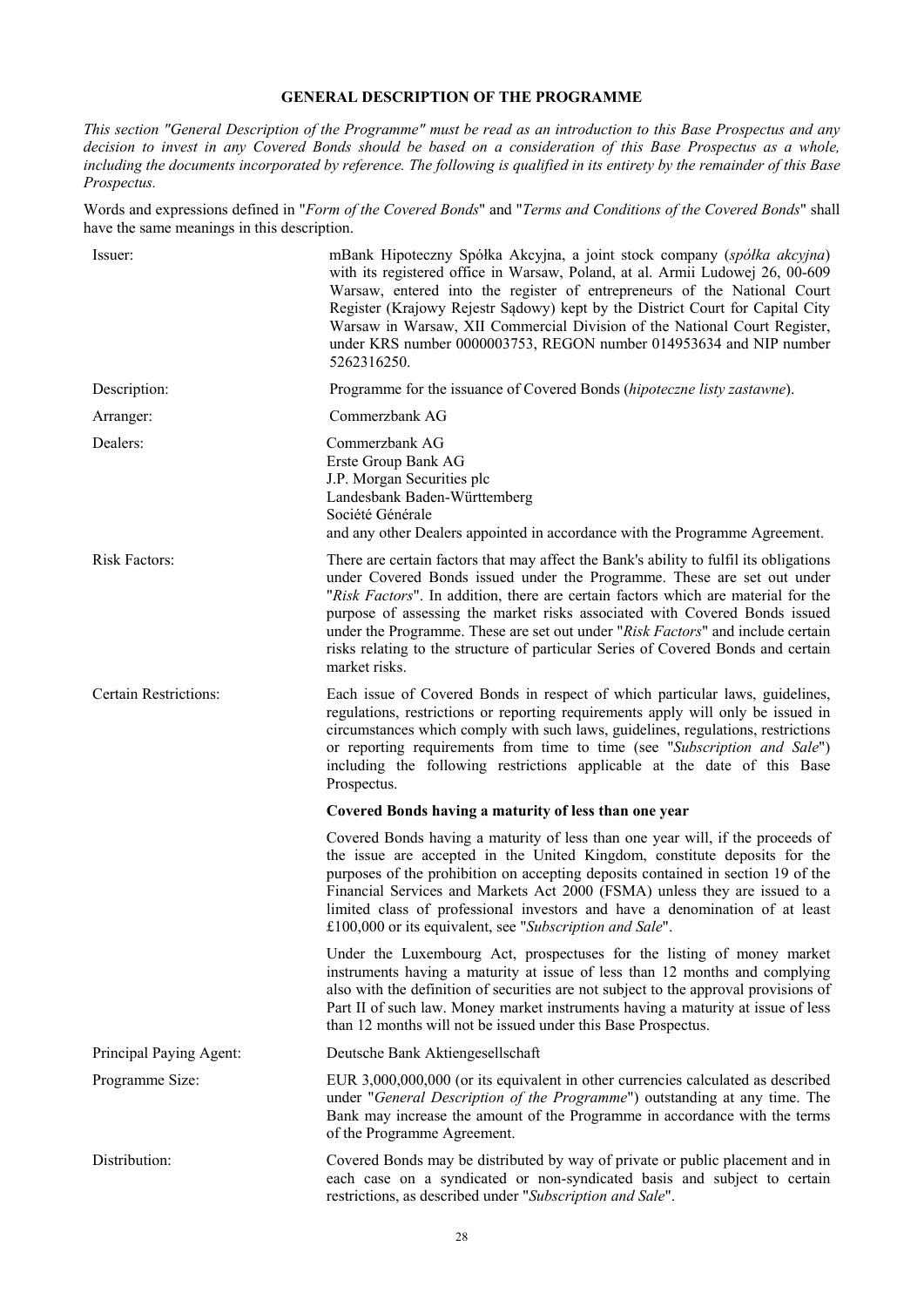## GENERAL DESCRIPTION OF THE PROGRAMME

*This section "General Description of the Programme" must be read as an introduction to this Base Prospectus and any decision to invest in any Covered Bonds should be based on a consideration of this Base Prospectus as a whole, including the documents incorporated by reference. The following is qualified in its entirety by the remainder of this Base Prospectus.*

Words and expressions defined in "*Form of the Covered Bonds*" and "*Terms and Conditions of the Covered Bonds*" shall have the same meanings in this description.

| | |
|---|---|
| Issuer: | mBank Hipoteczny Spółka Akcyjna, a joint stock company (*spółka akcyjna*) with its registered office in Warsaw, Poland, at al. Armii Ludowej 26, 00-609 Warsaw, entered into the register of entrepreneurs of the National Court Register (Krajowy Rejestr Sądowy) kept by the District Court for Capital City Warsaw in Warsaw, XII Commercial Division of the National Court Register, under KRS number 0000003753, REGON number 014953634 and NIP number 5262316250. |
| Description: | Programme for the issuance of Covered Bonds (*hipoteczne listy zastawne*). |
| Arranger: | Commerzbank AG |
| Dealers: | Commerzbank AG<br>Erste Group Bank AG<br>J.P. Morgan Securities plc<br>Landesbank Baden-Württemberg<br>Société Générale<br>and any other Dealers appointed in accordance with the Programme Agreement. |
| Risk Factors: | There are certain factors that may affect the Bank's ability to fulfil its obligations under Covered Bonds issued under the Programme. These are set out under "*Risk Factors*". In addition, there are certain factors which are material for the purpose of assessing the market risks associated with Covered Bonds issued under the Programme. These are set out under "*Risk Factors*" and include certain risks relating to the structure of particular Series of Covered Bonds and certain market risks. |
| Certain Restrictions: | Each issue of Covered Bonds in respect of which particular laws, guidelines, regulations, restrictions or reporting requirements apply will only be issued in circumstances which comply with such laws, guidelines, regulations, restrictions or reporting requirements from time to time (see "*Subscription and Sale*") including the following restrictions applicable at the date of this Base Prospectus.<br><br>**Covered Bonds having a maturity of less than one year**<br><br>Covered Bonds having a maturity of less than one year will, if the proceeds of the issue are accepted in the United Kingdom, constitute deposits for the purposes of the prohibition on accepting deposits contained in section 19 of the Financial Services and Markets Act 2000 (FSMA) unless they are issued to a limited class of professional investors and have a denomination of at least £100,000 or its equivalent, see "*Subscription and Sale*".<br><br>Under the Luxembourg Act, prospectuses for the listing of money market instruments having a maturity at issue of less than 12 months and complying also with the definition of securities are not subject to the approval provisions of Part II of such law. Money market instruments having a maturity at issue of less than 12 months will not be issued under this Base Prospectus. |
| Principal Paying Agent: | Deutsche Bank Aktiengesellschaft |
| Programme Size: | EUR 3,000,000,000 (or its equivalent in other currencies calculated as described under "*General Description of the Programme*") outstanding at any time. The Bank may increase the amount of the Programme in accordance with the terms of the Programme Agreement. |
| Distribution: | Covered Bonds may be distributed by way of private or public placement and in each case on a syndicated or non-syndicated basis and subject to certain restrictions, as described under "*Subscription and Sale*". |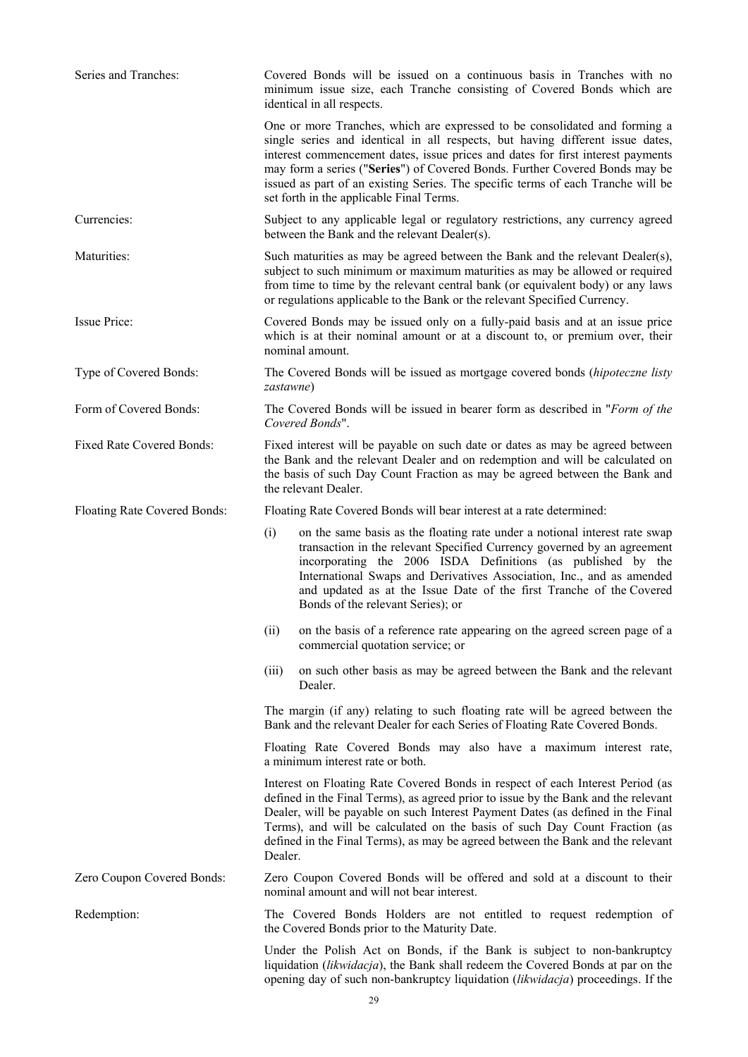Series and Tranches: Covered Bonds will be issued on a continuous basis in Tranches with no minimum issue size, each Tranche consisting of Covered Bonds which are identical in all respects.

One or more Tranches, which are expressed to be consolidated and forming a single series and identical in all respects, but having different issue dates, interest commencement dates, issue prices and dates for first interest payments may form a series ("**Series**") of Covered Bonds. Further Covered Bonds may be issued as part of an existing Series. The specific terms of each Tranche will be set forth in the applicable Final Terms.

Currencies: Subject to any applicable legal or regulatory restrictions, any currency agreed between the Bank and the relevant Dealer(s).

Maturities: Such maturities as may be agreed between the Bank and the relevant Dealer(s), subject to such minimum or maximum maturities as may be allowed or required from time to time by the relevant central bank (or equivalent body) or any laws or regulations applicable to the Bank or the relevant Specified Currency.

Issue Price: Covered Bonds may be issued only on a fully-paid basis and at an issue price which is at their nominal amount or at a discount to, or premium over, their nominal amount.

Type of Covered Bonds: The Covered Bonds will be issued as mortgage covered bonds (*hipoteczne listy zastawne*)

Form of Covered Bonds: The Covered Bonds will be issued in bearer form as described in "*Form of the Covered Bonds*".

Fixed Rate Covered Bonds: Fixed interest will be payable on such date or dates as may be agreed between the Bank and the relevant Dealer and on redemption and will be calculated on the basis of such Day Count Fraction as may be agreed between the Bank and the relevant Dealer.

Floating Rate Covered Bonds: Floating Rate Covered Bonds will bear interest at a rate determined:

(i) on the same basis as the floating rate under a notional interest rate swap transaction in the relevant Specified Currency governed by an agreement incorporating the 2006 ISDA Definitions (as published by the International Swaps and Derivatives Association, Inc., and as amended and updated as at the Issue Date of the first Tranche of the Covered Bonds of the relevant Series); or

(ii) on the basis of a reference rate appearing on the agreed screen page of a commercial quotation service; or

(iii) on such other basis as may be agreed between the Bank and the relevant Dealer.

The margin (if any) relating to such floating rate will be agreed between the Bank and the relevant Dealer for each Series of Floating Rate Covered Bonds.

Floating Rate Covered Bonds may also have a maximum interest rate, a minimum interest rate or both.

Interest on Floating Rate Covered Bonds in respect of each Interest Period (as defined in the Final Terms), as agreed prior to issue by the Bank and the relevant Dealer, will be payable on such Interest Payment Dates (as defined in the Final Terms), and will be calculated on the basis of such Day Count Fraction (as defined in the Final Terms), as may be agreed between the Bank and the relevant Dealer.

Zero Coupon Covered Bonds: Zero Coupon Covered Bonds will be offered and sold at a discount to their nominal amount and will not bear interest.

Redemption: The Covered Bonds Holders are not entitled to request redemption of the Covered Bonds prior to the Maturity Date.

Under the Polish Act on Bonds, if the Bank is subject to non-bankruptcy liquidation (*likwidacja*), the Bank shall redeem the Covered Bonds at par on the opening day of such non-bankruptcy liquidation (*likwidacja*) proceedings. If the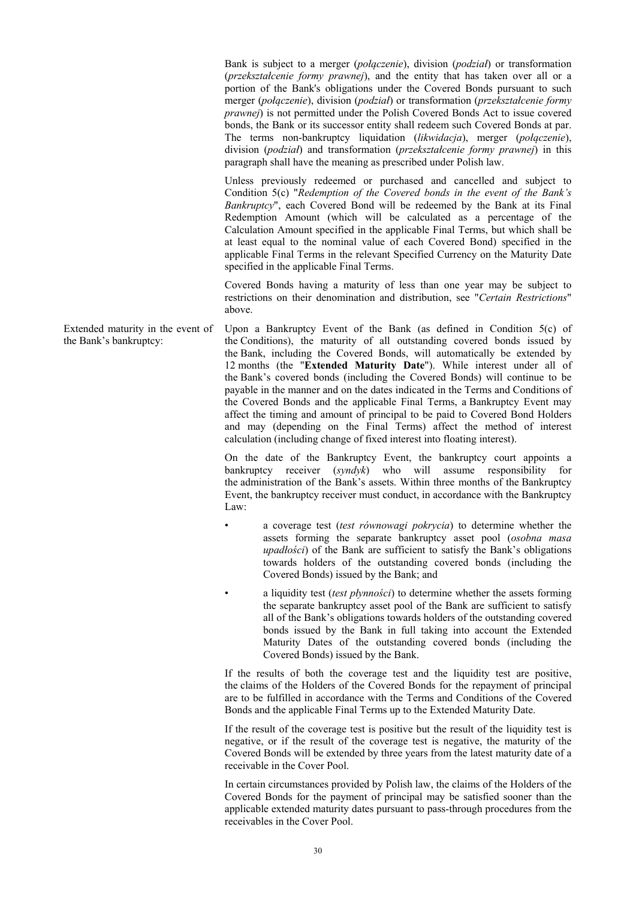Bank is subject to a merger (*połączenie*), division (*podział*) or transformation (*przekształcenie formy prawnej*), and the entity that has taken over all or a portion of the Bank's obligations under the Covered Bonds pursuant to such merger (*połączenie*), division (*podział*) or transformation (*przekształcenie formy prawnej*) is not permitted under the Polish Covered Bonds Act to issue covered bonds, the Bank or its successor entity shall redeem such Covered Bonds at par. The terms non-bankruptcy liquidation (*likwidacja*), merger (*połączenie*), division (*podział*) and transformation (*przekształcenie formy prawnej*) in this paragraph shall have the meaning as prescribed under Polish law.

Unless previously redeemed or purchased and cancelled and subject to Condition 5(c) "*Redemption of the Covered bonds in the event of the Bank's Bankruptcy*", each Covered Bond will be redeemed by the Bank at its Final Redemption Amount (which will be calculated as a percentage of the Calculation Amount specified in the applicable Final Terms, but which shall be at least equal to the nominal value of each Covered Bond) specified in the applicable Final Terms in the relevant Specified Currency on the Maturity Date specified in the applicable Final Terms.

Covered Bonds having a maturity of less than one year may be subject to restrictions on their denomination and distribution, see "*Certain Restrictions*" above.

Extended maturity in the event of the Bank's bankruptcy:

Upon a Bankruptcy Event of the Bank (as defined in Condition 5(c) of the Conditions), the maturity of all outstanding covered bonds issued by the Bank, including the Covered Bonds, will automatically be extended by 12 months (the "**Extended Maturity Date**"). While interest under all of the Bank's covered bonds (including the Covered Bonds) will continue to be payable in the manner and on the dates indicated in the Terms and Conditions of the Covered Bonds and the applicable Final Terms, a Bankruptcy Event may affect the timing and amount of principal to be paid to Covered Bond Holders and may (depending on the Final Terms) affect the method of interest calculation (including change of fixed interest into floating interest).

On the date of the Bankruptcy Event, the bankruptcy court appoints a bankruptcy receiver (*syndyk*) who will assume responsibility for the administration of the Bank's assets. Within three months of the Bankruptcy Event, the bankruptcy receiver must conduct, in accordance with the Bankruptcy Law:

- a coverage test (*test równowagi pokrycia*) to determine whether the assets forming the separate bankruptcy asset pool (*osobna masa upadłości*) of the Bank are sufficient to satisfy the Bank's obligations towards holders of the outstanding covered bonds (including the Covered Bonds) issued by the Bank; and
- a liquidity test (*test płynności*) to determine whether the assets forming the separate bankruptcy asset pool of the Bank are sufficient to satisfy all of the Bank's obligations towards holders of the outstanding covered bonds issued by the Bank in full taking into account the Extended Maturity Dates of the outstanding covered bonds (including the Covered Bonds) issued by the Bank.

If the results of both the coverage test and the liquidity test are positive, the claims of the Holders of the Covered Bonds for the repayment of principal are to be fulfilled in accordance with the Terms and Conditions of the Covered Bonds and the applicable Final Terms up to the Extended Maturity Date.

If the result of the coverage test is positive but the result of the liquidity test is negative, or if the result of the coverage test is negative, the maturity of the Covered Bonds will be extended by three years from the latest maturity date of a receivable in the Cover Pool.

In certain circumstances provided by Polish law, the claims of the Holders of the Covered Bonds for the payment of principal may be satisfied sooner than the applicable extended maturity dates pursuant to pass-through procedures from the receivables in the Cover Pool.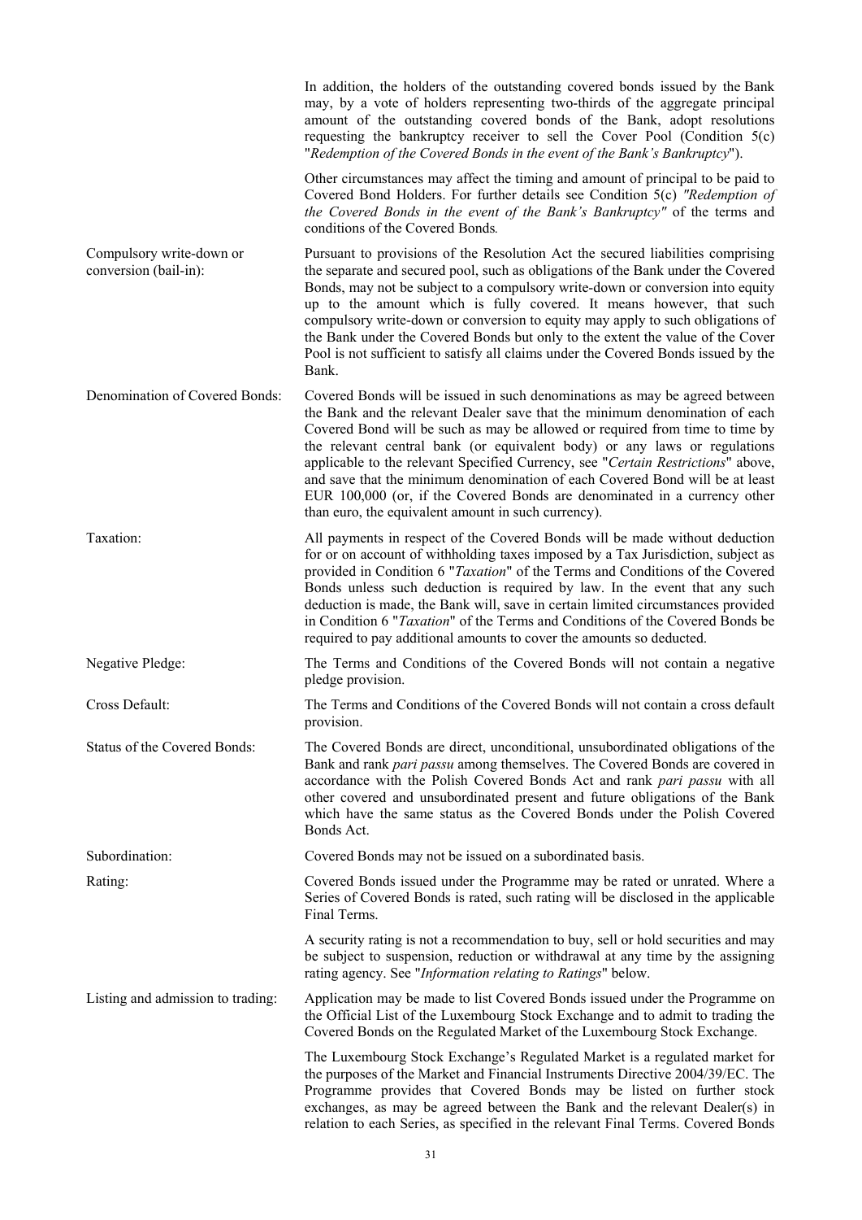| | |
|---|---|
| | In addition, the holders of the outstanding covered bonds issued by the Bank may, by a vote of holders representing two-thirds of the aggregate principal amount of the outstanding covered bonds of the Bank, adopt resolutions requesting the bankruptcy receiver to sell the Cover Pool (Condition 5(c) "*Redemption of the Covered Bonds in the event of the Bank's Bankruptcy*"). |
| | Other circumstances may affect the timing and amount of principal to be paid to Covered Bond Holders. For further details see Condition 5(c) *"Redemption of the Covered Bonds in the event of the Bank's Bankruptcy"* of the terms and conditions of the Covered Bonds*.* |
| Compulsory write-down or conversion (bail-in): | Pursuant to provisions of the Resolution Act the secured liabilities comprising the separate and secured pool, such as obligations of the Bank under the Covered Bonds, may not be subject to a compulsory write-down or conversion into equity up to the amount which is fully covered. It means however, that such compulsory write-down or conversion to equity may apply to such obligations of the Bank under the Covered Bonds but only to the extent the value of the Cover Pool is not sufficient to satisfy all claims under the Covered Bonds issued by the Bank. |
| Denomination of Covered Bonds: | Covered Bonds will be issued in such denominations as may be agreed between the Bank and the relevant Dealer save that the minimum denomination of each Covered Bond will be such as may be allowed or required from time to time by the relevant central bank (or equivalent body) or any laws or regulations applicable to the relevant Specified Currency, see "*Certain Restrictions*" above, and save that the minimum denomination of each Covered Bond will be at least EUR 100,000 (or, if the Covered Bonds are denominated in a currency other than euro, the equivalent amount in such currency). |
| Taxation: | All payments in respect of the Covered Bonds will be made without deduction for or on account of withholding taxes imposed by a Tax Jurisdiction, subject as provided in Condition 6 "*Taxation*" of the Terms and Conditions of the Covered Bonds unless such deduction is required by law. In the event that any such deduction is made, the Bank will, save in certain limited circumstances provided in Condition 6 "*Taxation*" of the Terms and Conditions of the Covered Bonds be required to pay additional amounts to cover the amounts so deducted. |
| Negative Pledge: | The Terms and Conditions of the Covered Bonds will not contain a negative pledge provision. |
| Cross Default: | The Terms and Conditions of the Covered Bonds will not contain a cross default provision. |
| Status of the Covered Bonds: | The Covered Bonds are direct, unconditional, unsubordinated obligations of the Bank and rank *pari passu* among themselves. The Covered Bonds are covered in accordance with the Polish Covered Bonds Act and rank *pari passu* with all other covered and unsubordinated present and future obligations of the Bank which have the same status as the Covered Bonds under the Polish Covered Bonds Act. |
| Subordination: | Covered Bonds may not be issued on a subordinated basis. |
| Rating: | Covered Bonds issued under the Programme may be rated or unrated. Where a Series of Covered Bonds is rated, such rating will be disclosed in the applicable Final Terms. |
| | A security rating is not a recommendation to buy, sell or hold securities and may be subject to suspension, reduction or withdrawal at any time by the assigning rating agency. See "*Information relating to Ratings*" below. |
| Listing and admission to trading: | Application may be made to list Covered Bonds issued under the Programme on the Official List of the Luxembourg Stock Exchange and to admit to trading the Covered Bonds on the Regulated Market of the Luxembourg Stock Exchange. |
| | The Luxembourg Stock Exchange's Regulated Market is a regulated market for the purposes of the Market and Financial Instruments Directive 2004/39/EC. The Programme provides that Covered Bonds may be listed on further stock exchanges, as may be agreed between the Bank and the relevant Dealer(s) in relation to each Series, as specified in the relevant Final Terms. Covered Bonds |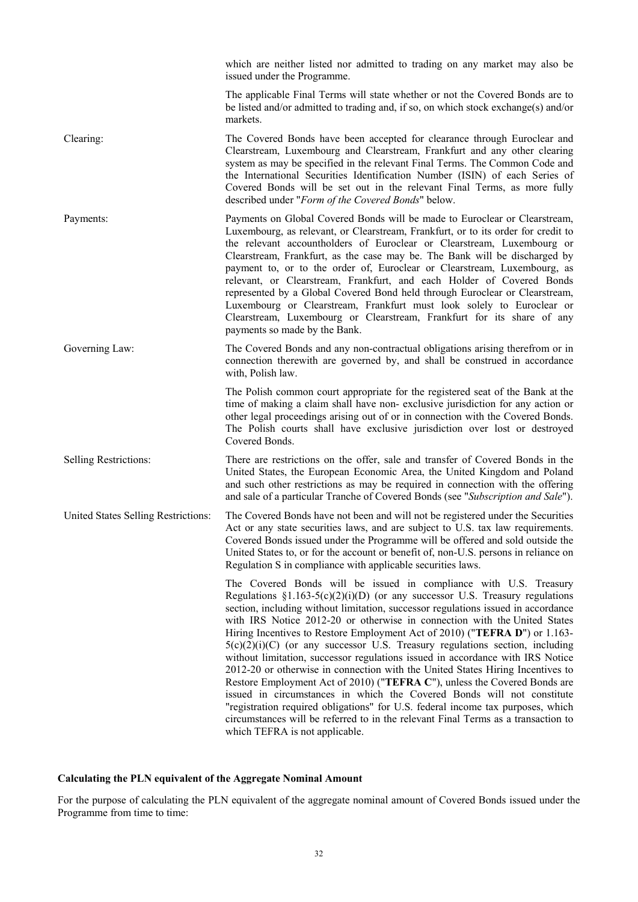| | |
|---|---|
| | which are neither listed nor admitted to trading on any market may also be issued under the Programme. |
| | The applicable Final Terms will state whether or not the Covered Bonds are to be listed and/or admitted to trading and, if so, on which stock exchange(s) and/or markets. |
| Clearing: | The Covered Bonds have been accepted for clearance through Euroclear and Clearstream, Luxembourg and Clearstream, Frankfurt and any other clearing system as may be specified in the relevant Final Terms. The Common Code and the International Securities Identification Number (ISIN) of each Series of Covered Bonds will be set out in the relevant Final Terms, as more fully described under "*Form of the Covered Bonds*" below. |
| Payments: | Payments on Global Covered Bonds will be made to Euroclear or Clearstream, Luxembourg, as relevant, or Clearstream, Frankfurt, or to its order for credit to the relevant accountholders of Euroclear or Clearstream, Luxembourg or Clearstream, Frankfurt, as the case may be. The Bank will be discharged by payment to, or to the order of, Euroclear or Clearstream, Luxembourg, as relevant, or Clearstream, Frankfurt, and each Holder of Covered Bonds represented by a Global Covered Bond held through Euroclear or Clearstream, Luxembourg or Clearstream, Frankfurt must look solely to Euroclear or Clearstream, Luxembourg or Clearstream, Frankfurt for its share of any payments so made by the Bank. |
| Governing Law: | The Covered Bonds and any non-contractual obligations arising therefrom or in connection therewith are governed by, and shall be construed in accordance with, Polish law. |
| | The Polish common court appropriate for the registered seat of the Bank at the time of making a claim shall have non- exclusive jurisdiction for any action or other legal proceedings arising out of or in connection with the Covered Bonds. The Polish courts shall have exclusive jurisdiction over lost or destroyed Covered Bonds. |
| Selling Restrictions: | There are restrictions on the offer, sale and transfer of Covered Bonds in the United States, the European Economic Area, the United Kingdom and Poland and such other restrictions as may be required in connection with the offering and sale of a particular Tranche of Covered Bonds (see "*Subscription and Sale*"). |
| United States Selling Restrictions: | The Covered Bonds have not been and will not be registered under the Securities Act or any state securities laws, and are subject to U.S. tax law requirements. Covered Bonds issued under the Programme will be offered and sold outside the United States to, or for the account or benefit of, non-U.S. persons in reliance on Regulation S in compliance with applicable securities laws. |
| | The Covered Bonds will be issued in compliance with U.S. Treasury Regulations §1.163-5(c)(2)(i)(D) (or any successor U.S. Treasury regulations section, including without limitation, successor regulations issued in accordance with IRS Notice 2012-20 or otherwise in connection with the United States Hiring Incentives to Restore Employment Act of 2010) ("**TEFRA D**") or 1.163-5(c)(2)(i)(C) (or any successor U.S. Treasury regulations section, including without limitation, successor regulations issued in accordance with IRS Notice 2012-20 or otherwise in connection with the United States Hiring Incentives to Restore Employment Act of 2010) ("**TEFRA C**"), unless the Covered Bonds are issued in circumstances in which the Covered Bonds will not constitute "registration required obligations" for U.S. federal income tax purposes, which circumstances will be referred to in the relevant Final Terms as a transaction to which TEFRA is not applicable. |

**Calculating the PLN equivalent of the Aggregate Nominal Amount**

For the purpose of calculating the PLN equivalent of the aggregate nominal amount of Covered Bonds issued under the Programme from time to time: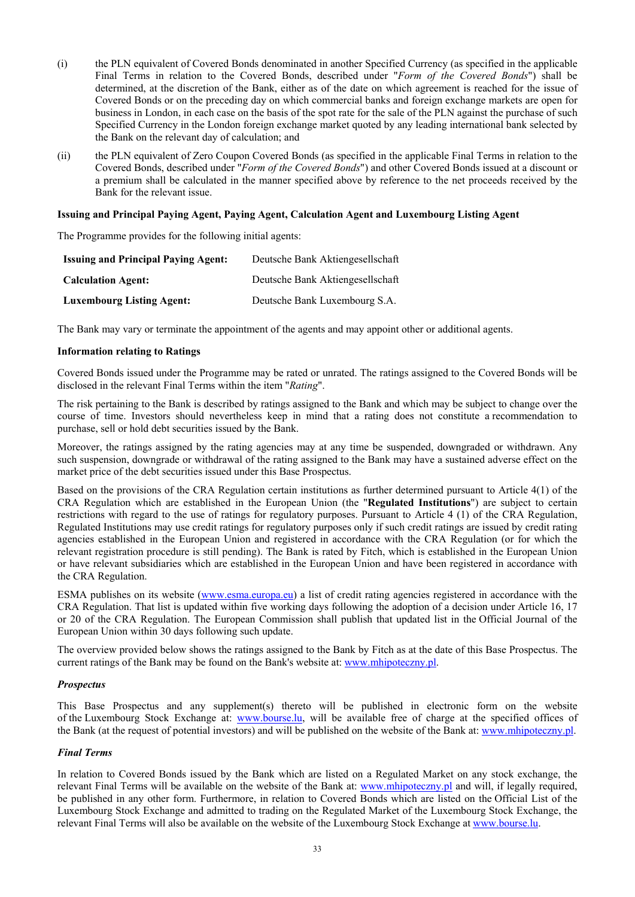(i) the PLN equivalent of Covered Bonds denominated in another Specified Currency (as specified in the applicable Final Terms in relation to the Covered Bonds, described under "*Form of the Covered Bonds*") shall be determined, at the discretion of the Bank, either as of the date on which agreement is reached for the issue of Covered Bonds or on the preceding day on which commercial banks and foreign exchange markets are open for business in London, in each case on the basis of the spot rate for the sale of the PLN against the purchase of such Specified Currency in the London foreign exchange market quoted by any leading international bank selected by the Bank on the relevant day of calculation; and

(ii) the PLN equivalent of Zero Coupon Covered Bonds (as specified in the applicable Final Terms in relation to the Covered Bonds, described under "*Form of the Covered Bonds*") and other Covered Bonds issued at a discount or a premium shall be calculated in the manner specified above by reference to the net proceeds received by the Bank for the relevant issue.

**Issuing and Principal Paying Agent, Paying Agent, Calculation Agent and Luxembourg Listing Agent**

The Programme provides for the following initial agents:

| | |
|---|---|
| **Issuing and Principal Paying Agent:** | Deutsche Bank Aktiengesellschaft |
| **Calculation Agent:** | Deutsche Bank Aktiengesellschaft |
| **Luxembourg Listing Agent:** | Deutsche Bank Luxembourg S.A. |

The Bank may vary or terminate the appointment of the agents and may appoint other or additional agents.

**Information relating to Ratings**

Covered Bonds issued under the Programme may be rated or unrated. The ratings assigned to the Covered Bonds will be disclosed in the relevant Final Terms within the item "*Rating*".

The risk pertaining to the Bank is described by ratings assigned to the Bank and which may be subject to change over the course of time. Investors should nevertheless keep in mind that a rating does not constitute a recommendation to purchase, sell or hold debt securities issued by the Bank.

Moreover, the ratings assigned by the rating agencies may at any time be suspended, downgraded or withdrawn. Any such suspension, downgrade or withdrawal of the rating assigned to the Bank may have a sustained adverse effect on the market price of the debt securities issued under this Base Prospectus.

Based on the provisions of the CRA Regulation certain institutions as further determined pursuant to Article 4(1) of the CRA Regulation which are established in the European Union (the "**Regulated Institutions**") are subject to certain restrictions with regard to the use of ratings for regulatory purposes. Pursuant to Article 4 (1) of the CRA Regulation, Regulated Institutions may use credit ratings for regulatory purposes only if such credit ratings are issued by credit rating agencies established in the European Union and registered in accordance with the CRA Regulation (or for which the relevant registration procedure is still pending). The Bank is rated by Fitch, which is established in the European Union or have relevant subsidiaries which are established in the European Union and have been registered in accordance with the CRA Regulation.

ESMA publishes on its website (www.esma.europa.eu) a list of credit rating agencies registered in accordance with the CRA Regulation. That list is updated within five working days following the adoption of a decision under Article 16, 17 or 20 of the CRA Regulation. The European Commission shall publish that updated list in the Official Journal of the European Union within 30 days following such update.

The overview provided below shows the ratings assigned to the Bank by Fitch as at the date of this Base Prospectus. The current ratings of the Bank may be found on the Bank's website at: www.mhipoteczny.pl.

***Prospectus***

This Base Prospectus and any supplement(s) thereto will be published in electronic form on the website of the Luxembourg Stock Exchange at: www.bourse.lu, will be available free of charge at the specified offices of the Bank (at the request of potential investors) and will be published on the website of the Bank at: www.mhipoteczny.pl.

***Final Terms***

In relation to Covered Bonds issued by the Bank which are listed on a Regulated Market on any stock exchange, the relevant Final Terms will be available on the website of the Bank at: www.mhipoteczny.pl and will, if legally required, be published in any other form. Furthermore, in relation to Covered Bonds which are listed on the Official List of the Luxembourg Stock Exchange and admitted to trading on the Regulated Market of the Luxembourg Stock Exchange, the relevant Final Terms will also be available on the website of the Luxembourg Stock Exchange at www.bourse.lu.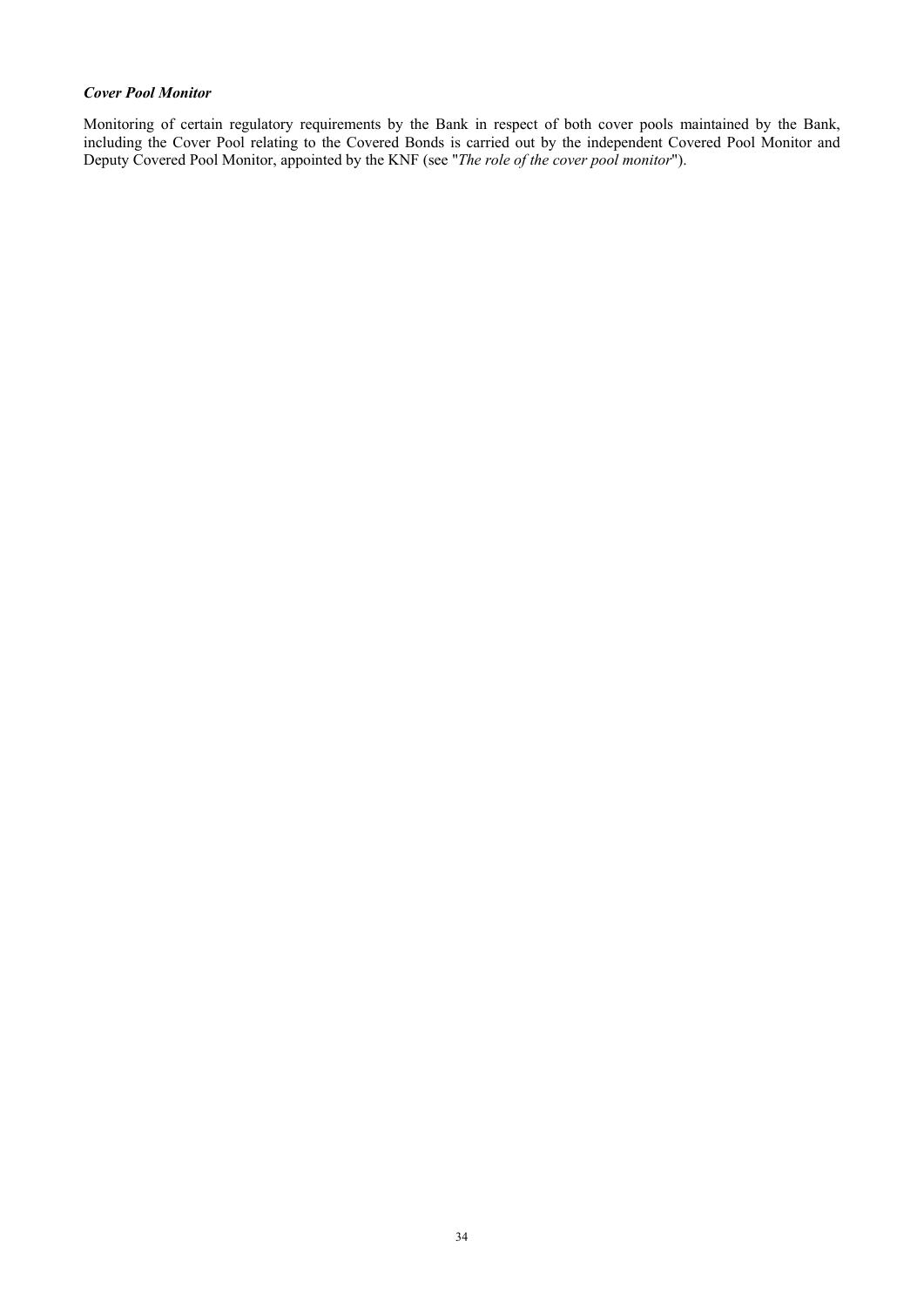***Cover Pool Monitor***

Monitoring of certain regulatory requirements by the Bank in respect of both cover pools maintained by the Bank, including the Cover Pool relating to the Covered Bonds is carried out by the independent Covered Pool Monitor and Deputy Covered Pool Monitor, appointed by the KNF (see "*The role of the cover pool monitor*").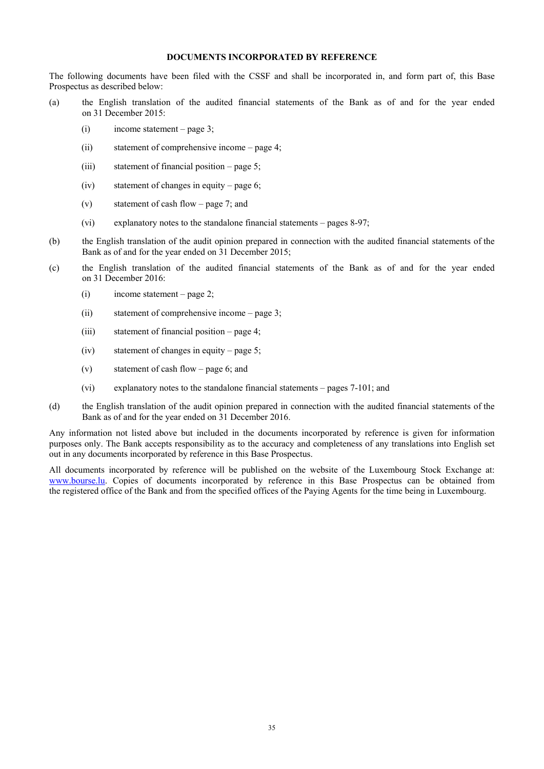## DOCUMENTS INCORPORATED BY REFERENCE

The following documents have been filed with the CSSF and shall be incorporated in, and form part of, this Base Prospectus as described below:

(a) the English translation of the audited financial statements of the Bank as of and for the year ended on 31 December 2015:

  (i) income statement – page 3;

  (ii) statement of comprehensive income – page 4;

  (iii) statement of financial position – page 5;

  (iv) statement of changes in equity – page 6;

  (v) statement of cash flow – page 7; and

  (vi) explanatory notes to the standalone financial statements – pages 8-97;

(b) the English translation of the audit opinion prepared in connection with the audited financial statements of the Bank as of and for the year ended on 31 December 2015;

(c) the English translation of the audited financial statements of the Bank as of and for the year ended on 31 December 2016:

  (i) income statement – page 2;

  (ii) statement of comprehensive income – page 3;

  (iii) statement of financial position – page 4;

  (iv) statement of changes in equity – page 5;

  (v) statement of cash flow – page 6; and

  (vi) explanatory notes to the standalone financial statements – pages 7-101; and

(d) the English translation of the audit opinion prepared in connection with the audited financial statements of the Bank as of and for the year ended on 31 December 2016.

Any information not listed above but included in the documents incorporated by reference is given for information purposes only. The Bank accepts responsibility as to the accuracy and completeness of any translations into English set out in any documents incorporated by reference in this Base Prospectus.

All documents incorporated by reference will be published on the website of the Luxembourg Stock Exchange at: www.bourse.lu. Copies of documents incorporated by reference in this Base Prospectus can be obtained from the registered office of the Bank and from the specified offices of the Paying Agents for the time being in Luxembourg.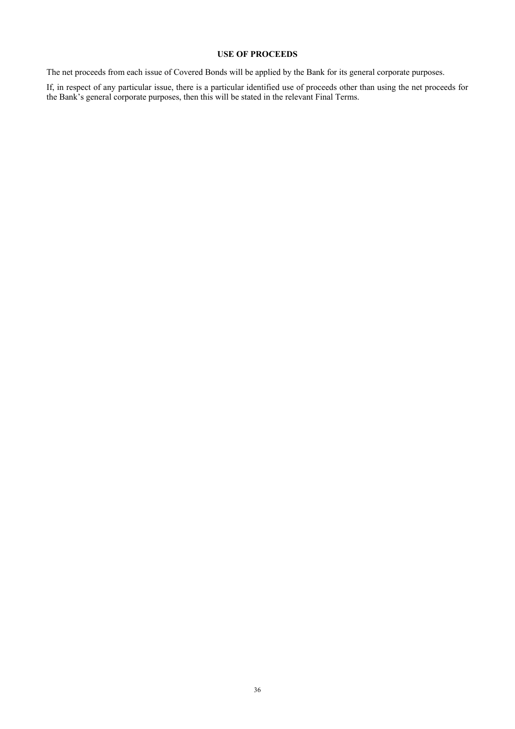## USE OF PROCEEDS

The net proceeds from each issue of Covered Bonds will be applied by the Bank for its general corporate purposes.

If, in respect of any particular issue, there is a particular identified use of proceeds other than using the net proceeds for the Bank's general corporate purposes, then this will be stated in the relevant Final Terms.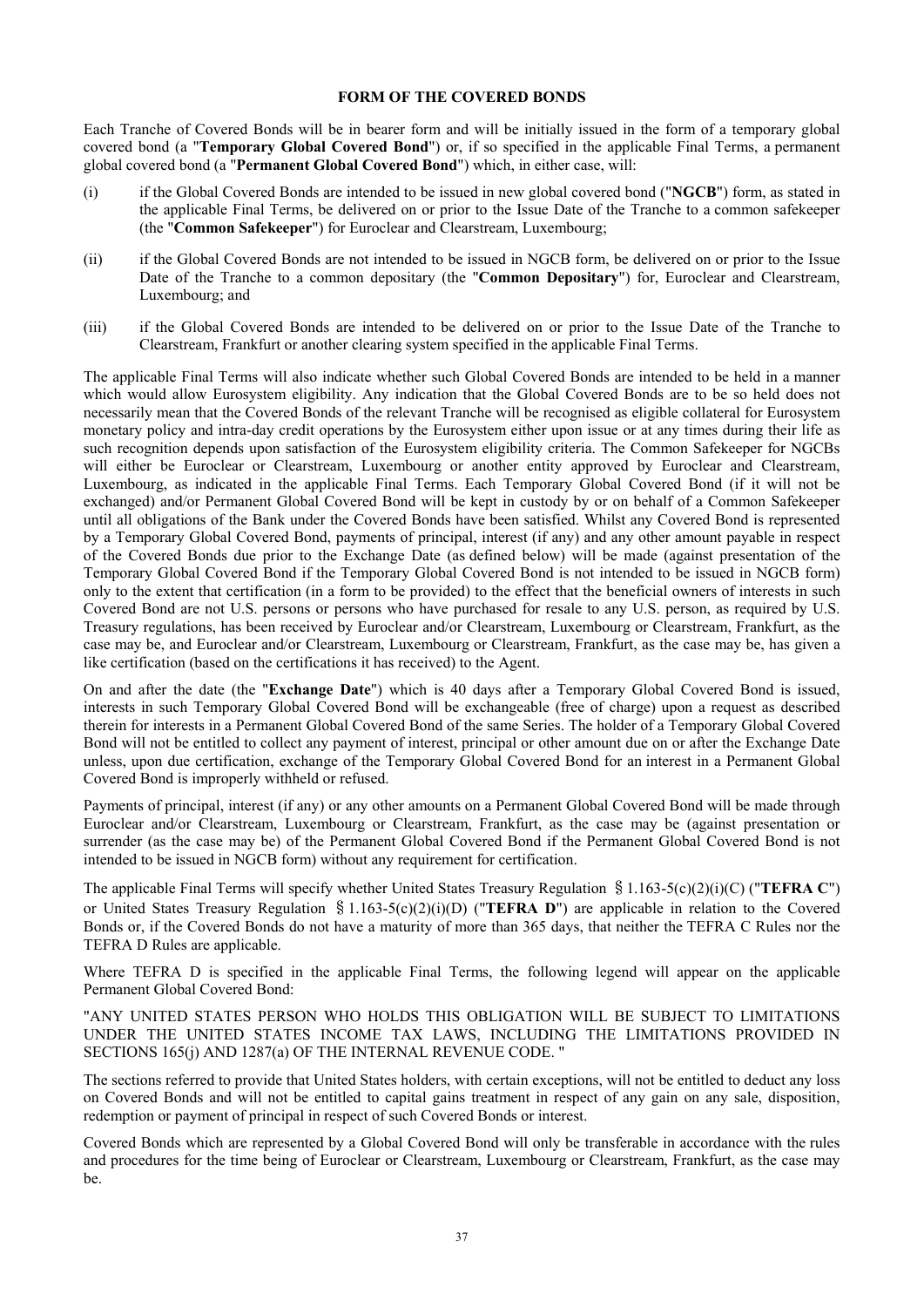## FORM OF THE COVERED BONDS

Each Tranche of Covered Bonds will be in bearer form and will be initially issued in the form of a temporary global covered bond (a "**Temporary Global Covered Bond**") or, if so specified in the applicable Final Terms, a permanent global covered bond (a "**Permanent Global Covered Bond**") which, in either case, will:

(i) if the Global Covered Bonds are intended to be issued in new global covered bond ("**NGCB**") form, as stated in the applicable Final Terms, be delivered on or prior to the Issue Date of the Tranche to a common safekeeper (the "**Common Safekeeper**") for Euroclear and Clearstream, Luxembourg;

(ii) if the Global Covered Bonds are not intended to be issued in NGCB form, be delivered on or prior to the Issue Date of the Tranche to a common depositary (the "**Common Depositary**") for, Euroclear and Clearstream, Luxembourg; and

(iii) if the Global Covered Bonds are intended to be delivered on or prior to the Issue Date of the Tranche to Clearstream, Frankfurt or another clearing system specified in the applicable Final Terms.

The applicable Final Terms will also indicate whether such Global Covered Bonds are intended to be held in a manner which would allow Eurosystem eligibility. Any indication that the Global Covered Bonds are to be so held does not necessarily mean that the Covered Bonds of the relevant Tranche will be recognised as eligible collateral for Eurosystem monetary policy and intra-day credit operations by the Eurosystem either upon issue or at any times during their life as such recognition depends upon satisfaction of the Eurosystem eligibility criteria. The Common Safekeeper for NGCBs will either be Euroclear or Clearstream, Luxembourg or another entity approved by Euroclear and Clearstream, Luxembourg, as indicated in the applicable Final Terms. Each Temporary Global Covered Bond (if it will not be exchanged) and/or Permanent Global Covered Bond will be kept in custody by or on behalf of a Common Safekeeper until all obligations of the Bank under the Covered Bonds have been satisfied. Whilst any Covered Bond is represented by a Temporary Global Covered Bond, payments of principal, interest (if any) and any other amount payable in respect of the Covered Bonds due prior to the Exchange Date (as defined below) will be made (against presentation of the Temporary Global Covered Bond if the Temporary Global Covered Bond is not intended to be issued in NGCB form) only to the extent that certification (in a form to be provided) to the effect that the beneficial owners of interests in such Covered Bond are not U.S. persons or persons who have purchased for resale to any U.S. person, as required by U.S. Treasury regulations, has been received by Euroclear and/or Clearstream, Luxembourg or Clearstream, Frankfurt, as the case may be, and Euroclear and/or Clearstream, Luxembourg or Clearstream, Frankfurt, as the case may be, has given a like certification (based on the certifications it has received) to the Agent.

On and after the date (the "**Exchange Date**") which is 40 days after a Temporary Global Covered Bond is issued, interests in such Temporary Global Covered Bond will be exchangeable (free of charge) upon a request as described therein for interests in a Permanent Global Covered Bond of the same Series. The holder of a Temporary Global Covered Bond will not be entitled to collect any payment of interest, principal or other amount due on or after the Exchange Date unless, upon due certification, exchange of the Temporary Global Covered Bond for an interest in a Permanent Global Covered Bond is improperly withheld or refused.

Payments of principal, interest (if any) or any other amounts on a Permanent Global Covered Bond will be made through Euroclear and/or Clearstream, Luxembourg or Clearstream, Frankfurt, as the case may be (against presentation or surrender (as the case may be) of the Permanent Global Covered Bond if the Permanent Global Covered Bond is not intended to be issued in NGCB form) without any requirement for certification.

The applicable Final Terms will specify whether United States Treasury Regulation §1.163-5(c)(2)(i)(C) ("**TEFRA C**") or United States Treasury Regulation §1.163-5(c)(2)(i)(D) ("**TEFRA D**") are applicable in relation to the Covered Bonds or, if the Covered Bonds do not have a maturity of more than 365 days, that neither the TEFRA C Rules nor the TEFRA D Rules are applicable.

Where TEFRA D is specified in the applicable Final Terms, the following legend will appear on the applicable Permanent Global Covered Bond:

"ANY UNITED STATES PERSON WHO HOLDS THIS OBLIGATION WILL BE SUBJECT TO LIMITATIONS UNDER THE UNITED STATES INCOME TAX LAWS, INCLUDING THE LIMITATIONS PROVIDED IN SECTIONS 165(j) AND 1287(a) OF THE INTERNAL REVENUE CODE. "

The sections referred to provide that United States holders, with certain exceptions, will not be entitled to deduct any loss on Covered Bonds and will not be entitled to capital gains treatment in respect of any gain on any sale, disposition, redemption or payment of principal in respect of such Covered Bonds or interest.

Covered Bonds which are represented by a Global Covered Bond will only be transferable in accordance with the rules and procedures for the time being of Euroclear or Clearstream, Luxembourg or Clearstream, Frankfurt, as the case may be.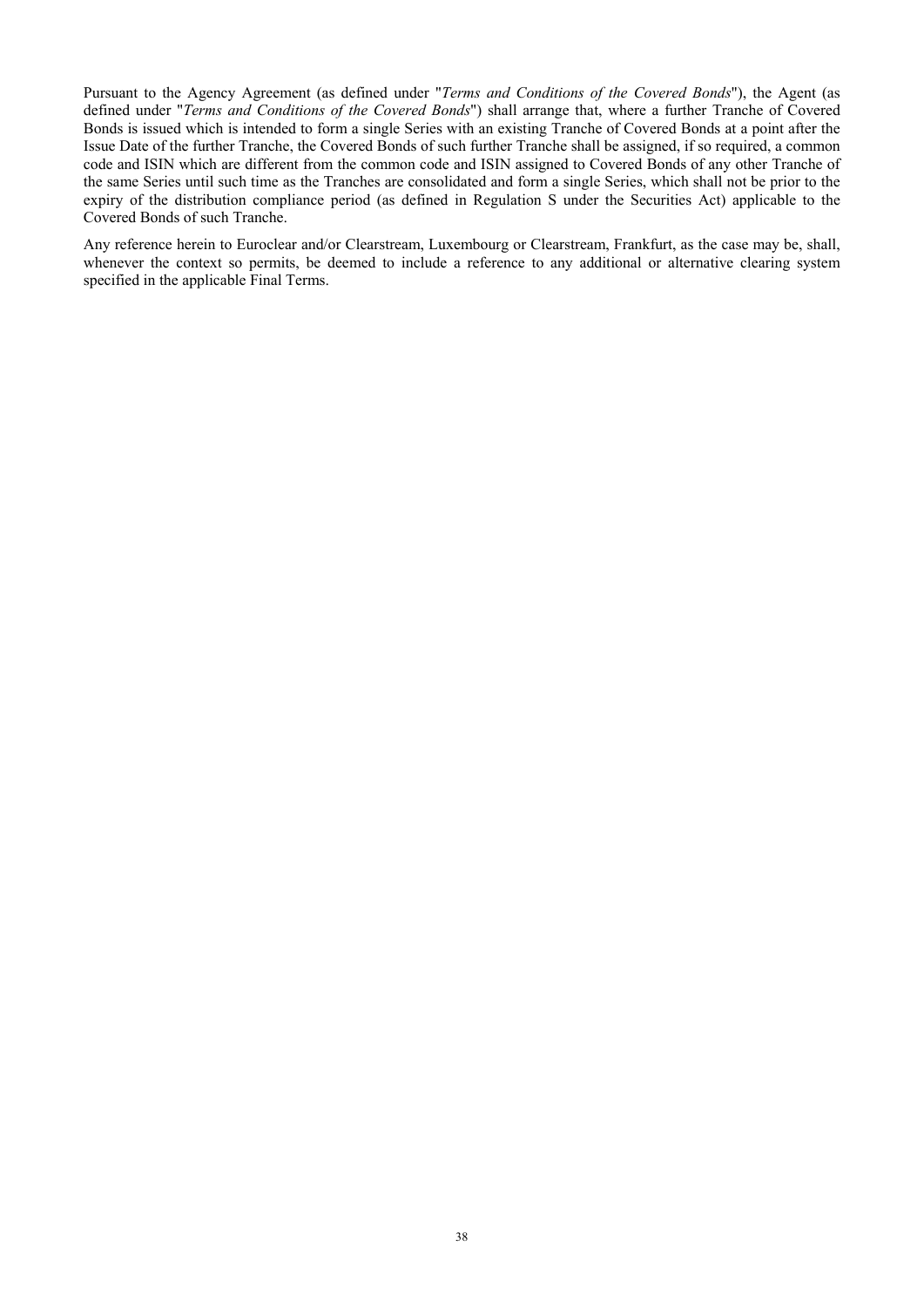Pursuant to the Agency Agreement (as defined under "*Terms and Conditions of the Covered Bonds*"), the Agent (as defined under "*Terms and Conditions of the Covered Bonds*") shall arrange that, where a further Tranche of Covered Bonds is issued which is intended to form a single Series with an existing Tranche of Covered Bonds at a point after the Issue Date of the further Tranche, the Covered Bonds of such further Tranche shall be assigned, if so required, a common code and ISIN which are different from the common code and ISIN assigned to Covered Bonds of any other Tranche of the same Series until such time as the Tranches are consolidated and form a single Series, which shall not be prior to the expiry of the distribution compliance period (as defined in Regulation S under the Securities Act) applicable to the Covered Bonds of such Tranche.

Any reference herein to Euroclear and/or Clearstream, Luxembourg or Clearstream, Frankfurt, as the case may be, shall, whenever the context so permits, be deemed to include a reference to any additional or alternative clearing system specified in the applicable Final Terms.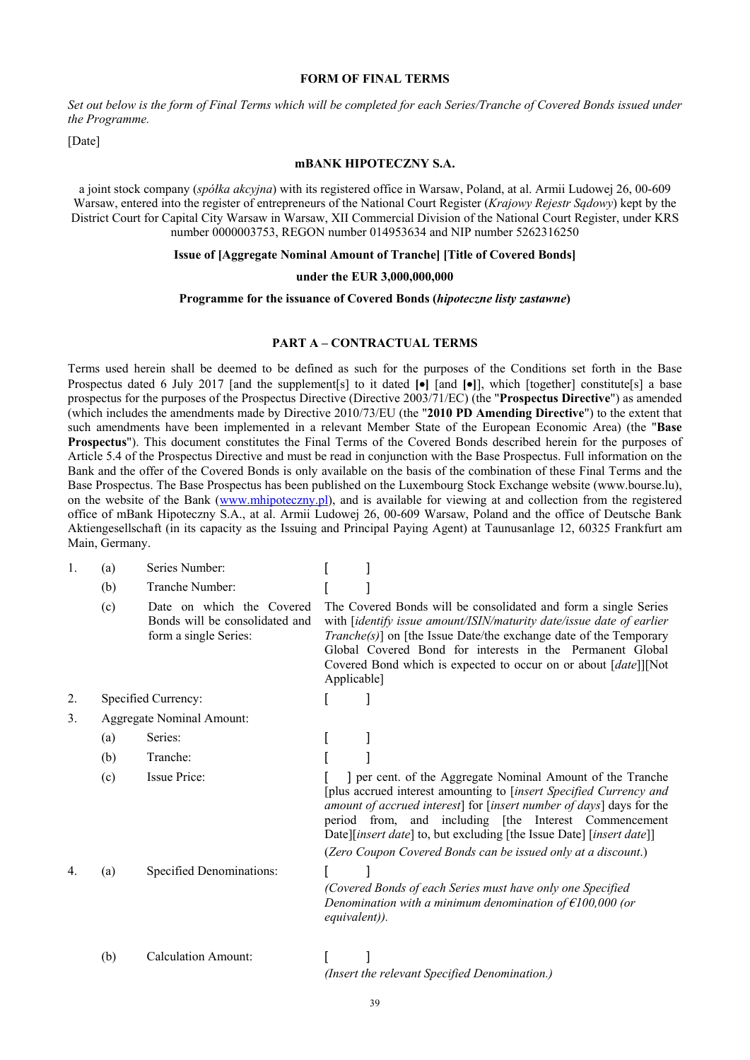## FORM OF FINAL TERMS

*Set out below is the form of Final Terms which will be completed for each Series/Tranche of Covered Bonds issued under the Programme.*

[Date]

**mBANK HIPOTECZNY S.A.**

a joint stock company (*spółka akcyjna*) with its registered office in Warsaw, Poland, at al. Armii Ludowej 26, 00-609 Warsaw, entered into the register of entrepreneurs of the National Court Register (*Krajowy Rejestr Sądowy*) kept by the District Court for Capital City Warsaw in Warsaw, XII Commercial Division of the National Court Register, under KRS number 0000003753, REGON number 014953634 and NIP number 5262316250

**Issue of [Aggregate Nominal Amount of Tranche] [Title of Covered Bonds]**

**under the EUR 3,000,000,000**

**Programme for the issuance of Covered Bonds (*hipoteczne listy zastawne*)**

### PART A – CONTRACTUAL TERMS

Terms used herein shall be deemed to be defined as such for the purposes of the Conditions set forth in the Base Prospectus dated 6 July 2017 [and the supplement[s] to it dated **[•]** [and **[•]**], which [together] constitute[s] a base prospectus for the purposes of the Prospectus Directive (Directive 2003/71/EC) (the "**Prospectus Directive**") as amended (which includes the amendments made by Directive 2010/73/EU (the "**2010 PD Amending Directive**") to the extent that such amendments have been implemented in a relevant Member State of the European Economic Area) (the "**Base Prospectus**"). This document constitutes the Final Terms of the Covered Bonds described herein for the purposes of Article 5.4 of the Prospectus Directive and must be read in conjunction with the Base Prospectus. Full information on the Bank and the offer of the Covered Bonds is only available on the basis of the combination of these Final Terms and the Base Prospectus. The Base Prospectus has been published on the Luxembourg Stock Exchange website (www.bourse.lu), on the website of the Bank (www.mhipoteczny.pl), and is available for viewing at and collection from the registered office of mBank Hipoteczny S.A., at al. Armii Ludowej 26, 00-609 Warsaw, Poland and the office of Deutsche Bank Aktiengesellschaft (in its capacity as the Issuing and Principal Paying Agent) at Taunusanlage 12, 60325 Frankfurt am Main, Germany.

| | | | |
|---|---|---|---|
| 1. | (a) | Series Number: | [ ] |
| | (b) | Tranche Number: | [ ] |
| | (c) | Date on which the Covered Bonds will be consolidated and form a single Series: | The Covered Bonds will be consolidated and form a single Series with [*identify issue amount/ISIN/maturity date/issue date of earlier Tranche(s)*] on [the Issue Date/the exchange date of the Temporary Global Covered Bond for interests in the Permanent Global Covered Bond which is expected to occur on or about [*date*]][Not Applicable] |
| 2. | | Specified Currency: | [ ] |
| 3. | | Aggregate Nominal Amount: | |
| | (a) | Series: | [ ] |
| | (b) | Tranche: | [ ] |
| | (c) | Issue Price: | [ ] per cent. of the Aggregate Nominal Amount of the Tranche [plus accrued interest amounting to [*insert Specified Currency and amount of accrued interest*] for [*insert number of days*] days for the period from, and including [the Interest Commencement Date][*insert date*] to, but excluding [the Issue Date] [*insert date*]]<br>(*Zero Coupon Covered Bonds can be issued only at a discount.*) |
| 4. | (a) | Specified Denominations: | [ ]<br>*(Covered Bonds of each Series must have only one Specified Denomination with a minimum denomination of €100,000 (or equivalent)).* |
| | (b) | Calculation Amount: | [ ]<br>*(Insert the relevant Specified Denomination.)* |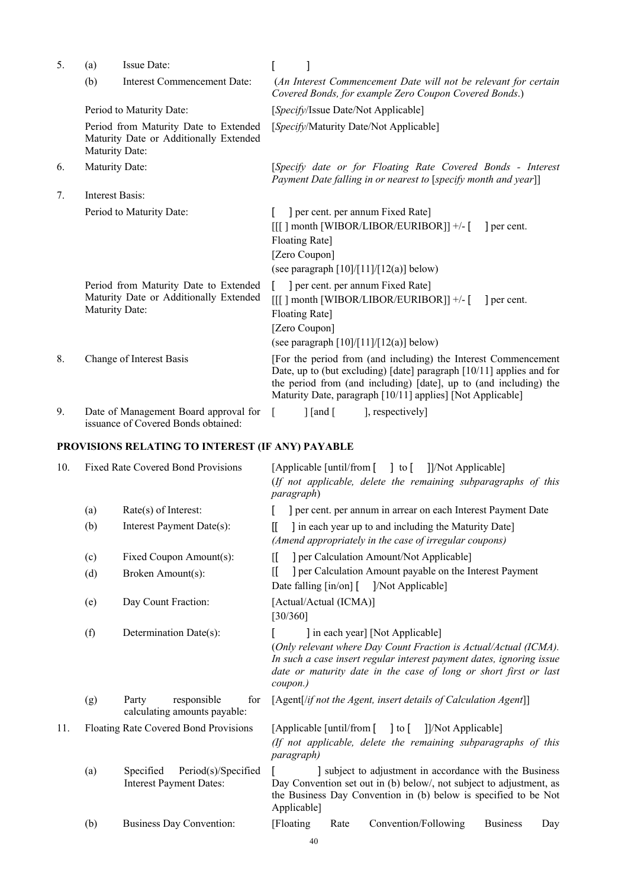| | | | |
|---|---|---|---|
| 5. | (a) | Issue Date: | [ ] |
| | (b) | Interest Commencement Date: | (*An Interest Commencement Date will not be relevant for certain Covered Bonds, for example Zero Coupon Covered Bonds*.) |
| | | Period to Maturity Date: | [*Specify*/Issue Date/Not Applicable] |
| | | Period from Maturity Date to Extended Maturity Date or Additionally Extended Maturity Date: | [*Specify*/Maturity Date/Not Applicable] |
| 6. | | Maturity Date: | [*Specify date or for Floating Rate Covered Bonds - Interest Payment Date falling in or nearest to* [*specify month and year*]] |
| 7. | | Interest Basis: | |
| | | Period to Maturity Date: | [ ] per cent. per annum Fixed Rate]<br>[[[ ] month [WIBOR/LIBOR/EURIBOR]] +/- [ ] per cent. Floating Rate]<br>[Zero Coupon]<br>(see paragraph [10]/[11]/[12(a)] below) |
| | | Period from Maturity Date to Extended Maturity Date or Additionally Extended Maturity Date: | [ ] per cent. per annum Fixed Rate]<br>[[[ ] month [WIBOR/LIBOR/EURIBOR]] +/- [ ] per cent. Floating Rate]<br>[Zero Coupon]<br>(see paragraph [10]/[11]/[12(a)] below) |
| 8. | | Change of Interest Basis | [For the period from (and including) the Interest Commencement Date, up to (but excluding) [date] paragraph [10/11] applies and for the period from (and including) [date], up to (and including) the Maturity Date, paragraph [10/11] applies] [Not Applicable] |
| 9. | | Date of Management Board approval for issuance of Covered Bonds obtained: | [ ] [and [ ], respectively] |

**PROVISIONS RELATING TO INTEREST (IF ANY) PAYABLE**

| | | | |
|---|---|---|---|
| 10. | | Fixed Rate Covered Bond Provisions | [Applicable [until/from [ ] to [ ]]/Not Applicable]<br>(*If not applicable, delete the remaining subparagraphs of this paragraph*) |
| | (a) | Rate(s) of Interest: | [ ] per cent. per annum in arrear on each Interest Payment Date |
| | (b) | Interest Payment Date(s): | [[ ] in each year up to and including the Maturity Date]<br>*(Amend appropriately in the case of irregular coupons)* |
| | (c) | Fixed Coupon Amount(s): | [[ ] per Calculation Amount/Not Applicable] |
| | (d) | Broken Amount(s): | [[ ] per Calculation Amount payable on the Interest Payment Date falling [in/on] [ ]/Not Applicable] |
| | (e) | Day Count Fraction: | [Actual/Actual (ICMA)]<br>[30/360] |
| | (f) | Determination Date(s): | [ ] in each year] [Not Applicable]<br>(*Only relevant where Day Count Fraction is Actual/Actual (ICMA). In such a case insert regular interest payment dates, ignoring issue date or maturity date in the case of long or short first or last coupon.)* |
| | (g) | Party responsible for calculating amounts payable: | [Agent[/*if not the Agent, insert details of Calculation Agent*]] |
| 11. | | Floating Rate Covered Bond Provisions | [Applicable [until/from [ ] to [ ]]/Not Applicable]<br>*(If not applicable, delete the remaining subparagraphs of this paragraph)* |
| | (a) | Specified Period(s)/Specified Interest Payment Dates: | [ ] subject to adjustment in accordance with the Business Day Convention set out in (b) below/, not subject to adjustment, as the Business Day Convention in (b) below is specified to be Not Applicable] |
| | (b) | Business Day Convention: | [Floating Rate Convention/Following Business Day |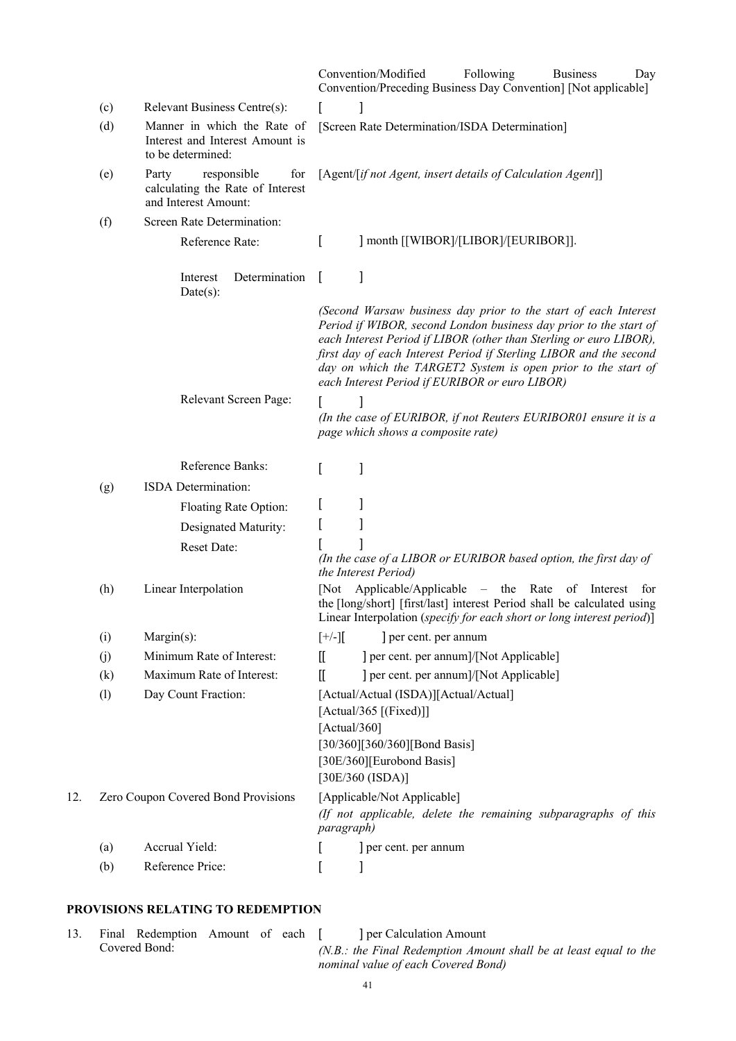| | | | |
|---|---|---|---|
| | | | Convention/Modified Following Business Day Convention/Preceding Business Day Convention] [Not applicable] |
| | (c) | Relevant Business Centre(s): | [ ] |
| | (d) | Manner in which the Rate of Interest and Interest Amount is to be determined: | [Screen Rate Determination/ISDA Determination] |
| | (e) | Party responsible for calculating the Rate of Interest and Interest Amount: | [Agent/[*if not Agent, insert details of Calculation Agent*]] |
| | (f) | Screen Rate Determination: | |
| | | Reference Rate: | [ ] month [[WIBOR]/[LIBOR]/[EURIBOR]]. |
| | | Interest Determination Date(s): | [ ]<br>*(Second Warsaw business day prior to the start of each Interest Period if WIBOR, second London business day prior to the start of each Interest Period if LIBOR (other than Sterling or euro LIBOR), first day of each Interest Period if Sterling LIBOR and the second day on which the TARGET2 System is open prior to the start of each Interest Period if EURIBOR or euro LIBOR)* |
| | | Relevant Screen Page: | [ ]<br>*(In the case of EURIBOR, if not Reuters EURIBOR01 ensure it is a page which shows a composite rate)* |
| | | Reference Banks: | [ ] |
| | (g) | ISDA Determination: | |
| | | Floating Rate Option: | [ ] |
| | | Designated Maturity: | [ ] |
| | | Reset Date: | [ ]<br>*(In the case of a LIBOR or EURIBOR based option, the first day of the Interest Period)* |
| | (h) | Linear Interpolation | [Not Applicable/Applicable – the Rate of Interest for the [long/short] [first/last] interest Period shall be calculated using Linear Interpolation (*specify for each short or long interest period*)] |
| | (i) | Margin(s): | [+/-][ ] per cent. per annum |
| | (j) | Minimum Rate of Interest: | [[ ] per cent. per annum]/[Not Applicable] |
| | (k) | Maximum Rate of Interest: | [[ ] per cent. per annum]/[Not Applicable] |
| | (l) | Day Count Fraction: | [Actual/Actual (ISDA)][Actual/Actual]<br>[Actual/365 [(Fixed)]]<br>[Actual/360]<br>[30/360][360/360][Bond Basis]<br>[30E/360][Eurobond Basis]<br>[30E/360 (ISDA)] |
| 12. | Zero Coupon Covered Bond Provisions | | [Applicable/Not Applicable]<br>*(If not applicable, delete the remaining subparagraphs of this paragraph)* |
| | (a) | Accrual Yield: | [ ] per cent. per annum |
| | (b) | Reference Price: | [ ] |

## PROVISIONS RELATING TO REDEMPTION

| | | |
|---|---|---|
| 13. | Final Redemption Amount of each Covered Bond: | [ ] per Calculation Amount<br>*(N.B.: the Final Redemption Amount shall be at least equal to the nominal value of each Covered Bond)* |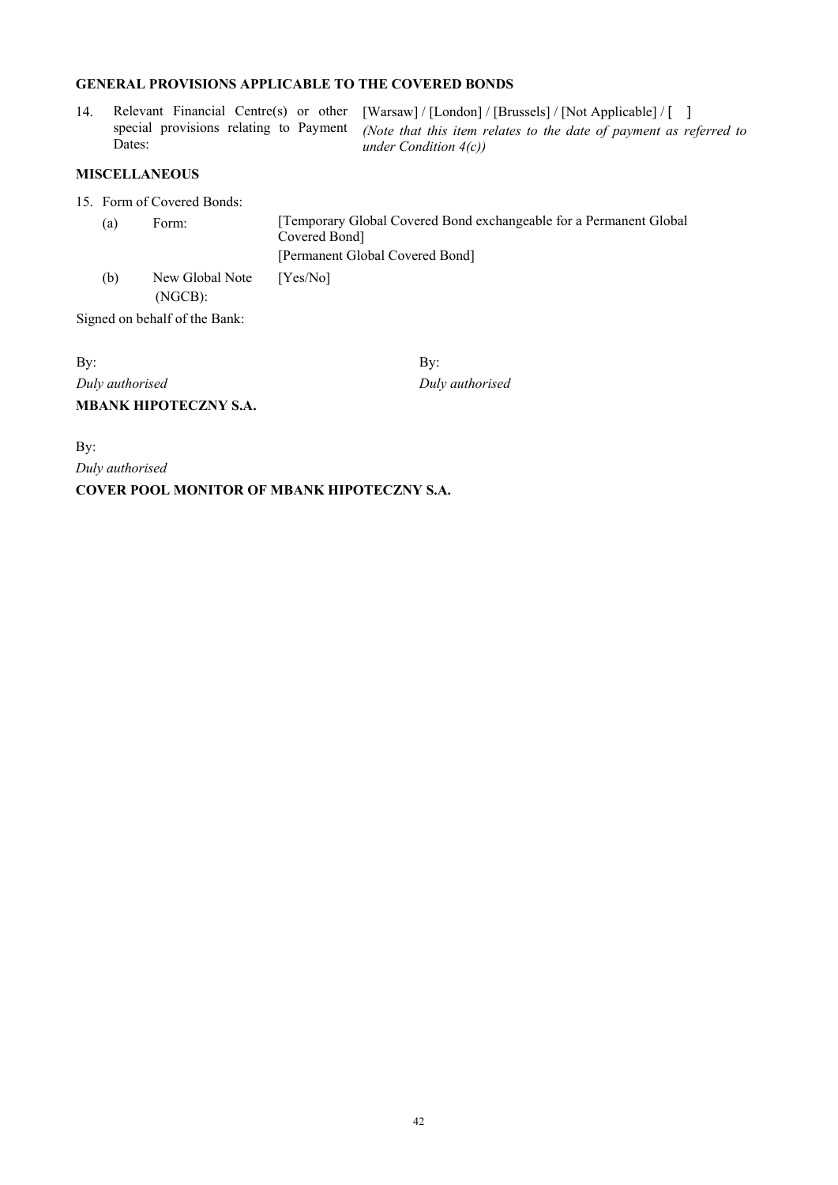**GENERAL PROVISIONS APPLICABLE TO THE COVERED BONDS**

| | | |
|---|---|---|
| 14. | Relevant Financial Centre(s) or other special provisions relating to Payment Dates: | [Warsaw] / [London] / [Brussels] / [Not Applicable] / [ ]<br>*(Note that this item relates to the date of payment as referred to under Condition 4(c))* |

**MISCELLANEOUS**

15. Form of Covered Bonds:

| | | |
|---|---|---|
| (a) | Form: | [Temporary Global Covered Bond exchangeable for a Permanent Global Covered Bond]<br>[Permanent Global Covered Bond] |
| (b) | New Global Note (NGCB): | [Yes/No] |

Signed on behalf of the Bank:

By:
*Duly authorised*

By:
*Duly authorised*

**MBANK HIPOTECZNY S.A.**

By:
*Duly authorised*

**COVER POOL MONITOR OF MBANK HIPOTECZNY S.A.**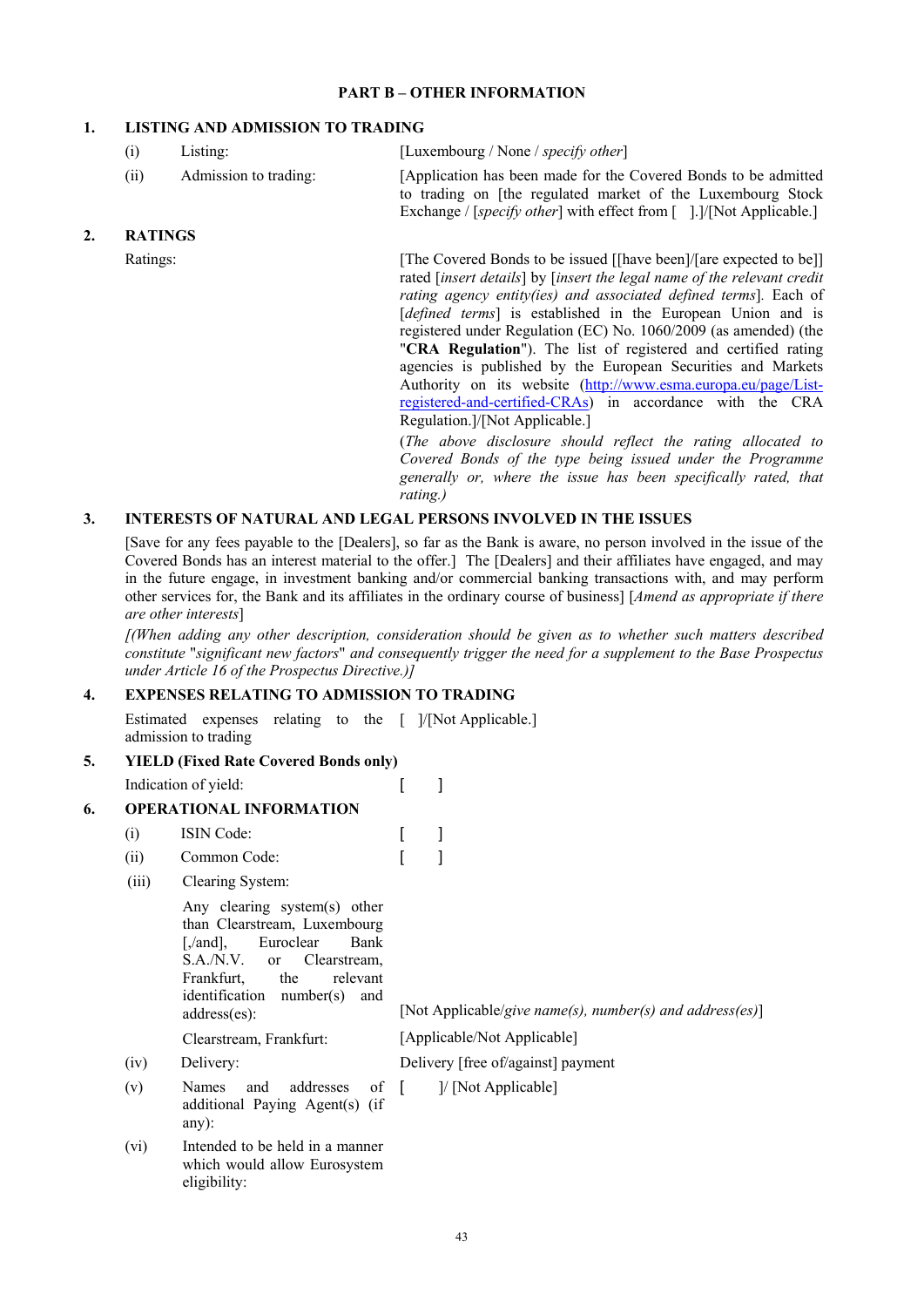## PART B – OTHER INFORMATION

### 1. LISTING AND ADMISSION TO TRADING

| | | |
|---|---|---|
| (i) | Listing: | [Luxembourg / None / *specify other*] |
| (ii) | Admission to trading: | [Application has been made for the Covered Bonds to be admitted to trading on [the regulated market of the Luxembourg Stock Exchange / [*specify other*] with effect from [ ].]/[Not Applicable.] |

### 2. RATINGS

Ratings: [The Covered Bonds to be issued [[have been]/[are expected to be]] rated [*insert details*] by [*insert the legal name of the relevant credit rating agency entity(ies) and associated defined terms*]. Each of [*defined terms*] is established in the European Union and is registered under Regulation (EC) No. 1060/2009 (as amended) (the "**CRA Regulation**"). The list of registered and certified rating agencies is published by the European Securities and Markets Authority on its website (http://www.esma.europa.eu/page/List-registered-and-certified-CRAs) in accordance with the CRA Regulation.]/[Not Applicable.]

(*The above disclosure should reflect the rating allocated to Covered Bonds of the type being issued under the Programme generally or, where the issue has been specifically rated, that rating.)*

### 3. INTERESTS OF NATURAL AND LEGAL PERSONS INVOLVED IN THE ISSUES

[Save for any fees payable to the [Dealers], so far as the Bank is aware, no person involved in the issue of the Covered Bonds has an interest material to the offer.] The [Dealers] and their affiliates have engaged, and may in the future engage, in investment banking and/or commercial banking transactions with, and may perform other services for, the Bank and its affiliates in the ordinary course of business] [*Amend as appropriate if there are other interests*]

*[(When adding any other description, consideration should be given as to whether such matters described constitute "significant new factors" and consequently trigger the need for a supplement to the Base Prospectus under Article 16 of the Prospectus Directive.)]*

### 4. EXPENSES RELATING TO ADMISSION TO TRADING

Estimated expenses relating to the admission to trading: [ ]/[Not Applicable.]

### 5. YIELD (Fixed Rate Covered Bonds only)

Indication of yield: [ ]

### 6. OPERATIONAL INFORMATION

| | | |
|---|---|---|
| (i) | ISIN Code: | [ ] |
| (ii) | Common Code: | [ ] |
| (iii) | Clearing System: | |
| | Any clearing system(s) other than Clearstream, Luxembourg [,/and], Euroclear Bank S.A./N.V. or Clearstream, Frankfurt, the relevant identification number(s) and address(es): | [Not Applicable/*give name(s), number(s) and address(es)*] |
| | Clearstream, Frankfurt: | [Applicable/Not Applicable] |
| (iv) | Delivery: | Delivery [free of/against] payment |
| (v) | Names and addresses of additional Paying Agent(s) (if any): | [ ]/ [Not Applicable] |
| (vi) | Intended to be held in a manner which would allow Eurosystem eligibility: | |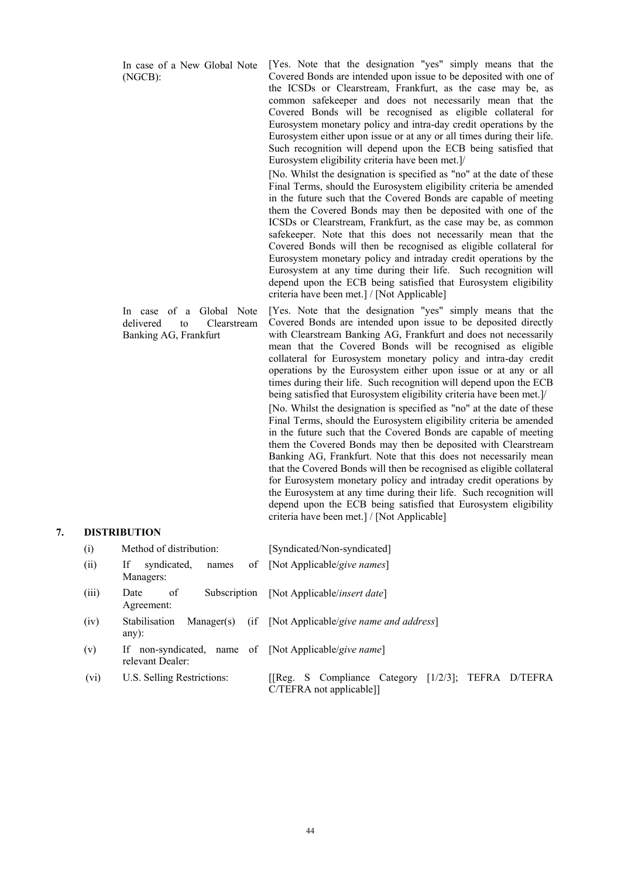| | |
|---|---|
| In case of a New Global Note (NGCB): | [Yes. Note that the designation "yes" simply means that the Covered Bonds are intended upon issue to be deposited with one of the ICSDs or Clearstream, Frankfurt, as the case may be, as common safekeeper and does not necessarily mean that the Covered Bonds will be recognised as eligible collateral for Eurosystem monetary policy and intra-day credit operations by the Eurosystem either upon issue or at any or all times during their life. Such recognition will depend upon the ECB being satisfied that Eurosystem eligibility criteria have been met.]/ [No. Whilst the designation is specified as "no" at the date of these Final Terms, should the Eurosystem eligibility criteria be amended in the future such that the Covered Bonds are capable of meeting them the Covered Bonds may then be deposited with one of the ICSDs or Clearstream, Frankfurt, as the case may be, as common safekeeper. Note that this does not necessarily mean that the Covered Bonds will then be recognised as eligible collateral for Eurosystem monetary policy and intraday credit operations by the Eurosystem at any time during their life. Such recognition will depend upon the ECB being satisfied that Eurosystem eligibility criteria have been met.] / [Not Applicable] |
| In case of a Global Note delivered to Clearstream Banking AG, Frankfurt | [Yes. Note that the designation "yes" simply means that the Covered Bonds are intended upon issue to be deposited directly with Clearstream Banking AG, Frankfurt and does not necessarily mean that the Covered Bonds will be recognised as eligible collateral for Eurosystem monetary policy and intra-day credit operations by the Eurosystem either upon issue or at any or all times during their life. Such recognition will depend upon the ECB being satisfied that Eurosystem eligibility criteria have been met.]/ [No. Whilst the designation is specified as "no" at the date of these Final Terms, should the Eurosystem eligibility criteria be amended in the future such that the Covered Bonds are capable of meeting them the Covered Bonds may then be deposited with Clearstream Banking AG, Frankfurt. Note that this does not necessarily mean that the Covered Bonds will then be recognised as eligible collateral for Eurosystem monetary policy and intraday credit operations by the Eurosystem at any time during their life. Such recognition will depend upon the ECB being satisfied that Eurosystem eligibility criteria have been met.] / [Not Applicable] |

## 7. DISTRIBUTION

| | | |
|---|---|---|
| (i) | Method of distribution: | [Syndicated/Non-syndicated] |
| (ii) | If syndicated, names of Managers: | [Not Applicable/*give names*] |
| (iii) | Date of Subscription Agreement: | [Not Applicable/*insert date*] |
| (iv) | Stabilisation Manager(s) (if any): | [Not Applicable/*give name and address*] |
| (v) | If non-syndicated, name of relevant Dealer: | [Not Applicable/*give name*] |
| (vi) | U.S. Selling Restrictions: | [[Reg. S Compliance Category [1/2/3]; TEFRA D/TEFRA C/TEFRA not applicable]] |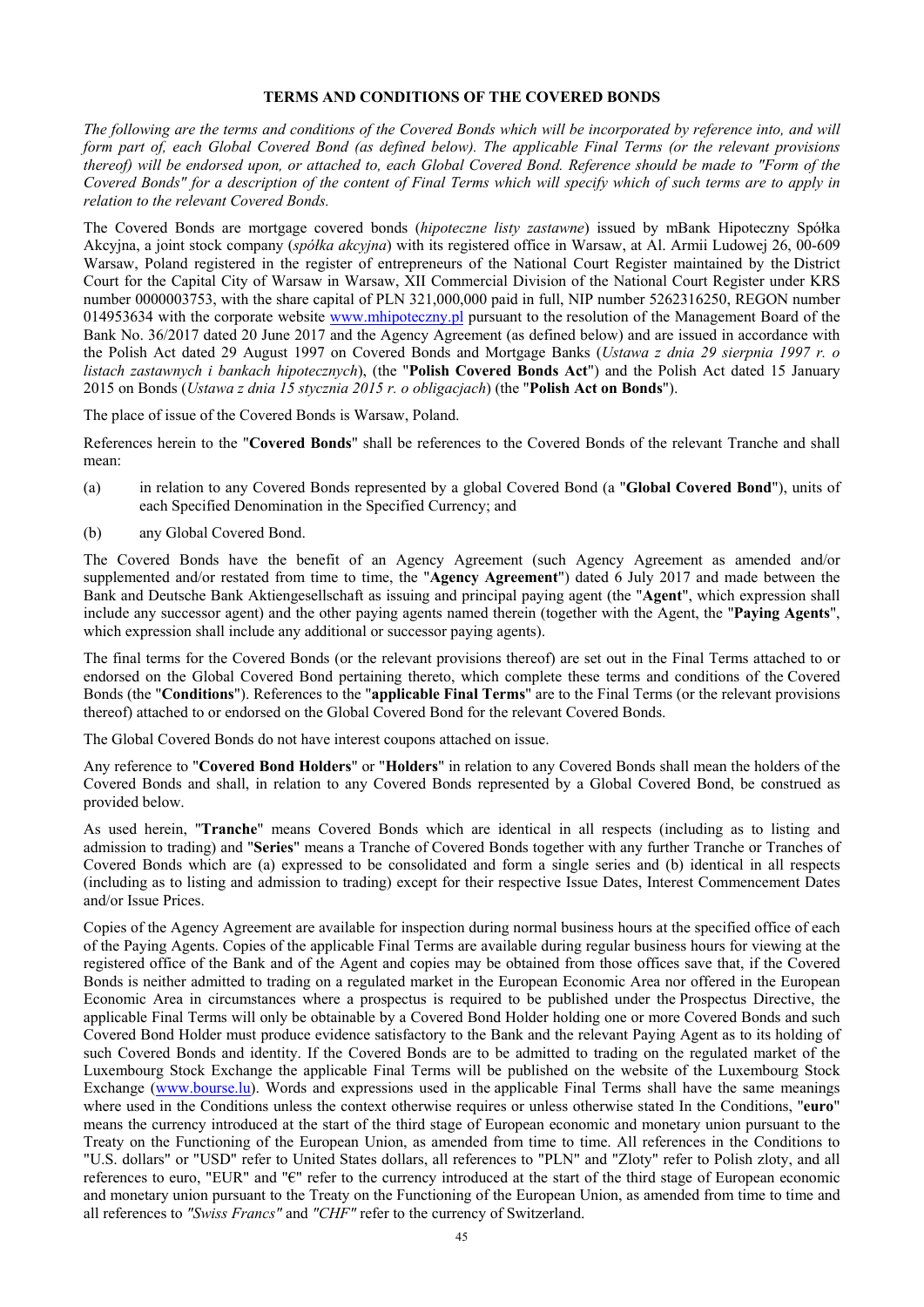## TERMS AND CONDITIONS OF THE COVERED BONDS

*The following are the terms and conditions of the Covered Bonds which will be incorporated by reference into, and will form part of, each Global Covered Bond (as defined below). The applicable Final Terms (or the relevant provisions thereof) will be endorsed upon, or attached to, each Global Covered Bond. Reference should be made to "Form of the Covered Bonds" for a description of the content of Final Terms which will specify which of such terms are to apply in relation to the relevant Covered Bonds.*

The Covered Bonds are mortgage covered bonds (*hipoteczne listy zastawne*) issued by mBank Hipoteczny Spółka Akcyjna, a joint stock company (*spółka akcyjna*) with its registered office in Warsaw, at Al. Armii Ludowej 26, 00-609 Warsaw, Poland registered in the register of entrepreneurs of the National Court Register maintained by the District Court for the Capital City of Warsaw in Warsaw, XII Commercial Division of the National Court Register under KRS number 0000003753, with the share capital of PLN 321,000,000 paid in full, NIP number 5262316250, REGON number 014953634 with the corporate website www.mhipoteczny.pl pursuant to the resolution of the Management Board of the Bank No. 36/2017 dated 20 June 2017 and the Agency Agreement (as defined below) and are issued in accordance with the Polish Act dated 29 August 1997 on Covered Bonds and Mortgage Banks (*Ustawa z dnia 29 sierpnia 1997 r. o listach zastawnych i bankach hipotecznych*), (the "**Polish Covered Bonds Act**") and the Polish Act dated 15 January 2015 on Bonds (*Ustawa z dnia 15 stycznia 2015 r. o obligacjach*) (the "**Polish Act on Bonds**").

The place of issue of the Covered Bonds is Warsaw, Poland.

References herein to the "**Covered Bonds**" shall be references to the Covered Bonds of the relevant Tranche and shall mean:

(a) in relation to any Covered Bonds represented by a global Covered Bond (a "**Global Covered Bond**"), units of each Specified Denomination in the Specified Currency; and

(b) any Global Covered Bond.

The Covered Bonds have the benefit of an Agency Agreement (such Agency Agreement as amended and/or supplemented and/or restated from time to time, the "**Agency Agreement**") dated 6 July 2017 and made between the Bank and Deutsche Bank Aktiengesellschaft as issuing and principal paying agent (the "**Agent**", which expression shall include any successor agent) and the other paying agents named therein (together with the Agent, the "**Paying Agents**", which expression shall include any additional or successor paying agents).

The final terms for the Covered Bonds (or the relevant provisions thereof) are set out in the Final Terms attached to or endorsed on the Global Covered Bond pertaining thereto, which complete these terms and conditions of the Covered Bonds (the "**Conditions**"). References to the "**applicable Final Terms**" are to the Final Terms (or the relevant provisions thereof) attached to or endorsed on the Global Covered Bond for the relevant Covered Bonds.

The Global Covered Bonds do not have interest coupons attached on issue.

Any reference to "**Covered Bond Holders**" or "**Holders**" in relation to any Covered Bonds shall mean the holders of the Covered Bonds and shall, in relation to any Covered Bonds represented by a Global Covered Bond, be construed as provided below.

As used herein, "**Tranche**" means Covered Bonds which are identical in all respects (including as to listing and admission to trading) and "**Series**" means a Tranche of Covered Bonds together with any further Tranche or Tranches of Covered Bonds which are (a) expressed to be consolidated and form a single series and (b) identical in all respects (including as to listing and admission to trading) except for their respective Issue Dates, Interest Commencement Dates and/or Issue Prices.

Copies of the Agency Agreement are available for inspection during normal business hours at the specified office of each of the Paying Agents. Copies of the applicable Final Terms are available during regular business hours for viewing at the registered office of the Bank and of the Agent and copies may be obtained from those offices save that, if the Covered Bonds is neither admitted to trading on a regulated market in the European Economic Area nor offered in the European Economic Area in circumstances where a prospectus is required to be published under the Prospectus Directive, the applicable Final Terms will only be obtainable by a Covered Bond Holder holding one or more Covered Bonds and such Covered Bond Holder must produce evidence satisfactory to the Bank and the relevant Paying Agent as to its holding of such Covered Bonds and identity. If the Covered Bonds are to be admitted to trading on the regulated market of the Luxembourg Stock Exchange the applicable Final Terms will be published on the website of the Luxembourg Stock Exchange (www.bourse.lu). Words and expressions used in the applicable Final Terms shall have the same meanings where used in the Conditions unless the context otherwise requires or unless otherwise stated In the Conditions, "**euro**" means the currency introduced at the start of the third stage of European economic and monetary union pursuant to the Treaty on the Functioning of the European Union, as amended from time to time. All references in the Conditions to "U.S. dollars" or "USD" refer to United States dollars, all references to "PLN" and "Zloty" refer to Polish zloty, and all references to euro, "EUR" and "€" refer to the currency introduced at the start of the third stage of European economic and monetary union pursuant to the Treaty on the Functioning of the European Union, as amended from time to time and all references to *"Swiss Francs"* and *"CHF"* refer to the currency of Switzerland.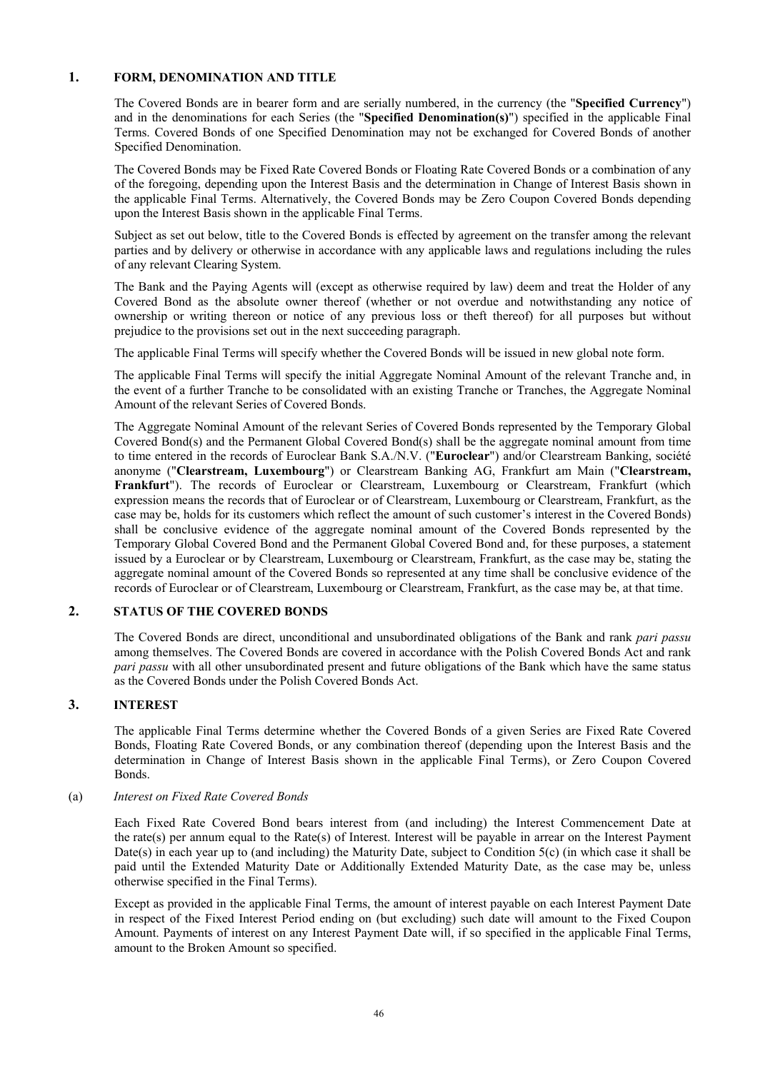## 1. FORM, DENOMINATION AND TITLE

The Covered Bonds are in bearer form and are serially numbered, in the currency (the "**Specified Currency**") and in the denominations for each Series (the "**Specified Denomination(s)**") specified in the applicable Final Terms. Covered Bonds of one Specified Denomination may not be exchanged for Covered Bonds of another Specified Denomination.

The Covered Bonds may be Fixed Rate Covered Bonds or Floating Rate Covered Bonds or a combination of any of the foregoing, depending upon the Interest Basis and the determination in Change of Interest Basis shown in the applicable Final Terms. Alternatively, the Covered Bonds may be Zero Coupon Covered Bonds depending upon the Interest Basis shown in the applicable Final Terms.

Subject as set out below, title to the Covered Bonds is effected by agreement on the transfer among the relevant parties and by delivery or otherwise in accordance with any applicable laws and regulations including the rules of any relevant Clearing System.

The Bank and the Paying Agents will (except as otherwise required by law) deem and treat the Holder of any Covered Bond as the absolute owner thereof (whether or not overdue and notwithstanding any notice of ownership or writing thereon or notice of any previous loss or theft thereof) for all purposes but without prejudice to the provisions set out in the next succeeding paragraph.

The applicable Final Terms will specify whether the Covered Bonds will be issued in new global note form.

The applicable Final Terms will specify the initial Aggregate Nominal Amount of the relevant Tranche and, in the event of a further Tranche to be consolidated with an existing Tranche or Tranches, the Aggregate Nominal Amount of the relevant Series of Covered Bonds.

The Aggregate Nominal Amount of the relevant Series of Covered Bonds represented by the Temporary Global Covered Bond(s) and the Permanent Global Covered Bond(s) shall be the aggregate nominal amount from time to time entered in the records of Euroclear Bank S.A./N.V. ("**Euroclear**") and/or Clearstream Banking, société anonyme ("**Clearstream, Luxembourg**") or Clearstream Banking AG, Frankfurt am Main ("**Clearstream, Frankfurt**"). The records of Euroclear or Clearstream, Luxembourg or Clearstream, Frankfurt (which expression means the records that of Euroclear or of Clearstream, Luxembourg or Clearstream, Frankfurt, as the case may be, holds for its customers which reflect the amount of such customer's interest in the Covered Bonds) shall be conclusive evidence of the aggregate nominal amount of the Covered Bonds represented by the Temporary Global Covered Bond and the Permanent Global Covered Bond and, for these purposes, a statement issued by a Euroclear or by Clearstream, Luxembourg or Clearstream, Frankfurt, as the case may be, stating the aggregate nominal amount of the Covered Bonds so represented at any time shall be conclusive evidence of the records of Euroclear or of Clearstream, Luxembourg or Clearstream, Frankfurt, as the case may be, at that time.

## 2. STATUS OF THE COVERED BONDS

The Covered Bonds are direct, unconditional and unsubordinated obligations of the Bank and rank *pari passu* among themselves. The Covered Bonds are covered in accordance with the Polish Covered Bonds Act and rank *pari passu* with all other unsubordinated present and future obligations of the Bank which have the same status as the Covered Bonds under the Polish Covered Bonds Act.

## 3. INTEREST

The applicable Final Terms determine whether the Covered Bonds of a given Series are Fixed Rate Covered Bonds, Floating Rate Covered Bonds, or any combination thereof (depending upon the Interest Basis and the determination in Change of Interest Basis shown in the applicable Final Terms), or Zero Coupon Covered Bonds.

(a) *Interest on Fixed Rate Covered Bonds*

Each Fixed Rate Covered Bond bears interest from (and including) the Interest Commencement Date at the rate(s) per annum equal to the Rate(s) of Interest. Interest will be payable in arrear on the Interest Payment Date(s) in each year up to (and including) the Maturity Date, subject to Condition 5(c) (in which case it shall be paid until the Extended Maturity Date or Additionally Extended Maturity Date, as the case may be, unless otherwise specified in the Final Terms).

Except as provided in the applicable Final Terms, the amount of interest payable on each Interest Payment Date in respect of the Fixed Interest Period ending on (but excluding) such date will amount to the Fixed Coupon Amount. Payments of interest on any Interest Payment Date will, if so specified in the applicable Final Terms, amount to the Broken Amount so specified.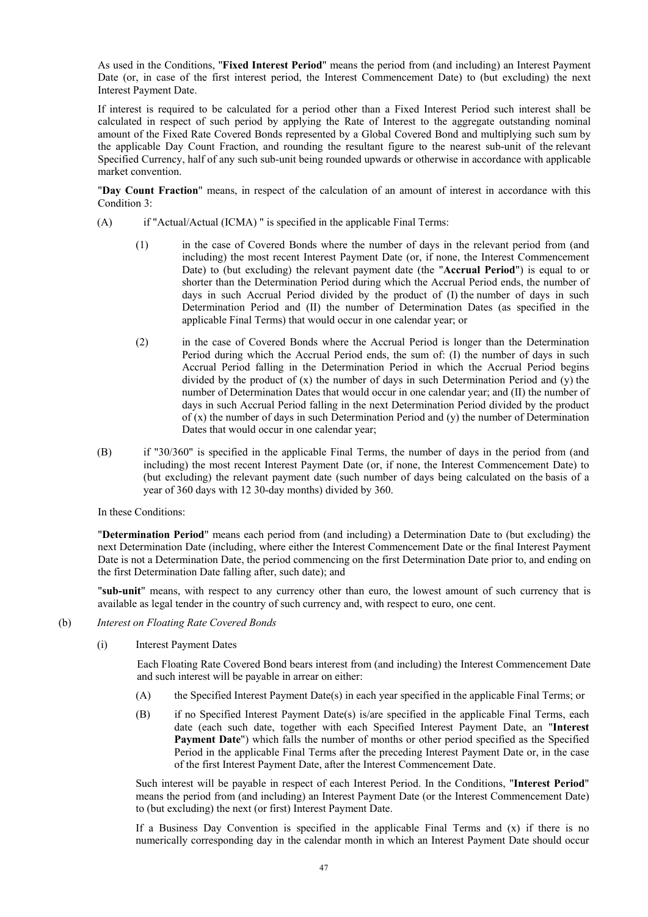As used in the Conditions, "**Fixed Interest Period**" means the period from (and including) an Interest Payment Date (or, in case of the first interest period, the Interest Commencement Date) to (but excluding) the next Interest Payment Date.

If interest is required to be calculated for a period other than a Fixed Interest Period such interest shall be calculated in respect of such period by applying the Rate of Interest to the aggregate outstanding nominal amount of the Fixed Rate Covered Bonds represented by a Global Covered Bond and multiplying such sum by the applicable Day Count Fraction, and rounding the resultant figure to the nearest sub-unit of the relevant Specified Currency, half of any such sub-unit being rounded upwards or otherwise in accordance with applicable market convention.

"**Day Count Fraction**" means, in respect of the calculation of an amount of interest in accordance with this Condition 3:

(A) if "Actual/Actual (ICMA) " is specified in the applicable Final Terms:

(1) in the case of Covered Bonds where the number of days in the relevant period from (and including) the most recent Interest Payment Date (or, if none, the Interest Commencement Date) to (but excluding) the relevant payment date (the "**Accrual Period**") is equal to or shorter than the Determination Period during which the Accrual Period ends, the number of days in such Accrual Period divided by the product of (I) the number of days in such Determination Period and (II) the number of Determination Dates (as specified in the applicable Final Terms) that would occur in one calendar year; or

(2) in the case of Covered Bonds where the Accrual Period is longer than the Determination Period during which the Accrual Period ends, the sum of: (I) the number of days in such Accrual Period falling in the Determination Period in which the Accrual Period begins divided by the product of (x) the number of days in such Determination Period and (y) the number of Determination Dates that would occur in one calendar year; and (II) the number of days in such Accrual Period falling in the next Determination Period divided by the product of (x) the number of days in such Determination Period and (y) the number of Determination Dates that would occur in one calendar year;

(B) if "30/360" is specified in the applicable Final Terms, the number of days in the period from (and including) the most recent Interest Payment Date (or, if none, the Interest Commencement Date) to (but excluding) the relevant payment date (such number of days being calculated on the basis of a year of 360 days with 12 30-day months) divided by 360.

In these Conditions:

"**Determination Period**" means each period from (and including) a Determination Date to (but excluding) the next Determination Date (including, where either the Interest Commencement Date or the final Interest Payment Date is not a Determination Date, the period commencing on the first Determination Date prior to, and ending on the first Determination Date falling after, such date); and

"**sub-unit**" means, with respect to any currency other than euro, the lowest amount of such currency that is available as legal tender in the country of such currency and, with respect to euro, one cent.

(b) *Interest on Floating Rate Covered Bonds*

(i) Interest Payment Dates

Each Floating Rate Covered Bond bears interest from (and including) the Interest Commencement Date and such interest will be payable in arrear on either:

(A) the Specified Interest Payment Date(s) in each year specified in the applicable Final Terms; or

(B) if no Specified Interest Payment Date(s) is/are specified in the applicable Final Terms, each date (each such date, together with each Specified Interest Payment Date, an "**Interest Payment Date**") which falls the number of months or other period specified as the Specified Period in the applicable Final Terms after the preceding Interest Payment Date or, in the case of the first Interest Payment Date, after the Interest Commencement Date.

Such interest will be payable in respect of each Interest Period. In the Conditions, "**Interest Period**" means the period from (and including) an Interest Payment Date (or the Interest Commencement Date) to (but excluding) the next (or first) Interest Payment Date.

If a Business Day Convention is specified in the applicable Final Terms and (x) if there is no numerically corresponding day in the calendar month in which an Interest Payment Date should occur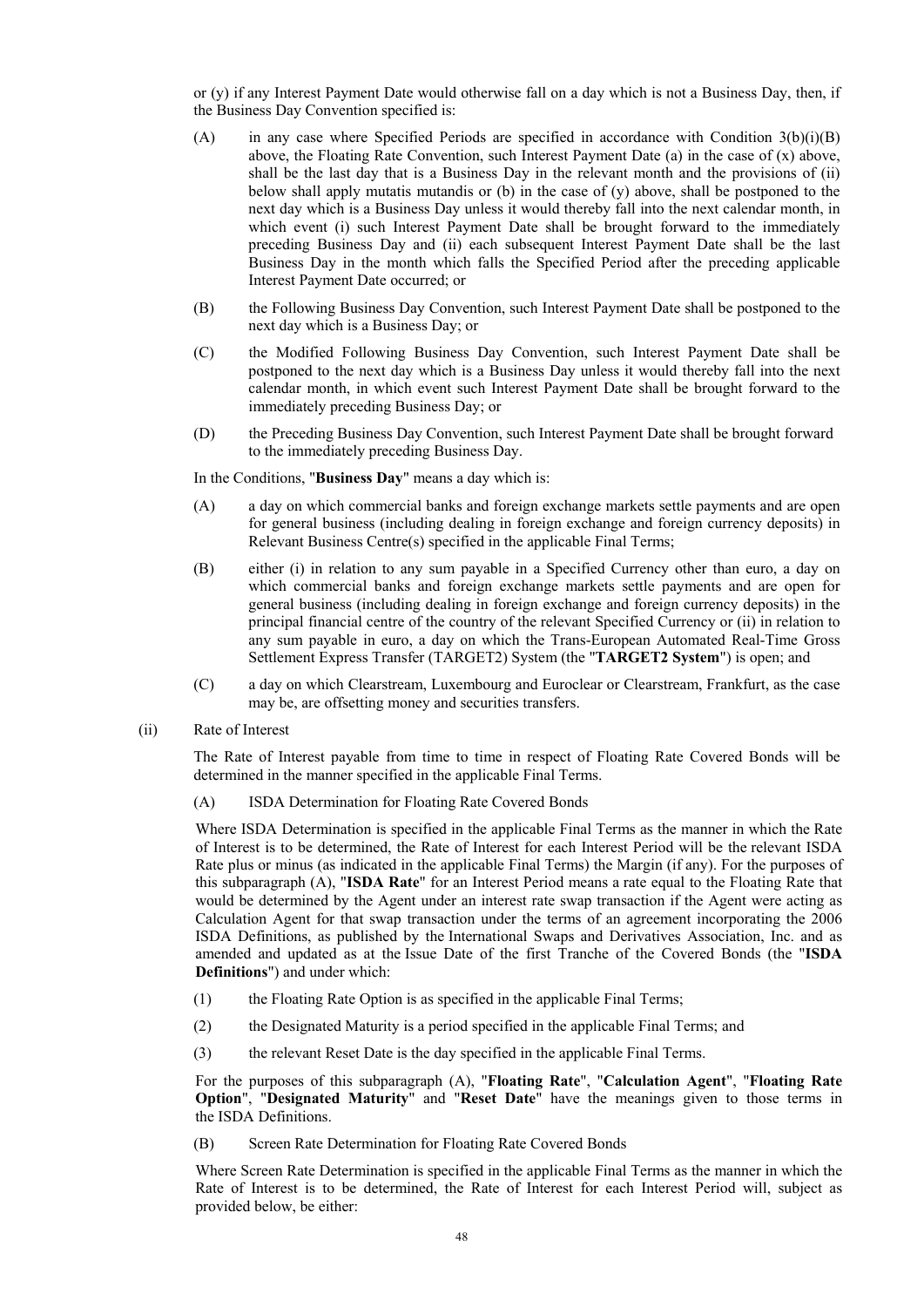or (y) if any Interest Payment Date would otherwise fall on a day which is not a Business Day, then, if the Business Day Convention specified is:

(A) in any case where Specified Periods are specified in accordance with Condition 3(b)(i)(B) above, the Floating Rate Convention, such Interest Payment Date (a) in the case of (x) above, shall be the last day that is a Business Day in the relevant month and the provisions of (ii) below shall apply mutatis mutandis or (b) in the case of (y) above, shall be postponed to the next day which is a Business Day unless it would thereby fall into the next calendar month, in which event (i) such Interest Payment Date shall be brought forward to the immediately preceding Business Day and (ii) each subsequent Interest Payment Date shall be the last Business Day in the month which falls the Specified Period after the preceding applicable Interest Payment Date occurred; or

(B) the Following Business Day Convention, such Interest Payment Date shall be postponed to the next day which is a Business Day; or

(C) the Modified Following Business Day Convention, such Interest Payment Date shall be postponed to the next day which is a Business Day unless it would thereby fall into the next calendar month, in which event such Interest Payment Date shall be brought forward to the immediately preceding Business Day; or

(D) the Preceding Business Day Convention, such Interest Payment Date shall be brought forward to the immediately preceding Business Day.

In the Conditions, "**Business Day**" means a day which is:

(A) a day on which commercial banks and foreign exchange markets settle payments and are open for general business (including dealing in foreign exchange and foreign currency deposits) in Relevant Business Centre(s) specified in the applicable Final Terms;

(B) either (i) in relation to any sum payable in a Specified Currency other than euro, a day on which commercial banks and foreign exchange markets settle payments and are open for general business (including dealing in foreign exchange and foreign currency deposits) in the principal financial centre of the country of the relevant Specified Currency or (ii) in relation to any sum payable in euro, a day on which the Trans-European Automated Real-Time Gross Settlement Express Transfer (TARGET2) System (the "**TARGET2 System**") is open; and

(C) a day on which Clearstream, Luxembourg and Euroclear or Clearstream, Frankfurt, as the case may be, are offsetting money and securities transfers.

(ii) Rate of Interest

The Rate of Interest payable from time to time in respect of Floating Rate Covered Bonds will be determined in the manner specified in the applicable Final Terms.

(A) ISDA Determination for Floating Rate Covered Bonds

Where ISDA Determination is specified in the applicable Final Terms as the manner in which the Rate of Interest is to be determined, the Rate of Interest for each Interest Period will be the relevant ISDA Rate plus or minus (as indicated in the applicable Final Terms) the Margin (if any). For the purposes of this subparagraph (A), "**ISDA Rate**" for an Interest Period means a rate equal to the Floating Rate that would be determined by the Agent under an interest rate swap transaction if the Agent were acting as Calculation Agent for that swap transaction under the terms of an agreement incorporating the 2006 ISDA Definitions, as published by the International Swaps and Derivatives Association, Inc. and as amended and updated as at the Issue Date of the first Tranche of the Covered Bonds (the "**ISDA Definitions**") and under which:

(1) the Floating Rate Option is as specified in the applicable Final Terms;

(2) the Designated Maturity is a period specified in the applicable Final Terms; and

(3) the relevant Reset Date is the day specified in the applicable Final Terms.

For the purposes of this subparagraph (A), "**Floating Rate**", "**Calculation Agent**", "**Floating Rate Option**", "**Designated Maturity**" and "**Reset Date**" have the meanings given to those terms in the ISDA Definitions.

(B) Screen Rate Determination for Floating Rate Covered Bonds

Where Screen Rate Determination is specified in the applicable Final Terms as the manner in which the Rate of Interest is to be determined, the Rate of Interest for each Interest Period will, subject as provided below, be either: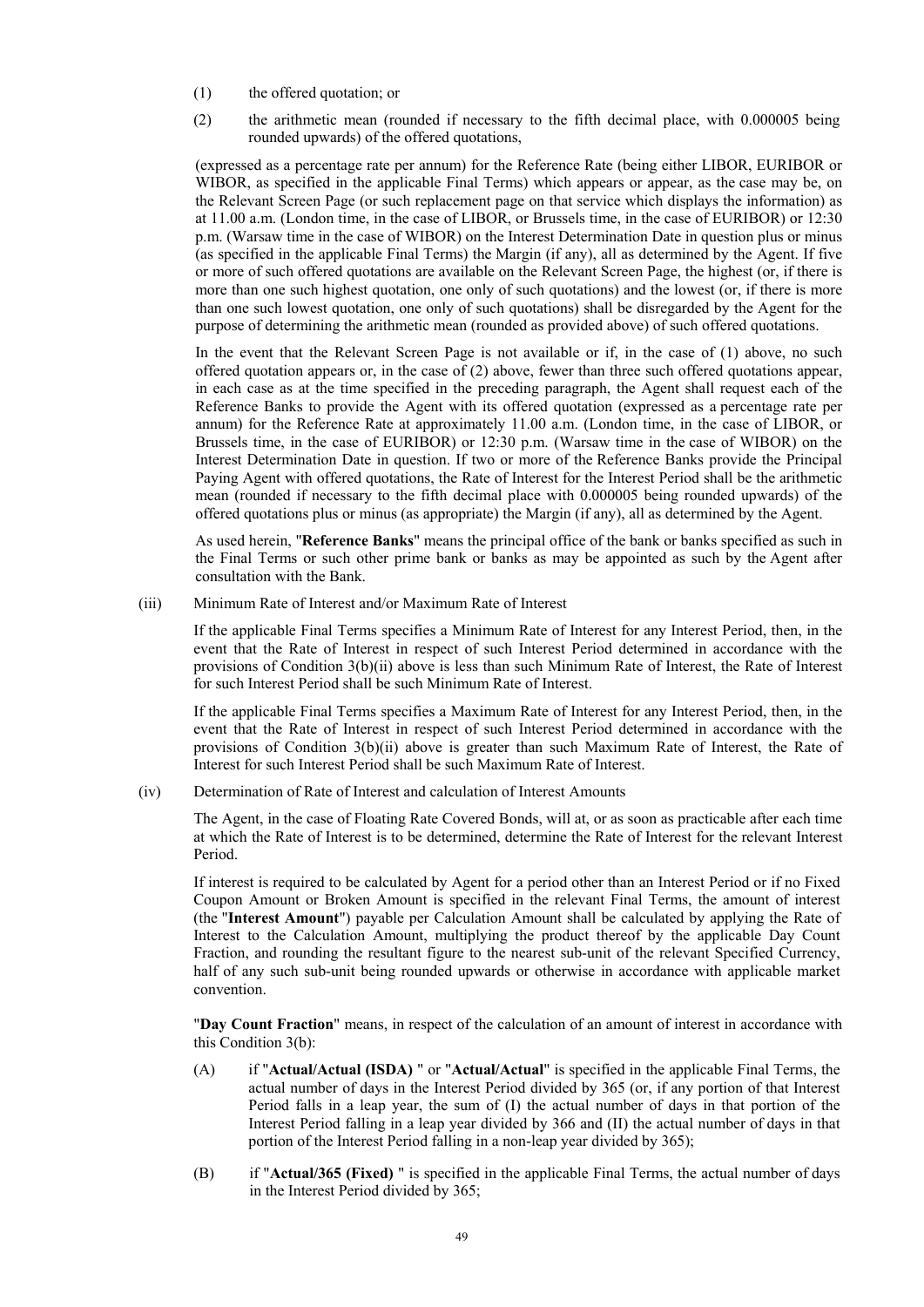(1) the offered quotation; or

(2) the arithmetic mean (rounded if necessary to the fifth decimal place, with 0.000005 being rounded upwards) of the offered quotations,

(expressed as a percentage rate per annum) for the Reference Rate (being either LIBOR, EURIBOR or WIBOR, as specified in the applicable Final Terms) which appears or appear, as the case may be, on the Relevant Screen Page (or such replacement page on that service which displays the information) as at 11.00 a.m. (London time, in the case of LIBOR, or Brussels time, in the case of EURIBOR) or 12:30 p.m. (Warsaw time in the case of WIBOR) on the Interest Determination Date in question plus or minus (as specified in the applicable Final Terms) the Margin (if any), all as determined by the Agent. If five or more of such offered quotations are available on the Relevant Screen Page, the highest (or, if there is more than one such highest quotation, one only of such quotations) and the lowest (or, if there is more than one such lowest quotation, one only of such quotations) shall be disregarded by the Agent for the purpose of determining the arithmetic mean (rounded as provided above) of such offered quotations.

In the event that the Relevant Screen Page is not available or if, in the case of (1) above, no such offered quotation appears or, in the case of (2) above, fewer than three such offered quotations appear, in each case as at the time specified in the preceding paragraph, the Agent shall request each of the Reference Banks to provide the Agent with its offered quotation (expressed as a percentage rate per annum) for the Reference Rate at approximately 11.00 a.m. (London time, in the case of LIBOR, or Brussels time, in the case of EURIBOR) or 12:30 p.m. (Warsaw time in the case of WIBOR) on the Interest Determination Date in question. If two or more of the Reference Banks provide the Principal Paying Agent with offered quotations, the Rate of Interest for the Interest Period shall be the arithmetic mean (rounded if necessary to the fifth decimal place with 0.000005 being rounded upwards) of the offered quotations plus or minus (as appropriate) the Margin (if any), all as determined by the Agent.

As used herein, "**Reference Banks**" means the principal office of the bank or banks specified as such in the Final Terms or such other prime bank or banks as may be appointed as such by the Agent after consultation with the Bank.

(iii) Minimum Rate of Interest and/or Maximum Rate of Interest

If the applicable Final Terms specifies a Minimum Rate of Interest for any Interest Period, then, in the event that the Rate of Interest in respect of such Interest Period determined in accordance with the provisions of Condition 3(b)(ii) above is less than such Minimum Rate of Interest, the Rate of Interest for such Interest Period shall be such Minimum Rate of Interest.

If the applicable Final Terms specifies a Maximum Rate of Interest for any Interest Period, then, in the event that the Rate of Interest in respect of such Interest Period determined in accordance with the provisions of Condition 3(b)(ii) above is greater than such Maximum Rate of Interest, the Rate of Interest for such Interest Period shall be such Maximum Rate of Interest.

(iv) Determination of Rate of Interest and calculation of Interest Amounts

The Agent, in the case of Floating Rate Covered Bonds, will at, or as soon as practicable after each time at which the Rate of Interest is to be determined, determine the Rate of Interest for the relevant Interest Period.

If interest is required to be calculated by Agent for a period other than an Interest Period or if no Fixed Coupon Amount or Broken Amount is specified in the relevant Final Terms, the amount of interest (the "**Interest Amount**") payable per Calculation Amount shall be calculated by applying the Rate of Interest to the Calculation Amount, multiplying the product thereof by the applicable Day Count Fraction, and rounding the resultant figure to the nearest sub-unit of the relevant Specified Currency, half of any such sub-unit being rounded upwards or otherwise in accordance with applicable market convention.

"**Day Count Fraction**" means, in respect of the calculation of an amount of interest in accordance with this Condition 3(b):

(A) if "**Actual/Actual (ISDA)** " or "**Actual/Actual**" is specified in the applicable Final Terms, the actual number of days in the Interest Period divided by 365 (or, if any portion of that Interest Period falls in a leap year, the sum of (I) the actual number of days in that portion of the Interest Period falling in a leap year divided by 366 and (II) the actual number of days in that portion of the Interest Period falling in a non-leap year divided by 365);

(B) if "**Actual/365 (Fixed)** " is specified in the applicable Final Terms, the actual number of days in the Interest Period divided by 365;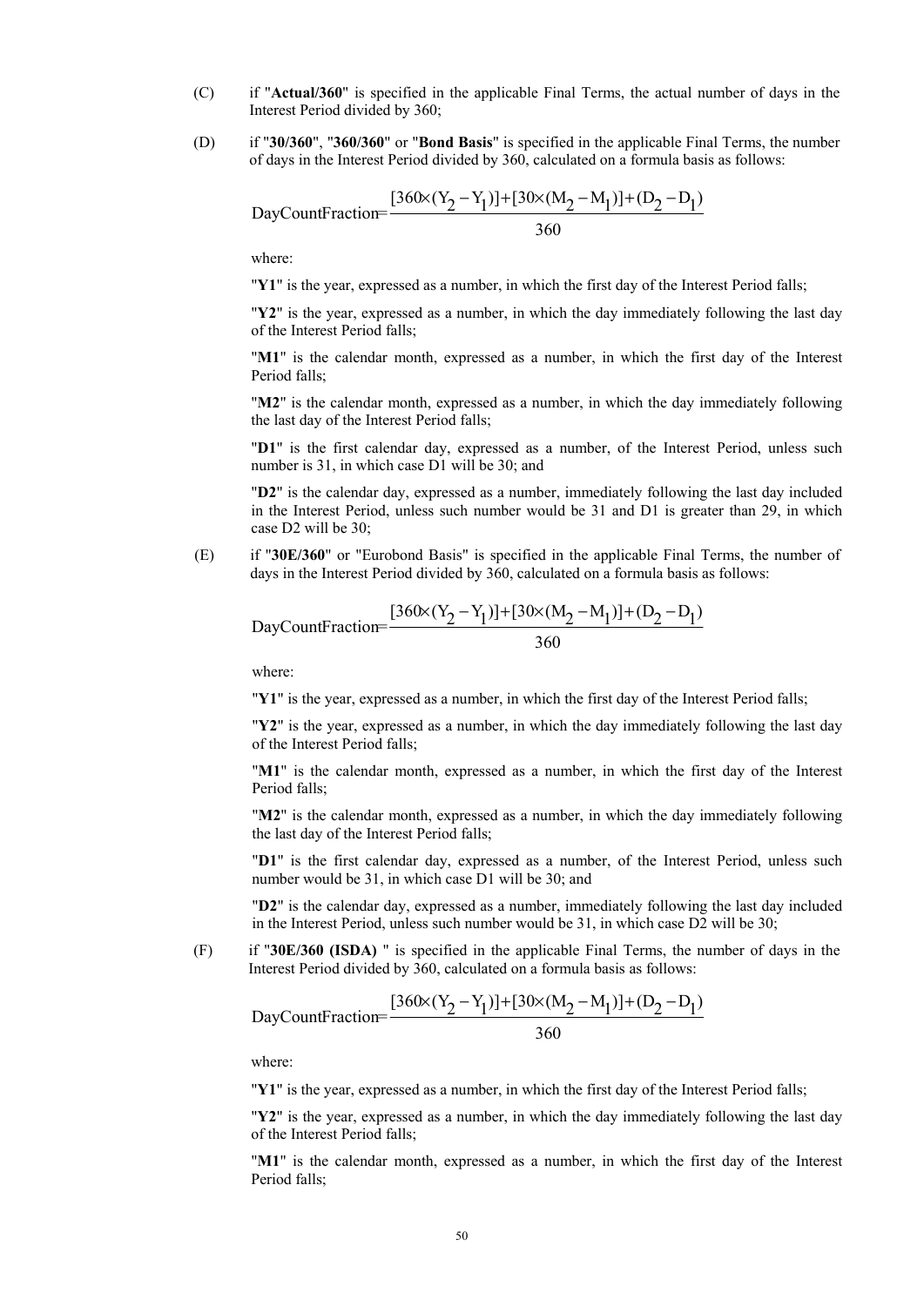(C) if "**Actual/360**" is specified in the applicable Final Terms, the actual number of days in the Interest Period divided by 360;

(D) if "**30/360**", "**360/360**" or "**Bond Basis**" is specified in the applicable Final Terms, the number of days in the Interest Period divided by 360, calculated on a formula basis as follows:

$$\text{DayCountFraction} = \frac{[360 \times (Y_2 - Y_1)] + [30 \times (M_2 - M_1)] + (D_2 - D_1)}{360}$$

where:

"**Y1**" is the year, expressed as a number, in which the first day of the Interest Period falls;

"**Y2**" is the year, expressed as a number, in which the day immediately following the last day of the Interest Period falls;

"**M1**" is the calendar month, expressed as a number, in which the first day of the Interest Period falls;

"**M2**" is the calendar month, expressed as a number, in which the day immediately following the last day of the Interest Period falls;

"**D1**" is the first calendar day, expressed as a number, of the Interest Period, unless such number is 31, in which case D1 will be 30; and

"**D2**" is the calendar day, expressed as a number, immediately following the last day included in the Interest Period, unless such number would be 31 and D1 is greater than 29, in which case D2 will be 30;

(E) if "**30E/360**" or "Eurobond Basis" is specified in the applicable Final Terms, the number of days in the Interest Period divided by 360, calculated on a formula basis as follows:

$$\text{DayCountFraction} = \frac{[360 \times (Y_2 - Y_1)] + [30 \times (M_2 - M_1)] + (D_2 - D_1)}{360}$$

where:

"**Y1**" is the year, expressed as a number, in which the first day of the Interest Period falls;

"**Y2**" is the year, expressed as a number, in which the day immediately following the last day of the Interest Period falls;

"**M1**" is the calendar month, expressed as a number, in which the first day of the Interest Period falls;

"**M2**" is the calendar month, expressed as a number, in which the day immediately following the last day of the Interest Period falls;

"**D1**" is the first calendar day, expressed as a number, of the Interest Period, unless such number would be 31, in which case D1 will be 30; and

"**D2**" is the calendar day, expressed as a number, immediately following the last day included in the Interest Period, unless such number would be 31, in which case D2 will be 30;

(F) if "**30E/360 (ISDA)** " is specified in the applicable Final Terms, the number of days in the Interest Period divided by 360, calculated on a formula basis as follows:

$$\text{DayCountFraction} = \frac{[360 \times (Y_2 - Y_1)] + [30 \times (M_2 - M_1)] + (D_2 - D_1)}{360}$$

where:

"**Y1**" is the year, expressed as a number, in which the first day of the Interest Period falls;

"**Y2**" is the year, expressed as a number, in which the day immediately following the last day of the Interest Period falls;

"**M1**" is the calendar month, expressed as a number, in which the first day of the Interest Period falls;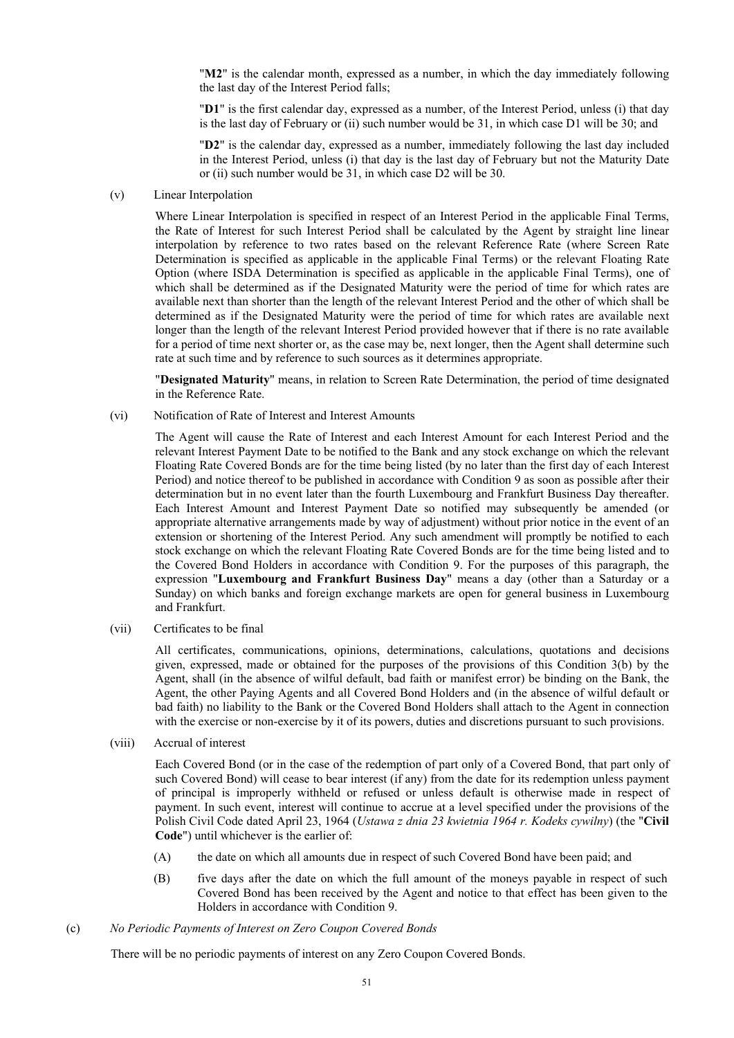"**M2**" is the calendar month, expressed as a number, in which the day immediately following the last day of the Interest Period falls;

"**D1**" is the first calendar day, expressed as a number, of the Interest Period, unless (i) that day is the last day of February or (ii) such number would be 31, in which case D1 will be 30; and

"**D2**" is the calendar day, expressed as a number, immediately following the last day included in the Interest Period, unless (i) that day is the last day of February but not the Maturity Date or (ii) such number would be 31, in which case D2 will be 30.

(v) Linear Interpolation

Where Linear Interpolation is specified in respect of an Interest Period in the applicable Final Terms, the Rate of Interest for such Interest Period shall be calculated by the Agent by straight line linear interpolation by reference to two rates based on the relevant Reference Rate (where Screen Rate Determination is specified as applicable in the applicable Final Terms) or the relevant Floating Rate Option (where ISDA Determination is specified as applicable in the applicable Final Terms), one of which shall be determined as if the Designated Maturity were the period of time for which rates are available next than shorter than the length of the relevant Interest Period and the other of which shall be determined as if the Designated Maturity were the period of time for which rates are available next longer than the length of the relevant Interest Period provided however that if there is no rate available for a period of time next shorter or, as the case may be, next longer, then the Agent shall determine such rate at such time and by reference to such sources as it determines appropriate.

"**Designated Maturity**" means, in relation to Screen Rate Determination, the period of time designated in the Reference Rate.

(vi) Notification of Rate of Interest and Interest Amounts

The Agent will cause the Rate of Interest and each Interest Amount for each Interest Period and the relevant Interest Payment Date to be notified to the Bank and any stock exchange on which the relevant Floating Rate Covered Bonds are for the time being listed (by no later than the first day of each Interest Period) and notice thereof to be published in accordance with Condition 9 as soon as possible after their determination but in no event later than the fourth Luxembourg and Frankfurt Business Day thereafter. Each Interest Amount and Interest Payment Date so notified may subsequently be amended (or appropriate alternative arrangements made by way of adjustment) without prior notice in the event of an extension or shortening of the Interest Period. Any such amendment will promptly be notified to each stock exchange on which the relevant Floating Rate Covered Bonds are for the time being listed and to the Covered Bond Holders in accordance with Condition 9. For the purposes of this paragraph, the expression "**Luxembourg and Frankfurt Business Day**" means a day (other than a Saturday or a Sunday) on which banks and foreign exchange markets are open for general business in Luxembourg and Frankfurt.

(vii) Certificates to be final

All certificates, communications, opinions, determinations, calculations, quotations and decisions given, expressed, made or obtained for the purposes of the provisions of this Condition 3(b) by the Agent, shall (in the absence of wilful default, bad faith or manifest error) be binding on the Bank, the Agent, the other Paying Agents and all Covered Bond Holders and (in the absence of wilful default or bad faith) no liability to the Bank or the Covered Bond Holders shall attach to the Agent in connection with the exercise or non-exercise by it of its powers, duties and discretions pursuant to such provisions.

(viii) Accrual of interest

Each Covered Bond (or in the case of the redemption of part only of a Covered Bond, that part only of such Covered Bond) will cease to bear interest (if any) from the date for its redemption unless payment of principal is improperly withheld or refused or unless default is otherwise made in respect of payment. In such event, interest will continue to accrue at a level specified under the provisions of the Polish Civil Code dated April 23, 1964 (*Ustawa z dnia 23 kwietnia 1964 r. Kodeks cywilny*) (the "**Civil Code**") until whichever is the earlier of:

(A) the date on which all amounts due in respect of such Covered Bond have been paid; and

(B) five days after the date on which the full amount of the moneys payable in respect of such Covered Bond has been received by the Agent and notice to that effect has been given to the Holders in accordance with Condition 9.

(c) *No Periodic Payments of Interest on Zero Coupon Covered Bonds*

There will be no periodic payments of interest on any Zero Coupon Covered Bonds.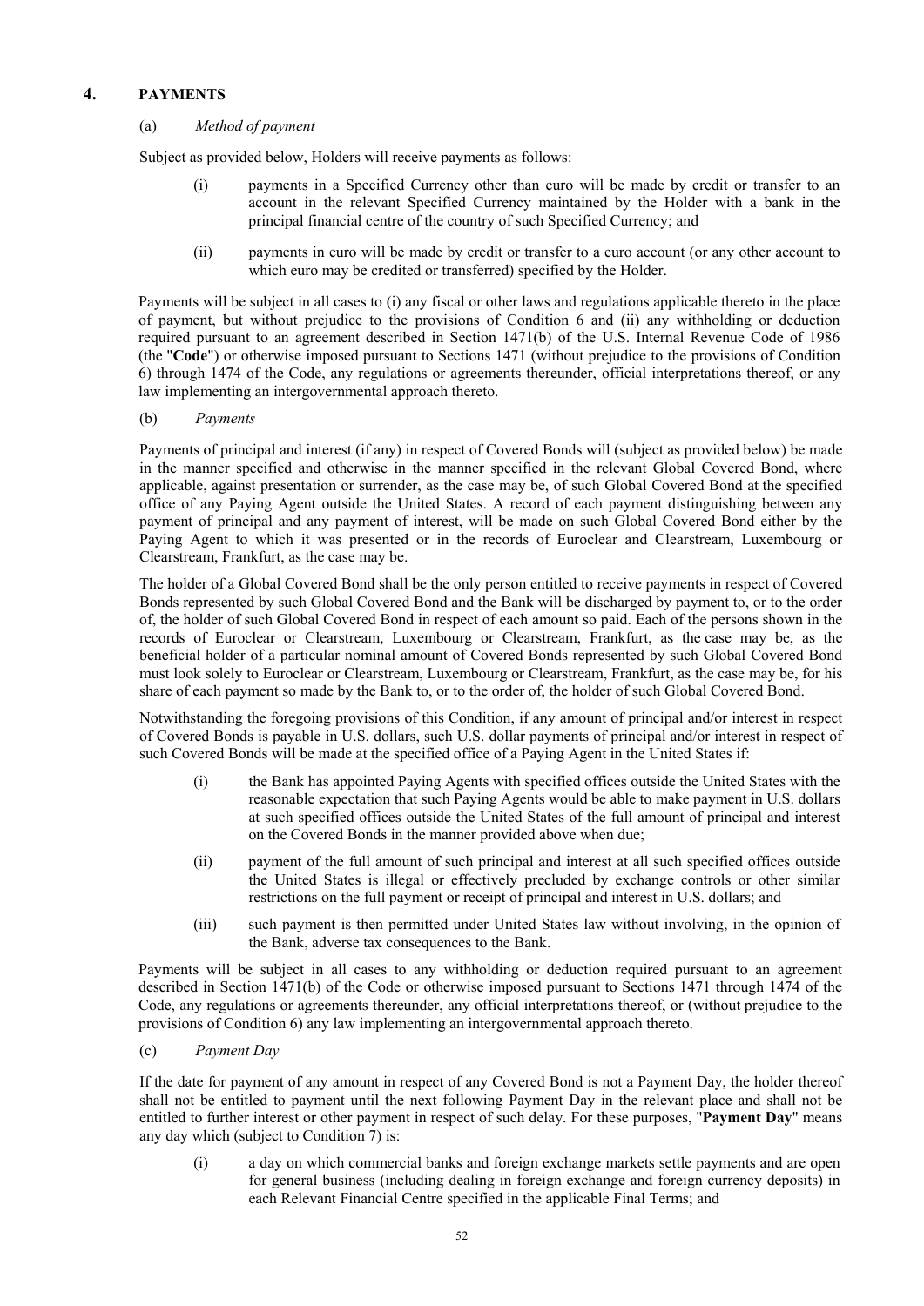## 4. PAYMENTS

### (a) *Method of payment*

Subject as provided below, Holders will receive payments as follows:

(i) payments in a Specified Currency other than euro will be made by credit or transfer to an account in the relevant Specified Currency maintained by the Holder with a bank in the principal financial centre of the country of such Specified Currency; and

(ii) payments in euro will be made by credit or transfer to a euro account (or any other account to which euro may be credited or transferred) specified by the Holder.

Payments will be subject in all cases to (i) any fiscal or other laws and regulations applicable thereto in the place of payment, but without prejudice to the provisions of Condition 6 and (ii) any withholding or deduction required pursuant to an agreement described in Section 1471(b) of the U.S. Internal Revenue Code of 1986 (the "**Code**") or otherwise imposed pursuant to Sections 1471 (without prejudice to the provisions of Condition 6) through 1474 of the Code, any regulations or agreements thereunder, official interpretations thereof, or any law implementing an intergovernmental approach thereto.

### (b) *Payments*

Payments of principal and interest (if any) in respect of Covered Bonds will (subject as provided below) be made in the manner specified and otherwise in the manner specified in the relevant Global Covered Bond, where applicable, against presentation or surrender, as the case may be, of such Global Covered Bond at the specified office of any Paying Agent outside the United States. A record of each payment distinguishing between any payment of principal and any payment of interest, will be made on such Global Covered Bond either by the Paying Agent to which it was presented or in the records of Euroclear and Clearstream, Luxembourg or Clearstream, Frankfurt, as the case may be.

The holder of a Global Covered Bond shall be the only person entitled to receive payments in respect of Covered Bonds represented by such Global Covered Bond and the Bank will be discharged by payment to, or to the order of, the holder of such Global Covered Bond in respect of each amount so paid. Each of the persons shown in the records of Euroclear or Clearstream, Luxembourg or Clearstream, Frankfurt, as the case may be, as the beneficial holder of a particular nominal amount of Covered Bonds represented by such Global Covered Bond must look solely to Euroclear or Clearstream, Luxembourg or Clearstream, Frankfurt, as the case may be, for his share of each payment so made by the Bank to, or to the order of, the holder of such Global Covered Bond.

Notwithstanding the foregoing provisions of this Condition, if any amount of principal and/or interest in respect of Covered Bonds is payable in U.S. dollars, such U.S. dollar payments of principal and/or interest in respect of such Covered Bonds will be made at the specified office of a Paying Agent in the United States if:

(i) the Bank has appointed Paying Agents with specified offices outside the United States with the reasonable expectation that such Paying Agents would be able to make payment in U.S. dollars at such specified offices outside the United States of the full amount of principal and interest on the Covered Bonds in the manner provided above when due;

(ii) payment of the full amount of such principal and interest at all such specified offices outside the United States is illegal or effectively precluded by exchange controls or other similar restrictions on the full payment or receipt of principal and interest in U.S. dollars; and

(iii) such payment is then permitted under United States law without involving, in the opinion of the Bank, adverse tax consequences to the Bank.

Payments will be subject in all cases to any withholding or deduction required pursuant to an agreement described in Section 1471(b) of the Code or otherwise imposed pursuant to Sections 1471 through 1474 of the Code, any regulations or agreements thereunder, any official interpretations thereof, or (without prejudice to the provisions of Condition 6) any law implementing an intergovernmental approach thereto.

### (c) *Payment Day*

If the date for payment of any amount in respect of any Covered Bond is not a Payment Day, the holder thereof shall not be entitled to payment until the next following Payment Day in the relevant place and shall not be entitled to further interest or other payment in respect of such delay. For these purposes, "**Payment Day**" means any day which (subject to Condition 7) is:

(i) a day on which commercial banks and foreign exchange markets settle payments and are open for general business (including dealing in foreign exchange and foreign currency deposits) in each Relevant Financial Centre specified in the applicable Final Terms; and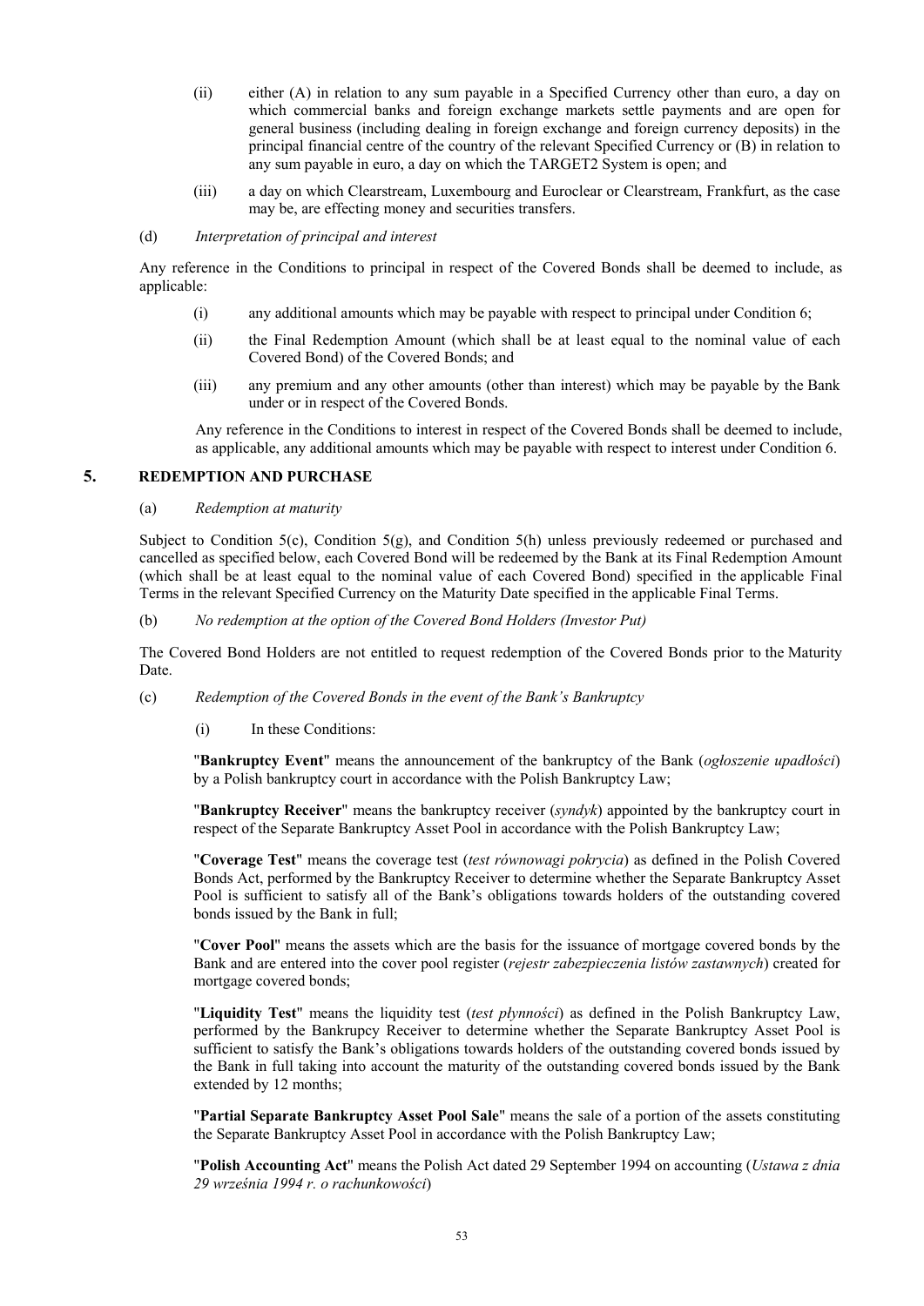(ii) either (A) in relation to any sum payable in a Specified Currency other than euro, a day on which commercial banks and foreign exchange markets settle payments and are open for general business (including dealing in foreign exchange and foreign currency deposits) in the principal financial centre of the country of the relevant Specified Currency or (B) in relation to any sum payable in euro, a day on which the TARGET2 System is open; and

(iii) a day on which Clearstream, Luxembourg and Euroclear or Clearstream, Frankfurt, as the case may be, are effecting money and securities transfers.

(d) *Interpretation of principal and interest*

Any reference in the Conditions to principal in respect of the Covered Bonds shall be deemed to include, as applicable:

(i) any additional amounts which may be payable with respect to principal under Condition 6;

(ii) the Final Redemption Amount (which shall be at least equal to the nominal value of each Covered Bond) of the Covered Bonds; and

(iii) any premium and any other amounts (other than interest) which may be payable by the Bank under or in respect of the Covered Bonds.

Any reference in the Conditions to interest in respect of the Covered Bonds shall be deemed to include, as applicable, any additional amounts which may be payable with respect to interest under Condition 6.

## 5. REDEMPTION AND PURCHASE

(a) *Redemption at maturity*

Subject to Condition 5(c), Condition 5(g), and Condition 5(h) unless previously redeemed or purchased and cancelled as specified below, each Covered Bond will be redeemed by the Bank at its Final Redemption Amount (which shall be at least equal to the nominal value of each Covered Bond) specified in the applicable Final Terms in the relevant Specified Currency on the Maturity Date specified in the applicable Final Terms.

(b) *No redemption at the option of the Covered Bond Holders (Investor Put)*

The Covered Bond Holders are not entitled to request redemption of the Covered Bonds prior to the Maturity Date.

(c) *Redemption of the Covered Bonds in the event of the Bank's Bankruptcy*

(i) In these Conditions:

"**Bankruptcy Event**" means the announcement of the bankruptcy of the Bank (*ogłoszenie upadłości*) by a Polish bankruptcy court in accordance with the Polish Bankruptcy Law;

"**Bankruptcy Receiver**" means the bankruptcy receiver (*syndyk*) appointed by the bankruptcy court in respect of the Separate Bankruptcy Asset Pool in accordance with the Polish Bankruptcy Law;

"**Coverage Test**" means the coverage test (*test równowagi pokrycia*) as defined in the Polish Covered Bonds Act, performed by the Bankruptcy Receiver to determine whether the Separate Bankruptcy Asset Pool is sufficient to satisfy all of the Bank's obligations towards holders of the outstanding covered bonds issued by the Bank in full;

"**Cover Pool**" means the assets which are the basis for the issuance of mortgage covered bonds by the Bank and are entered into the cover pool register (*rejestr zabezpieczenia listów zastawnych*) created for mortgage covered bonds;

"**Liquidity Test**" means the liquidity test (*test płynności*) as defined in the Polish Bankruptcy Law, performed by the Bankruptcy Receiver to determine whether the Separate Bankruptcy Asset Pool is sufficient to satisfy the Bank's obligations towards holders of the outstanding covered bonds issued by the Bank in full taking into account the maturity of the outstanding covered bonds issued by the Bank extended by 12 months;

"**Partial Separate Bankruptcy Asset Pool Sale**" means the sale of a portion of the assets constituting the Separate Bankruptcy Asset Pool in accordance with the Polish Bankruptcy Law;

"**Polish Accounting Act**" means the Polish Act dated 29 September 1994 on accounting (*Ustawa z dnia 29 września 1994 r. o rachunkowości*)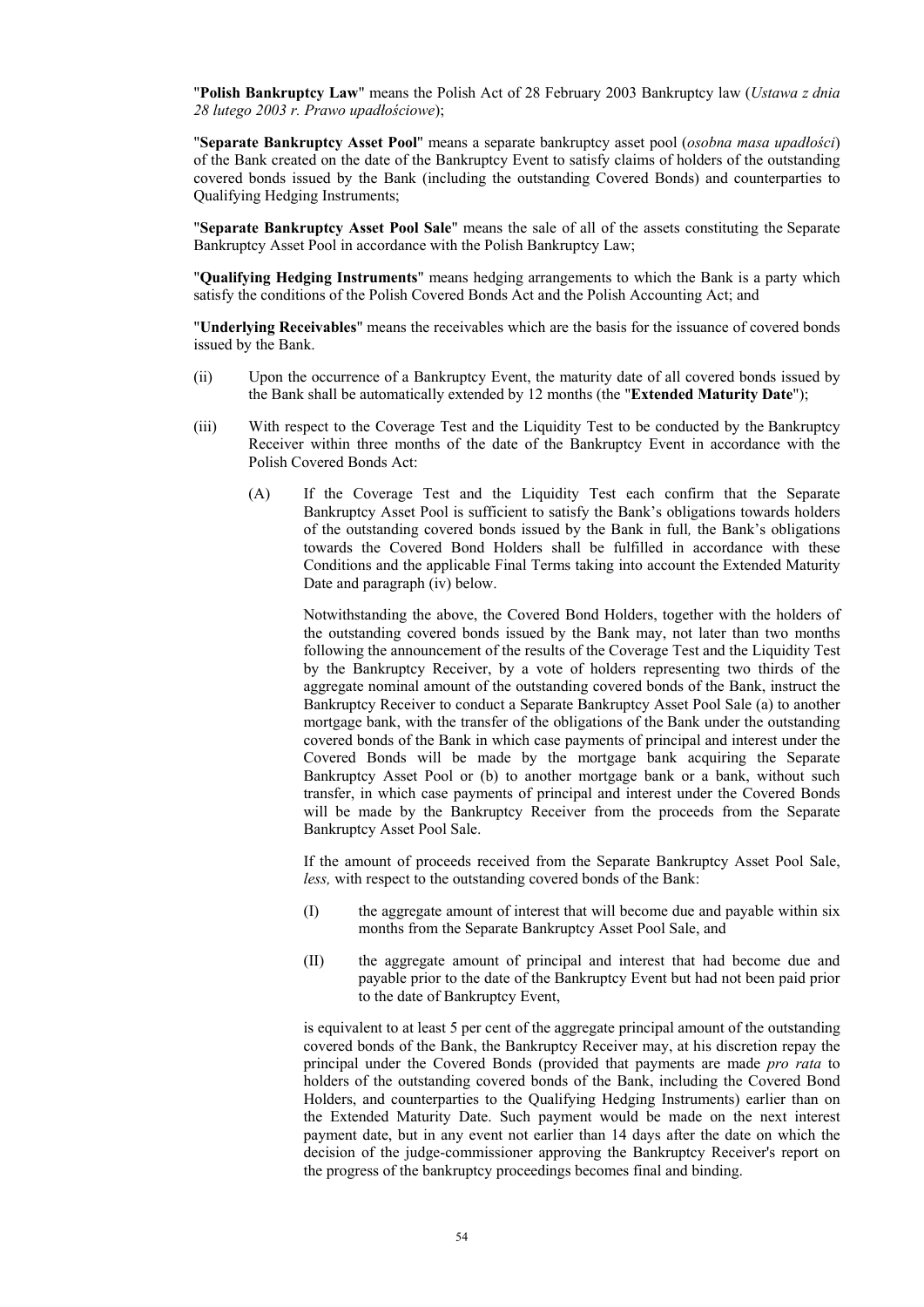"**Polish Bankruptcy Law**" means the Polish Act of 28 February 2003 Bankruptcy law (*Ustawa z dnia 28 lutego 2003 r. Prawo upadłościowe*);

"**Separate Bankruptcy Asset Pool**" means a separate bankruptcy asset pool (*osobna masa upadłości*) of the Bank created on the date of the Bankruptcy Event to satisfy claims of holders of the outstanding covered bonds issued by the Bank (including the outstanding Covered Bonds) and counterparties to Qualifying Hedging Instruments;

"**Separate Bankruptcy Asset Pool Sale**" means the sale of all of the assets constituting the Separate Bankruptcy Asset Pool in accordance with the Polish Bankruptcy Law;

"**Qualifying Hedging Instruments**" means hedging arrangements to which the Bank is a party which satisfy the conditions of the Polish Covered Bonds Act and the Polish Accounting Act; and

"**Underlying Receivables**" means the receivables which are the basis for the issuance of covered bonds issued by the Bank.

(ii) Upon the occurrence of a Bankruptcy Event, the maturity date of all covered bonds issued by the Bank shall be automatically extended by 12 months (the "**Extended Maturity Date**");

(iii) With respect to the Coverage Test and the Liquidity Test to be conducted by the Bankruptcy Receiver within three months of the date of the Bankruptcy Event in accordance with the Polish Covered Bonds Act:

(A) If the Coverage Test and the Liquidity Test each confirm that the Separate Bankruptcy Asset Pool is sufficient to satisfy the Bank's obligations towards holders of the outstanding covered bonds issued by the Bank in full*,* the Bank's obligations towards the Covered Bond Holders shall be fulfilled in accordance with these Conditions and the applicable Final Terms taking into account the Extended Maturity Date and paragraph (iv) below.

Notwithstanding the above, the Covered Bond Holders, together with the holders of the outstanding covered bonds issued by the Bank may, not later than two months following the announcement of the results of the Coverage Test and the Liquidity Test by the Bankruptcy Receiver, by a vote of holders representing two thirds of the aggregate nominal amount of the outstanding covered bonds of the Bank, instruct the Bankruptcy Receiver to conduct a Separate Bankruptcy Asset Pool Sale (a) to another mortgage bank, with the transfer of the obligations of the Bank under the outstanding covered bonds of the Bank in which case payments of principal and interest under the Covered Bonds will be made by the mortgage bank acquiring the Separate Bankruptcy Asset Pool or (b) to another mortgage bank or a bank, without such transfer, in which case payments of principal and interest under the Covered Bonds will be made by the Bankruptcy Receiver from the proceeds from the Separate Bankruptcy Asset Pool Sale.

If the amount of proceeds received from the Separate Bankruptcy Asset Pool Sale, *less,* with respect to the outstanding covered bonds of the Bank:

(I) the aggregate amount of interest that will become due and payable within six months from the Separate Bankruptcy Asset Pool Sale, and

(II) the aggregate amount of principal and interest that had become due and payable prior to the date of the Bankruptcy Event but had not been paid prior to the date of Bankruptcy Event,

is equivalent to at least 5 per cent of the aggregate principal amount of the outstanding covered bonds of the Bank, the Bankruptcy Receiver may, at his discretion repay the principal under the Covered Bonds (provided that payments are made *pro rata* to holders of the outstanding covered bonds of the Bank, including the Covered Bond Holders, and counterparties to the Qualifying Hedging Instruments) earlier than on the Extended Maturity Date. Such payment would be made on the next interest payment date, but in any event not earlier than 14 days after the date on which the decision of the judge-commissioner approving the Bankruptcy Receiver's report on the progress of the bankruptcy proceedings becomes final and binding.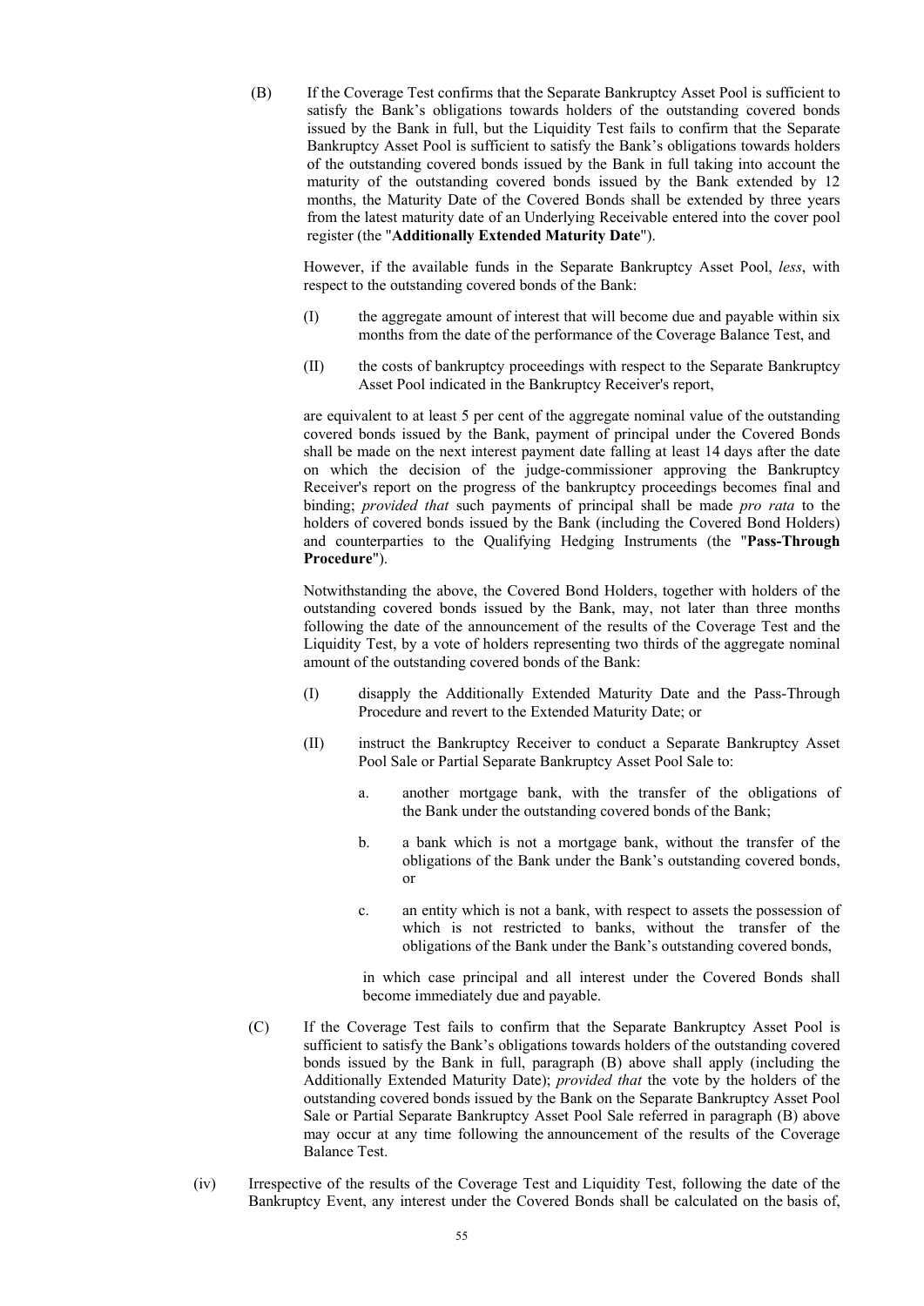(B) If the Coverage Test confirms that the Separate Bankruptcy Asset Pool is sufficient to satisfy the Bank's obligations towards holders of the outstanding covered bonds issued by the Bank in full, but the Liquidity Test fails to confirm that the Separate Bankruptcy Asset Pool is sufficient to satisfy the Bank's obligations towards holders of the outstanding covered bonds issued by the Bank in full taking into account the maturity of the outstanding covered bonds issued by the Bank extended by 12 months, the Maturity Date of the Covered Bonds shall be extended by three years from the latest maturity date of an Underlying Receivable entered into the cover pool register (the "**Additionally Extended Maturity Date**").

However, if the available funds in the Separate Bankruptcy Asset Pool, *less*, with respect to the outstanding covered bonds of the Bank:

(I) the aggregate amount of interest that will become due and payable within six months from the date of the performance of the Coverage Balance Test, and

(II) the costs of bankruptcy proceedings with respect to the Separate Bankruptcy Asset Pool indicated in the Bankruptcy Receiver's report,

are equivalent to at least 5 per cent of the aggregate nominal value of the outstanding covered bonds issued by the Bank, payment of principal under the Covered Bonds shall be made on the next interest payment date falling at least 14 days after the date on which the decision of the judge-commissioner approving the Bankruptcy Receiver's report on the progress of the bankruptcy proceedings becomes final and binding; *provided that* such payments of principal shall be made *pro rata* to the holders of covered bonds issued by the Bank (including the Covered Bond Holders) and counterparties to the Qualifying Hedging Instruments (the "**Pass-Through Procedure**").

Notwithstanding the above, the Covered Bond Holders, together with holders of the outstanding covered bonds issued by the Bank, may, not later than three months following the date of the announcement of the results of the Coverage Test and the Liquidity Test, by a vote of holders representing two thirds of the aggregate nominal amount of the outstanding covered bonds of the Bank:

(I) disapply the Additionally Extended Maturity Date and the Pass-Through Procedure and revert to the Extended Maturity Date; or

(II) instruct the Bankruptcy Receiver to conduct a Separate Bankruptcy Asset Pool Sale or Partial Separate Bankruptcy Asset Pool Sale to:

a. another mortgage bank, with the transfer of the obligations of the Bank under the outstanding covered bonds of the Bank;

b. a bank which is not a mortgage bank, without the transfer of the obligations of the Bank under the Bank's outstanding covered bonds, or

c. an entity which is not a bank, with respect to assets the possession of which is not restricted to banks, without the transfer of the obligations of the Bank under the Bank's outstanding covered bonds,

in which case principal and all interest under the Covered Bonds shall become immediately due and payable.

(C) If the Coverage Test fails to confirm that the Separate Bankruptcy Asset Pool is sufficient to satisfy the Bank's obligations towards holders of the outstanding covered bonds issued by the Bank in full, paragraph (B) above shall apply (including the Additionally Extended Maturity Date); *provided that* the vote by the holders of the outstanding covered bonds issued by the Bank on the Separate Bankruptcy Asset Pool Sale or Partial Separate Bankruptcy Asset Pool Sale referred in paragraph (B) above may occur at any time following the announcement of the results of the Coverage Balance Test.

(iv) Irrespective of the results of the Coverage Test and Liquidity Test, following the date of the Bankruptcy Event, any interest under the Covered Bonds shall be calculated on the basis of,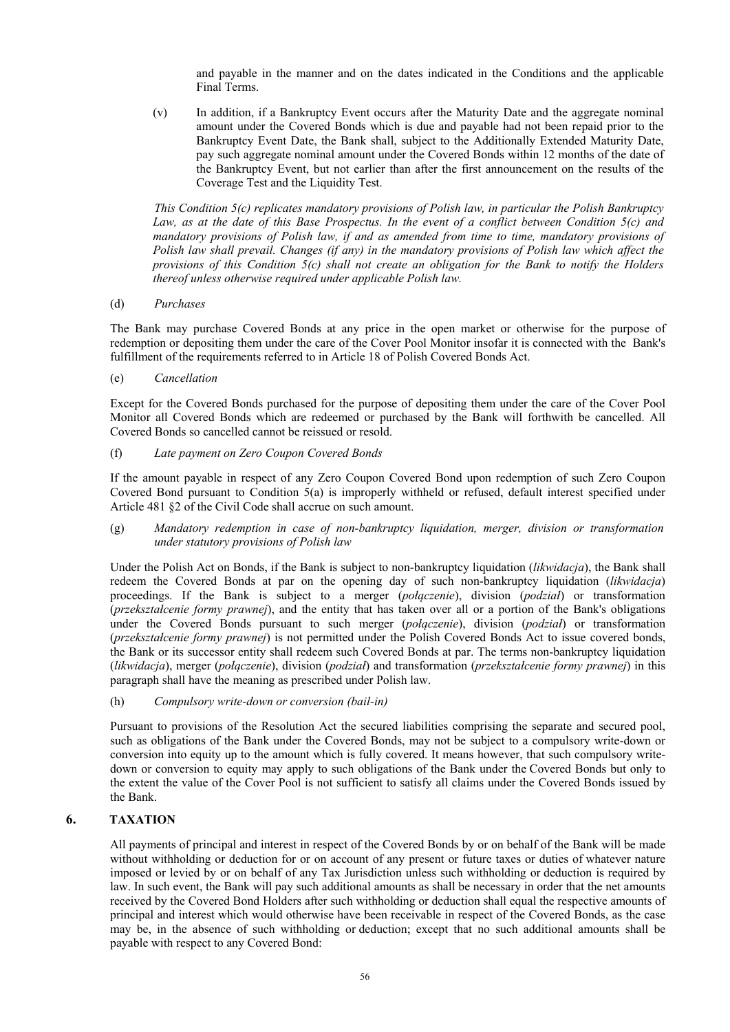and payable in the manner and on the dates indicated in the Conditions and the applicable Final Terms.

(v) In addition, if a Bankruptcy Event occurs after the Maturity Date and the aggregate nominal amount under the Covered Bonds which is due and payable had not been repaid prior to the Bankruptcy Event Date, the Bank shall, subject to the Additionally Extended Maturity Date, pay such aggregate nominal amount under the Covered Bonds within 12 months of the date of the Bankruptcy Event, but not earlier than after the first announcement on the results of the Coverage Test and the Liquidity Test.

*This Condition 5(c) replicates mandatory provisions of Polish law, in particular the Polish Bankruptcy Law, as at the date of this Base Prospectus. In the event of a conflict between Condition 5(c) and mandatory provisions of Polish law, if and as amended from time to time, mandatory provisions of Polish law shall prevail. Changes (if any) in the mandatory provisions of Polish law which affect the provisions of this Condition 5(c) shall not create an obligation for the Bank to notify the Holders thereof unless otherwise required under applicable Polish law.*

(d) *Purchases*

The Bank may purchase Covered Bonds at any price in the open market or otherwise for the purpose of redemption or depositing them under the care of the Cover Pool Monitor insofar it is connected with the Bank's fulfillment of the requirements referred to in Article 18 of Polish Covered Bonds Act.

(e) *Cancellation*

Except for the Covered Bonds purchased for the purpose of depositing them under the care of the Cover Pool Monitor all Covered Bonds which are redeemed or purchased by the Bank will forthwith be cancelled. All Covered Bonds so cancelled cannot be reissued or resold.

(f) *Late payment on Zero Coupon Covered Bonds*

If the amount payable in respect of any Zero Coupon Covered Bond upon redemption of such Zero Coupon Covered Bond pursuant to Condition 5(a) is improperly withheld or refused, default interest specified under Article 481 §2 of the Civil Code shall accrue on such amount.

(g) *Mandatory redemption in case of non-bankruptcy liquidation, merger, division or transformation under statutory provisions of Polish law*

Under the Polish Act on Bonds, if the Bank is subject to non-bankruptcy liquidation (*likwidacja*), the Bank shall redeem the Covered Bonds at par on the opening day of such non-bankruptcy liquidation (*likwidacja*) proceedings. If the Bank is subject to a merger (*połączenie*), division (*podział*) or transformation (*przekształcenie formy prawnej*), and the entity that has taken over all or a portion of the Bank's obligations under the Covered Bonds pursuant to such merger (*połączenie*), division (*podział*) or transformation (*przekształcenie formy prawnej*) is not permitted under the Polish Covered Bonds Act to issue covered bonds, the Bank or its successor entity shall redeem such Covered Bonds at par. The terms non-bankruptcy liquidation (*likwidacja*), merger (*połączenie*), division (*podział*) and transformation (*przekształcenie formy prawnej*) in this paragraph shall have the meaning as prescribed under Polish law.

(h) *Compulsory write-down or conversion (bail-in)*

Pursuant to provisions of the Resolution Act the secured liabilities comprising the separate and secured pool, such as obligations of the Bank under the Covered Bonds, may not be subject to a compulsory write-down or conversion into equity up to the amount which is fully covered. It means however, that such compulsory write-down or conversion to equity may apply to such obligations of the Bank under the Covered Bonds but only to the extent the value of the Cover Pool is not sufficient to satisfy all claims under the Covered Bonds issued by the Bank.

## 6. TAXATION

All payments of principal and interest in respect of the Covered Bonds by or on behalf of the Bank will be made without withholding or deduction for or on account of any present or future taxes or duties of whatever nature imposed or levied by or on behalf of any Tax Jurisdiction unless such withholding or deduction is required by law. In such event, the Bank will pay such additional amounts as shall be necessary in order that the net amounts received by the Covered Bond Holders after such withholding or deduction shall equal the respective amounts of principal and interest which would otherwise have been receivable in respect of the Covered Bonds, as the case may be, in the absence of such withholding or deduction; except that no such additional amounts shall be payable with respect to any Covered Bond: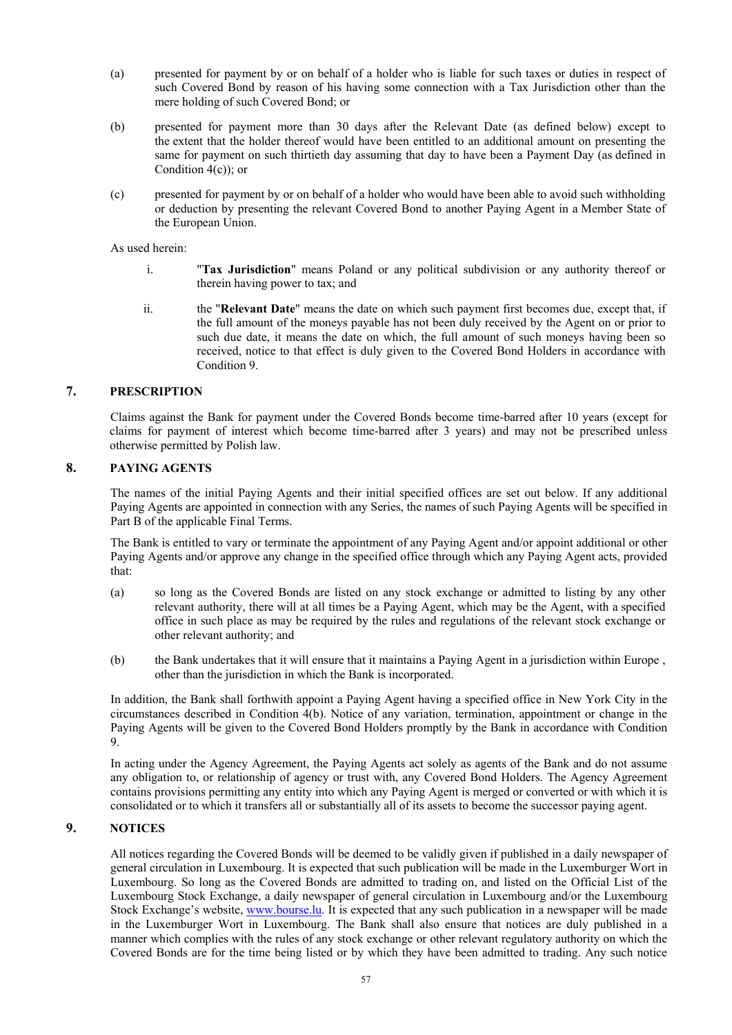(a) presented for payment by or on behalf of a holder who is liable for such taxes or duties in respect of such Covered Bond by reason of his having some connection with a Tax Jurisdiction other than the mere holding of such Covered Bond; or

(b) presented for payment more than 30 days after the Relevant Date (as defined below) except to the extent that the holder thereof would have been entitled to an additional amount on presenting the same for payment on such thirtieth day assuming that day to have been a Payment Day (as defined in Condition 4(c)); or

(c) presented for payment by or on behalf of a holder who would have been able to avoid such withholding or deduction by presenting the relevant Covered Bond to another Paying Agent in a Member State of the European Union.

As used herein:

i. "**Tax Jurisdiction**" means Poland or any political subdivision or any authority thereof or therein having power to tax; and

ii. the "**Relevant Date**" means the date on which such payment first becomes due, except that, if the full amount of the moneys payable has not been duly received by the Agent on or prior to such due date, it means the date on which, the full amount of such moneys having been so received, notice to that effect is duly given to the Covered Bond Holders in accordance with Condition 9.

## 7. PRESCRIPTION

Claims against the Bank for payment under the Covered Bonds become time-barred after 10 years (except for claims for payment of interest which become time-barred after 3 years) and may not be prescribed unless otherwise permitted by Polish law.

## 8. PAYING AGENTS

The names of the initial Paying Agents and their initial specified offices are set out below. If any additional Paying Agents are appointed in connection with any Series, the names of such Paying Agents will be specified in Part B of the applicable Final Terms.

The Bank is entitled to vary or terminate the appointment of any Paying Agent and/or appoint additional or other Paying Agents and/or approve any change in the specified office through which any Paying Agent acts, provided that:

(a) so long as the Covered Bonds are listed on any stock exchange or admitted to listing by any other relevant authority, there will at all times be a Paying Agent, which may be the Agent, with a specified office in such place as may be required by the rules and regulations of the relevant stock exchange or other relevant authority; and

(b) the Bank undertakes that it will ensure that it maintains a Paying Agent in a jurisdiction within Europe , other than the jurisdiction in which the Bank is incorporated.

In addition, the Bank shall forthwith appoint a Paying Agent having a specified office in New York City in the circumstances described in Condition 4(b). Notice of any variation, termination, appointment or change in the Paying Agents will be given to the Covered Bond Holders promptly by the Bank in accordance with Condition 9.

In acting under the Agency Agreement, the Paying Agents act solely as agents of the Bank and do not assume any obligation to, or relationship of agency or trust with, any Covered Bond Holders. The Agency Agreement contains provisions permitting any entity into which any Paying Agent is merged or converted or with which it is consolidated or to which it transfers all or substantially all of its assets to become the successor paying agent.

## 9. NOTICES

All notices regarding the Covered Bonds will be deemed to be validly given if published in a daily newspaper of general circulation in Luxembourg. It is expected that such publication will be made in the Luxemburger Wort in Luxembourg. So long as the Covered Bonds are admitted to trading on, and listed on the Official List of the Luxembourg Stock Exchange, a daily newspaper of general circulation in Luxembourg and/or the Luxembourg Stock Exchange's website, www.bourse.lu. It is expected that any such publication in a newspaper will be made in the Luxemburger Wort in Luxembourg. The Bank shall also ensure that notices are duly published in a manner which complies with the rules of any stock exchange or other relevant regulatory authority on which the Covered Bonds are for the time being listed or by which they have been admitted to trading. Any such notice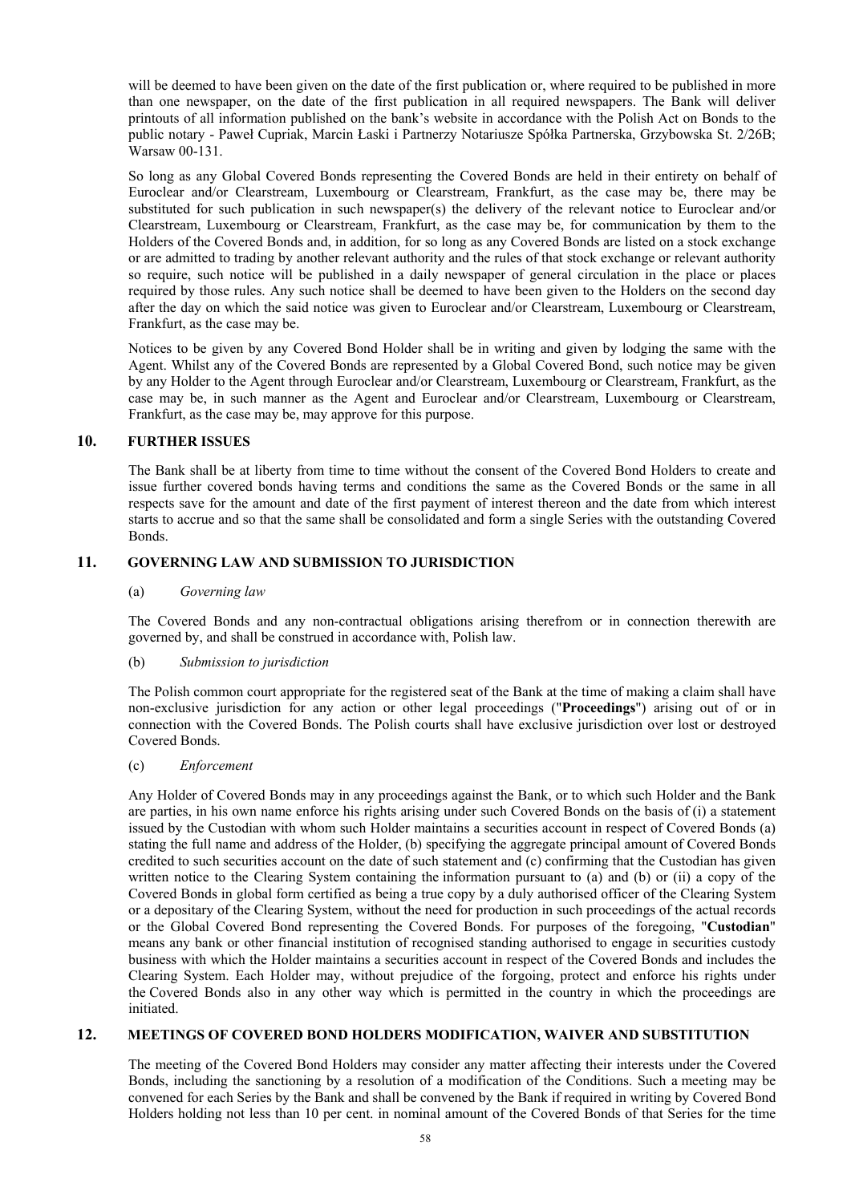will be deemed to have been given on the date of the first publication or, where required to be published in more than one newspaper, on the date of the first publication in all required newspapers. The Bank will deliver printouts of all information published on the bank's website in accordance with the Polish Act on Bonds to the public notary - Paweł Cupriak, Marcin Łaski i Partnerzy Notariusze Spółka Partnerska, Grzybowska St. 2/26B; Warsaw 00-131.

So long as any Global Covered Bonds representing the Covered Bonds are held in their entirety on behalf of Euroclear and/or Clearstream, Luxembourg or Clearstream, Frankfurt, as the case may be, there may be substituted for such publication in such newspaper(s) the delivery of the relevant notice to Euroclear and/or Clearstream, Luxembourg or Clearstream, Frankfurt, as the case may be, for communication by them to the Holders of the Covered Bonds and, in addition, for so long as any Covered Bonds are listed on a stock exchange or are admitted to trading by another relevant authority and the rules of that stock exchange or relevant authority so require, such notice will be published in a daily newspaper of general circulation in the place or places required by those rules. Any such notice shall be deemed to have been given to the Holders on the second day after the day on which the said notice was given to Euroclear and/or Clearstream, Luxembourg or Clearstream, Frankfurt, as the case may be.

Notices to be given by any Covered Bond Holder shall be in writing and given by lodging the same with the Agent. Whilst any of the Covered Bonds are represented by a Global Covered Bond, such notice may be given by any Holder to the Agent through Euroclear and/or Clearstream, Luxembourg or Clearstream, Frankfurt, as the case may be, in such manner as the Agent and Euroclear and/or Clearstream, Luxembourg or Clearstream, Frankfurt, as the case may be, may approve for this purpose.

## 10. FURTHER ISSUES

The Bank shall be at liberty from time to time without the consent of the Covered Bond Holders to create and issue further covered bonds having terms and conditions the same as the Covered Bonds or the same in all respects save for the amount and date of the first payment of interest thereon and the date from which interest starts to accrue and so that the same shall be consolidated and form a single Series with the outstanding Covered Bonds.

## 11. GOVERNING LAW AND SUBMISSION TO JURISDICTION

(a) *Governing law*

The Covered Bonds and any non-contractual obligations arising therefrom or in connection therewith are governed by, and shall be construed in accordance with, Polish law.

(b) *Submission to jurisdiction*

The Polish common court appropriate for the registered seat of the Bank at the time of making a claim shall have non-exclusive jurisdiction for any action or other legal proceedings ("**Proceedings**") arising out of or in connection with the Covered Bonds. The Polish courts shall have exclusive jurisdiction over lost or destroyed Covered Bonds.

(c) *Enforcement*

Any Holder of Covered Bonds may in any proceedings against the Bank, or to which such Holder and the Bank are parties, in his own name enforce his rights arising under such Covered Bonds on the basis of (i) a statement issued by the Custodian with whom such Holder maintains a securities account in respect of Covered Bonds (a) stating the full name and address of the Holder, (b) specifying the aggregate principal amount of Covered Bonds credited to such securities account on the date of such statement and (c) confirming that the Custodian has given written notice to the Clearing System containing the information pursuant to (a) and (b) or (ii) a copy of the Covered Bonds in global form certified as being a true copy by a duly authorised officer of the Clearing System or a depositary of the Clearing System, without the need for production in such proceedings of the actual records or the Global Covered Bond representing the Covered Bonds. For purposes of the foregoing, "**Custodian**" means any bank or other financial institution of recognised standing authorised to engage in securities custody business with which the Holder maintains a securities account in respect of the Covered Bonds and includes the Clearing System. Each Holder may, without prejudice of the forgoing, protect and enforce his rights under the Covered Bonds also in any other way which is permitted in the country in which the proceedings are initiated.

## 12. MEETINGS OF COVERED BOND HOLDERS MODIFICATION, WAIVER AND SUBSTITUTION

The meeting of the Covered Bond Holders may consider any matter affecting their interests under the Covered Bonds, including the sanctioning by a resolution of a modification of the Conditions. Such a meeting may be convened for each Series by the Bank and shall be convened by the Bank if required in writing by Covered Bond Holders holding not less than 10 per cent. in nominal amount of the Covered Bonds of that Series for the time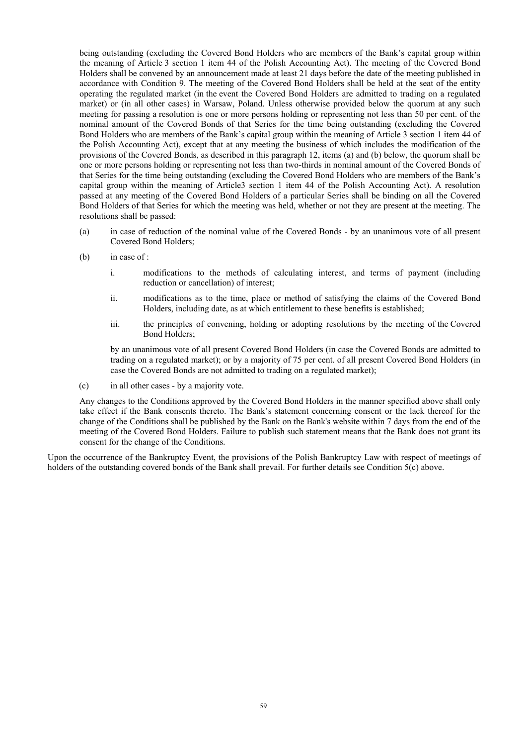being outstanding (excluding the Covered Bond Holders who are members of the Bank's capital group within the meaning of Article 3 section 1 item 44 of the Polish Accounting Act). The meeting of the Covered Bond Holders shall be convened by an announcement made at least 21 days before the date of the meeting published in accordance with Condition 9. The meeting of the Covered Bond Holders shall be held at the seat of the entity operating the regulated market (in the event the Covered Bond Holders are admitted to trading on a regulated market) or (in all other cases) in Warsaw, Poland. Unless otherwise provided below the quorum at any such meeting for passing a resolution is one or more persons holding or representing not less than 50 per cent. of the nominal amount of the Covered Bonds of that Series for the time being outstanding (excluding the Covered Bond Holders who are members of the Bank's capital group within the meaning of Article 3 section 1 item 44 of the Polish Accounting Act), except that at any meeting the business of which includes the modification of the provisions of the Covered Bonds, as described in this paragraph 12, items (a) and (b) below, the quorum shall be one or more persons holding or representing not less than two-thirds in nominal amount of the Covered Bonds of that Series for the time being outstanding (excluding the Covered Bond Holders who are members of the Bank's capital group within the meaning of Article3 section 1 item 44 of the Polish Accounting Act). A resolution passed at any meeting of the Covered Bond Holders of a particular Series shall be binding on all the Covered Bond Holders of that Series for which the meeting was held, whether or not they are present at the meeting. The resolutions shall be passed:

(a) in case of reduction of the nominal value of the Covered Bonds - by an unanimous vote of all present Covered Bond Holders;

(b) in case of :

   i. modifications to the methods of calculating interest, and terms of payment (including reduction or cancellation) of interest;

   ii. modifications as to the time, place or method of satisfying the claims of the Covered Bond Holders, including date, as at which entitlement to these benefits is established;

   iii. the principles of convening, holding or adopting resolutions by the meeting of the Covered Bond Holders;

   by an unanimous vote of all present Covered Bond Holders (in case the Covered Bonds are admitted to trading on a regulated market); or by a majority of 75 per cent. of all present Covered Bond Holders (in case the Covered Bonds are not admitted to trading on a regulated market);

(c) in all other cases - by a majority vote.

Any changes to the Conditions approved by the Covered Bond Holders in the manner specified above shall only take effect if the Bank consents thereto. The Bank's statement concerning consent or the lack thereof for the change of the Conditions shall be published by the Bank on the Bank's website within 7 days from the end of the meeting of the Covered Bond Holders. Failure to publish such statement means that the Bank does not grant its consent for the change of the Conditions.

Upon the occurrence of the Bankruptcy Event, the provisions of the Polish Bankruptcy Law with respect of meetings of holders of the outstanding covered bonds of the Bank shall prevail. For further details see Condition 5(c) above.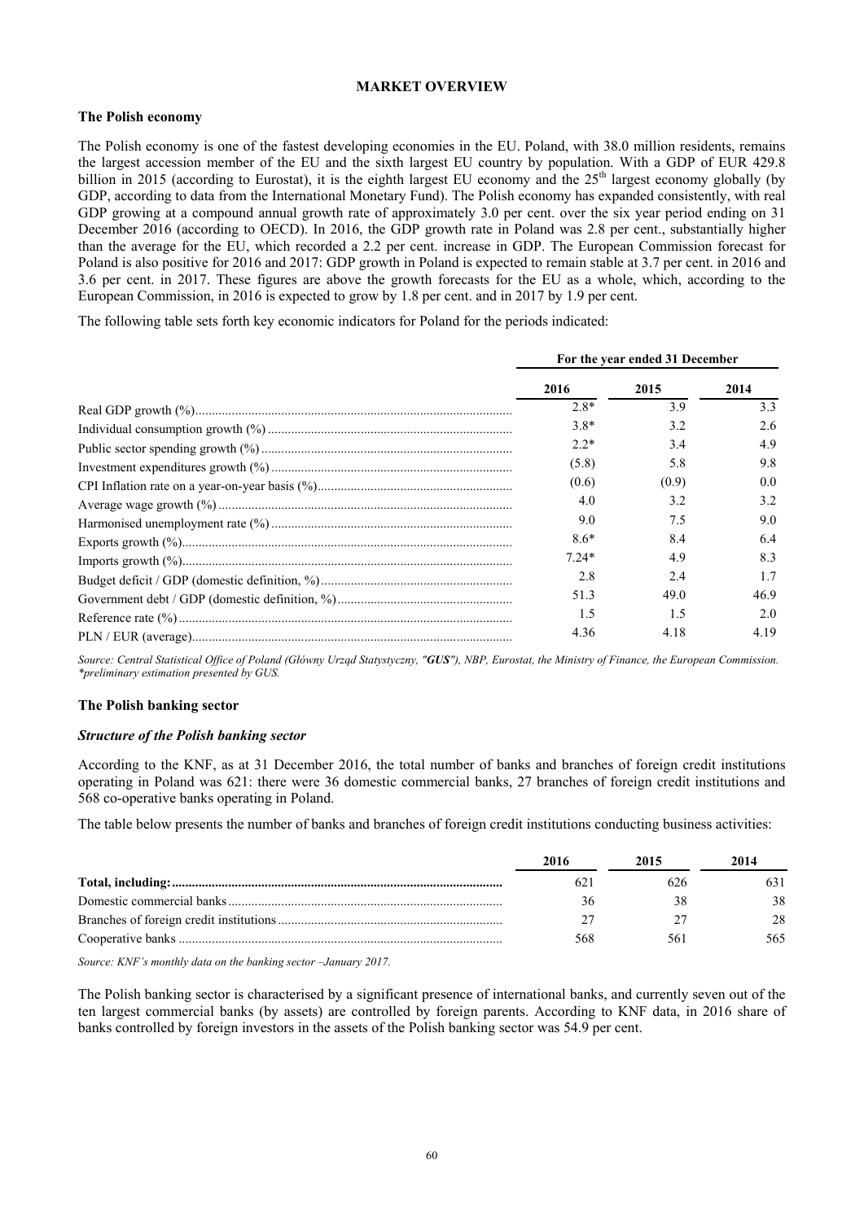## MARKET OVERVIEW

### The Polish economy

The Polish economy is one of the fastest developing economies in the EU. Poland, with 38.0 million residents, remains the largest accession member of the EU and the sixth largest EU country by population. With a GDP of EUR 429.8 billion in 2015 (according to Eurostat), it is the eighth largest EU economy and the 25[th] largest economy globally (by GDP, according to data from the International Monetary Fund). The Polish economy has expanded consistently, with real GDP growing at a compound annual growth rate of approximately 3.0 per cent. over the six year period ending on 31 December 2016 (according to OECD). In 2016, the GDP growth rate in Poland was 2.8 per cent., substantially higher than the average for the EU, which recorded a 2.2 per cent. increase in GDP. The European Commission forecast for Poland is also positive for 2016 and 2017: GDP growth in Poland is expected to remain stable at 3.7 per cent. in 2016 and 3.6 per cent. in 2017. These figures are above the growth forecasts for the EU as a whole, which, according to the European Commission, in 2016 is expected to grow by 1.8 per cent. and in 2017 by 1.9 per cent.

The following table sets forth key economic indicators for Poland for the periods indicated:

| | For the year ended 31 December | | |
|---|---|---|---|
| | 2016 | 2015 | 2014 |
| Real GDP growth (%) | 2.8* | 3.9 | 3.3 |
| Individual consumption growth (%) | 3.8* | 3.2 | 2.6 |
| Public sector spending growth (%) | 2.2* | 3.4 | 4.9 |
| Investment expenditures growth (%) | (5.8) | 5.8 | 9.8 |
| CPI Inflation rate on a year-on-year basis (%) | (0.6) | (0.9) | 0.0 |
| Average wage growth (%) | 4.0 | 3.2 | 3.2 |
| Harmonised unemployment rate (%) | 9.0 | 7.5 | 9.0 |
| Exports growth (%) | 8.6* | 8.4 | 6.4 |
| Imports growth (%) | 7.24* | 4.9 | 8.3 |
| Budget deficit / GDP (domestic definition, %) | 2.8 | 2.4 | 1.7 |
| Government debt / GDP (domestic definition, %) | 51.3 | 49.0 | 46.9 |
| Reference rate (%) | 1.5 | 1.5 | 2.0 |
| PLN / EUR (average) | 4.36 | 4.18 | 4.19 |

*Source: Central Statistical Office of Poland (Główny Urząd Statystyczny, "**GUS**"), NBP, Eurostat, the Ministry of Finance, the European Commission.*
*\*preliminary estimation presented by GUS.*

### The Polish banking sector

#### *Structure of the Polish banking sector*

According to the KNF, as at 31 December 2016, the total number of banks and branches of foreign credit institutions operating in Poland was 621: there were 36 domestic commercial banks, 27 branches of foreign credit institutions and 568 co-operative banks operating in Poland.

The table below presents the number of banks and branches of foreign credit institutions conducting business activities:

| | 2016 | 2015 | 2014 |
|---|---|---|---|
| **Total, including:** | 621 | 626 | 631 |
| Domestic commercial banks | 36 | 38 | 38 |
| Branches of foreign credit institutions | 27 | 27 | 28 |
| Cooperative banks | 568 | 561 | 565 |

*Source: KNF's monthly data on the banking sector –January 2017.*

The Polish banking sector is characterised by a significant presence of international banks, and currently seven out of the ten largest commercial banks (by assets) are controlled by foreign parents. According to KNF data, in 2016 share of banks controlled by foreign investors in the assets of the Polish banking sector was 54.9 per cent.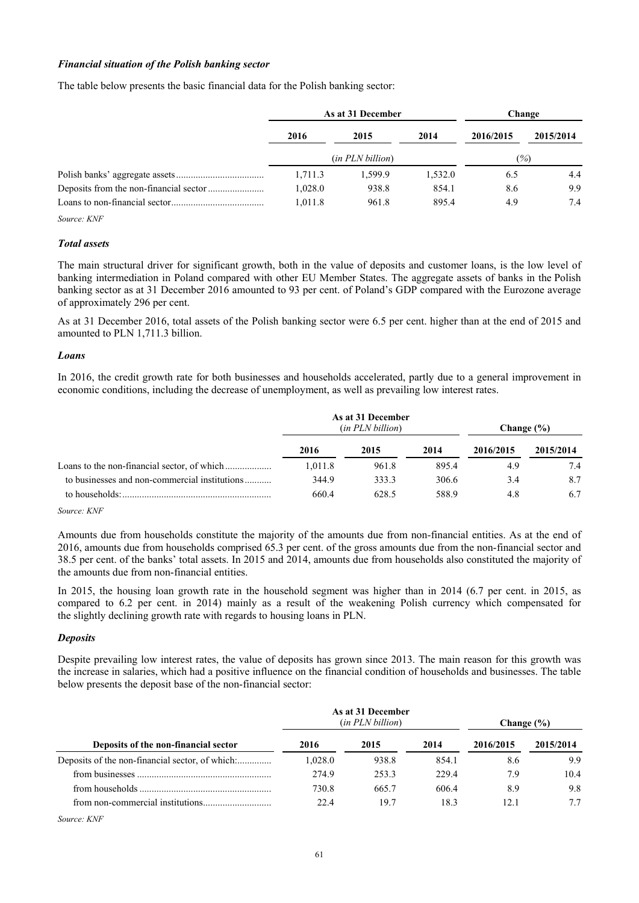### *Financial situation of the Polish banking sector*

The table below presents the basic financial data for the Polish banking sector:

| | As at 31 December | | | Change | |
|---|---|---|---|---|---|
| | 2016 | 2015 | 2014 | 2016/2015 | 2015/2014 |
| | (*in PLN billion*) | | | (%) | |
| Polish banks' aggregate assets | 1,711.3 | 1,599.9 | 1,532.0 | 6.5 | 4.4 |
| Deposits from the non-financial sector | 1,028.0 | 938.8 | 854.1 | 8.6 | 9.9 |
| Loans to non-financial sector | 1,011.8 | 961.8 | 895.4 | 4.9 | 7.4 |

*Source: KNF*

### *Total assets*

The main structural driver for significant growth, both in the value of deposits and customer loans, is the low level of banking intermediation in Poland compared with other EU Member States. The aggregate assets of banks in the Polish banking sector as at 31 December 2016 amounted to 93 per cent. of Poland's GDP compared with the Eurozone average of approximately 296 per cent.

As at 31 December 2016, total assets of the Polish banking sector were 6.5 per cent. higher than at the end of 2015 and amounted to PLN 1,711.3 billion.

### *Loans*

In 2016, the credit growth rate for both businesses and households accelerated, partly due to a general improvement in economic conditions, including the decrease of unemployment, as well as prevailing low interest rates.

| | As at 31 December (*in PLN billion*) | | | Change (%) | |
|---|---|---|---|---|---|
| | 2016 | 2015 | 2014 | 2016/2015 | 2015/2014 |
| Loans to the non-financial sector, of which | 1,011.8 | 961.8 | 895.4 | 4.9 | 7.4 |
| to businesses and non-commercial institutions | 344.9 | 333.3 | 306.6 | 3.4 | 8.7 |
| to households: | 660.4 | 628.5 | 588.9 | 4.8 | 6.7 |

*Source: KNF*

Amounts due from households constitute the majority of the amounts due from non-financial entities. As at the end of 2016, amounts due from households comprised 65.3 per cent. of the gross amounts due from the non-financial sector and 38.5 per cent. of the banks' total assets. In 2015 and 2014, amounts due from households also constituted the majority of the amounts due from non-financial entities.

In 2015, the housing loan growth rate in the household segment was higher than in 2014 (6.7 per cent. in 2015, as compared to 6.2 per cent. in 2014) mainly as a result of the weakening Polish currency which compensated for the slightly declining growth rate with regards to housing loans in PLN.

### *Deposits*

Despite prevailing low interest rates, the value of deposits has grown since 2013. The main reason for this growth was the increase in salaries, which had a positive influence on the financial condition of households and businesses. The table below presents the deposit base of the non-financial sector:

| | As at 31 December (*in PLN billion*) | | | Change (%) | |
|---|---|---|---|---|---|
| Deposits of the non-financial sector | 2016 | 2015 | 2014 | 2016/2015 | 2015/2014 |
| Deposits of the non-financial sector, of which: | 1,028.0 | 938.8 | 854.1 | 8.6 | 9.9 |
| from businesses | 274.9 | 253.3 | 229.4 | 7.9 | 10.4 |
| from households | 730.8 | 665.7 | 606.4 | 8.9 | 9.8 |
| from non-commercial institutions | 22.4 | 19.7 | 18.3 | 12.1 | 7.7 |

*Source: KNF*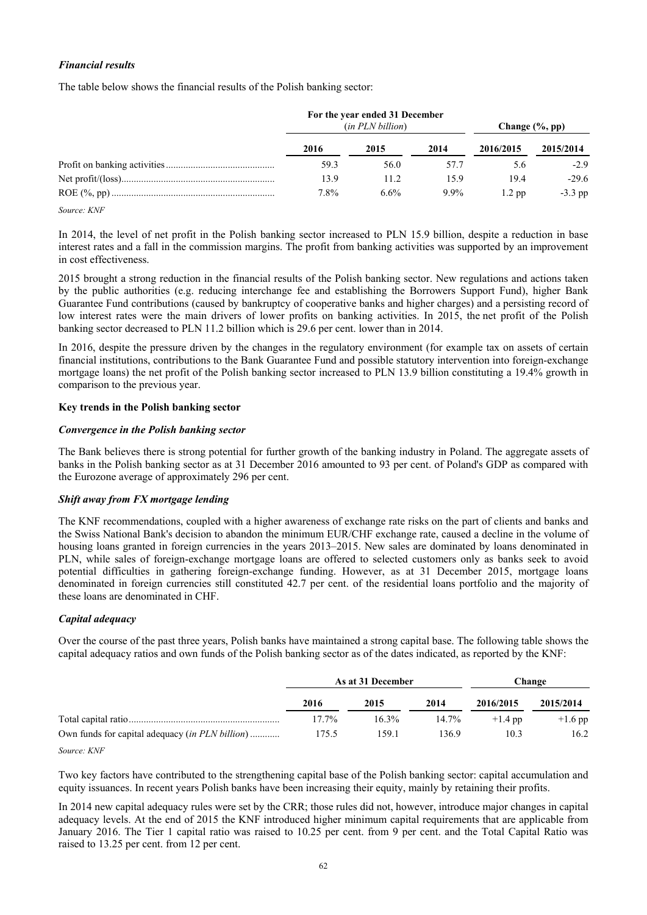### *Financial results*

The table below shows the financial results of the Polish banking sector:

| | For the year ended 31 December (*in PLN billion*) | | | Change (%, pp) | |
|---|---|---|---|---|---|
| | 2016 | 2015 | 2014 | 2016/2015 | 2015/2014 |
| Profit on banking activities | 59.3 | 56.0 | 57.7 | 5.6 | -2.9 |
| Net profit/(loss) | 13.9 | 11.2 | 15.9 | 19.4 | -29.6 |
| ROE (%, pp) | 7.8% | 6.6% | 9.9% | 1.2 pp | -3.3 pp |

*Source: KNF*

In 2014, the level of net profit in the Polish banking sector increased to PLN 15.9 billion, despite a reduction in base interest rates and a fall in the commission margins. The profit from banking activities was supported by an improvement in cost effectiveness.

2015 brought a strong reduction in the financial results of the Polish banking sector. New regulations and actions taken by the public authorities (e.g. reducing interchange fee and establishing the Borrowers Support Fund), higher Bank Guarantee Fund contributions (caused by bankruptcy of cooperative banks and higher charges) and a persisting record of low interest rates were the main drivers of lower profits on banking activities. In 2015, the net profit of the Polish banking sector decreased to PLN 11.2 billion which is 29.6 per cent. lower than in 2014.

In 2016, despite the pressure driven by the changes in the regulatory environment (for example tax on assets of certain financial institutions, contributions to the Bank Guarantee Fund and possible statutory intervention into foreign-exchange mortgage loans) the net profit of the Polish banking sector increased to PLN 13.9 billion constituting a 19.4% growth in comparison to the previous year.

### Key trends in the Polish banking sector

#### *Convergence in the Polish banking sector*

The Bank believes there is strong potential for further growth of the banking industry in Poland. The aggregate assets of banks in the Polish banking sector as at 31 December 2016 amounted to 93 per cent. of Poland's GDP as compared with the Eurozone average of approximately 296 per cent.

#### *Shift away from FX mortgage lending*

The KNF recommendations, coupled with a higher awareness of exchange rate risks on the part of clients and banks and the Swiss National Bank's decision to abandon the minimum EUR/CHF exchange rate, caused a decline in the volume of housing loans granted in foreign currencies in the years 2013–2015. New sales are dominated by loans denominated in PLN, while sales of foreign-exchange mortgage loans are offered to selected customers only as banks seek to avoid potential difficulties in gathering foreign-exchange funding. However, as at 31 December 2015, mortgage loans denominated in foreign currencies still constituted 42.7 per cent. of the residential loans portfolio and the majority of these loans are denominated in CHF.

#### *Capital adequacy*

Over the course of the past three years, Polish banks have maintained a strong capital base. The following table shows the capital adequacy ratios and own funds of the Polish banking sector as of the dates indicated, as reported by the KNF:

| | As at 31 December | | | Change | |
|---|---|---|---|---|---|
| | 2016 | 2015 | 2014 | 2016/2015 | 2015/2014 |
| Total capital ratio | 17.7% | 16.3% | 14.7% | +1.4 pp | +1.6 pp |
| Own funds for capital adequacy (*in PLN billion*) | 175.5 | 159.1 | 136.9 | 10.3 | 16.2 |

*Source: KNF*

Two key factors have contributed to the strengthening capital base of the Polish banking sector: capital accumulation and equity issuances. In recent years Polish banks have been increasing their equity, mainly by retaining their profits.

In 2014 new capital adequacy rules were set by the CRR; those rules did not, however, introduce major changes in capital adequacy levels. At the end of 2015 the KNF introduced higher minimum capital requirements that are applicable from January 2016. The Tier 1 capital ratio was raised to 10.25 per cent. from 9 per cent. and the Total Capital Ratio was raised to 13.25 per cent. from 12 per cent.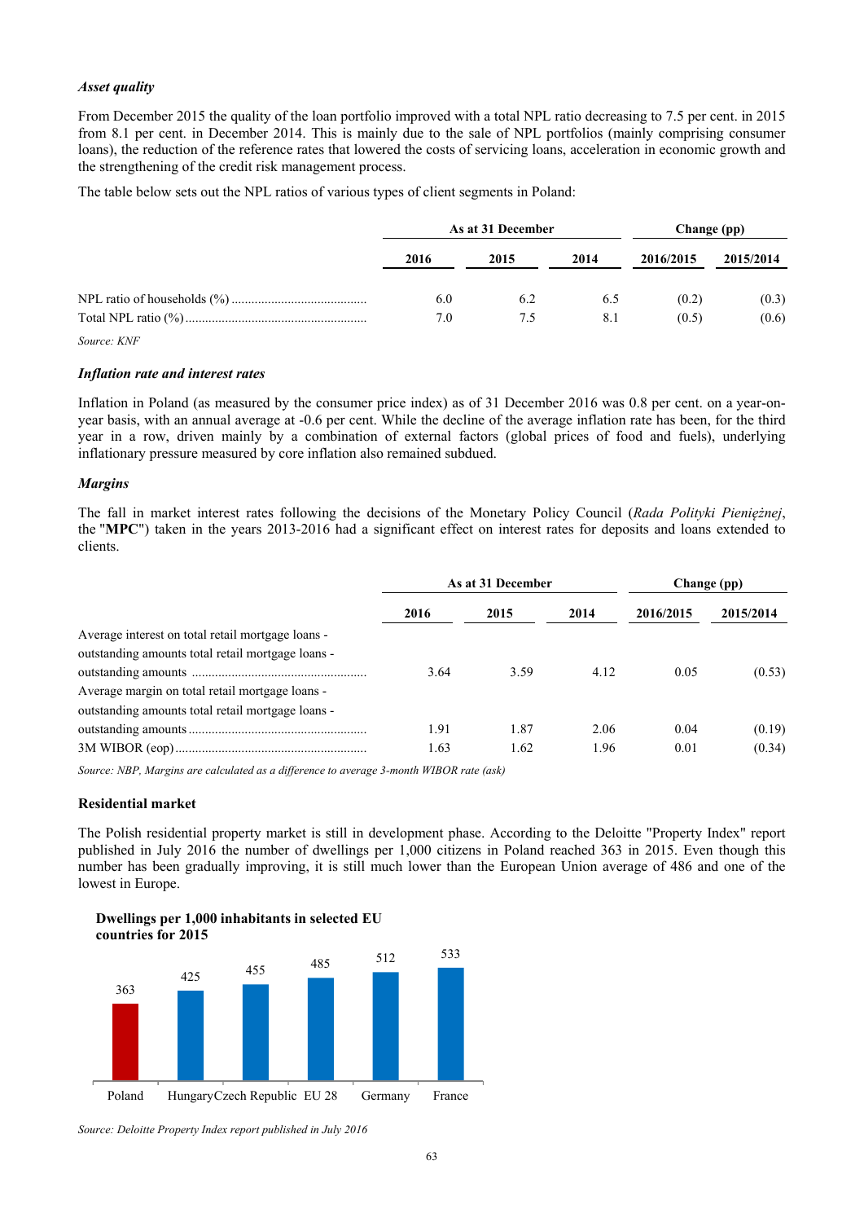### *Asset quality*

From December 2015 the quality of the loan portfolio improved with a total NPL ratio decreasing to 7.5 per cent. in 2015 from 8.1 per cent. in December 2014. This is mainly due to the sale of NPL portfolios (mainly comprising consumer loans), the reduction of the reference rates that lowered the costs of servicing loans, acceleration in economic growth and the strengthening of the credit risk management process.

The table below sets out the NPL ratios of various types of client segments in Poland:

| | As at 31 December | | | Change (pp) | |
|---|---|---|---|---|---|
| | 2016 | 2015 | 2014 | 2016/2015 | 2015/2014 |
| NPL ratio of households (%) | 6.0 | 6.2 | 6.5 | (0.2) | (0.3) |
| Total NPL ratio (%) | 7.0 | 7.5 | 8.1 | (0.5) | (0.6) |

*Source: KNF*

### *Inflation rate and interest rates*

Inflation in Poland (as measured by the consumer price index) as of 31 December 2016 was 0.8 per cent. on a year-on-year basis, with an annual average at -0.6 per cent. While the decline of the average inflation rate has been, for the third year in a row, driven mainly by a combination of external factors (global prices of food and fuels), underlying inflationary pressure measured by core inflation also remained subdued.

### *Margins*

The fall in market interest rates following the decisions of the Monetary Policy Council (*Rada Polityki Pieniężnej*, the "**MPC**") taken in the years 2013-2016 had a significant effect on interest rates for deposits and loans extended to clients.

| | As at 31 December | | | Change (pp) | |
|---|---|---|---|---|---|
| | 2016 | 2015 | 2014 | 2016/2015 | 2015/2014 |
| Average interest on total retail mortgage loans - outstanding amounts total retail mortgage loans - outstanding amounts | 3.64 | 3.59 | 4.12 | 0.05 | (0.53) |
| Average margin on total retail mortgage loans - outstanding amounts total retail mortgage loans - outstanding amounts | 1.91 | 1.87 | 2.06 | 0.04 | (0.19) |
| 3M WIBOR (eop) | 1.63 | 1.62 | 1.96 | 0.01 | (0.34) |

*Source: NBP, Margins are calculated as a difference to average 3-month WIBOR rate (ask)*

### Residential market

The Polish residential property market is still in development phase. According to the Deloitte "Property Index" report published in July 2016 the number of dwellings per 1,000 citizens in Poland reached 363 in 2015. Even though this number has been gradually improving, it is still much lower than the European Union average of 486 and one of the lowest in Europe.

**Dwellings per 1,000 inhabitants in selected EU countries for 2015**

| Poland | Hungary | Czech Republic | EU 28 | Germany | France |
|---|---|---|---|---|---|
| 363 | 425 | 455 | 485 | 512 | 533 |

*Source: Deloitte Property Index report published in July 2016*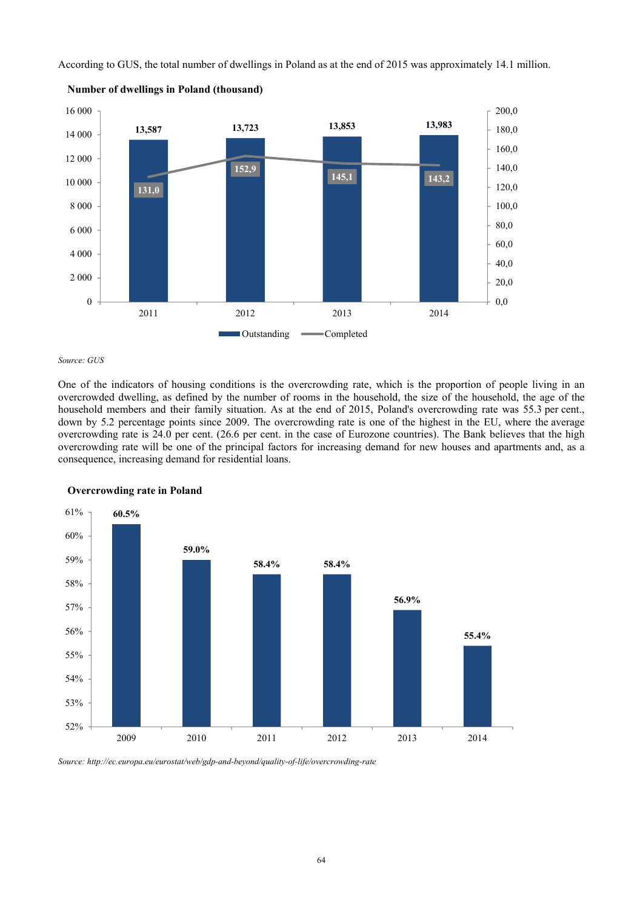According to GUS, the total number of dwellings in Poland as at the end of 2015 was approximately 14.1 million.

**Number of dwellings in Poland (thousand)**

| | 2011 | 2012 | 2013 | 2014 |
|---|---|---|---|---|
| Outstanding | 13,587 | 13,723 | 13,853 | 13,983 |
| Completed | 131,0 | 152,9 | 145,1 | 143,2 |

*Source: GUS*

One of the indicators of housing conditions is the overcrowding rate, which is the proportion of people living in an overcrowded dwelling, as defined by the number of rooms in the household, the size of the household, the age of the household members and their family situation. As at the end of 2015, Poland's overcrowding rate was 55.3 per cent., down by 5.2 percentage points since 2009. The overcrowding rate is one of the highest in the EU, where the average overcrowding rate is 24.0 per cent. (26.6 per cent. in the case of Eurozone countries). The Bank believes that the high overcrowding rate will be one of the principal factors for increasing demand for new houses and apartments and, as a consequence, increasing demand for residential loans.

**Overcrowding rate in Poland**

| 2009 | 2010 | 2011 | 2012 | 2013 | 2014 |
|---|---|---|---|---|---|
| 60.5% | 59.0% | 58.4% | 58.4% | 56.9% | 55.4% |

*Source: http://ec.europa.eu/eurostat/web/gdp-and-beyond/quality-of-life/overcrowding-rate*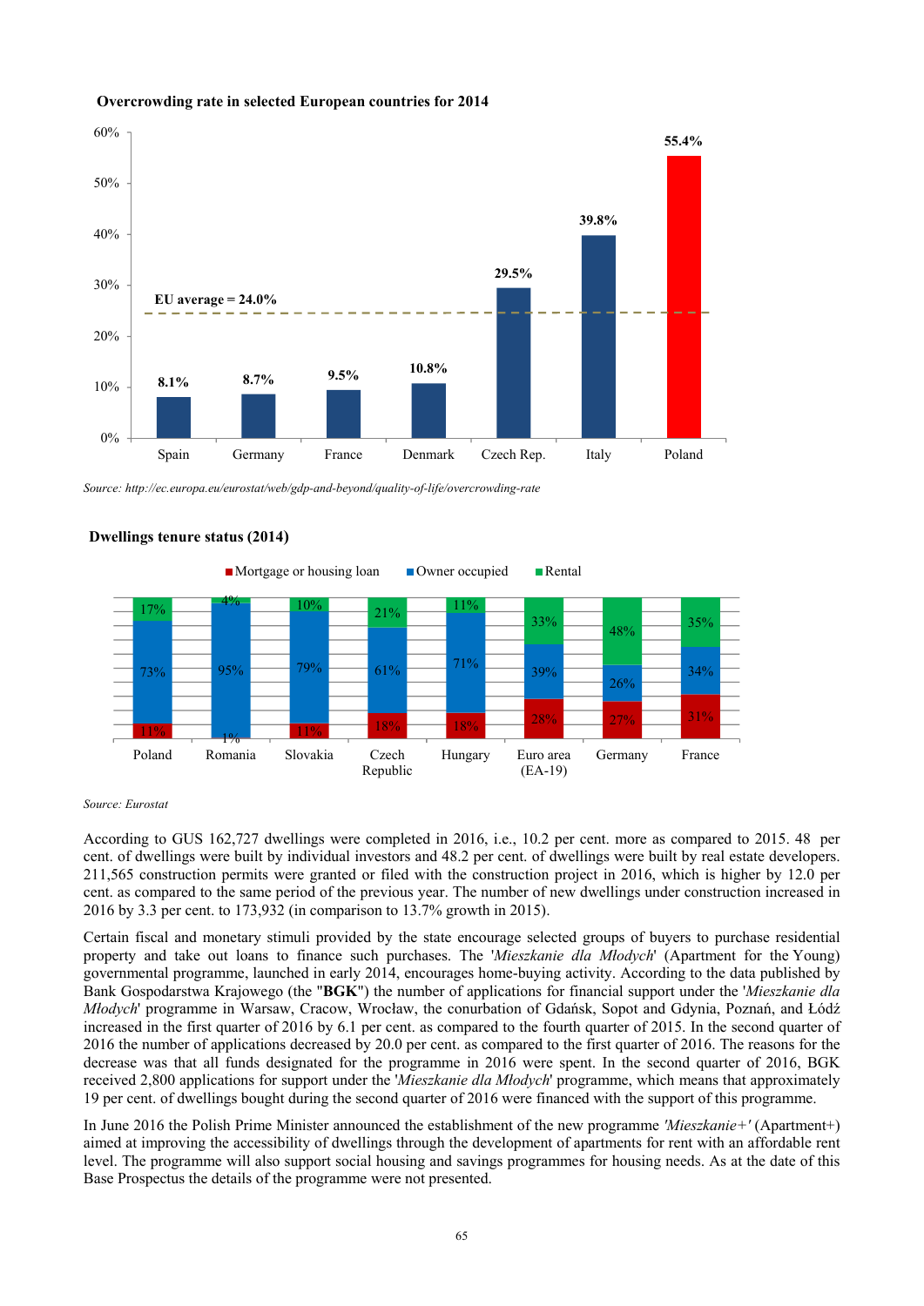**Overcrowding rate in selected European countries for 2014**

| Country | Overcrowding rate |
|---|---|
| Spain | 8.1% |
| Germany | 8.7% |
| France | 9.5% |
| Denmark | 10.8% |
| Czech Rep. | 29.5% |
| Italy | 39.8% |
| Poland | 55.4% |

EU average = 24.0%

*Source: http://ec.europa.eu/eurostat/web/gdp-and-beyond/quality-of-life/overcrowding-rate*

**Dwellings tenure status (2014)**

| | Poland | Romania | Slovakia | Czech Republic | Hungary | Euro area (EA-19) | Germany | France |
|---|---|---|---|---|---|---|---|---|
| Mortgage or housing loan | 11% | 1% | 11% | 18% | 18% | 28% | 27% | 31% |
| Owner occupied | 73% | 95% | 79% | 61% | 71% | 39% | 26% | 34% |
| Rental | 17% | 4% | 10% | 21% | 11% | 33% | 48% | 35% |

*Source: Eurostat*

According to GUS 162,727 dwellings were completed in 2016, i.e., 10.2 per cent. more as compared to 2015. 48 per cent. of dwellings were built by individual investors and 48.2 per cent. of dwellings were built by real estate developers. 211,565 construction permits were granted or filed with the construction project in 2016, which is higher by 12.0 per cent. as compared to the same period of the previous year. The number of new dwellings under construction increased in 2016 by 3.3 per cent. to 173,932 (in comparison to 13.7% growth in 2015).

Certain fiscal and monetary stimuli provided by the state encourage selected groups of buyers to purchase residential property and take out loans to finance such purchases. The '*Mieszkanie dla Młodych*' (Apartment for the Young) governmental programme, launched in early 2014, encourages home-buying activity. According to the data published by Bank Gospodarstwa Krajowego (the "**BGK**") the number of applications for financial support under the '*Mieszkanie dla Młodych*' programme in Warsaw, Cracow, Wrocław, the conurbation of Gdańsk, Sopot and Gdynia, Poznań, and Łódź increased in the first quarter of 2016 by 6.1 per cent. as compared to the fourth quarter of 2015. In the second quarter of 2016 the number of applications decreased by 20.0 per cent. as compared to the first quarter of 2016. The reasons for the decrease was that all funds designated for the programme in 2016 were spent. In the second quarter of 2016, BGK received 2,800 applications for support under the '*Mieszkanie dla Młodych*' programme, which means that approximately 19 per cent. of dwellings bought during the second quarter of 2016 were financed with the support of this programme.

In June 2016 the Polish Prime Minister announced the establishment of the new programme *'Mieszkanie+'* (Apartment+) aimed at improving the accessibility of dwellings through the development of apartments for rent with an affordable rent level. The programme will also support social housing and savings programmes for housing needs. As at the date of this Base Prospectus the details of the programme were not presented.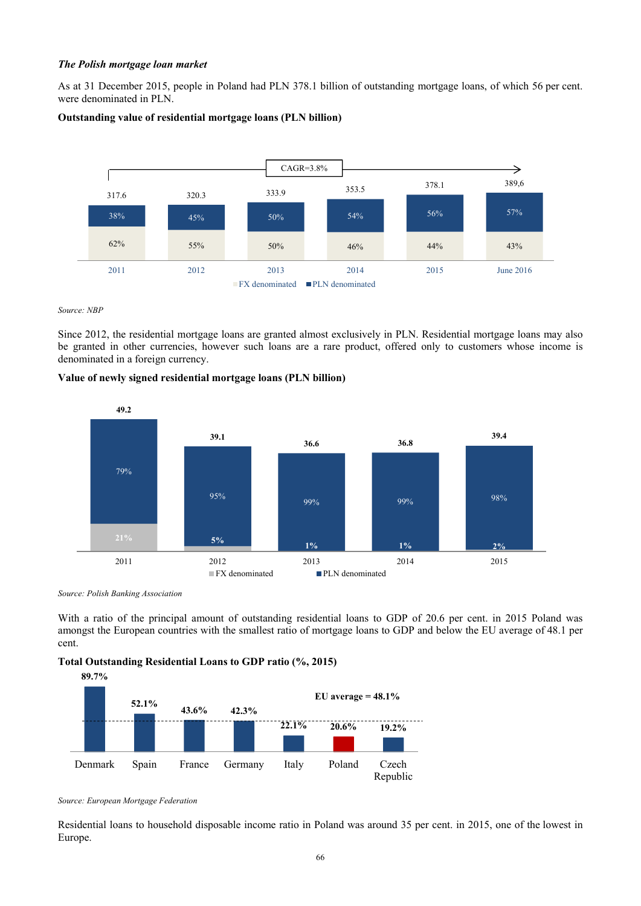*The Polish mortgage loan market*

As at 31 December 2015, people in Poland had PLN 378.1 billion of outstanding mortgage loans, of which 56 per cent. were denominated in PLN.

**Outstanding value of residential mortgage loans (PLN billion)**

CAGR=3.8%

| | 2011 | 2012 | 2013 | 2014 | 2015 | June 2016 |
|---|---|---|---|---|---|---|
| Total | 317.6 | 320.3 | 333.9 | 353.5 | 378.1 | 389,6 |
| PLN denominated | 38% | 45% | 50% | 54% | 56% | 57% |
| FX denominated | 62% | 55% | 50% | 46% | 44% | 43% |

*Source: NBP*

Since 2012, the residential mortgage loans are granted almost exclusively in PLN. Residential mortgage loans may also be granted in other currencies, however such loans are a rare product, offered only to customers whose income is denominated in a foreign currency.

**Value of newly signed residential mortgage loans (PLN billion)**

| | 2011 | 2012 | 2013 | 2014 | 2015 |
|---|---|---|---|---|---|
| Total | 49.2 | 39.1 | 36.6 | 36.8 | 39.4 |
| PLN denominated | 79% | 95% | 99% | 99% | 98% |
| FX denominated | 21% | 5% | 1% | 1% | 2% |

*Source: Polish Banking Association*

With a ratio of the principal amount of outstanding residential loans to GDP of 20.6 per cent. in 2015 Poland was amongst the European countries with the smallest ratio of mortgage loans to GDP and below the EU average of 48.1 per cent.

**Total Outstanding Residential Loans to GDP ratio (%, 2015)**

EU average = 48.1%

| Denmark | Spain | France | Germany | Italy | Poland | Czech Republic |
|---|---|---|---|---|---|---|
| 89.7% | 52.1% | 43.6% | 42.3% | 22.1% | 20.6% | 19.2% |

*Source: European Mortgage Federation*

Residential loans to household disposable income ratio in Poland was around 35 per cent. in 2015, one of the lowest in Europe.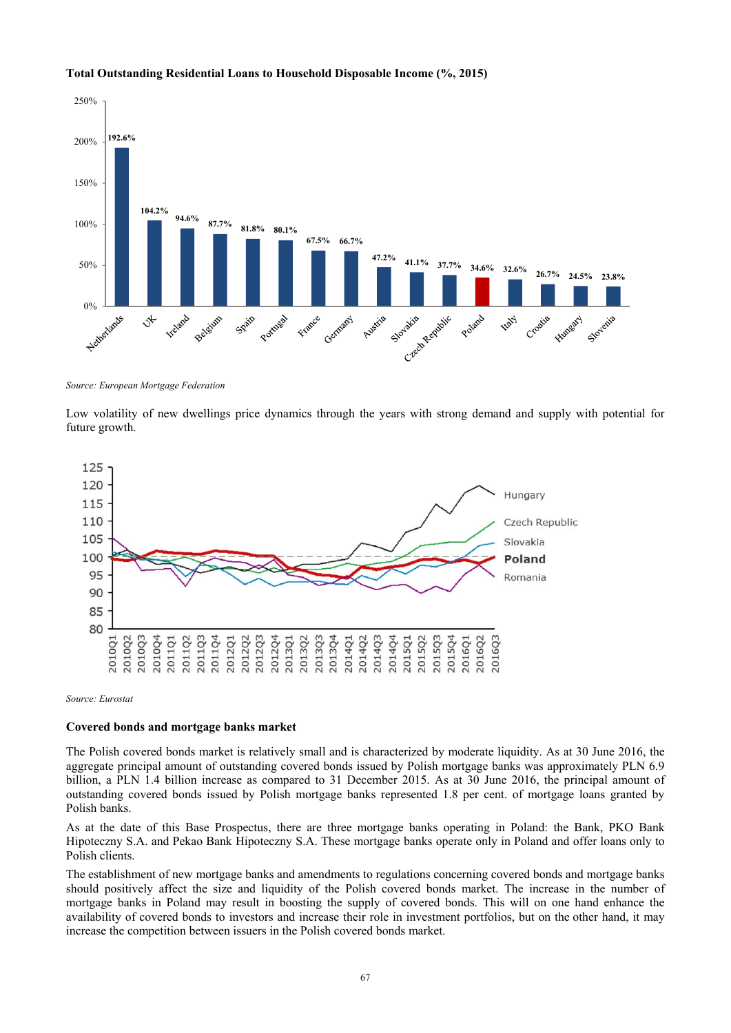**Total Outstanding Residential Loans to Household Disposable Income (%, 2015)**

| Country | % |
|---|---|
| Netherlands | 192.6% |
| UK | 104.2% |
| Ireland | 94.6% |
| Belgium | 87.7% |
| Spain | 81.8% |
| Portugal | 80.1% |
| France | 67.5% |
| Germany | 66.7% |
| Austria | 47.2% |
| Slovakia | 41.1% |
| Czech Republic | 37.7% |
| Poland | 34.6% |
| Italy | 32.6% |
| Croatia | 26.7% |
| Hungary | 24.5% |
| Slovenia | 23.8% |

*Source: European Mortgage Federation*

Low volatility of new dwellings price dynamics through the years with strong demand and supply with potential for future growth.

*Source: Eurostat*

**Covered bonds and mortgage banks market**

The Polish covered bonds market is relatively small and is characterized by moderate liquidity. As at 30 June 2016, the aggregate principal amount of outstanding covered bonds issued by Polish mortgage banks was approximately PLN 6.9 billion, a PLN 1.4 billion increase as compared to 31 December 2015. As at 30 June 2016, the principal amount of outstanding covered bonds issued by Polish mortgage banks represented 1.8 per cent. of mortgage loans granted by Polish banks.

As at the date of this Base Prospectus, there are three mortgage banks operating in Poland: the Bank, PKO Bank Hipoteczny S.A. and Pekao Bank Hipoteczny S.A. These mortgage banks operate only in Poland and offer loans only to Polish clients.

The establishment of new mortgage banks and amendments to regulations concerning covered bonds and mortgage banks should positively affect the size and liquidity of the Polish covered bonds market. The increase in the number of mortgage banks in Poland may result in boosting the supply of covered bonds. This will on one hand enhance the availability of covered bonds to investors and increase their role in investment portfolios, but on the other hand, it may increase the competition between issuers in the Polish covered bonds market.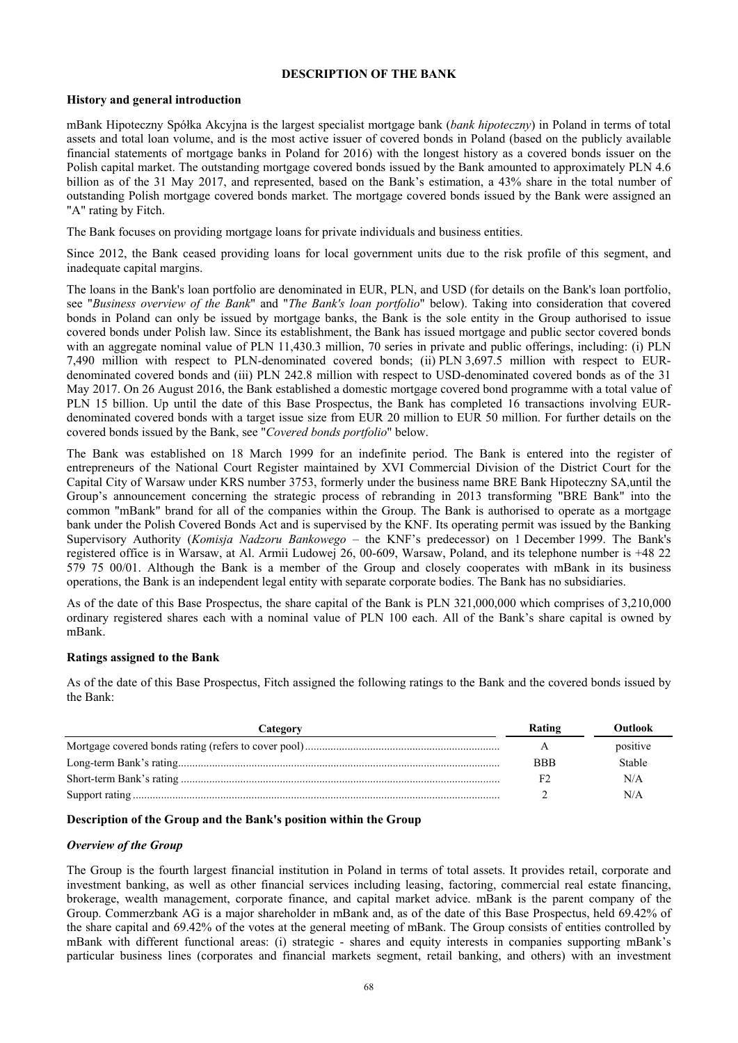## DESCRIPTION OF THE BANK

### History and general introduction

mBank Hipoteczny Spółka Akcyjna is the largest specialist mortgage bank (*bank hipoteczny*) in Poland in terms of total assets and total loan volume, and is the most active issuer of covered bonds in Poland (based on the publicly available financial statements of mortgage banks in Poland for 2016) with the longest history as a covered bonds issuer on the Polish capital market. The outstanding mortgage covered bonds issued by the Bank amounted to approximately PLN 4.6 billion as of the 31 May 2017, and represented, based on the Bank's estimation, a 43% share in the total number of outstanding Polish mortgage covered bonds market. The mortgage covered bonds issued by the Bank were assigned an "A" rating by Fitch.

The Bank focuses on providing mortgage loans for private individuals and business entities.

Since 2012, the Bank ceased providing loans for local government units due to the risk profile of this segment, and inadequate capital margins.

The loans in the Bank's loan portfolio are denominated in EUR, PLN, and USD (for details on the Bank's loan portfolio, see "*Business overview of the Bank*" and "*The Bank's loan portfolio*" below). Taking into consideration that covered bonds in Poland can only be issued by mortgage banks, the Bank is the sole entity in the Group authorised to issue covered bonds under Polish law. Since its establishment, the Bank has issued mortgage and public sector covered bonds with an aggregate nominal value of PLN 11,430.3 million, 70 series in private and public offerings, including: (i) PLN 7,490 million with respect to PLN-denominated covered bonds; (ii) PLN 3,697.5 million with respect to EUR-denominated covered bonds and (iii) PLN 242.8 million with respect to USD-denominated covered bonds as of the 31 May 2017. On 26 August 2016, the Bank established a domestic mortgage covered bond programme with a total value of PLN 15 billion. Up until the date of this Base Prospectus, the Bank has completed 16 transactions involving EUR-denominated covered bonds with a target issue size from EUR 20 million to EUR 50 million. For further details on the covered bonds issued by the Bank, see "*Covered bonds portfolio*" below.

The Bank was established on 18 March 1999 for an indefinite period. The Bank is entered into the register of entrepreneurs of the National Court Register maintained by XVI Commercial Division of the District Court for the Capital City of Warsaw under KRS number 3753, formerly under the business name BRE Bank Hipoteczny SA,until the Group's announcement concerning the strategic process of rebranding in 2013 transforming "BRE Bank" into the common "mBank" brand for all of the companies within the Group. The Bank is authorised to operate as a mortgage bank under the Polish Covered Bonds Act and is supervised by the KNF. Its operating permit was issued by the Banking Supervisory Authority (*Komisja Nadzoru Bankowego* – the KNF's predecessor) on 1 December 1999. The Bank's registered office is in Warsaw, at Al. Armii Ludowej 26, 00-609, Warsaw, Poland, and its telephone number is +48 22 579 75 00/01. Although the Bank is a member of the Group and closely cooperates with mBank in its business operations, the Bank is an independent legal entity with separate corporate bodies. The Bank has no subsidiaries.

As of the date of this Base Prospectus, the share capital of the Bank is PLN 321,000,000 which comprises of 3,210,000 ordinary registered shares each with a nominal value of PLN 100 each. All of the Bank's share capital is owned by mBank.

### Ratings assigned to the Bank

As of the date of this Base Prospectus, Fitch assigned the following ratings to the Bank and the covered bonds issued by the Bank:

| Category | Rating | Outlook |
|---|---|---|
| Mortgage covered bonds rating (refers to cover pool) | A | positive |
| Long-term Bank's rating | BBB | Stable |
| Short-term Bank's rating | F2 | N/A |
| Support rating | 2 | N/A |

### Description of the Group and the Bank's position within the Group

#### *Overview of the Group*

The Group is the fourth largest financial institution in Poland in terms of total assets. It provides retail, corporate and investment banking, as well as other financial services including leasing, factoring, commercial real estate financing, brokerage, wealth management, corporate finance, and capital market advice. mBank is the parent company of the Group. Commerzbank AG is a major shareholder in mBank and, as of the date of this Base Prospectus, held 69.42% of the share capital and 69.42% of the votes at the general meeting of mBank. The Group consists of entities controlled by mBank with different functional areas: (i) strategic - shares and equity interests in companies supporting mBank's particular business lines (corporates and financial markets segment, retail banking, and others) with an investment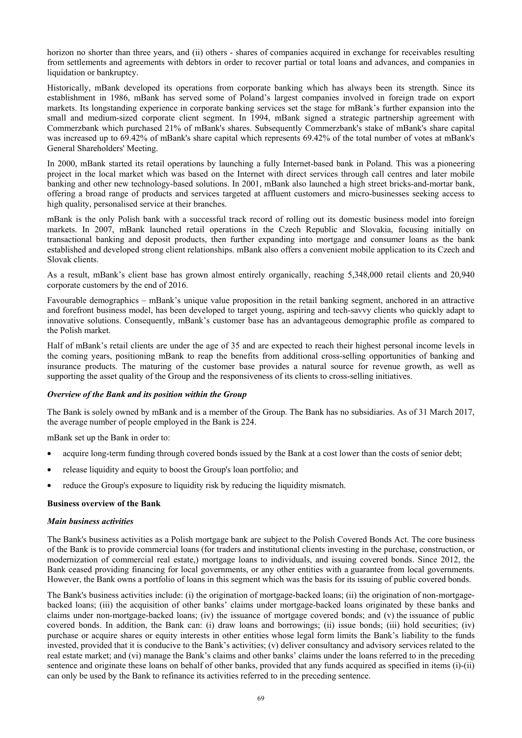horizon no shorter than three years, and (ii) others - shares of companies acquired in exchange for receivables resulting from settlements and agreements with debtors in order to recover partial or total loans and advances, and companies in liquidation or bankruptcy.

Historically, mBank developed its operations from corporate banking which has always been its strength. Since its establishment in 1986, mBank has served some of Poland's largest companies involved in foreign trade on export markets. Its longstanding experience in corporate banking services set the stage for mBank's further expansion into the small and medium-sized corporate client segment. In 1994, mBank signed a strategic partnership agreement with Commerzbank which purchased 21% of mBank's shares. Subsequently Commerzbank's stake of mBank's share capital was increased up to 69.42% of mBank's share capital which represents 69.42% of the total number of votes at mBank's General Shareholders' Meeting.

In 2000, mBank started its retail operations by launching a fully Internet-based bank in Poland. This was a pioneering project in the local market which was based on the Internet with direct services through call centres and later mobile banking and other new technology-based solutions. In 2001, mBank also launched a high street bricks-and-mortar bank, offering a broad range of products and services targeted at affluent customers and micro-businesses seeking access to high quality, personalised service at their branches.

mBank is the only Polish bank with a successful track record of rolling out its domestic business model into foreign markets. In 2007, mBank launched retail operations in the Czech Republic and Slovakia, focusing initially on transactional banking and deposit products, then further expanding into mortgage and consumer loans as the bank established and developed strong client relationships. mBank also offers a convenient mobile application to its Czech and Slovak clients.

As a result, mBank's client base has grown almost entirely organically, reaching 5,348,000 retail clients and 20,940 corporate customers by the end of 2016.

Favourable demographics – mBank's unique value proposition in the retail banking segment, anchored in an attractive and forefront business model, has been developed to target young, aspiring and tech-savvy clients who quickly adapt to innovative solutions. Consequently, mBank's customer base has an advantageous demographic profile as compared to the Polish market.

Half of mBank's retail clients are under the age of 35 and are expected to reach their highest personal income levels in the coming years, positioning mBank to reap the benefits from additional cross-selling opportunities of banking and insurance products. The maturing of the customer base provides a natural source for revenue growth, as well as supporting the asset quality of the Group and the responsiveness of its clients to cross-selling initiatives.

***Overview of the Bank and its position within the Group***

The Bank is solely owned by mBank and is a member of the Group. The Bank has no subsidiaries. As of 31 March 2017, the average number of people employed in the Bank is 224.

mBank set up the Bank in order to:

- acquire long-term funding through covered bonds issued by the Bank at a cost lower than the costs of senior debt;
- release liquidity and equity to boost the Group's loan portfolio; and
- reduce the Group's exposure to liquidity risk by reducing the liquidity mismatch.

**Business overview of the Bank**

***Main business activities***

The Bank's business activities as a Polish mortgage bank are subject to the Polish Covered Bonds Act. The core business of the Bank is to provide commercial loans (for traders and institutional clients investing in the purchase, construction, or modernization of commercial real estate,) mortgage loans to individuals, and issuing covered bonds. Since 2012, the Bank ceased providing financing for local governments, or any other entities with a guarantee from local governments. However, the Bank owns a portfolio of loans in this segment which was the basis for its issuing of public covered bonds.

The Bank's business activities include: (i) the origination of mortgage-backed loans; (ii) the origination of non-mortgage-backed loans; (iii) the acquisition of other banks' claims under mortgage-backed loans originated by these banks and claims under non-mortgage-backed loans; (iv) the issuance of mortgage covered bonds; and (v) the issuance of public covered bonds. In addition, the Bank can: (i) draw loans and borrowings; (ii) issue bonds; (iii) hold securities; (iv) purchase or acquire shares or equity interests in other entities whose legal form limits the Bank's liability to the funds invested, provided that it is conducive to the Bank's activities; (v) deliver consultancy and advisory services related to the real estate market; and (vi) manage the Bank's claims and other banks' claims under the loans referred to in the preceding sentence and originate these loans on behalf of other banks, provided that any funds acquired as specified in items (i)-(ii) can only be used by the Bank to refinance its activities referred to in the preceding sentence.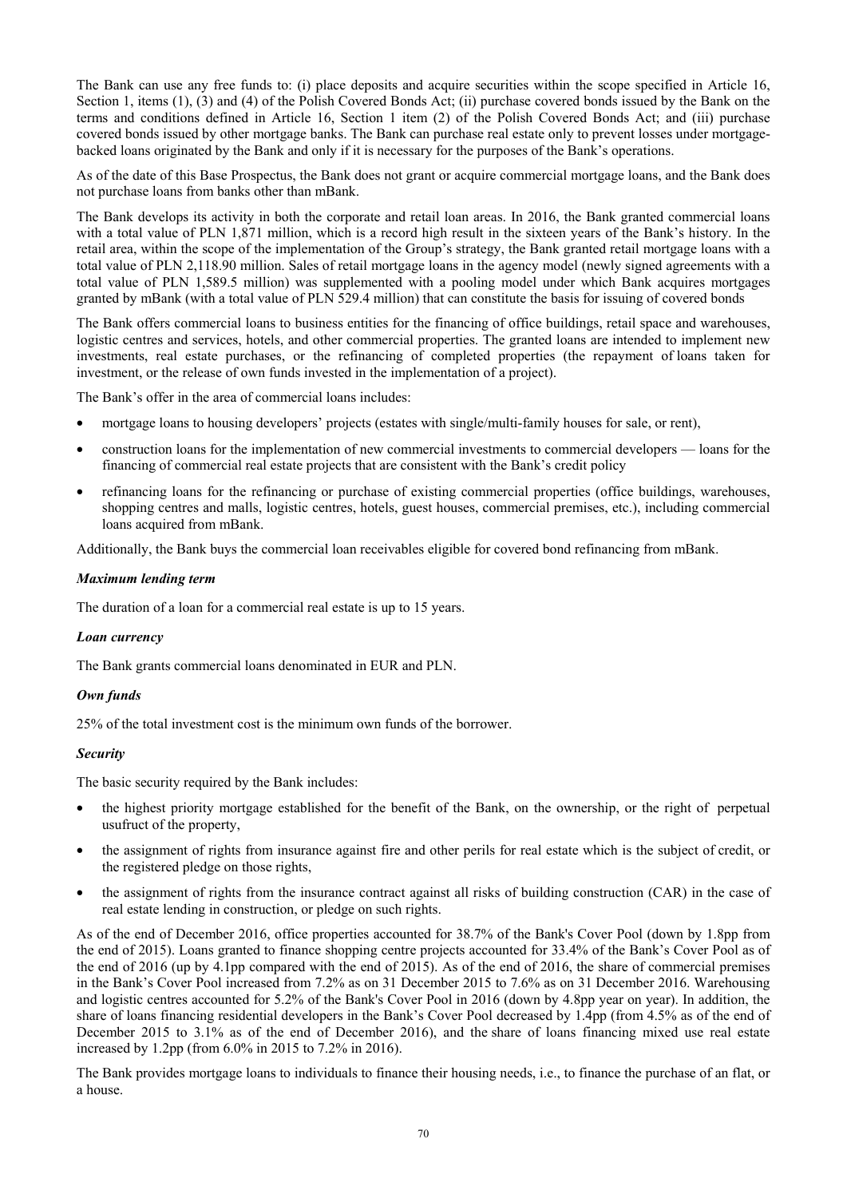The Bank can use any free funds to: (i) place deposits and acquire securities within the scope specified in Article 16, Section 1, items (1), (3) and (4) of the Polish Covered Bonds Act; (ii) purchase covered bonds issued by the Bank on the terms and conditions defined in Article 16, Section 1 item (2) of the Polish Covered Bonds Act; and (iii) purchase covered bonds issued by other mortgage banks. The Bank can purchase real estate only to prevent losses under mortgage-backed loans originated by the Bank and only if it is necessary for the purposes of the Bank's operations.

As of the date of this Base Prospectus, the Bank does not grant or acquire commercial mortgage loans, and the Bank does not purchase loans from banks other than mBank.

The Bank develops its activity in both the corporate and retail loan areas. In 2016, the Bank granted commercial loans with a total value of PLN 1,871 million, which is a record high result in the sixteen years of the Bank's history. In the retail area, within the scope of the implementation of the Group's strategy, the Bank granted retail mortgage loans with a total value of PLN 2,118.90 million. Sales of retail mortgage loans in the agency model (newly signed agreements with a total value of PLN 1,589.5 million) was supplemented with a pooling model under which Bank acquires mortgages granted by mBank (with a total value of PLN 529.4 million) that can constitute the basis for issuing of covered bonds

The Bank offers commercial loans to business entities for the financing of office buildings, retail space and warehouses, logistic centres and services, hotels, and other commercial properties. The granted loans are intended to implement new investments, real estate purchases, or the refinancing of completed properties (the repayment of loans taken for investment, or the release of own funds invested in the implementation of a project).

The Bank's offer in the area of commercial loans includes:

- mortgage loans to housing developers' projects (estates with single/multi-family houses for sale, or rent),
- construction loans for the implementation of new commercial investments to commercial developers — loans for the financing of commercial real estate projects that are consistent with the Bank's credit policy
- refinancing loans for the refinancing or purchase of existing commercial properties (office buildings, warehouses, shopping centres and malls, logistic centres, hotels, guest houses, commercial premises, etc.), including commercial loans acquired from mBank.

Additionally, the Bank buys the commercial loan receivables eligible for covered bond refinancing from mBank.

***Maximum lending term***

The duration of a loan for a commercial real estate is up to 15 years.

***Loan currency***

The Bank grants commercial loans denominated in EUR and PLN.

***Own funds***

25% of the total investment cost is the minimum own funds of the borrower.

***Security***

The basic security required by the Bank includes:

- the highest priority mortgage established for the benefit of the Bank, on the ownership, or the right of perpetual usufruct of the property,
- the assignment of rights from insurance against fire and other perils for real estate which is the subject of credit, or the registered pledge on those rights,
- the assignment of rights from the insurance contract against all risks of building construction (CAR) in the case of real estate lending in construction, or pledge on such rights.

As of the end of December 2016, office properties accounted for 38.7% of the Bank's Cover Pool (down by 1.8pp from the end of 2015). Loans granted to finance shopping centre projects accounted for 33.4% of the Bank's Cover Pool as of the end of 2016 (up by 4.1pp compared with the end of 2015). As of the end of 2016, the share of commercial premises in the Bank's Cover Pool increased from 7.2% as on 31 December 2015 to 7.6% as on 31 December 2016. Warehousing and logistic centres accounted for 5.2% of the Bank's Cover Pool in 2016 (down by 4.8pp year on year). In addition, the share of loans financing residential developers in the Bank's Cover Pool decreased by 1.4pp (from 4.5% as of the end of December 2015 to 3.1% as of the end of December 2016), and the share of loans financing mixed use real estate increased by 1.2pp (from 6.0% in 2015 to 7.2% in 2016).

The Bank provides mortgage loans to individuals to finance their housing needs, i.e., to finance the purchase of an flat, or a house.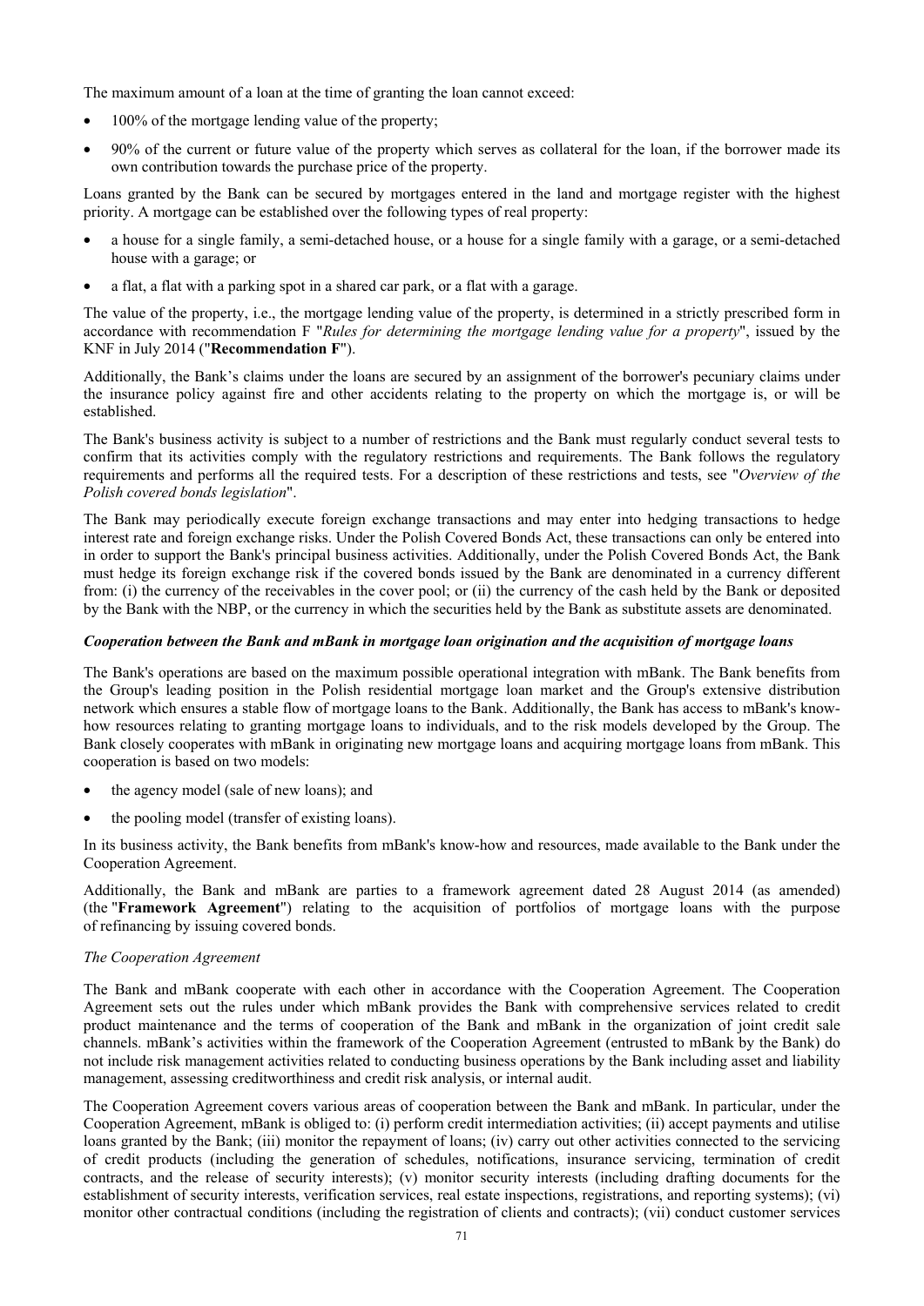The maximum amount of a loan at the time of granting the loan cannot exceed:

- 100% of the mortgage lending value of the property;
- 90% of the current or future value of the property which serves as collateral for the loan, if the borrower made its own contribution towards the purchase price of the property.

Loans granted by the Bank can be secured by mortgages entered in the land and mortgage register with the highest priority. A mortgage can be established over the following types of real property:

- a house for a single family, a semi-detached house, or a house for a single family with a garage, or a semi-detached house with a garage; or
- a flat, a flat with a parking spot in a shared car park, or a flat with a garage.

The value of the property, i.e., the mortgage lending value of the property, is determined in a strictly prescribed form in accordance with recommendation F "*Rules for determining the mortgage lending value for a property*", issued by the KNF in July 2014 ("**Recommendation F**").

Additionally, the Bank's claims under the loans are secured by an assignment of the borrower's pecuniary claims under the insurance policy against fire and other accidents relating to the property on which the mortgage is, or will be established.

The Bank's business activity is subject to a number of restrictions and the Bank must regularly conduct several tests to confirm that its activities comply with the regulatory restrictions and requirements. The Bank follows the regulatory requirements and performs all the required tests. For a description of these restrictions and tests, see "*Overview of the Polish covered bonds legislation*".

The Bank may periodically execute foreign exchange transactions and may enter into hedging transactions to hedge interest rate and foreign exchange risks. Under the Polish Covered Bonds Act, these transactions can only be entered into in order to support the Bank's principal business activities. Additionally, under the Polish Covered Bonds Act, the Bank must hedge its foreign exchange risk if the covered bonds issued by the Bank are denominated in a currency different from: (i) the currency of the receivables in the cover pool; or (ii) the currency of the cash held by the Bank or deposited by the Bank with the NBP, or the currency in which the securities held by the Bank as substitute assets are denominated.

***Cooperation between the Bank and mBank in mortgage loan origination and the acquisition of mortgage loans***

The Bank's operations are based on the maximum possible operational integration with mBank. The Bank benefits from the Group's leading position in the Polish residential mortgage loan market and the Group's extensive distribution network which ensures a stable flow of mortgage loans to the Bank. Additionally, the Bank has access to mBank's know-how resources relating to granting mortgage loans to individuals, and to the risk models developed by the Group. The Bank closely cooperates with mBank in originating new mortgage loans and acquiring mortgage loans from mBank. This cooperation is based on two models:

- the agency model (sale of new loans); and
- the pooling model (transfer of existing loans).

In its business activity, the Bank benefits from mBank's know-how and resources, made available to the Bank under the Cooperation Agreement.

Additionally, the Bank and mBank are parties to a framework agreement dated 28 August 2014 (as amended) (the "**Framework Agreement**") relating to the acquisition of portfolios of mortgage loans with the purpose of refinancing by issuing covered bonds.

*The Cooperation Agreement*

The Bank and mBank cooperate with each other in accordance with the Cooperation Agreement. The Cooperation Agreement sets out the rules under which mBank provides the Bank with comprehensive services related to credit product maintenance and the terms of cooperation of the Bank and mBank in the organization of joint credit sale channels. mBank's activities within the framework of the Cooperation Agreement (entrusted to mBank by the Bank) do not include risk management activities related to conducting business operations by the Bank including asset and liability management, assessing creditworthiness and credit risk analysis, or internal audit.

The Cooperation Agreement covers various areas of cooperation between the Bank and mBank. In particular, under the Cooperation Agreement, mBank is obliged to: (i) perform credit intermediation activities; (ii) accept payments and utilise loans granted by the Bank; (iii) monitor the repayment of loans; (iv) carry out other activities connected to the servicing of credit products (including the generation of schedules, notifications, insurance servicing, termination of credit contracts, and the release of security interests); (v) monitor security interests (including drafting documents for the establishment of security interests, verification services, real estate inspections, registrations, and reporting systems); (vi) monitor other contractual conditions (including the registration of clients and contracts); (vii) conduct customer services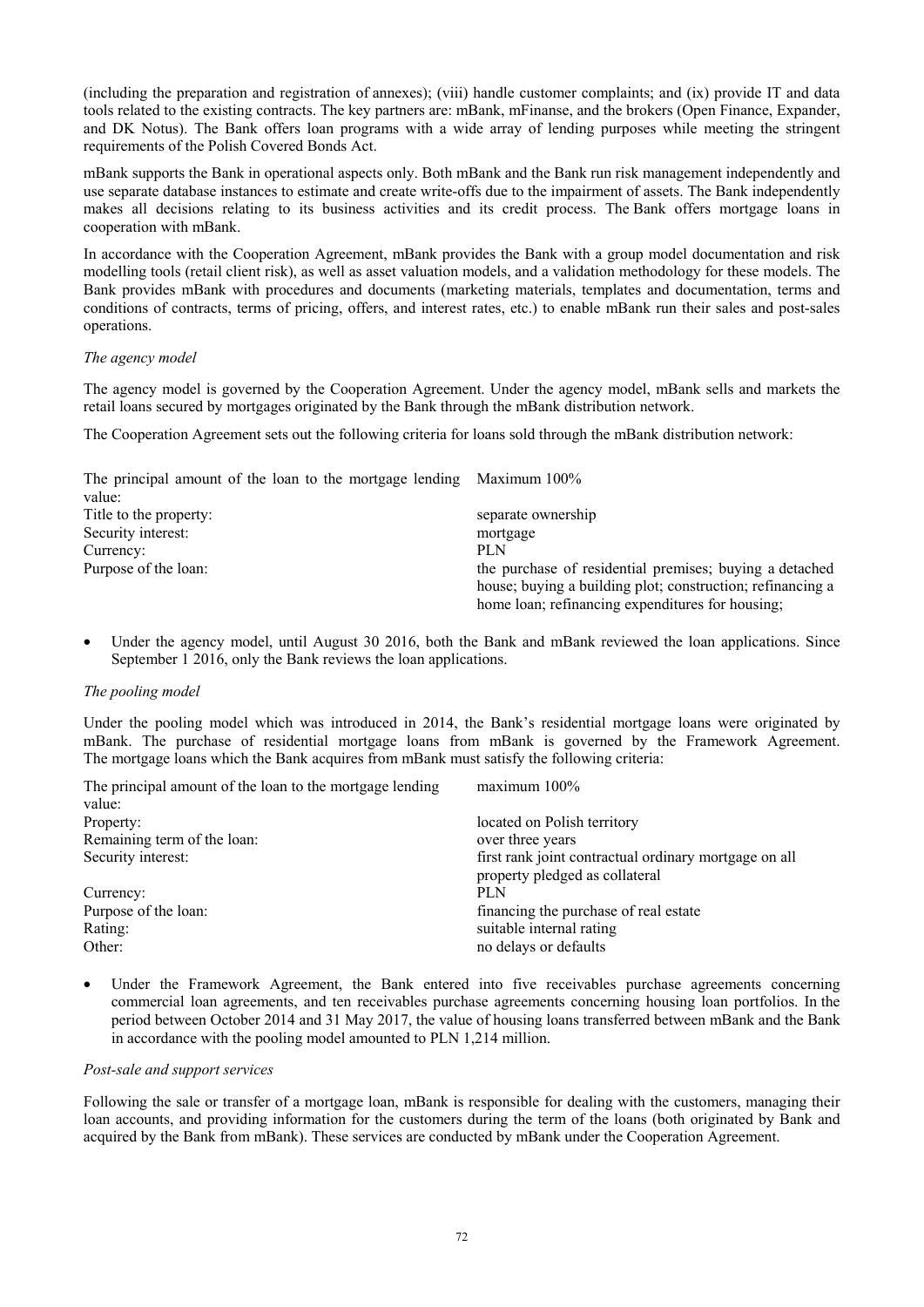(including the preparation and registration of annexes); (viii) handle customer complaints; and (ix) provide IT and data tools related to the existing contracts. The key partners are: mBank, mFinanse, and the brokers (Open Finance, Expander, and DK Notus). The Bank offers loan programs with a wide array of lending purposes while meeting the stringent requirements of the Polish Covered Bonds Act.

mBank supports the Bank in operational aspects only. Both mBank and the Bank run risk management independently and use separate database instances to estimate and create write-offs due to the impairment of assets. The Bank independently makes all decisions relating to its business activities and its credit process. The Bank offers mortgage loans in cooperation with mBank.

In accordance with the Cooperation Agreement, mBank provides the Bank with a group model documentation and risk modelling tools (retail client risk), as well as asset valuation models, and a validation methodology for these models. The Bank provides mBank with procedures and documents (marketing materials, templates and documentation, terms and conditions of contracts, terms of pricing, offers, and interest rates, etc.) to enable mBank run their sales and post-sales operations.

*The agency model*

The agency model is governed by the Cooperation Agreement. Under the agency model, mBank sells and markets the retail loans secured by mortgages originated by the Bank through the mBank distribution network.

The Cooperation Agreement sets out the following criteria for loans sold through the mBank distribution network:

| | |
|---|---|
| The principal amount of the loan to the mortgage lending value: | Maximum 100% |
| Title to the property: | separate ownership |
| Security interest: | mortgage |
| Currency: | PLN |
| Purpose of the loan: | the purchase of residential premises; buying a detached house; buying a building plot; construction; refinancing a home loan; refinancing expenditures for housing; |

- Under the agency model, until August 30 2016, both the Bank and mBank reviewed the loan applications. Since September 1 2016, only the Bank reviews the loan applications.

*The pooling model*

Under the pooling model which was introduced in 2014, the Bank's residential mortgage loans were originated by mBank. The purchase of residential mortgage loans from mBank is governed by the Framework Agreement. The mortgage loans which the Bank acquires from mBank must satisfy the following criteria:

| | |
|---|---|
| The principal amount of the loan to the mortgage lending value: | maximum 100% |
| Property: | located on Polish territory |
| Remaining term of the loan: | over three years |
| Security interest: | first rank joint contractual ordinary mortgage on all property pledged as collateral |
| Currency: | PLN |
| Purpose of the loan: | financing the purchase of real estate |
| Rating: | suitable internal rating |
| Other: | no delays or defaults |

- Under the Framework Agreement, the Bank entered into five receivables purchase agreements concerning commercial loan agreements, and ten receivables purchase agreements concerning housing loan portfolios. In the period between October 2014 and 31 May 2017, the value of housing loans transferred between mBank and the Bank in accordance with the pooling model amounted to PLN 1,214 million.

*Post-sale and support services*

Following the sale or transfer of a mortgage loan, mBank is responsible for dealing with the customers, managing their loan accounts, and providing information for the customers during the term of the loans (both originated by Bank and acquired by the Bank from mBank). These services are conducted by mBank under the Cooperation Agreement.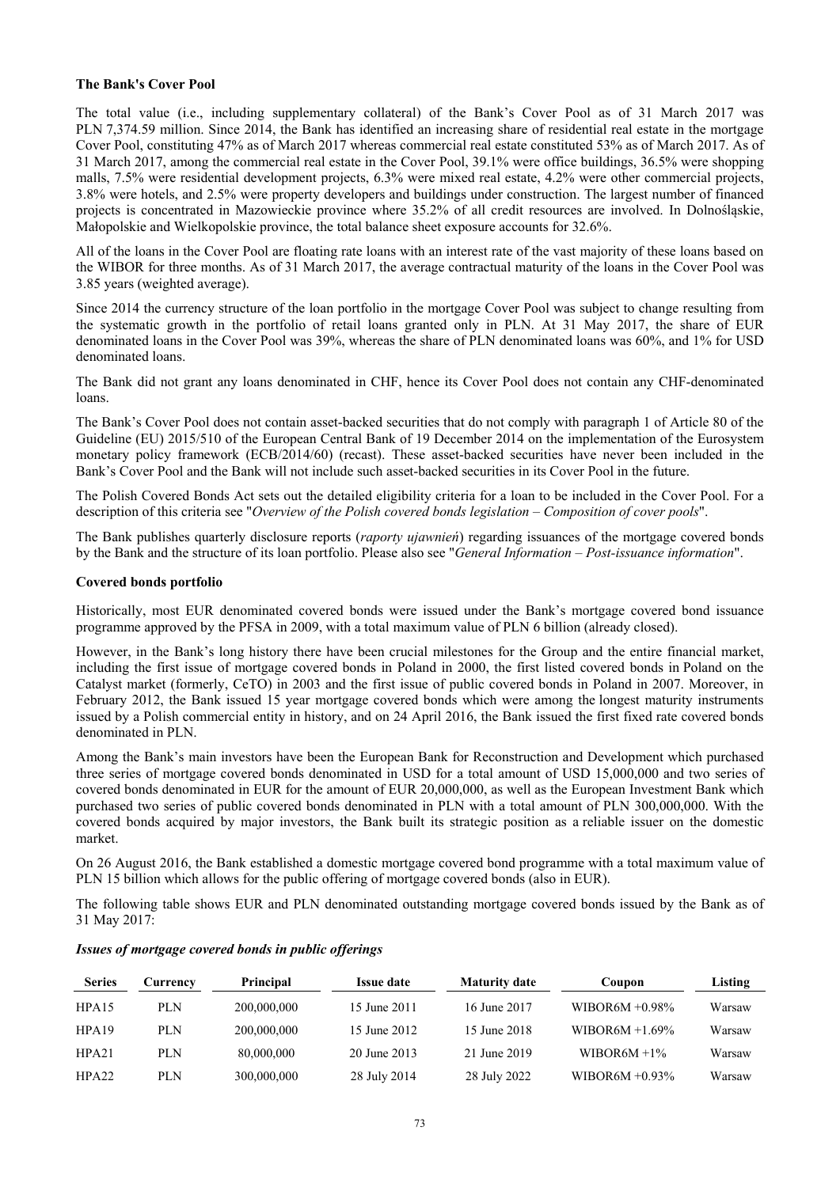**The Bank's Cover Pool**

The total value (i.e., including supplementary collateral) of the Bank's Cover Pool as of 31 March 2017 was PLN 7,374.59 million. Since 2014, the Bank has identified an increasing share of residential real estate in the mortgage Cover Pool, constituting 47% as of March 2017 whereas commercial real estate constituted 53% as of March 2017. As of 31 March 2017, among the commercial real estate in the Cover Pool, 39.1% were office buildings, 36.5% were shopping malls, 7.5% were residential development projects, 6.3% were mixed real estate, 4.2% were other commercial projects, 3.8% were hotels, and 2.5% were property developers and buildings under construction. The largest number of financed projects is concentrated in Mazowieckie province where 35.2% of all credit resources are involved. In Dolnośląskie, Małopolskie and Wielkopolskie province, the total balance sheet exposure accounts for 32.6%.

All of the loans in the Cover Pool are floating rate loans with an interest rate of the vast majority of these loans based on the WIBOR for three months. As of 31 March 2017, the average contractual maturity of the loans in the Cover Pool was 3.85 years (weighted average).

Since 2014 the currency structure of the loan portfolio in the mortgage Cover Pool was subject to change resulting from the systematic growth in the portfolio of retail loans granted only in PLN. At 31 May 2017, the share of EUR denominated loans in the Cover Pool was 39%, whereas the share of PLN denominated loans was 60%, and 1% for USD denominated loans.

The Bank did not grant any loans denominated in CHF, hence its Cover Pool does not contain any CHF-denominated loans.

The Bank's Cover Pool does not contain asset-backed securities that do not comply with paragraph 1 of Article 80 of the Guideline (EU) 2015/510 of the European Central Bank of 19 December 2014 on the implementation of the Eurosystem monetary policy framework (ECB/2014/60) (recast). These asset-backed securities have never been included in the Bank's Cover Pool and the Bank will not include such asset-backed securities in its Cover Pool in the future.

The Polish Covered Bonds Act sets out the detailed eligibility criteria for a loan to be included in the Cover Pool. For a description of this criteria see "*Overview of the Polish covered bonds legislation – Composition of cover pools*".

The Bank publishes quarterly disclosure reports (*raporty ujawnień*) regarding issuances of the mortgage covered bonds by the Bank and the structure of its loan portfolio. Please also see "*General Information – Post-issuance information*".

**Covered bonds portfolio**

Historically, most EUR denominated covered bonds were issued under the Bank's mortgage covered bond issuance programme approved by the PFSA in 2009, with a total maximum value of PLN 6 billion (already closed).

However, in the Bank's long history there have been crucial milestones for the Group and the entire financial market, including the first issue of mortgage covered bonds in Poland in 2000, the first listed covered bonds in Poland on the Catalyst market (formerly, CeTO) in 2003 and the first issue of public covered bonds in Poland in 2007. Moreover, in February 2012, the Bank issued 15 year mortgage covered bonds which were among the longest maturity instruments issued by a Polish commercial entity in history, and on 24 April 2016, the Bank issued the first fixed rate covered bonds denominated in PLN.

Among the Bank's main investors have been the European Bank for Reconstruction and Development which purchased three series of mortgage covered bonds denominated in USD for a total amount of USD 15,000,000 and two series of covered bonds denominated in EUR for the amount of EUR 20,000,000, as well as the European Investment Bank which purchased two series of public covered bonds denominated in PLN with a total amount of PLN 300,000,000. With the covered bonds acquired by major investors, the Bank built its strategic position as a reliable issuer on the domestic market.

On 26 August 2016, the Bank established a domestic mortgage covered bond programme with a total maximum value of PLN 15 billion which allows for the public offering of mortgage covered bonds (also in EUR).

The following table shows EUR and PLN denominated outstanding mortgage covered bonds issued by the Bank as of 31 May 2017:

***Issues of mortgage covered bonds in public offerings***

| Series | Currency | Principal | Issue date | Maturity date | Coupon | Listing |
|---|---|---|---|---|---|---|
| HPA15 | PLN | 200,000,000 | 15 June 2011 | 16 June 2017 | WIBOR6M +0.98% | Warsaw |
| HPA19 | PLN | 200,000,000 | 15 June 2012 | 15 June 2018 | WIBOR6M +1.69% | Warsaw |
| HPA21 | PLN | 80,000,000 | 20 June 2013 | 21 June 2019 | WIBOR6M +1% | Warsaw |
| HPA22 | PLN | 300,000,000 | 28 July 2014 | 28 July 2022 | WIBOR6M +0.93% | Warsaw |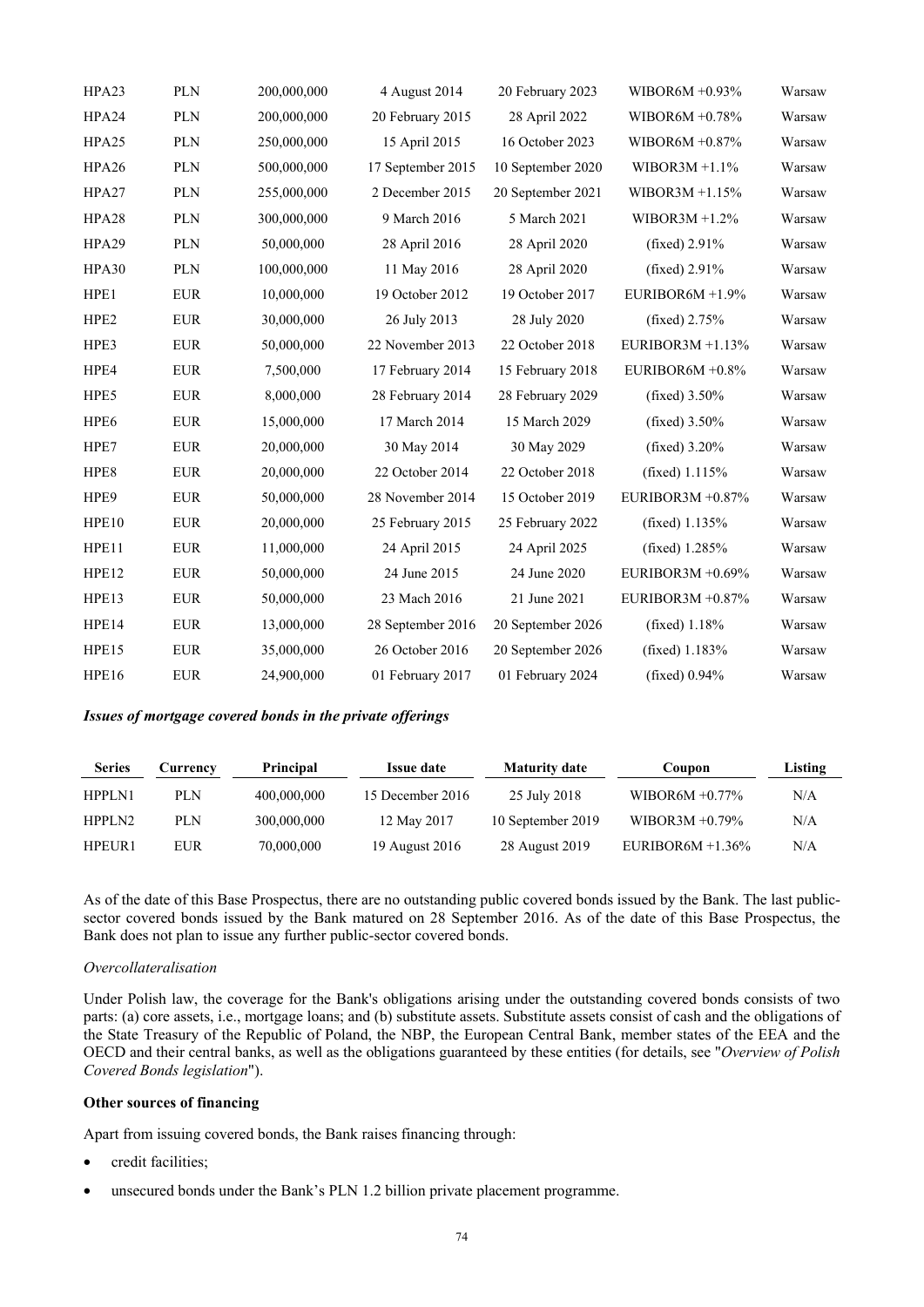| | | | | | | |
|---|---|---|---|---|---|---|
| HPA23 | PLN | 200,000,000 | 4 August 2014 | 20 February 2023 | WIBOR6M +0.93% | Warsaw |
| HPA24 | PLN | 200,000,000 | 20 February 2015 | 28 April 2022 | WIBOR6M +0.78% | Warsaw |
| HPA25 | PLN | 250,000,000 | 15 April 2015 | 16 October 2023 | WIBOR6M +0.87% | Warsaw |
| HPA26 | PLN | 500,000,000 | 17 September 2015 | 10 September 2020 | WIBOR3M +1.1% | Warsaw |
| HPA27 | PLN | 255,000,000 | 2 December 2015 | 20 September 2021 | WIBOR3M +1.15% | Warsaw |
| HPA28 | PLN | 300,000,000 | 9 March 2016 | 5 March 2021 | WIBOR3M +1.2% | Warsaw |
| HPA29 | PLN | 50,000,000 | 28 April 2016 | 28 April 2020 | (fixed) 2.91% | Warsaw |
| HPA30 | PLN | 100,000,000 | 11 May 2016 | 28 April 2020 | (fixed) 2.91% | Warsaw |
| HPE1 | EUR | 10,000,000 | 19 October 2012 | 19 October 2017 | EURIBOR6M +1.9% | Warsaw |
| HPE2 | EUR | 30,000,000 | 26 July 2013 | 28 July 2020 | (fixed) 2.75% | Warsaw |
| HPE3 | EUR | 50,000,000 | 22 November 2013 | 22 October 2018 | EURIBOR3M +1.13% | Warsaw |
| HPE4 | EUR | 7,500,000 | 17 February 2014 | 15 February 2018 | EURIBOR6M +0.8% | Warsaw |
| HPE5 | EUR | 8,000,000 | 28 February 2014 | 28 February 2029 | (fixed) 3.50% | Warsaw |
| HPE6 | EUR | 15,000,000 | 17 March 2014 | 15 March 2029 | (fixed) 3.50% | Warsaw |
| HPE7 | EUR | 20,000,000 | 30 May 2014 | 30 May 2029 | (fixed) 3.20% | Warsaw |
| HPE8 | EUR | 20,000,000 | 22 October 2014 | 22 October 2018 | (fixed) 1.115% | Warsaw |
| HPE9 | EUR | 50,000,000 | 28 November 2014 | 15 October 2019 | EURIBOR3M +0.87% | Warsaw |
| HPE10 | EUR | 20,000,000 | 25 February 2015 | 25 February 2022 | (fixed) 1.135% | Warsaw |
| HPE11 | EUR | 11,000,000 | 24 April 2015 | 24 April 2025 | (fixed) 1.285% | Warsaw |
| HPE12 | EUR | 50,000,000 | 24 June 2015 | 24 June 2020 | EURIBOR3M +0.69% | Warsaw |
| HPE13 | EUR | 50,000,000 | 23 Mach 2016 | 21 June 2021 | EURIBOR3M +0.87% | Warsaw |
| HPE14 | EUR | 13,000,000 | 28 September 2016 | 20 September 2026 | (fixed) 1.18% | Warsaw |
| HPE15 | EUR | 35,000,000 | 26 October 2016 | 20 September 2026 | (fixed) 1.183% | Warsaw |
| HPE16 | EUR | 24,900,000 | 01 February 2017 | 01 February 2024 | (fixed) 0.94% | Warsaw |

***Issues of mortgage covered bonds in the private offerings***

| Series | Currency | Principal | Issue date | Maturity date | Coupon | Listing |
|---|---|---|---|---|---|---|
| HPPLN1 | PLN | 400,000,000 | 15 December 2016 | 25 July 2018 | WIBOR6M +0.77% | N/A |
| HPPLN2 | PLN | 300,000,000 | 12 May 2017 | 10 September 2019 | WIBOR3M +0.79% | N/A |
| HPEUR1 | EUR | 70,000,000 | 19 August 2016 | 28 August 2019 | EURIBOR6M +1.36% | N/A |

As of the date of this Base Prospectus, there are no outstanding public covered bonds issued by the Bank. The last public-sector covered bonds issued by the Bank matured on 28 September 2016. As of the date of this Base Prospectus, the Bank does not plan to issue any further public-sector covered bonds.

*Overcollateralisation*

Under Polish law, the coverage for the Bank's obligations arising under the outstanding covered bonds consists of two parts: (a) core assets, i.e., mortgage loans; and (b) substitute assets. Substitute assets consist of cash and the obligations of the State Treasury of the Republic of Poland, the NBP, the European Central Bank, member states of the EEA and the OECD and their central banks, as well as the obligations guaranteed by these entities (for details, see "*Overview of Polish Covered Bonds legislation*").

**Other sources of financing**

Apart from issuing covered bonds, the Bank raises financing through:

- credit facilities;
- unsecured bonds under the Bank's PLN 1.2 billion private placement programme.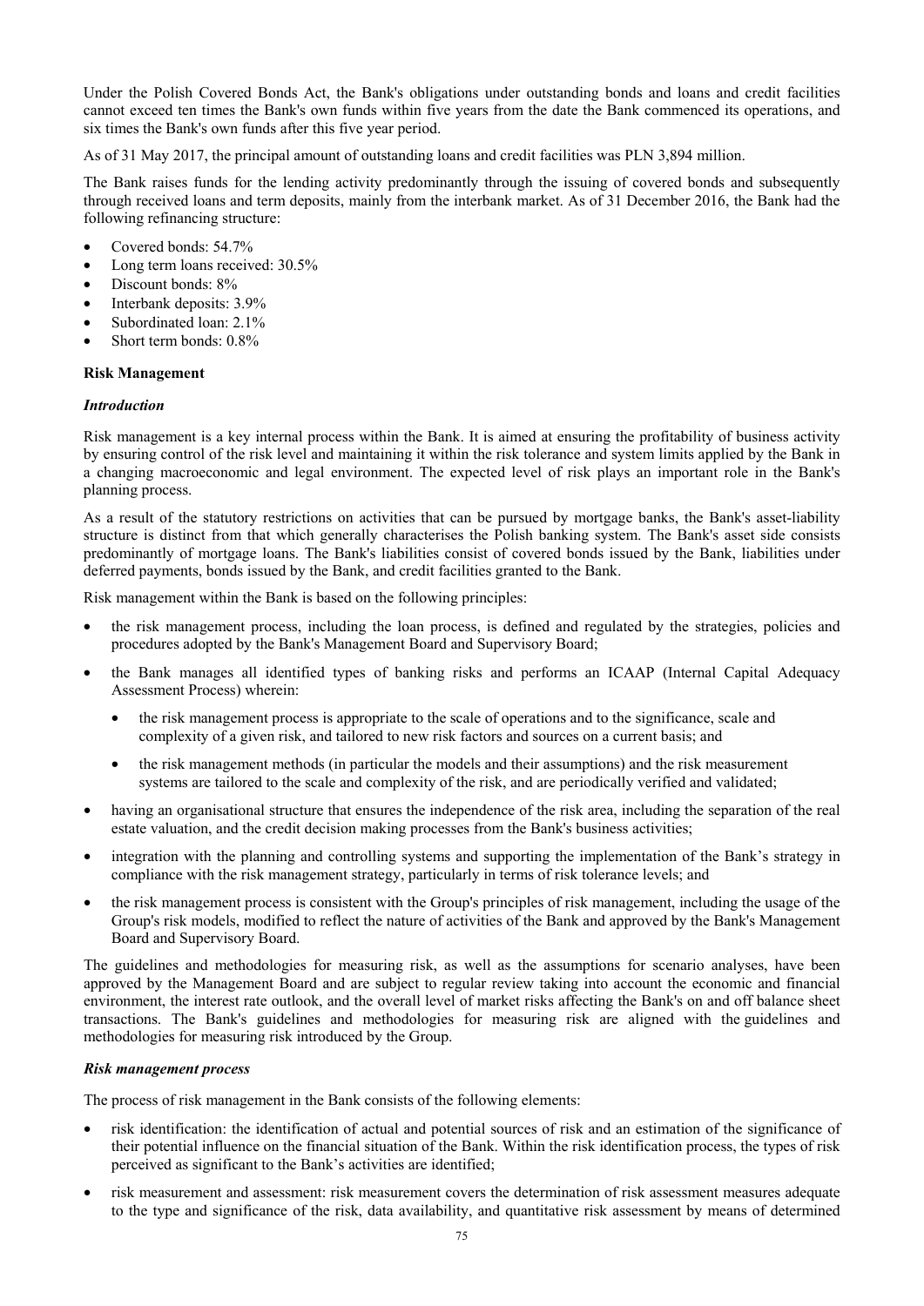Under the Polish Covered Bonds Act, the Bank's obligations under outstanding bonds and loans and credit facilities cannot exceed ten times the Bank's own funds within five years from the date the Bank commenced its operations, and six times the Bank's own funds after this five year period.

As of 31 May 2017, the principal amount of outstanding loans and credit facilities was PLN 3,894 million.

The Bank raises funds for the lending activity predominantly through the issuing of covered bonds and subsequently through received loans and term deposits, mainly from the interbank market. As of 31 December 2016, the Bank had the following refinancing structure:

- Covered bonds: 54.7%
- Long term loans received: 30.5%
- Discount bonds: 8%
- Interbank deposits: 3.9%
- Subordinated loan: 2.1%
- Short term bonds: 0.8%

**Risk Management**

***Introduction***

Risk management is a key internal process within the Bank. It is aimed at ensuring the profitability of business activity by ensuring control of the risk level and maintaining it within the risk tolerance and system limits applied by the Bank in a changing macroeconomic and legal environment. The expected level of risk plays an important role in the Bank's planning process.

As a result of the statutory restrictions on activities that can be pursued by mortgage banks, the Bank's asset-liability structure is distinct from that which generally characterises the Polish banking system. The Bank's asset side consists predominantly of mortgage loans. The Bank's liabilities consist of covered bonds issued by the Bank, liabilities under deferred payments, bonds issued by the Bank, and credit facilities granted to the Bank.

Risk management within the Bank is based on the following principles:

- the risk management process, including the loan process, is defined and regulated by the strategies, policies and procedures adopted by the Bank's Management Board and Supervisory Board;
- the Bank manages all identified types of banking risks and performs an ICAAP (Internal Capital Adequacy Assessment Process) wherein:
  - the risk management process is appropriate to the scale of operations and to the significance, scale and complexity of a given risk, and tailored to new risk factors and sources on a current basis; and
  - the risk management methods (in particular the models and their assumptions) and the risk measurement systems are tailored to the scale and complexity of the risk, and are periodically verified and validated;
- having an organisational structure that ensures the independence of the risk area, including the separation of the real estate valuation, and the credit decision making processes from the Bank's business activities;
- integration with the planning and controlling systems and supporting the implementation of the Bank's strategy in compliance with the risk management strategy, particularly in terms of risk tolerance levels; and
- the risk management process is consistent with the Group's principles of risk management, including the usage of the Group's risk models, modified to reflect the nature of activities of the Bank and approved by the Bank's Management Board and Supervisory Board.

The guidelines and methodologies for measuring risk, as well as the assumptions for scenario analyses, have been approved by the Management Board and are subject to regular review taking into account the economic and financial environment, the interest rate outlook, and the overall level of market risks affecting the Bank's on and off balance sheet transactions. The Bank's guidelines and methodologies for measuring risk are aligned with the guidelines and methodologies for measuring risk introduced by the Group.

***Risk management process***

The process of risk management in the Bank consists of the following elements:

- risk identification: the identification of actual and potential sources of risk and an estimation of the significance of their potential influence on the financial situation of the Bank. Within the risk identification process, the types of risk perceived as significant to the Bank's activities are identified;
- risk measurement and assessment: risk measurement covers the determination of risk assessment measures adequate to the type and significance of the risk, data availability, and quantitative risk assessment by means of determined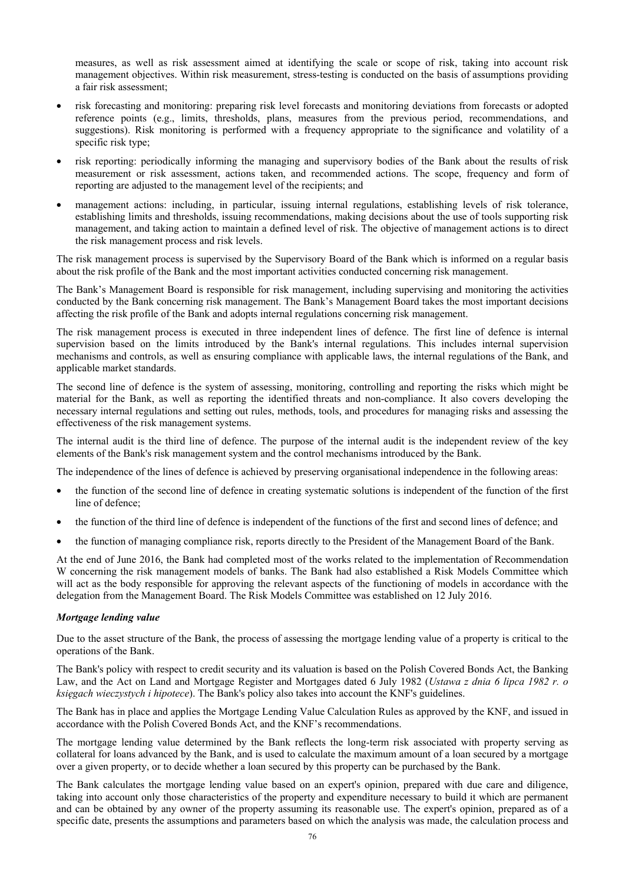measures, as well as risk assessment aimed at identifying the scale or scope of risk, taking into account risk management objectives. Within risk measurement, stress-testing is conducted on the basis of assumptions providing a fair risk assessment;

- risk forecasting and monitoring: preparing risk level forecasts and monitoring deviations from forecasts or adopted reference points (e.g., limits, thresholds, plans, measures from the previous period, recommendations, and suggestions). Risk monitoring is performed with a frequency appropriate to the significance and volatility of a specific risk type;
- risk reporting: periodically informing the managing and supervisory bodies of the Bank about the results of risk measurement or risk assessment, actions taken, and recommended actions. The scope, frequency and form of reporting are adjusted to the management level of the recipients; and
- management actions: including, in particular, issuing internal regulations, establishing levels of risk tolerance, establishing limits and thresholds, issuing recommendations, making decisions about the use of tools supporting risk management, and taking action to maintain a defined level of risk. The objective of management actions is to direct the risk management process and risk levels.

The risk management process is supervised by the Supervisory Board of the Bank which is informed on a regular basis about the risk profile of the Bank and the most important activities conducted concerning risk management.

The Bank's Management Board is responsible for risk management, including supervising and monitoring the activities conducted by the Bank concerning risk management. The Bank's Management Board takes the most important decisions affecting the risk profile of the Bank and adopts internal regulations concerning risk management.

The risk management process is executed in three independent lines of defence. The first line of defence is internal supervision based on the limits introduced by the Bank's internal regulations. This includes internal supervision mechanisms and controls, as well as ensuring compliance with applicable laws, the internal regulations of the Bank, and applicable market standards.

The second line of defence is the system of assessing, monitoring, controlling and reporting the risks which might be material for the Bank, as well as reporting the identified threats and non-compliance. It also covers developing the necessary internal regulations and setting out rules, methods, tools, and procedures for managing risks and assessing the effectiveness of the risk management systems.

The internal audit is the third line of defence. The purpose of the internal audit is the independent review of the key elements of the Bank's risk management system and the control mechanisms introduced by the Bank.

The independence of the lines of defence is achieved by preserving organisational independence in the following areas:

- the function of the second line of defence in creating systematic solutions is independent of the function of the first line of defence;
- the function of the third line of defence is independent of the functions of the first and second lines of defence; and
- the function of managing compliance risk, reports directly to the President of the Management Board of the Bank.

At the end of June 2016, the Bank had completed most of the works related to the implementation of Recommendation W concerning the risk management models of banks. The Bank had also established a Risk Models Committee which will act as the body responsible for approving the relevant aspects of the functioning of models in accordance with the delegation from the Management Board. The Risk Models Committee was established on 12 July 2016.

***Mortgage lending value***

Due to the asset structure of the Bank, the process of assessing the mortgage lending value of a property is critical to the operations of the Bank.

The Bank's policy with respect to credit security and its valuation is based on the Polish Covered Bonds Act, the Banking Law, and the Act on Land and Mortgage Register and Mortgages dated 6 July 1982 (*Ustawa z dnia 6 lipca 1982 r. o księgach wieczystych i hipotece*). The Bank's policy also takes into account the KNF's guidelines.

The Bank has in place and applies the Mortgage Lending Value Calculation Rules as approved by the KNF, and issued in accordance with the Polish Covered Bonds Act, and the KNF's recommendations.

The mortgage lending value determined by the Bank reflects the long-term risk associated with property serving as collateral for loans advanced by the Bank, and is used to calculate the maximum amount of a loan secured by a mortgage over a given property, or to decide whether a loan secured by this property can be purchased by the Bank.

The Bank calculates the mortgage lending value based on an expert's opinion, prepared with due care and diligence, taking into account only those characteristics of the property and expenditure necessary to build it which are permanent and can be obtained by any owner of the property assuming its reasonable use. The expert's opinion, prepared as of a specific date, presents the assumptions and parameters based on which the analysis was made, the calculation process and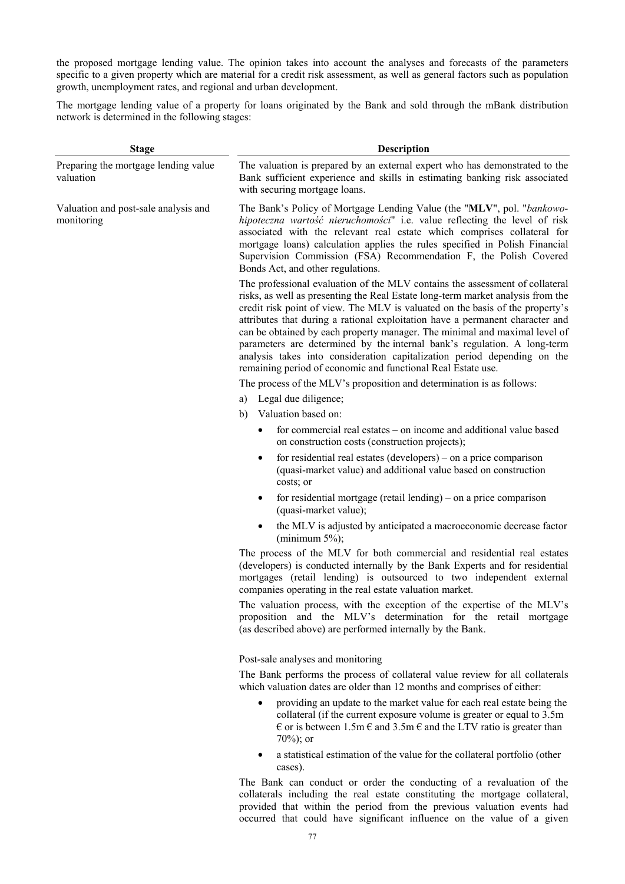the proposed mortgage lending value. The opinion takes into account the analyses and forecasts of the parameters specific to a given property which are material for a credit risk assessment, as well as general factors such as population growth, unemployment rates, and regional and urban development.

The mortgage lending value of a property for loans originated by the Bank and sold through the mBank distribution network is determined in the following stages:

| Stage | Description |
|---|---|
| Preparing the mortgage lending value valuation | The valuation is prepared by an external expert who has demonstrated to the Bank sufficient experience and skills in estimating banking risk associated with securing mortgage loans. |
| Valuation and post-sale analysis and monitoring | The Bank's Policy of Mortgage Lending Value (the "**MLV**", pol. "*bankowo-hipoteczna wartość nieruchomości*" i.e. value reflecting the level of risk associated with the relevant real estate which comprises collateral for mortgage loans) calculation applies the rules specified in Polish Financial Supervision Commission (FSA) Recommendation F, the Polish Covered Bonds Act, and other regulations.<br><br>The professional evaluation of the MLV contains the assessment of collateral risks, as well as presenting the Real Estate long-term market analysis from the credit risk point of view. The MLV is valuated on the basis of the property's attributes that during a rational exploitation have a permanent character and can be obtained by each property manager. The minimal and maximal level of parameters are determined by the internal bank's regulation. A long-term analysis takes into consideration capitalization period depending on the remaining period of economic and functional Real Estate use.<br><br>The process of the MLV's proposition and determination is as follows:<br>a) Legal due diligence;<br>b) Valuation based on:<br>• for commercial real estates – on income and additional value based on construction costs (construction projects);<br>• for residential real estates (developers) – on a price comparison (quasi-market value) and additional value based on construction costs; or<br>• for residential mortgage (retail lending) – on a price comparison (quasi-market value);<br>• the MLV is adjusted by anticipated a macroeconomic decrease factor (minimum 5%);<br><br>The process of the MLV for both commercial and residential real estates (developers) is conducted internally by the Bank Experts and for residential mortgages (retail lending) is outsourced to two independent external companies operating in the real estate valuation market.<br><br>The valuation process, with the exception of the expertise of the MLV's proposition and the MLV's determination for the retail mortgage (as described above) are performed internally by the Bank.<br><br>Post-sale analyses and monitoring<br><br>The Bank performs the process of collateral value review for all collaterals which valuation dates are older than 12 months and comprises of either:<br>• providing an update to the market value for each real estate being the collateral (if the current exposure volume is greater or equal to 3.5m € or is between 1.5m € and 3.5m € and the LTV ratio is greater than 70%); or<br>• a statistical estimation of the value for the collateral portfolio (other cases).<br><br>The Bank can conduct or order the conducting of a revaluation of the collaterals including the real estate constituting the mortgage collateral, provided that within the period from the previous valuation events had occurred that could have significant influence on the value of a given |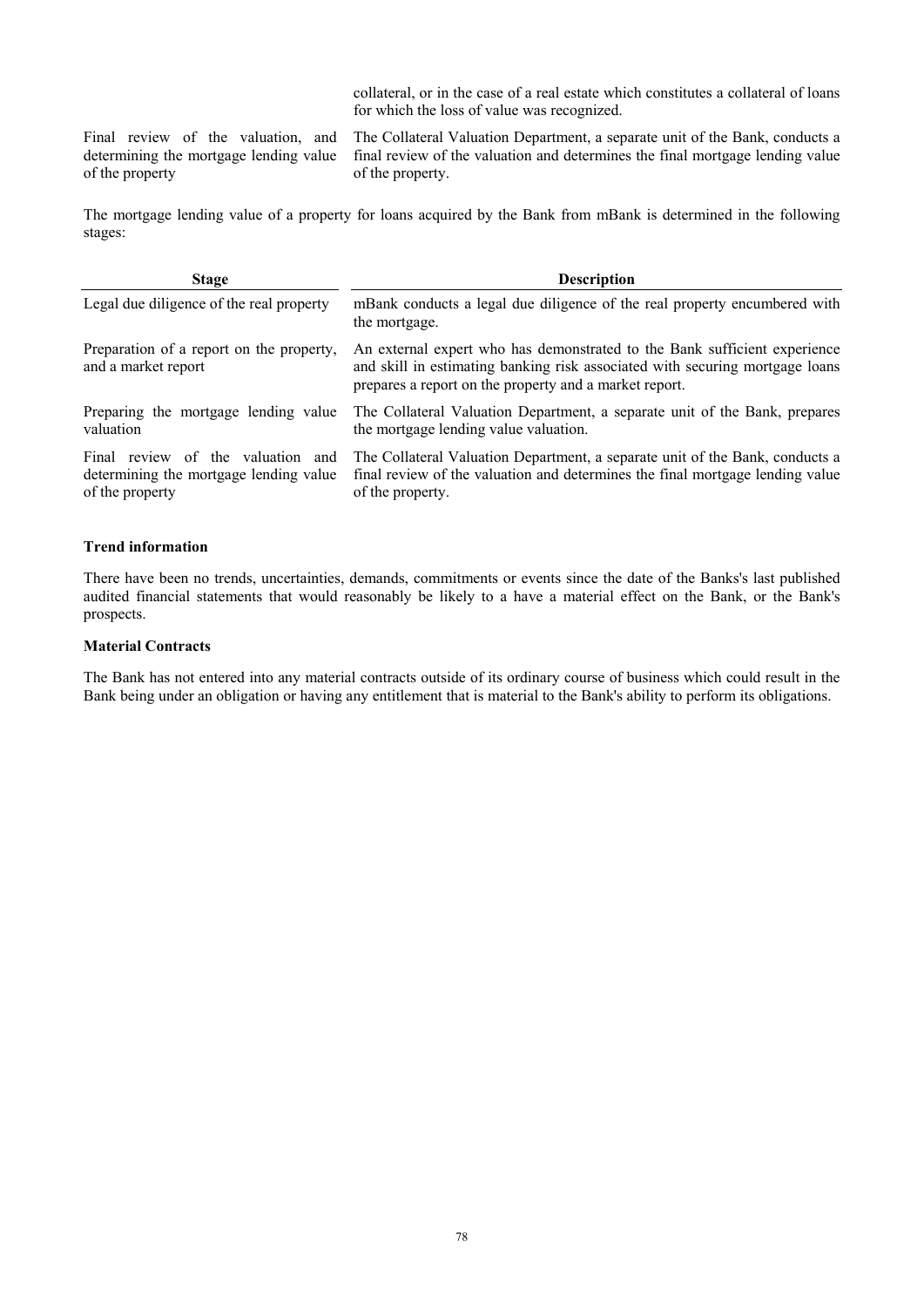| | |
|---|---|
| | collateral, or in the case of a real estate which constitutes a collateral of loans for which the loss of value was recognized. |
| Final review of the valuation, and determining the mortgage lending value of the property | The Collateral Valuation Department, a separate unit of the Bank, conducts a final review of the valuation and determines the final mortgage lending value of the property. |

The mortgage lending value of a property for loans acquired by the Bank from mBank is determined in the following stages:

| Stage | Description |
|---|---|
| Legal due diligence of the real property | mBank conducts a legal due diligence of the real property encumbered with the mortgage. |
| Preparation of a report on the property, and a market report | An external expert who has demonstrated to the Bank sufficient experience and skill in estimating banking risk associated with securing mortgage loans prepares a report on the property and a market report. |
| Preparing the mortgage lending value valuation | The Collateral Valuation Department, a separate unit of the Bank, prepares the mortgage lending value valuation. |
| Final review of the valuation and determining the mortgage lending value of the property | The Collateral Valuation Department, a separate unit of the Bank, conducts a final review of the valuation and determines the final mortgage lending value of the property. |

**Trend information**

There have been no trends, uncertainties, demands, commitments or events since the date of the Banks's last published audited financial statements that would reasonably be likely to a have a material effect on the Bank, or the Bank's prospects.

**Material Contracts**

The Bank has not entered into any material contracts outside of its ordinary course of business which could result in the Bank being under an obligation or having any entitlement that is material to the Bank's ability to perform its obligations.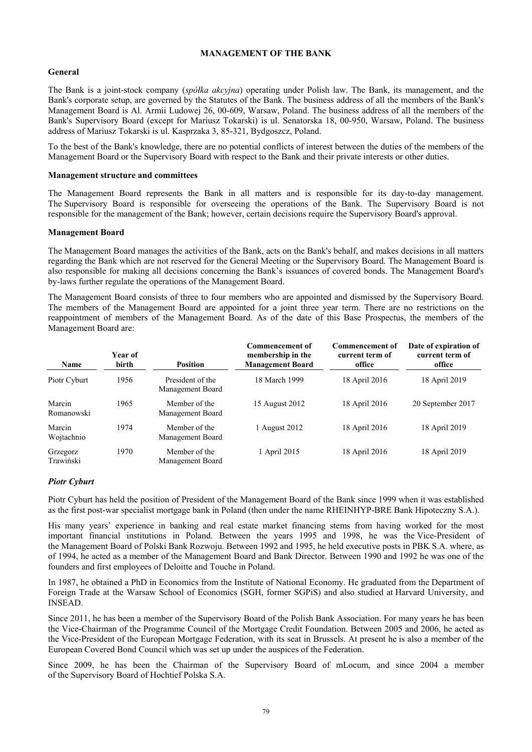# MANAGEMENT OF THE BANK

## General

The Bank is a joint-stock company (*spółka akcyjna*) operating under Polish law. The Bank, its management, and the Bank's corporate setup, are governed by the Statutes of the Bank. The business address of all the members of the Bank's Management Board is Al. Armii Ludowej 26, 00-609, Warsaw, Poland. The business address of all the members of the Bank's Supervisory Board (except for Mariusz Tokarski) is ul. Senatorska 18, 00-950, Warsaw, Poland. The business address of Mariusz Tokarski is ul. Kasprzaka 3, 85-321, Bydgoszcz, Poland.

To the best of the Bank's knowledge, there are no potential conflicts of interest between the duties of the members of the Management Board or the Supervisory Board with respect to the Bank and their private interests or other duties.

## Management structure and committees

The Management Board represents the Bank in all matters and is responsible for its day-to-day management. The Supervisory Board is responsible for overseeing the operations of the Bank. The Supervisory Board is not responsible for the management of the Bank; however, certain decisions require the Supervisory Board's approval.

## Management Board

The Management Board manages the activities of the Bank, acts on the Bank's behalf, and makes decisions in all matters regarding the Bank which are not reserved for the General Meeting or the Supervisory Board. The Management Board is also responsible for making all decisions concerning the Bank's issuances of covered bonds. The Management Board's by-laws further regulate the operations of the Management Board.

The Management Board consists of three to four members who are appointed and dismissed by the Supervisory Board. The members of the Management Board are appointed for a joint three year term. There are no restrictions on the reappointment of members of the Management Board. As of the date of this Base Prospectus, the members of the Management Board are:

| Name | Year of birth | Position | Commencement of membership in the Management Board | Commencement of current term of office | Date of expiration of current term of office |
|---|---|---|---|---|---|
| Piotr Cyburt | 1956 | President of the Management Board | 18 March 1999 | 18 April 2016 | 18 April 2019 |
| Marcin Romanowski | 1965 | Member of the Management Board | 15 August 2012 | 18 April 2016 | 20 September 2017 |
| Marcin Wojtachnio | 1974 | Member of the Management Board | 1 August 2012 | 18 April 2016 | 18 April 2019 |
| Grzegorz Trawiński | 1970 | Member of the Management Board | 1 April 2015 | 18 April 2016 | 18 April 2019 |

### *Piotr Cyburt*

Piotr Cyburt has held the position of President of the Management Board of the Bank since 1999 when it was established as the first post-war specialist mortgage bank in Poland (then under the name RHEINHYP-BRE Bank Hipoteczny S.A.).

His many years' experience in banking and real estate market financing stems from having worked for the most important financial institutions in Poland. Between the years 1995 and 1998, he was the Vice-President of the Management Board of Polski Bank Rozwoju. Between 1992 and 1995, he held executive posts in PBK S.A. where, as of 1994, he acted as a member of the Management Board and Bank Director. Between 1990 and 1992 he was one of the founders and first employees of Deloitte and Touche in Poland.

In 1987, he obtained a PhD in Economics from the Institute of National Economy. He graduated from the Department of Foreign Trade at the Warsaw School of Economics (SGH, former SGPiS) and also studied at Harvard University, and INSEAD.

Since 2011, he has been a member of the Supervisory Board of the Polish Bank Association. For many years he has been the Vice-Chairman of the Programme Council of the Mortgage Credit Foundation. Between 2005 and 2006, he acted as the Vice-President of the European Mortgage Federation, with its seat in Brussels. At present he is also a member of the European Covered Bond Council which was set up under the auspices of the Federation.

Since 2009, he has been the Chairman of the Supervisory Board of mLocum, and since 2004 a member of the Supervisory Board of Hochtief Polska S.A.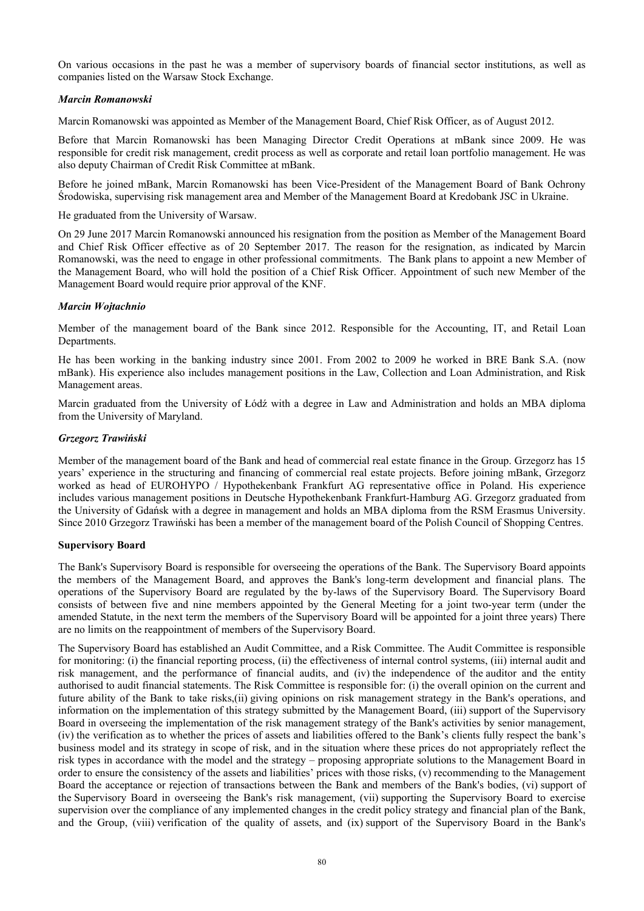On various occasions in the past he was a member of supervisory boards of financial sector institutions, as well as companies listed on the Warsaw Stock Exchange.

***Marcin Romanowski***

Marcin Romanowski was appointed as Member of the Management Board, Chief Risk Officer, as of August 2012.

Before that Marcin Romanowski has been Managing Director Credit Operations at mBank since 2009. He was responsible for credit risk management, credit process as well as corporate and retail loan portfolio management. He was also deputy Chairman of Credit Risk Committee at mBank.

Before he joined mBank, Marcin Romanowski has been Vice-President of the Management Board of Bank Ochrony Środowiska, supervising risk management area and Member of the Management Board at Kredobank JSC in Ukraine.

He graduated from the University of Warsaw.

On 29 June 2017 Marcin Romanowski announced his resignation from the position as Member of the Management Board and Chief Risk Officer effective as of 20 September 2017. The reason for the resignation, as indicated by Marcin Romanowski, was the need to engage in other professional commitments. The Bank plans to appoint a new Member of the Management Board, who will hold the position of a Chief Risk Officer. Appointment of such new Member of the Management Board would require prior approval of the KNF.

***Marcin Wojtachnio***

Member of the management board of the Bank since 2012. Responsible for the Accounting, IT, and Retail Loan Departments.

He has been working in the banking industry since 2001. From 2002 to 2009 he worked in BRE Bank S.A. (now mBank). His experience also includes management positions in the Law, Collection and Loan Administration, and Risk Management areas.

Marcin graduated from the University of Łódź with a degree in Law and Administration and holds an MBA diploma from the University of Maryland.

***Grzegorz Trawiński***

Member of the management board of the Bank and head of commercial real estate finance in the Group. Grzegorz has 15 years' experience in the structuring and financing of commercial real estate projects. Before joining mBank, Grzegorz worked as head of EUROHYPO / Hypothekenbank Frankfurt AG representative office in Poland. His experience includes various management positions in Deutsche Hypothekenbank Frankfurt-Hamburg AG. Grzegorz graduated from the University of Gdańsk with a degree in management and holds an MBA diploma from the RSM Erasmus University. Since 2010 Grzegorz Trawiński has been a member of the management board of the Polish Council of Shopping Centres.

**Supervisory Board**

The Bank's Supervisory Board is responsible for overseeing the operations of the Bank. The Supervisory Board appoints the members of the Management Board, and approves the Bank's long-term development and financial plans. The operations of the Supervisory Board are regulated by the by-laws of the Supervisory Board. The Supervisory Board consists of between five and nine members appointed by the General Meeting for a joint two-year term (under the amended Statute, in the next term the members of the Supervisory Board will be appointed for a joint three years) There are no limits on the reappointment of members of the Supervisory Board.

The Supervisory Board has established an Audit Committee, and a Risk Committee. The Audit Committee is responsible for monitoring: (i) the financial reporting process, (ii) the effectiveness of internal control systems, (iii) internal audit and risk management, and the performance of financial audits, and (iv) the independence of the auditor and the entity authorised to audit financial statements. The Risk Committee is responsible for: (i) the overall opinion on the current and future ability of the Bank to take risks,(ii) giving opinions on risk management strategy in the Bank's operations, and information on the implementation of this strategy submitted by the Management Board, (iii) support of the Supervisory Board in overseeing the implementation of the risk management strategy of the Bank's activities by senior management, (iv) the verification as to whether the prices of assets and liabilities offered to the Bank's clients fully respect the bank's business model and its strategy in scope of risk, and in the situation where these prices do not appropriately reflect the risk types in accordance with the model and the strategy – proposing appropriate solutions to the Management Board in order to ensure the consistency of the assets and liabilities' prices with those risks, (v) recommending to the Management Board the acceptance or rejection of transactions between the Bank and members of the Bank's bodies, (vi) support of the Supervisory Board in overseeing the Bank's risk management, (vii) supporting the Supervisory Board to exercise supervision over the compliance of any implemented changes in the credit policy strategy and financial plan of the Bank, and the Group, (viii) verification of the quality of assets, and (ix) support of the Supervisory Board in the Bank's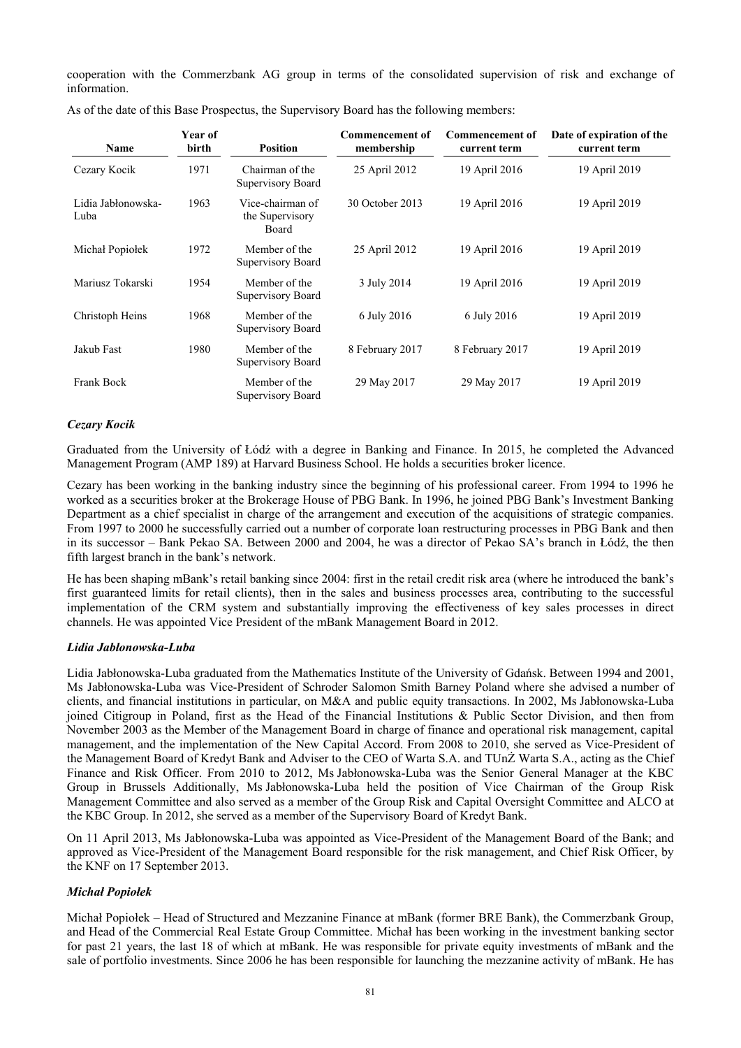cooperation with the Commerzbank AG group in terms of the consolidated supervision of risk and exchange of information.

As of the date of this Base Prospectus, the Supervisory Board has the following members:

| Name | Year of birth | Position | Commencement of membership | Commencement of current term | Date of expiration of the current term |
|---|---|---|---|---|---|
| Cezary Kocik | 1971 | Chairman of the Supervisory Board | 25 April 2012 | 19 April 2016 | 19 April 2019 |
| Lidia Jabłonowska-Luba | 1963 | Vice-chairman of the Supervisory Board | 30 October 2013 | 19 April 2016 | 19 April 2019 |
| Michał Popiołek | 1972 | Member of the Supervisory Board | 25 April 2012 | 19 April 2016 | 19 April 2019 |
| Mariusz Tokarski | 1954 | Member of the Supervisory Board | 3 July 2014 | 19 April 2016 | 19 April 2019 |
| Christoph Heins | 1968 | Member of the Supervisory Board | 6 July 2016 | 6 July 2016 | 19 April 2019 |
| Jakub Fast | 1980 | Member of the Supervisory Board | 8 February 2017 | 8 February 2017 | 19 April 2019 |
| Frank Bock | | Member of the Supervisory Board | 29 May 2017 | 29 May 2017 | 19 April 2019 |

### *Cezary Kocik*

Graduated from the University of Łódź with a degree in Banking and Finance. In 2015, he completed the Advanced Management Program (AMP 189) at Harvard Business School. He holds a securities broker licence.

Cezary has been working in the banking industry since the beginning of his professional career. From 1994 to 1996 he worked as a securities broker at the Brokerage House of PBG Bank. In 1996, he joined PBG Bank's Investment Banking Department as a chief specialist in charge of the arrangement and execution of the acquisitions of strategic companies. From 1997 to 2000 he successfully carried out a number of corporate loan restructuring processes in PBG Bank and then in its successor – Bank Pekao SA. Between 2000 and 2004, he was a director of Pekao SA's branch in Łódź, the then fifth largest branch in the bank's network.

He has been shaping mBank's retail banking since 2004: first in the retail credit risk area (where he introduced the bank's first guaranteed limits for retail clients), then in the sales and business processes area, contributing to the successful implementation of the CRM system and substantially improving the effectiveness of key sales processes in direct channels. He was appointed Vice President of the mBank Management Board in 2012.

### *Lidia Jabłonowska-Luba*

Lidia Jabłonowska-Luba graduated from the Mathematics Institute of the University of Gdańsk. Between 1994 and 2001, Ms Jabłonowska-Luba was Vice-President of Schroder Salomon Smith Barney Poland where she advised a number of clients, and financial institutions in particular, on M&A and public equity transactions. In 2002, Ms Jabłonowska-Luba joined Citigroup in Poland, first as the Head of the Financial Institutions & Public Sector Division, and then from November 2003 as the Member of the Management Board in charge of finance and operational risk management, capital management, and the implementation of the New Capital Accord. From 2008 to 2010, she served as Vice-President of the Management Board of Kredyt Bank and Adviser to the CEO of Warta S.A. and TUnŻ Warta S.A., acting as the Chief Finance and Risk Officer. From 2010 to 2012, Ms Jabłonowska-Luba was the Senior General Manager at the KBC Group in Brussels Additionally, Ms Jabłonowska-Luba held the position of Vice Chairman of the Group Risk Management Committee and also served as a member of the Group Risk and Capital Oversight Committee and ALCO at the KBC Group. In 2012, she served as a member of the Supervisory Board of Kredyt Bank.

On 11 April 2013, Ms Jabłonowska-Luba was appointed as Vice-President of the Management Board of the Bank; and approved as Vice-President of the Management Board responsible for the risk management, and Chief Risk Officer, by the KNF on 17 September 2013.

### *Michał Popiołek*

Michał Popiołek – Head of Structured and Mezzanine Finance at mBank (former BRE Bank), the Commerzbank Group, and Head of the Commercial Real Estate Group Committee. Michał has been working in the investment banking sector for past 21 years, the last 18 of which at mBank. He was responsible for private equity investments of mBank and the sale of portfolio investments. Since 2006 he has been responsible for launching the mezzanine activity of mBank. He has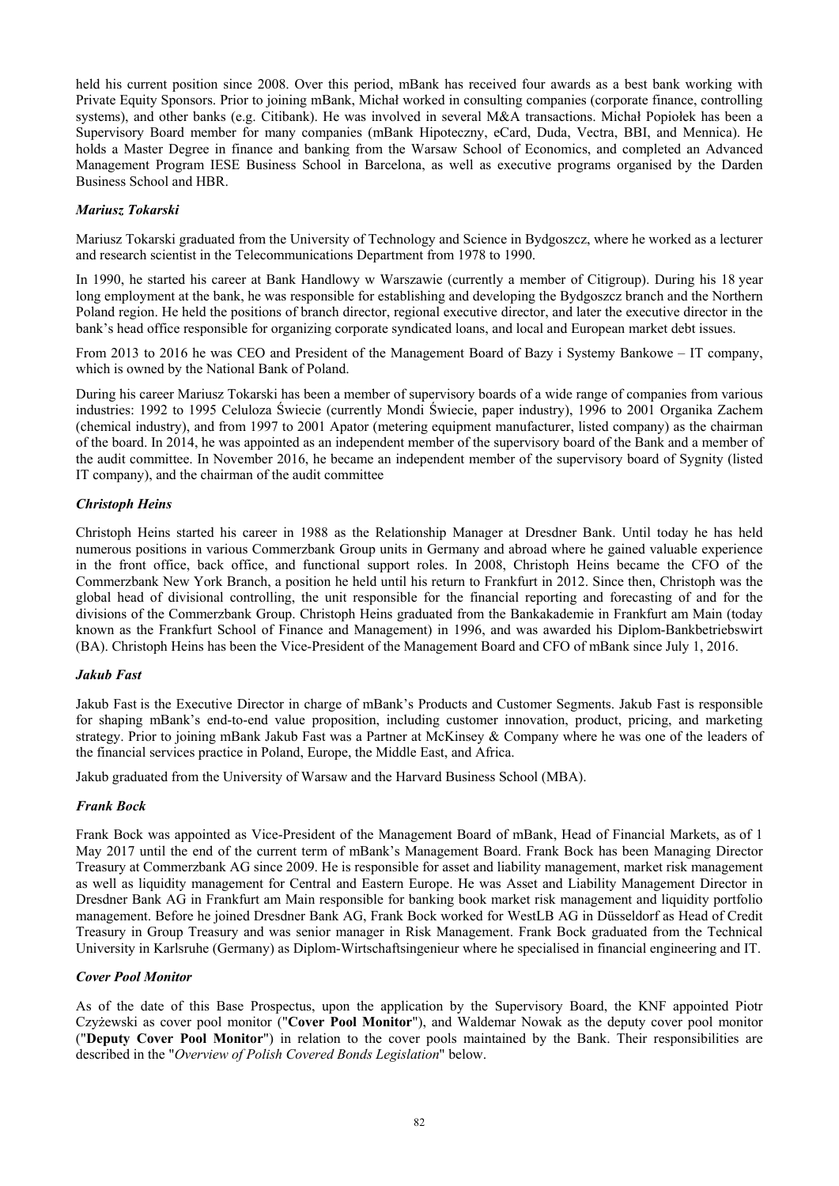held his current position since 2008. Over this period, mBank has received four awards as a best bank working with Private Equity Sponsors. Prior to joining mBank, Michał worked in consulting companies (corporate finance, controlling systems), and other banks (e.g. Citibank). He was involved in several M&A transactions. Michał Popiołek has been a Supervisory Board member for many companies (mBank Hipoteczny, eCard, Duda, Vectra, BBI, and Mennica). He holds a Master Degree in finance and banking from the Warsaw School of Economics, and completed an Advanced Management Program IESE Business School in Barcelona, as well as executive programs organised by the Darden Business School and HBR.

***Mariusz Tokarski***

Mariusz Tokarski graduated from the University of Technology and Science in Bydgoszcz, where he worked as a lecturer and research scientist in the Telecommunications Department from 1978 to 1990.

In 1990, he started his career at Bank Handlowy w Warszawie (currently a member of Citigroup). During his 18 year long employment at the bank, he was responsible for establishing and developing the Bydgoszcz branch and the Northern Poland region. He held the positions of branch director, regional executive director, and later the executive director in the bank's head office responsible for organizing corporate syndicated loans, and local and European market debt issues.

From 2013 to 2016 he was CEO and President of the Management Board of Bazy i Systemy Bankowe – IT company, which is owned by the National Bank of Poland.

During his career Mariusz Tokarski has been a member of supervisory boards of a wide range of companies from various industries: 1992 to 1995 Celuloza Świecie (currently Mondi Świecie, paper industry), 1996 to 2001 Organika Zachem (chemical industry), and from 1997 to 2001 Apator (metering equipment manufacturer, listed company) as the chairman of the board. In 2014, he was appointed as an independent member of the supervisory board of the Bank and a member of the audit committee. In November 2016, he became an independent member of the supervisory board of Sygnity (listed IT company), and the chairman of the audit committee

***Christoph Heins***

Christoph Heins started his career in 1988 as the Relationship Manager at Dresdner Bank. Until today he has held numerous positions in various Commerzbank Group units in Germany and abroad where he gained valuable experience in the front office, back office, and functional support roles. In 2008, Christoph Heins became the CFO of the Commerzbank New York Branch, a position he held until his return to Frankfurt in 2012. Since then, Christoph was the global head of divisional controlling, the unit responsible for the financial reporting and forecasting of and for the divisions of the Commerzbank Group. Christoph Heins graduated from the Bankakademie in Frankfurt am Main (today known as the Frankfurt School of Finance and Management) in 1996, and was awarded his Diplom-Bankbetriebswirt (BA). Christoph Heins has been the Vice-President of the Management Board and CFO of mBank since July 1, 2016.

***Jakub Fast***

Jakub Fast is the Executive Director in charge of mBank's Products and Customer Segments. Jakub Fast is responsible for shaping mBank's end-to-end value proposition, including customer innovation, product, pricing, and marketing strategy. Prior to joining mBank Jakub Fast was a Partner at McKinsey & Company where he was one of the leaders of the financial services practice in Poland, Europe, the Middle East, and Africa.

Jakub graduated from the University of Warsaw and the Harvard Business School (MBA).

***Frank Bock***

Frank Bock was appointed as Vice-President of the Management Board of mBank, Head of Financial Markets, as of 1 May 2017 until the end of the current term of mBank's Management Board. Frank Bock has been Managing Director Treasury at Commerzbank AG since 2009. He is responsible for asset and liability management, market risk management as well as liquidity management for Central and Eastern Europe. He was Asset and Liability Management Director in Dresdner Bank AG in Frankfurt am Main responsible for banking book market risk management and liquidity portfolio management. Before he joined Dresdner Bank AG, Frank Bock worked for WestLB AG in Düsseldorf as Head of Credit Treasury in Group Treasury and was senior manager in Risk Management. Frank Bock graduated from the Technical University in Karlsruhe (Germany) as Diplom-Wirtschaftsingenieur where he specialised in financial engineering and IT.

***Cover Pool Monitor***

As of the date of this Base Prospectus, upon the application by the Supervisory Board, the KNF appointed Piotr Czyżewski as cover pool monitor ("**Cover Pool Monitor**"), and Waldemar Nowak as the deputy cover pool monitor ("**Deputy Cover Pool Monitor**") in relation to the cover pools maintained by the Bank. Their responsibilities are described in the "*Overview of Polish Covered Bonds Legislation*" below.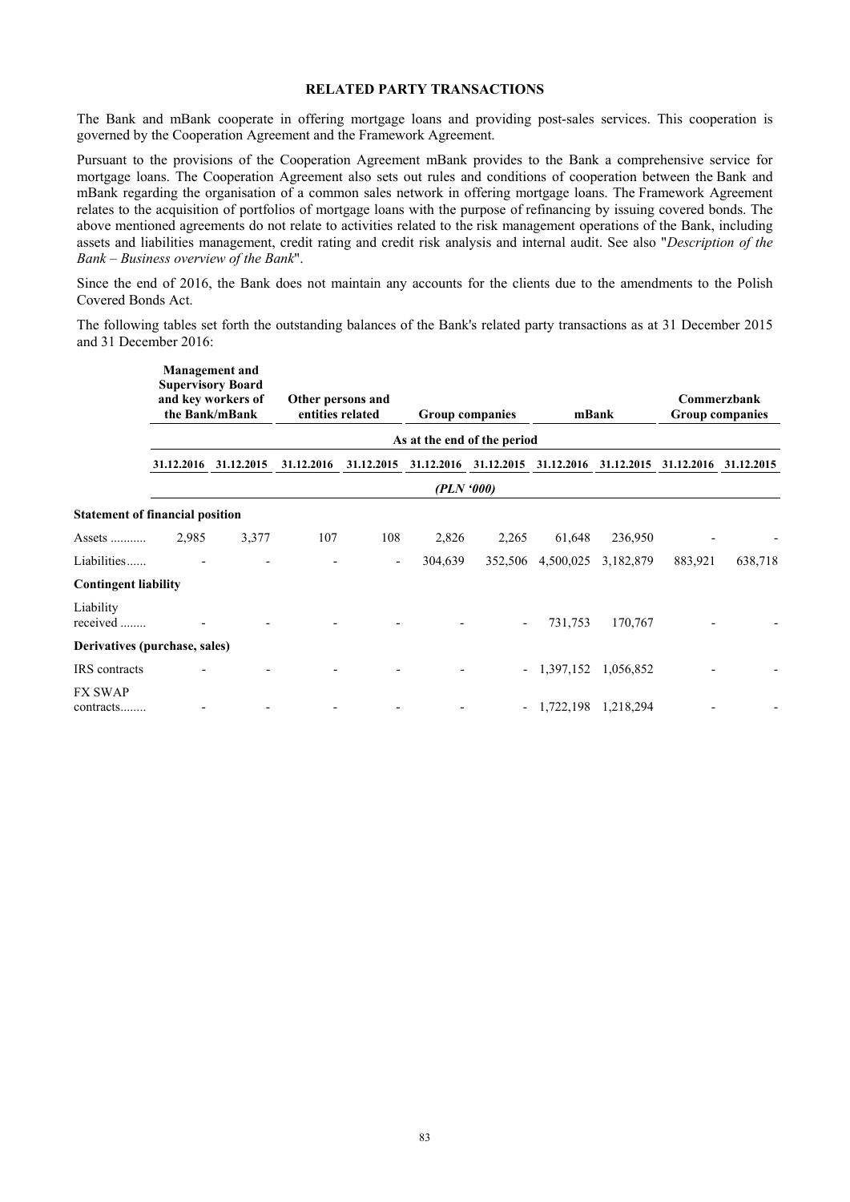## RELATED PARTY TRANSACTIONS

The Bank and mBank cooperate in offering mortgage loans and providing post-sales services. This cooperation is governed by the Cooperation Agreement and the Framework Agreement.

Pursuant to the provisions of the Cooperation Agreement mBank provides to the Bank a comprehensive service for mortgage loans. The Cooperation Agreement also sets out rules and conditions of cooperation between the Bank and mBank regarding the organisation of a common sales network in offering mortgage loans. The Framework Agreement relates to the acquisition of portfolios of mortgage loans with the purpose of refinancing by issuing covered bonds. The above mentioned agreements do not relate to activities related to the risk management operations of the Bank, including assets and liabilities management, credit rating and credit risk analysis and internal audit. See also "*Description of the Bank – Business overview of the Bank*".

Since the end of 2016, the Bank does not maintain any accounts for the clients due to the amendments to the Polish Covered Bonds Act.

The following tables set forth the outstanding balances of the Bank's related party transactions as at 31 December 2015 and 31 December 2016:

| | **Management and Supervisory Board and key workers of the Bank/mBank** | | **Other persons and entities related** | | **Group companies** | | **mBank** | | **Commerzbank Group companies** | |
|---|---|---|---|---|---|---|---|---|---|---|
| | **As at the end of the period** | | | | | | | | | |
| | **31.12.2016** | **31.12.2015** | **31.12.2016** | **31.12.2015** | **31.12.2016** | **31.12.2015** | **31.12.2016** | **31.12.2015** | **31.12.2016** | **31.12.2015** |
| | ***(PLN '000)*** | | | | | | | | | |
| **Statement of financial position** | | | | | | | | | | |
| Assets ........... | 2,985 | 3,377 | 107 | 108 | 2,826 | 2,265 | 61,648 | 236,950 | - | - |
| Liabilities...... | - | - | - | - | 304,639 | 352,506 | 4,500,025 | 3,182,879 | 883,921 | 638,718 |
| **Contingent liability** | | | | | | | | | | |
| Liability received ........ | - | - | - | - | - | - | 731,753 | 170,767 | - | - |
| **Derivatives (purchase, sales)** | | | | | | | | | | |
| IRS contracts | - | - | - | - | - | - | 1,397,152 | 1,056,852 | - | - |
| FX SWAP contracts........ | - | - | - | - | - | - | 1,722,198 | 1,218,294 | - | - |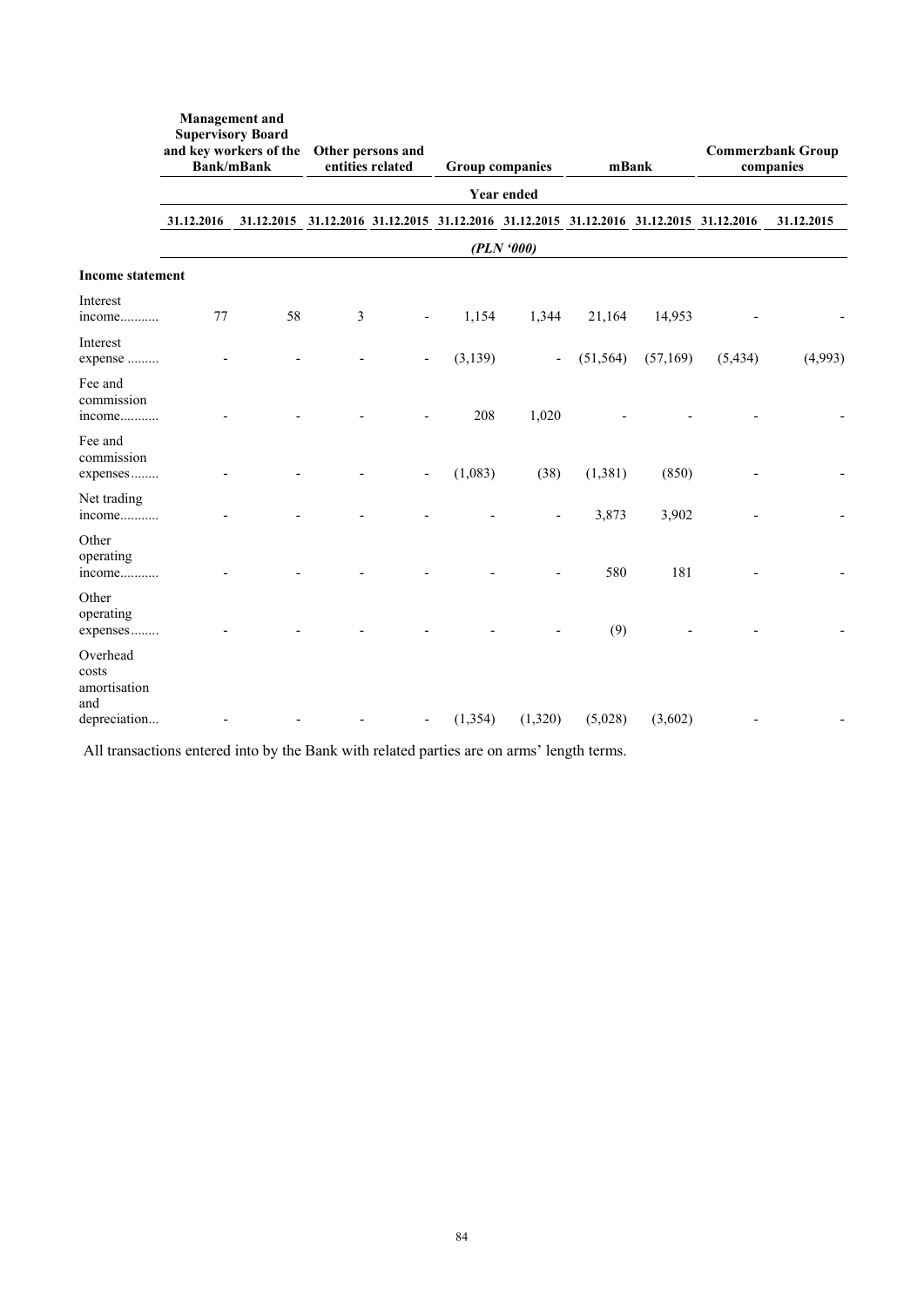| | Management and Supervisory Board and key workers of the Bank/mBank | | Other persons and entities related | | Group companies | | mBank | | Commerzbank Group companies | |
|---|---|---|---|---|---|---|---|---|---|---|
| | Year ended | | | | | | | | | |
| | 31.12.2016 | 31.12.2015 | 31.12.2016 | 31.12.2015 | 31.12.2016 | 31.12.2015 | 31.12.2016 | 31.12.2015 | 31.12.2016 | 31.12.2015 |
| | *(PLN '000)* | | | | | | | | | |
| **Income statement** | | | | | | | | | | |
| Interest income........... | 77 | 58 | 3 | - | 1,154 | 1,344 | 21,164 | 14,953 | - | - |
| Interest expense ......... | - | - | - | - | (3,139) | - | (51,564) | (57,169) | (5,434) | (4,993) |
| Fee and commission income........... | - | - | - | - | 208 | 1,020 | - | - | - | - |
| Fee and commission expenses........ | - | - | - | - | (1,083) | (38) | (1,381) | (850) | - | - |
| Net trading income........... | - | - | - | - | - | - | 3,873 | 3,902 | - | - |
| Other operating income........... | - | - | - | - | - | - | 580 | 181 | - | - |
| Other operating expenses........ | - | - | - | - | - | - | (9) | - | - | - |
| Overhead costs amortisation and depreciation... | - | - | - | - | (1,354) | (1,320) | (5,028) | (3,602) | - | - |

All transactions entered into by the Bank with related parties are on arms' length terms.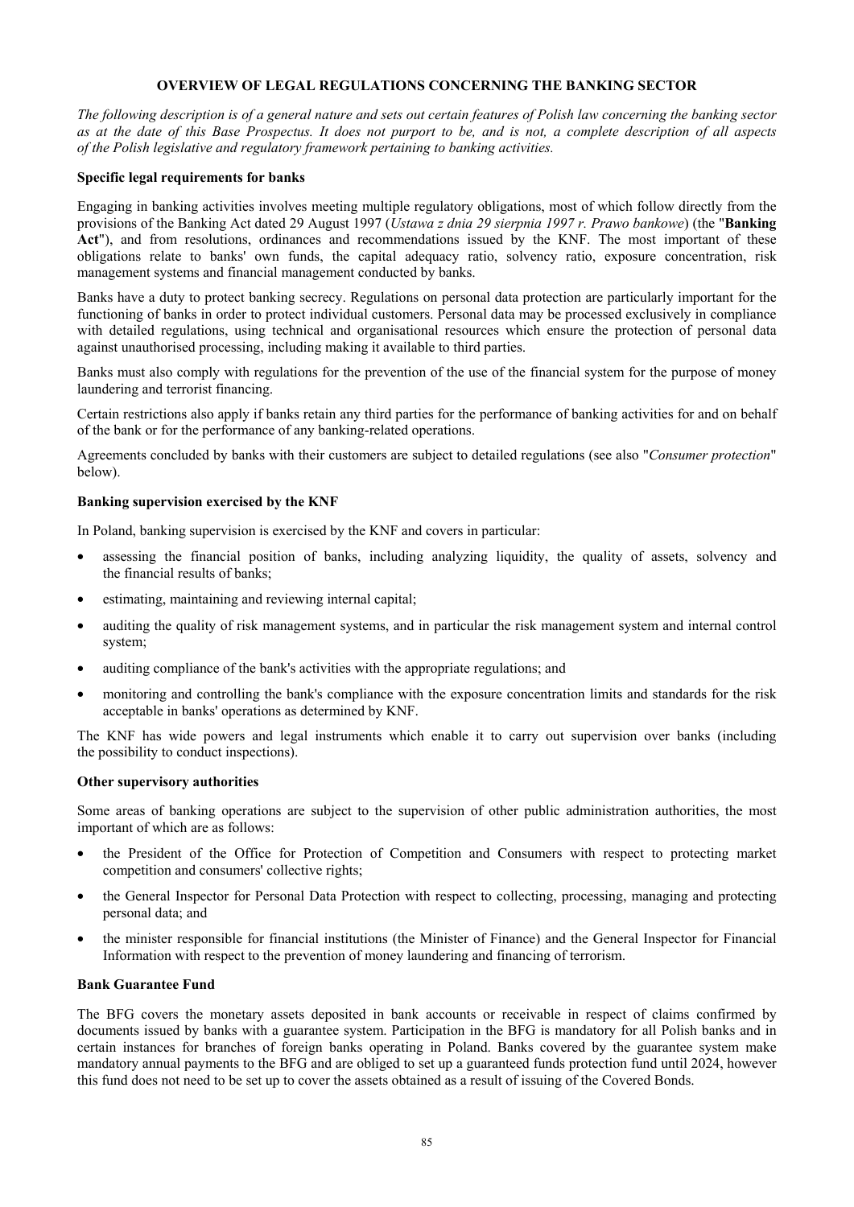# OVERVIEW OF LEGAL REGULATIONS CONCERNING THE BANKING SECTOR

*The following description is of a general nature and sets out certain features of Polish law concerning the banking sector as at the date of this Base Prospectus. It does not purport to be, and is not, a complete description of all aspects of the Polish legislative and regulatory framework pertaining to banking activities.*

**Specific legal requirements for banks**

Engaging in banking activities involves meeting multiple regulatory obligations, most of which follow directly from the provisions of the Banking Act dated 29 August 1997 (*Ustawa z dnia 29 sierpnia 1997 r. Prawo bankowe*) (the "**Banking Act**"), and from resolutions, ordinances and recommendations issued by the KNF. The most important of these obligations relate to banks' own funds, the capital adequacy ratio, solvency ratio, exposure concentration, risk management systems and financial management conducted by banks.

Banks have a duty to protect banking secrecy. Regulations on personal data protection are particularly important for the functioning of banks in order to protect individual customers. Personal data may be processed exclusively in compliance with detailed regulations, using technical and organisational resources which ensure the protection of personal data against unauthorised processing, including making it available to third parties.

Banks must also comply with regulations for the prevention of the use of the financial system for the purpose of money laundering and terrorist financing.

Certain restrictions also apply if banks retain any third parties for the performance of banking activities for and on behalf of the bank or for the performance of any banking-related operations.

Agreements concluded by banks with their customers are subject to detailed regulations (see also "*Consumer protection*" below).

**Banking supervision exercised by the KNF**

In Poland, banking supervision is exercised by the KNF and covers in particular:

- assessing the financial position of banks, including analyzing liquidity, the quality of assets, solvency and the financial results of banks;
- estimating, maintaining and reviewing internal capital;
- auditing the quality of risk management systems, and in particular the risk management system and internal control system;
- auditing compliance of the bank's activities with the appropriate regulations; and
- monitoring and controlling the bank's compliance with the exposure concentration limits and standards for the risk acceptable in banks' operations as determined by KNF.

The KNF has wide powers and legal instruments which enable it to carry out supervision over banks (including the possibility to conduct inspections).

**Other supervisory authorities**

Some areas of banking operations are subject to the supervision of other public administration authorities, the most important of which are as follows:

- the President of the Office for Protection of Competition and Consumers with respect to protecting market competition and consumers' collective rights;
- the General Inspector for Personal Data Protection with respect to collecting, processing, managing and protecting personal data; and
- the minister responsible for financial institutions (the Minister of Finance) and the General Inspector for Financial Information with respect to the prevention of money laundering and financing of terrorism.

**Bank Guarantee Fund**

The BFG covers the monetary assets deposited in bank accounts or receivable in respect of claims confirmed by documents issued by banks with a guarantee system. Participation in the BFG is mandatory for all Polish banks and in certain instances for branches of foreign banks operating in Poland. Banks covered by the guarantee system make mandatory annual payments to the BFG and are obliged to set up a guaranteed funds protection fund until 2024, however this fund does not need to be set up to cover the assets obtained as a result of issuing of the Covered Bonds.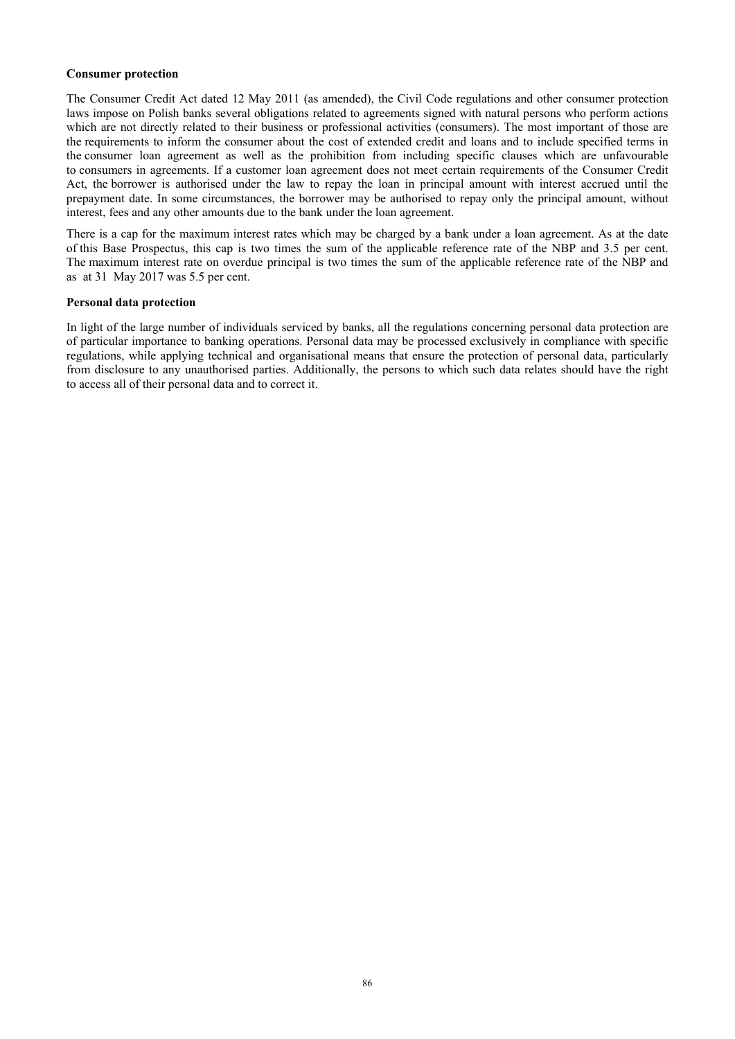**Consumer protection**

The Consumer Credit Act dated 12 May 2011 (as amended), the Civil Code regulations and other consumer protection laws impose on Polish banks several obligations related to agreements signed with natural persons who perform actions which are not directly related to their business or professional activities (consumers). The most important of those are the requirements to inform the consumer about the cost of extended credit and loans and to include specified terms in the consumer loan agreement as well as the prohibition from including specific clauses which are unfavourable to consumers in agreements. If a customer loan agreement does not meet certain requirements of the Consumer Credit Act, the borrower is authorised under the law to repay the loan in principal amount with interest accrued until the prepayment date. In some circumstances, the borrower may be authorised to repay only the principal amount, without interest, fees and any other amounts due to the bank under the loan agreement.

There is a cap for the maximum interest rates which may be charged by a bank under a loan agreement. As at the date of this Base Prospectus, this cap is two times the sum of the applicable reference rate of the NBP and 3.5 per cent. The maximum interest rate on overdue principal is two times the sum of the applicable reference rate of the NBP and as at 31 May 2017 was 5.5 per cent.

**Personal data protection**

In light of the large number of individuals serviced by banks, all the regulations concerning personal data protection are of particular importance to banking operations. Personal data may be processed exclusively in compliance with specific regulations, while applying technical and organisational means that ensure the protection of personal data, particularly from disclosure to any unauthorised parties. Additionally, the persons to which such data relates should have the right to access all of their personal data and to correct it.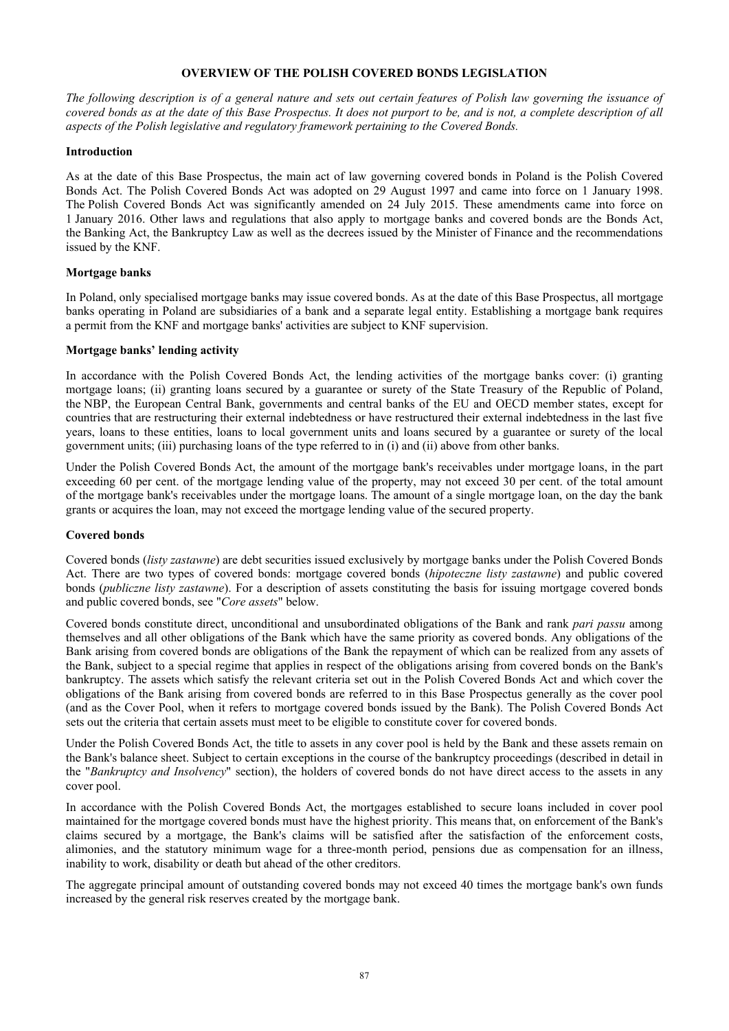## OVERVIEW OF THE POLISH COVERED BONDS LEGISLATION

*The following description is of a general nature and sets out certain features of Polish law governing the issuance of covered bonds as at the date of this Base Prospectus. It does not purport to be, and is not, a complete description of all aspects of the Polish legislative and regulatory framework pertaining to the Covered Bonds.*

### Introduction

As at the date of this Base Prospectus, the main act of law governing covered bonds in Poland is the Polish Covered Bonds Act. The Polish Covered Bonds Act was adopted on 29 August 1997 and came into force on 1 January 1998. The Polish Covered Bonds Act was significantly amended on 24 July 2015. These amendments came into force on 1 January 2016. Other laws and regulations that also apply to mortgage banks and covered bonds are the Bonds Act, the Banking Act, the Bankruptcy Law as well as the decrees issued by the Minister of Finance and the recommendations issued by the KNF.

### Mortgage banks

In Poland, only specialised mortgage banks may issue covered bonds. As at the date of this Base Prospectus, all mortgage banks operating in Poland are subsidiaries of a bank and a separate legal entity. Establishing a mortgage bank requires a permit from the KNF and mortgage banks' activities are subject to KNF supervision.

### Mortgage banks' lending activity

In accordance with the Polish Covered Bonds Act, the lending activities of the mortgage banks cover: (i) granting mortgage loans; (ii) granting loans secured by a guarantee or surety of the State Treasury of the Republic of Poland, the NBP, the European Central Bank, governments and central banks of the EU and OECD member states, except for countries that are restructuring their external indebtedness or have restructured their external indebtedness in the last five years, loans to these entities, loans to local government units and loans secured by a guarantee or surety of the local government units; (iii) purchasing loans of the type referred to in (i) and (ii) above from other banks.

Under the Polish Covered Bonds Act, the amount of the mortgage bank's receivables under mortgage loans, in the part exceeding 60 per cent. of the mortgage lending value of the property, may not exceed 30 per cent. of the total amount of the mortgage bank's receivables under the mortgage loans. The amount of a single mortgage loan, on the day the bank grants or acquires the loan, may not exceed the mortgage lending value of the secured property.

### Covered bonds

Covered bonds (*listy zastawne*) are debt securities issued exclusively by mortgage banks under the Polish Covered Bonds Act. There are two types of covered bonds: mortgage covered bonds (*hipoteczne listy zastawne*) and public covered bonds (*publiczne listy zastawne*). For a description of assets constituting the basis for issuing mortgage covered bonds and public covered bonds, see "*Core assets*" below.

Covered bonds constitute direct, unconditional and unsubordinated obligations of the Bank and rank *pari passu* among themselves and all other obligations of the Bank which have the same priority as covered bonds. Any obligations of the Bank arising from covered bonds are obligations of the Bank the repayment of which can be realized from any assets of the Bank, subject to a special regime that applies in respect of the obligations arising from covered bonds on the Bank's bankruptcy. The assets which satisfy the relevant criteria set out in the Polish Covered Bonds Act and which cover the obligations of the Bank arising from covered bonds are referred to in this Base Prospectus generally as the cover pool (and as the Cover Pool, when it refers to mortgage covered bonds issued by the Bank). The Polish Covered Bonds Act sets out the criteria that certain assets must meet to be eligible to constitute cover for covered bonds.

Under the Polish Covered Bonds Act, the title to assets in any cover pool is held by the Bank and these assets remain on the Bank's balance sheet. Subject to certain exceptions in the course of the bankruptcy proceedings (described in detail in the "*Bankruptcy and Insolvency*" section), the holders of covered bonds do not have direct access to the assets in any cover pool.

In accordance with the Polish Covered Bonds Act, the mortgages established to secure loans included in cover pool maintained for the mortgage covered bonds must have the highest priority. This means that, on enforcement of the Bank's claims secured by a mortgage, the Bank's claims will be satisfied after the satisfaction of the enforcement costs, alimonies, and the statutory minimum wage for a three-month period, pensions due as compensation for an illness, inability to work, disability or death but ahead of the other creditors.

The aggregate principal amount of outstanding covered bonds may not exceed 40 times the mortgage bank's own funds increased by the general risk reserves created by the mortgage bank.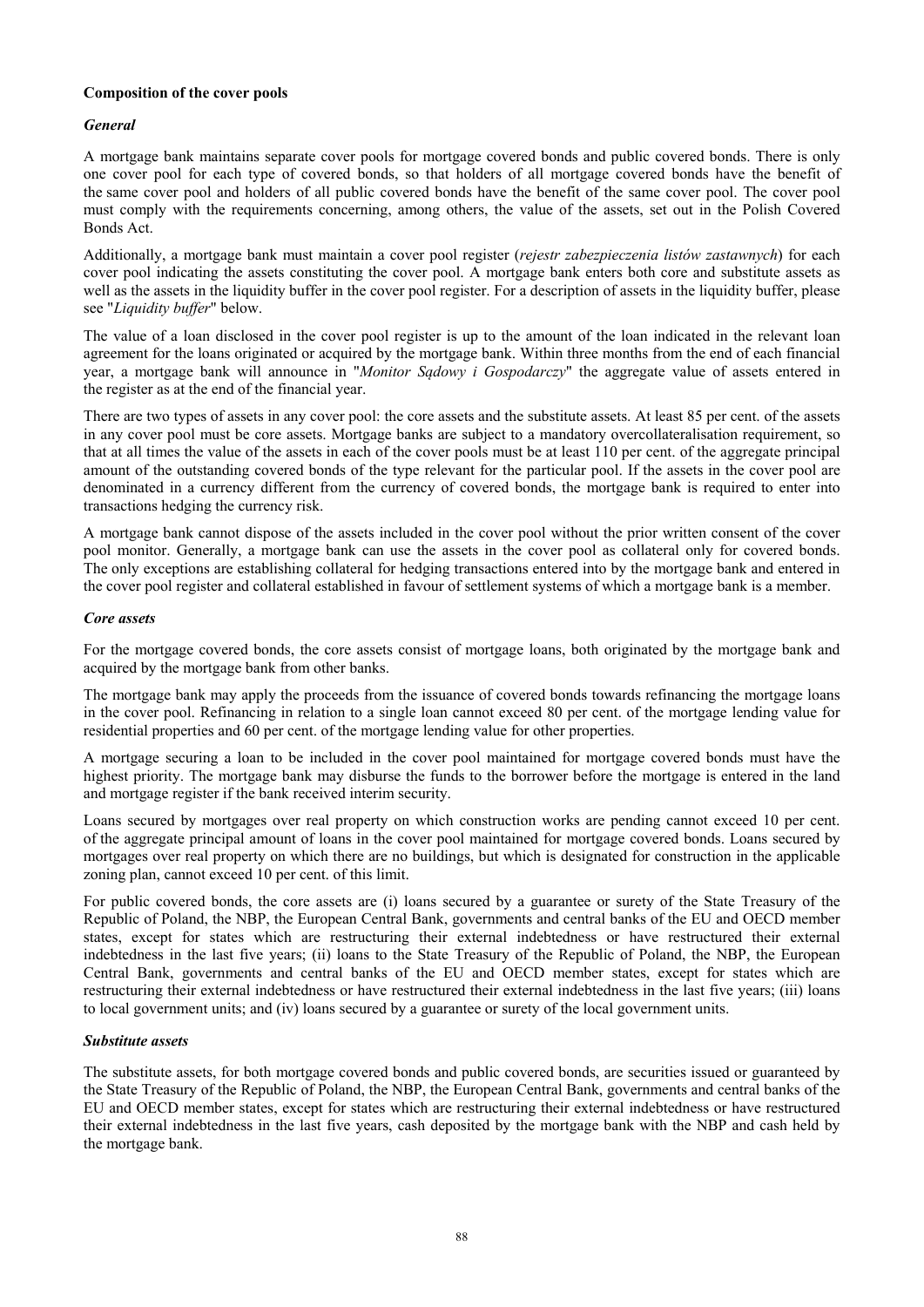**Composition of the cover pools**

***General***

A mortgage bank maintains separate cover pools for mortgage covered bonds and public covered bonds. There is only one cover pool for each type of covered bonds, so that holders of all mortgage covered bonds have the benefit of the same cover pool and holders of all public covered bonds have the benefit of the same cover pool. The cover pool must comply with the requirements concerning, among others, the value of the assets, set out in the Polish Covered Bonds Act.

Additionally, a mortgage bank must maintain a cover pool register (*rejestr zabezpieczenia listów zastawnych*) for each cover pool indicating the assets constituting the cover pool. A mortgage bank enters both core and substitute assets as well as the assets in the liquidity buffer in the cover pool register. For a description of assets in the liquidity buffer, please see "*Liquidity buffer*" below.

The value of a loan disclosed in the cover pool register is up to the amount of the loan indicated in the relevant loan agreement for the loans originated or acquired by the mortgage bank. Within three months from the end of each financial year, a mortgage bank will announce in "*Monitor Sądowy i Gospodarczy*" the aggregate value of assets entered in the register as at the end of the financial year.

There are two types of assets in any cover pool: the core assets and the substitute assets. At least 85 per cent. of the assets in any cover pool must be core assets. Mortgage banks are subject to a mandatory overcollateralisation requirement, so that at all times the value of the assets in each of the cover pools must be at least 110 per cent. of the aggregate principal amount of the outstanding covered bonds of the type relevant for the particular pool. If the assets in the cover pool are denominated in a currency different from the currency of covered bonds, the mortgage bank is required to enter into transactions hedging the currency risk.

A mortgage bank cannot dispose of the assets included in the cover pool without the prior written consent of the cover pool monitor. Generally, a mortgage bank can use the assets in the cover pool as collateral only for covered bonds. The only exceptions are establishing collateral for hedging transactions entered into by the mortgage bank and entered in the cover pool register and collateral established in favour of settlement systems of which a mortgage bank is a member.

***Core assets***

For the mortgage covered bonds, the core assets consist of mortgage loans, both originated by the mortgage bank and acquired by the mortgage bank from other banks.

The mortgage bank may apply the proceeds from the issuance of covered bonds towards refinancing the mortgage loans in the cover pool. Refinancing in relation to a single loan cannot exceed 80 per cent. of the mortgage lending value for residential properties and 60 per cent. of the mortgage lending value for other properties.

A mortgage securing a loan to be included in the cover pool maintained for mortgage covered bonds must have the highest priority. The mortgage bank may disburse the funds to the borrower before the mortgage is entered in the land and mortgage register if the bank received interim security.

Loans secured by mortgages over real property on which construction works are pending cannot exceed 10 per cent. of the aggregate principal amount of loans in the cover pool maintained for mortgage covered bonds. Loans secured by mortgages over real property on which there are no buildings, but which is designated for construction in the applicable zoning plan, cannot exceed 10 per cent. of this limit.

For public covered bonds, the core assets are (i) loans secured by a guarantee or surety of the State Treasury of the Republic of Poland, the NBP, the European Central Bank, governments and central banks of the EU and OECD member states, except for states which are restructuring their external indebtedness or have restructured their external indebtedness in the last five years; (ii) loans to the State Treasury of the Republic of Poland, the NBP, the European Central Bank, governments and central banks of the EU and OECD member states, except for states which are restructuring their external indebtedness or have restructured their external indebtedness in the last five years; (iii) loans to local government units; and (iv) loans secured by a guarantee or surety of the local government units.

***Substitute assets***

The substitute assets, for both mortgage covered bonds and public covered bonds, are securities issued or guaranteed by the State Treasury of the Republic of Poland, the NBP, the European Central Bank, governments and central banks of the EU and OECD member states, except for states which are restructuring their external indebtedness or have restructured their external indebtedness in the last five years, cash deposited by the mortgage bank with the NBP and cash held by the mortgage bank.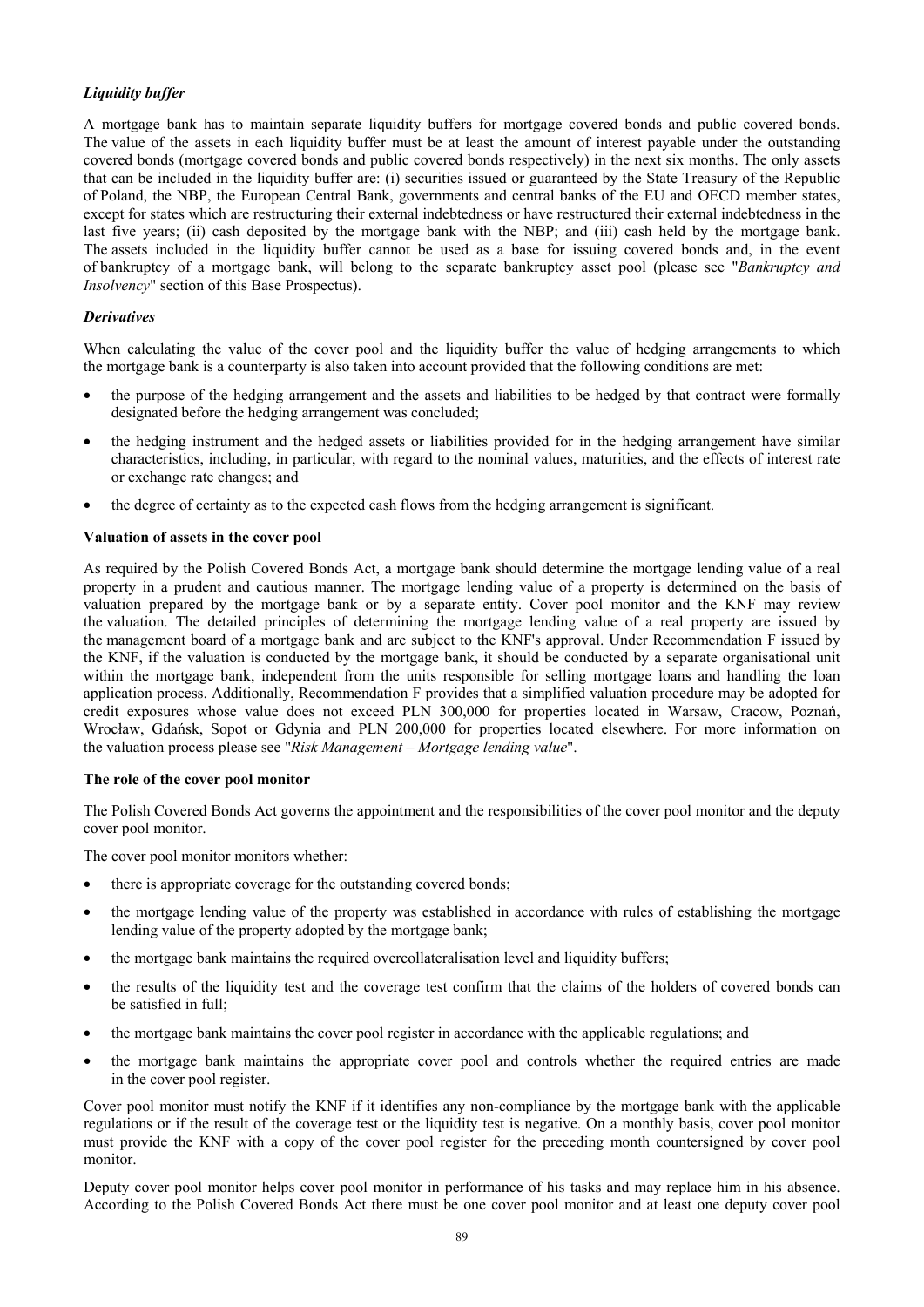### *Liquidity buffer*

A mortgage bank has to maintain separate liquidity buffers for mortgage covered bonds and public covered bonds. The value of the assets in each liquidity buffer must be at least the amount of interest payable under the outstanding covered bonds (mortgage covered bonds and public covered bonds respectively) in the next six months. The only assets that can be included in the liquidity buffer are: (i) securities issued or guaranteed by the State Treasury of the Republic of Poland, the NBP, the European Central Bank, governments and central banks of the EU and OECD member states, except for states which are restructuring their external indebtedness or have restructured their external indebtedness in the last five years; (ii) cash deposited by the mortgage bank with the NBP; and (iii) cash held by the mortgage bank. The assets included in the liquidity buffer cannot be used as a base for issuing covered bonds and, in the event of bankruptcy of a mortgage bank, will belong to the separate bankruptcy asset pool (please see "*Bankruptcy and Insolvency*" section of this Base Prospectus).

### *Derivatives*

When calculating the value of the cover pool and the liquidity buffer the value of hedging arrangements to which the mortgage bank is a counterparty is also taken into account provided that the following conditions are met:

- the purpose of the hedging arrangement and the assets and liabilities to be hedged by that contract were formally designated before the hedging arrangement was concluded;
- the hedging instrument and the hedged assets or liabilities provided for in the hedging arrangement have similar characteristics, including, in particular, with regard to the nominal values, maturities, and the effects of interest rate or exchange rate changes; and
- the degree of certainty as to the expected cash flows from the hedging arrangement is significant.

### **Valuation of assets in the cover pool**

As required by the Polish Covered Bonds Act, a mortgage bank should determine the mortgage lending value of a real property in a prudent and cautious manner. The mortgage lending value of a property is determined on the basis of valuation prepared by the mortgage bank or by a separate entity. Cover pool monitor and the KNF may review the valuation. The detailed principles of determining the mortgage lending value of a real property are issued by the management board of a mortgage bank and are subject to the KNF's approval. Under Recommendation F issued by the KNF, if the valuation is conducted by the mortgage bank, it should be conducted by a separate organisational unit within the mortgage bank, independent from the units responsible for selling mortgage loans and handling the loan application process. Additionally, Recommendation F provides that a simplified valuation procedure may be adopted for credit exposures whose value does not exceed PLN 300,000 for properties located in Warsaw, Cracow, Poznań, Wrocław, Gdańsk, Sopot or Gdynia and PLN 200,000 for properties located elsewhere. For more information on the valuation process please see "*Risk Management – Mortgage lending value*".

### **The role of the cover pool monitor**

The Polish Covered Bonds Act governs the appointment and the responsibilities of the cover pool monitor and the deputy cover pool monitor.

The cover pool monitor monitors whether:

- there is appropriate coverage for the outstanding covered bonds;
- the mortgage lending value of the property was established in accordance with rules of establishing the mortgage lending value of the property adopted by the mortgage bank;
- the mortgage bank maintains the required overcollateralisation level and liquidity buffers;
- the results of the liquidity test and the coverage test confirm that the claims of the holders of covered bonds can be satisfied in full;
- the mortgage bank maintains the cover pool register in accordance with the applicable regulations; and
- the mortgage bank maintains the appropriate cover pool and controls whether the required entries are made in the cover pool register.

Cover pool monitor must notify the KNF if it identifies any non-compliance by the mortgage bank with the applicable regulations or if the result of the coverage test or the liquidity test is negative. On a monthly basis, cover pool monitor must provide the KNF with a copy of the cover pool register for the preceding month countersigned by cover pool monitor.

Deputy cover pool monitor helps cover pool monitor in performance of his tasks and may replace him in his absence. According to the Polish Covered Bonds Act there must be one cover pool monitor and at least one deputy cover pool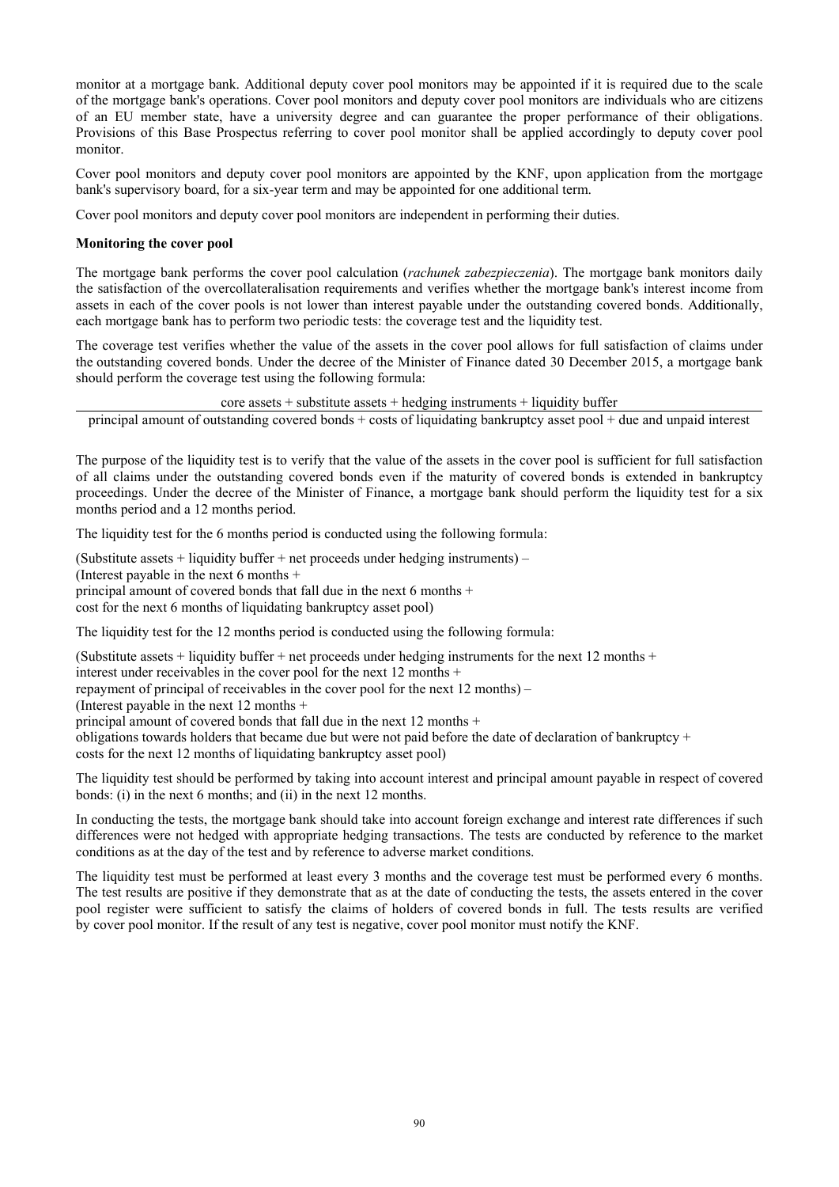monitor at a mortgage bank. Additional deputy cover pool monitors may be appointed if it is required due to the scale of the mortgage bank's operations. Cover pool monitors and deputy cover pool monitors are individuals who are citizens of an EU member state, have a university degree and can guarantee the proper performance of their obligations. Provisions of this Base Prospectus referring to cover pool monitor shall be applied accordingly to deputy cover pool monitor.

Cover pool monitors and deputy cover pool monitors are appointed by the KNF, upon application from the mortgage bank's supervisory board, for a six-year term and may be appointed for one additional term.

Cover pool monitors and deputy cover pool monitors are independent in performing their duties.

**Monitoring the cover pool**

The mortgage bank performs the cover pool calculation (*rachunek zabezpieczenia*). The mortgage bank monitors daily the satisfaction of the overcollateralisation requirements and verifies whether the mortgage bank's interest income from assets in each of the cover pools is not lower than interest payable under the outstanding covered bonds. Additionally, each mortgage bank has to perform two periodic tests: the coverage test and the liquidity test.

The coverage test verifies whether the value of the assets in the cover pool allows for full satisfaction of claims under the outstanding covered bonds. Under the decree of the Minister of Finance dated 30 December 2015, a mortgage bank should perform the coverage test using the following formula:

$$\frac{\text{core assets} + \text{substitute assets} + \text{hedging instruments} + \text{liquidity buffer}}{\text{principal amount of outstanding covered bonds} + \text{costs of liquidating bankruptcy asset pool} + \text{due and unpaid interest}}$$

The purpose of the liquidity test is to verify that the value of the assets in the cover pool is sufficient for full satisfaction of all claims under the outstanding covered bonds even if the maturity of covered bonds is extended in bankruptcy proceedings. Under the decree of the Minister of Finance, a mortgage bank should perform the liquidity test for a six months period and a 12 months period.

The liquidity test for the 6 months period is conducted using the following formula:

(Substitute assets + liquidity buffer + net proceeds under hedging instruments) –
(Interest payable in the next 6 months +
principal amount of covered bonds that fall due in the next 6 months +
cost for the next 6 months of liquidating bankruptcy asset pool)

The liquidity test for the 12 months period is conducted using the following formula:

(Substitute assets + liquidity buffer + net proceeds under hedging instruments for the next 12 months +
interest under receivables in the cover pool for the next 12 months +
repayment of principal of receivables in the cover pool for the next 12 months) –
(Interest payable in the next 12 months +
principal amount of covered bonds that fall due in the next 12 months +
obligations towards holders that became due but were not paid before the date of declaration of bankruptcy +
costs for the next 12 months of liquidating bankruptcy asset pool)

The liquidity test should be performed by taking into account interest and principal amount payable in respect of covered bonds: (i) in the next 6 months; and (ii) in the next 12 months.

In conducting the tests, the mortgage bank should take into account foreign exchange and interest rate differences if such differences were not hedged with appropriate hedging transactions. The tests are conducted by reference to the market conditions as at the day of the test and by reference to adverse market conditions.

The liquidity test must be performed at least every 3 months and the coverage test must be performed every 6 months. The test results are positive if they demonstrate that as at the date of conducting the tests, the assets entered in the cover pool register were sufficient to satisfy the claims of holders of covered bonds in full. The tests results are verified by cover pool monitor. If the result of any test is negative, cover pool monitor must notify the KNF.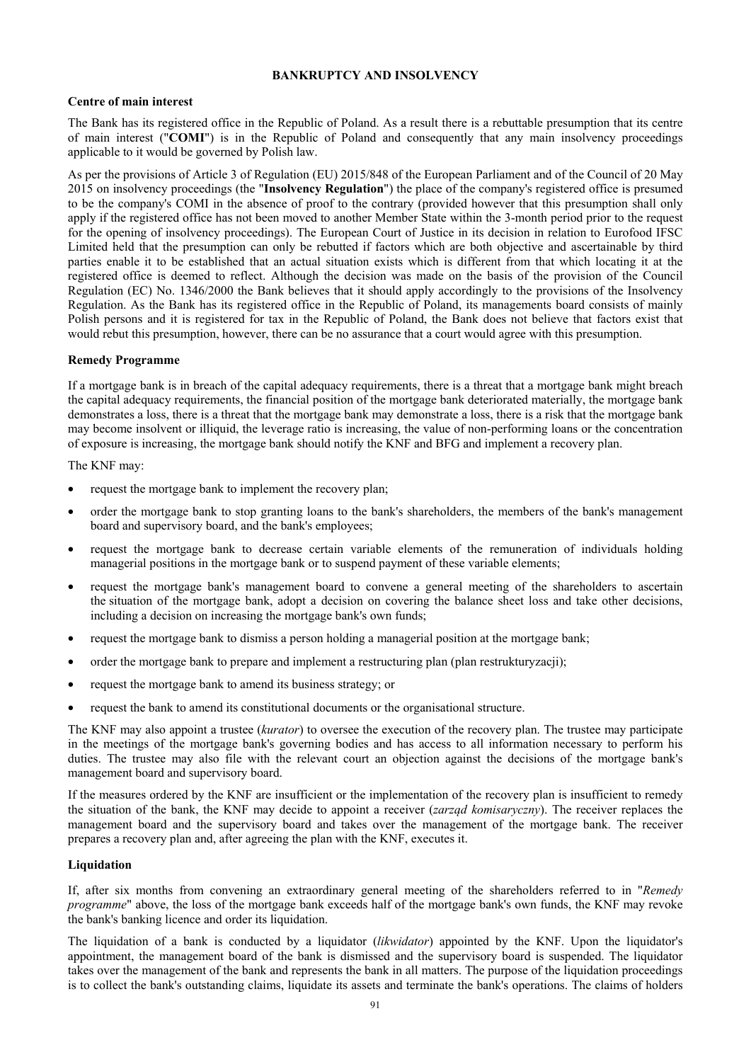## BANKRUPTCY AND INSOLVENCY

### Centre of main interest

The Bank has its registered office in the Republic of Poland. As a result there is a rebuttable presumption that its centre of main interest ("**COMI**") is in the Republic of Poland and consequently that any main insolvency proceedings applicable to it would be governed by Polish law.

As per the provisions of Article 3 of Regulation (EU) 2015/848 of the European Parliament and of the Council of 20 May 2015 on insolvency proceedings (the "**Insolvency Regulation**") the place of the company's registered office is presumed to be the company's COMI in the absence of proof to the contrary (provided however that this presumption shall only apply if the registered office has not been moved to another Member State within the 3-month period prior to the request for the opening of insolvency proceedings). The European Court of Justice in its decision in relation to Eurofood IFSC Limited held that the presumption can only be rebutted if factors which are both objective and ascertainable by third parties enable it to be established that an actual situation exists which is different from that which locating it at the registered office is deemed to reflect. Although the decision was made on the basis of the provision of the Council Regulation (EC) No. 1346/2000 the Bank believes that it should apply accordingly to the provisions of the Insolvency Regulation. As the Bank has its registered office in the Republic of Poland, its managements board consists of mainly Polish persons and it is registered for tax in the Republic of Poland, the Bank does not believe that factors exist that would rebut this presumption, however, there can be no assurance that a court would agree with this presumption.

### Remedy Programme

If a mortgage bank is in breach of the capital adequacy requirements, there is a threat that a mortgage bank might breach the capital adequacy requirements, the financial position of the mortgage bank deteriorated materially, the mortgage bank demonstrates a loss, there is a threat that the mortgage bank may demonstrate a loss, there is a risk that the mortgage bank may become insolvent or illiquid, the leverage ratio is increasing, the value of non-performing loans or the concentration of exposure is increasing, the mortgage bank should notify the KNF and BFG and implement a recovery plan.

The KNF may:

- request the mortgage bank to implement the recovery plan;
- order the mortgage bank to stop granting loans to the bank's shareholders, the members of the bank's management board and supervisory board, and the bank's employees;
- request the mortgage bank to decrease certain variable elements of the remuneration of individuals holding managerial positions in the mortgage bank or to suspend payment of these variable elements;
- request the mortgage bank's management board to convene a general meeting of the shareholders to ascertain the situation of the mortgage bank, adopt a decision on covering the balance sheet loss and take other decisions, including a decision on increasing the mortgage bank's own funds;
- request the mortgage bank to dismiss a person holding a managerial position at the mortgage bank;
- order the mortgage bank to prepare and implement a restructuring plan (plan restrukturyzacji);
- request the mortgage bank to amend its business strategy; or
- request the bank to amend its constitutional documents or the organisational structure.

The KNF may also appoint a trustee (*kurator*) to oversee the execution of the recovery plan. The trustee may participate in the meetings of the mortgage bank's governing bodies and has access to all information necessary to perform his duties. The trustee may also file with the relevant court an objection against the decisions of the mortgage bank's management board and supervisory board.

If the measures ordered by the KNF are insufficient or the implementation of the recovery plan is insufficient to remedy the situation of the bank, the KNF may decide to appoint a receiver (*zarząd komisaryczny*). The receiver replaces the management board and the supervisory board and takes over the management of the mortgage bank. The receiver prepares a recovery plan and, after agreeing the plan with the KNF, executes it.

### Liquidation

If, after six months from convening an extraordinary general meeting of the shareholders referred to in "*Remedy programme*" above, the loss of the mortgage bank exceeds half of the mortgage bank's own funds, the KNF may revoke the bank's banking licence and order its liquidation.

The liquidation of a bank is conducted by a liquidator (*likwidator*) appointed by the KNF. Upon the liquidator's appointment, the management board of the bank is dismissed and the supervisory board is suspended. The liquidator takes over the management of the bank and represents the bank in all matters. The purpose of the liquidation proceedings is to collect the bank's outstanding claims, liquidate its assets and terminate the bank's operations. The claims of holders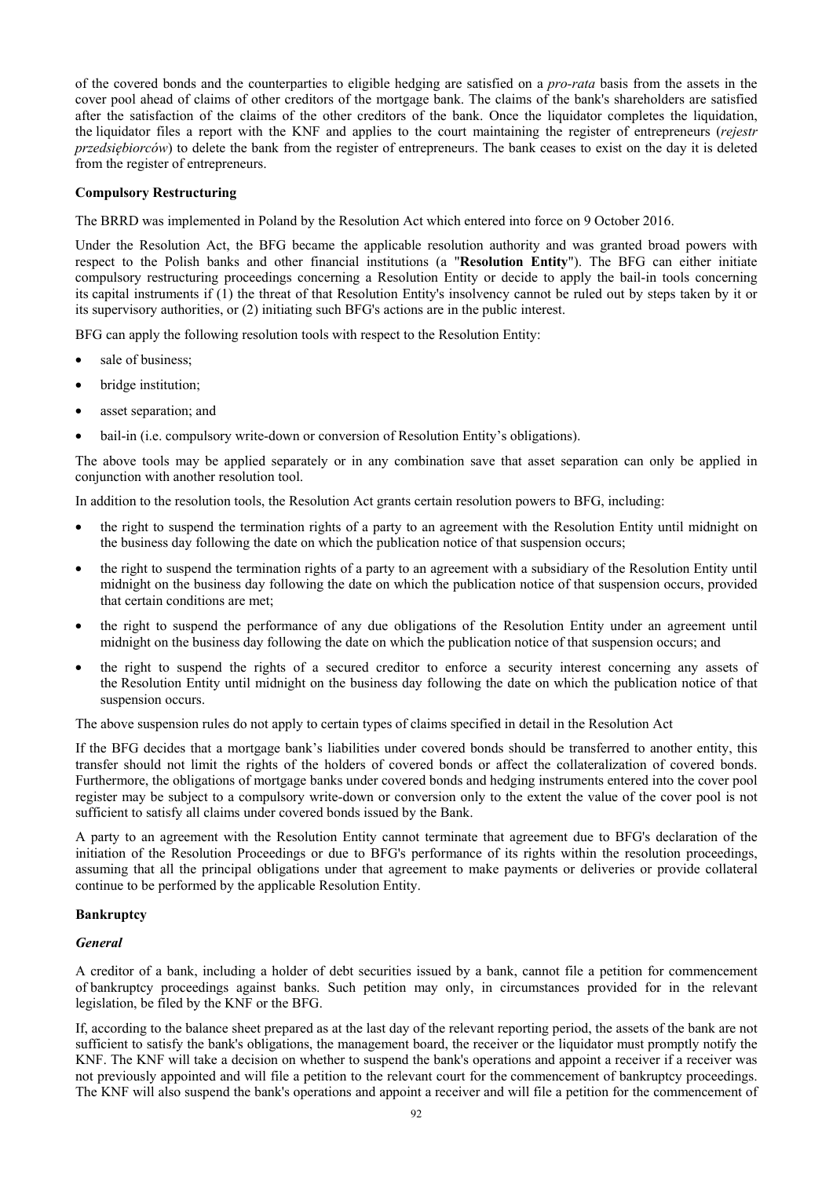of the covered bonds and the counterparties to eligible hedging are satisfied on a *pro-rata* basis from the assets in the cover pool ahead of claims of other creditors of the mortgage bank. The claims of the bank's shareholders are satisfied after the satisfaction of the claims of the other creditors of the bank. Once the liquidator completes the liquidation, the liquidator files a report with the KNF and applies to the court maintaining the register of entrepreneurs (*rejestr przedsiębiorców*) to delete the bank from the register of entrepreneurs. The bank ceases to exist on the day it is deleted from the register of entrepreneurs.

**Compulsory Restructuring**

The BRRD was implemented in Poland by the Resolution Act which entered into force on 9 October 2016.

Under the Resolution Act, the BFG became the applicable resolution authority and was granted broad powers with respect to the Polish banks and other financial institutions (a "**Resolution Entity**"). The BFG can either initiate compulsory restructuring proceedings concerning a Resolution Entity or decide to apply the bail-in tools concerning its capital instruments if (1) the threat of that Resolution Entity's insolvency cannot be ruled out by steps taken by it or its supervisory authorities, or (2) initiating such BFG's actions are in the public interest.

BFG can apply the following resolution tools with respect to the Resolution Entity:

- sale of business;
- bridge institution;
- asset separation; and
- bail-in (i.e. compulsory write-down or conversion of Resolution Entity's obligations).

The above tools may be applied separately or in any combination save that asset separation can only be applied in conjunction with another resolution tool.

In addition to the resolution tools, the Resolution Act grants certain resolution powers to BFG, including:

- the right to suspend the termination rights of a party to an agreement with the Resolution Entity until midnight on the business day following the date on which the publication notice of that suspension occurs;
- the right to suspend the termination rights of a party to an agreement with a subsidiary of the Resolution Entity until midnight on the business day following the date on which the publication notice of that suspension occurs, provided that certain conditions are met;
- the right to suspend the performance of any due obligations of the Resolution Entity under an agreement until midnight on the business day following the date on which the publication notice of that suspension occurs; and
- the right to suspend the rights of a secured creditor to enforce a security interest concerning any assets of the Resolution Entity until midnight on the business day following the date on which the publication notice of that suspension occurs.

The above suspension rules do not apply to certain types of claims specified in detail in the Resolution Act

If the BFG decides that a mortgage bank's liabilities under covered bonds should be transferred to another entity, this transfer should not limit the rights of the holders of covered bonds or affect the collateralization of covered bonds. Furthermore, the obligations of mortgage banks under covered bonds and hedging instruments entered into the cover pool register may be subject to a compulsory write-down or conversion only to the extent the value of the cover pool is not sufficient to satisfy all claims under covered bonds issued by the Bank.

A party to an agreement with the Resolution Entity cannot terminate that agreement due to BFG's declaration of the initiation of the Resolution Proceedings or due to BFG's performance of its rights within the resolution proceedings, assuming that all the principal obligations under that agreement to make payments or deliveries or provide collateral continue to be performed by the applicable Resolution Entity.

**Bankruptcy**

***General***

A creditor of a bank, including a holder of debt securities issued by a bank, cannot file a petition for commencement of bankruptcy proceedings against banks. Such petition may only, in circumstances provided for in the relevant legislation, be filed by the KNF or the BFG.

If, according to the balance sheet prepared as at the last day of the relevant reporting period, the assets of the bank are not sufficient to satisfy the bank's obligations, the management board, the receiver or the liquidator must promptly notify the KNF. The KNF will take a decision on whether to suspend the bank's operations and appoint a receiver if a receiver was not previously appointed and will file a petition to the relevant court for the commencement of bankruptcy proceedings. The KNF will also suspend the bank's operations and appoint a receiver and will file a petition for the commencement of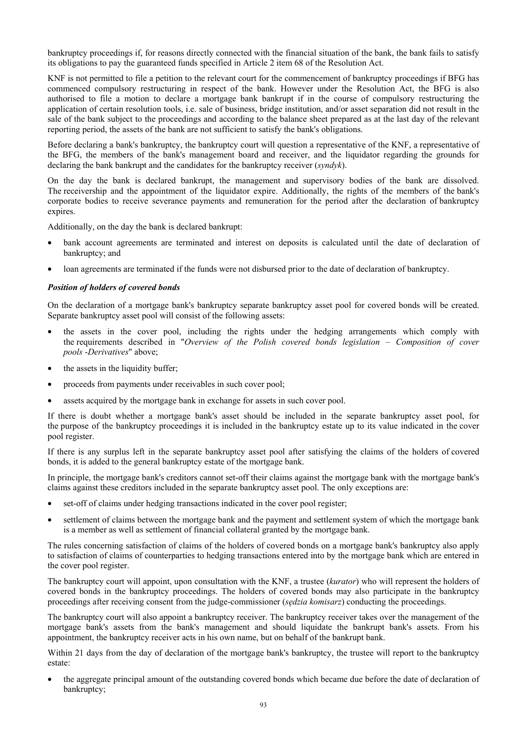bankruptcy proceedings if, for reasons directly connected with the financial situation of the bank, the bank fails to satisfy its obligations to pay the guaranteed funds specified in Article 2 item 68 of the Resolution Act.

KNF is not permitted to file a petition to the relevant court for the commencement of bankruptcy proceedings if BFG has commenced compulsory restructuring in respect of the bank. However under the Resolution Act, the BFG is also authorised to file a motion to declare a mortgage bank bankrupt if in the course of compulsory restructuring the application of certain resolution tools, i.e. sale of business, bridge institution, and/or asset separation did not result in the sale of the bank subject to the proceedings and according to the balance sheet prepared as at the last day of the relevant reporting period, the assets of the bank are not sufficient to satisfy the bank's obligations.

Before declaring a bank's bankruptcy, the bankruptcy court will question a representative of the KNF, a representative of the BFG, the members of the bank's management board and receiver, and the liquidator regarding the grounds for declaring the bank bankrupt and the candidates for the bankruptcy receiver (*syndyk*).

On the day the bank is declared bankrupt, the management and supervisory bodies of the bank are dissolved. The receivership and the appointment of the liquidator expire. Additionally, the rights of the members of the bank's corporate bodies to receive severance payments and remuneration for the period after the declaration of bankruptcy expires.

Additionally, on the day the bank is declared bankrupt:

- bank account agreements are terminated and interest on deposits is calculated until the date of declaration of bankruptcy; and
- loan agreements are terminated if the funds were not disbursed prior to the date of declaration of bankruptcy.

***Position of holders of covered bonds***

On the declaration of a mortgage bank's bankruptcy separate bankruptcy asset pool for covered bonds will be created. Separate bankruptcy asset pool will consist of the following assets:

- the assets in the cover pool, including the rights under the hedging arrangements which comply with the requirements described in "*Overview of the Polish covered bonds legislation – Composition of cover pools -Derivatives*" above;
- the assets in the liquidity buffer;
- proceeds from payments under receivables in such cover pool;
- assets acquired by the mortgage bank in exchange for assets in such cover pool.

If there is doubt whether a mortgage bank's asset should be included in the separate bankruptcy asset pool, for the purpose of the bankruptcy proceedings it is included in the bankruptcy estate up to its value indicated in the cover pool register.

If there is any surplus left in the separate bankruptcy asset pool after satisfying the claims of the holders of covered bonds, it is added to the general bankruptcy estate of the mortgage bank.

In principle, the mortgage bank's creditors cannot set-off their claims against the mortgage bank with the mortgage bank's claims against these creditors included in the separate bankruptcy asset pool. The only exceptions are:

- set-off of claims under hedging transactions indicated in the cover pool register;
- settlement of claims between the mortgage bank and the payment and settlement system of which the mortgage bank is a member as well as settlement of financial collateral granted by the mortgage bank.

The rules concerning satisfaction of claims of the holders of covered bonds on a mortgage bank's bankruptcy also apply to satisfaction of claims of counterparties to hedging transactions entered into by the mortgage bank which are entered in the cover pool register.

The bankruptcy court will appoint, upon consultation with the KNF, a trustee (*kurator*) who will represent the holders of covered bonds in the bankruptcy proceedings. The holders of covered bonds may also participate in the bankruptcy proceedings after receiving consent from the judge-commissioner (*sędzia komisarz*) conducting the proceedings.

The bankruptcy court will also appoint a bankruptcy receiver. The bankruptcy receiver takes over the management of the mortgage bank's assets from the bank's management and should liquidate the bankrupt bank's assets. From his appointment, the bankruptcy receiver acts in his own name, but on behalf of the bankrupt bank.

Within 21 days from the day of declaration of the mortgage bank's bankruptcy, the trustee will report to the bankruptcy estate:

- the aggregate principal amount of the outstanding covered bonds which became due before the date of declaration of bankruptcy;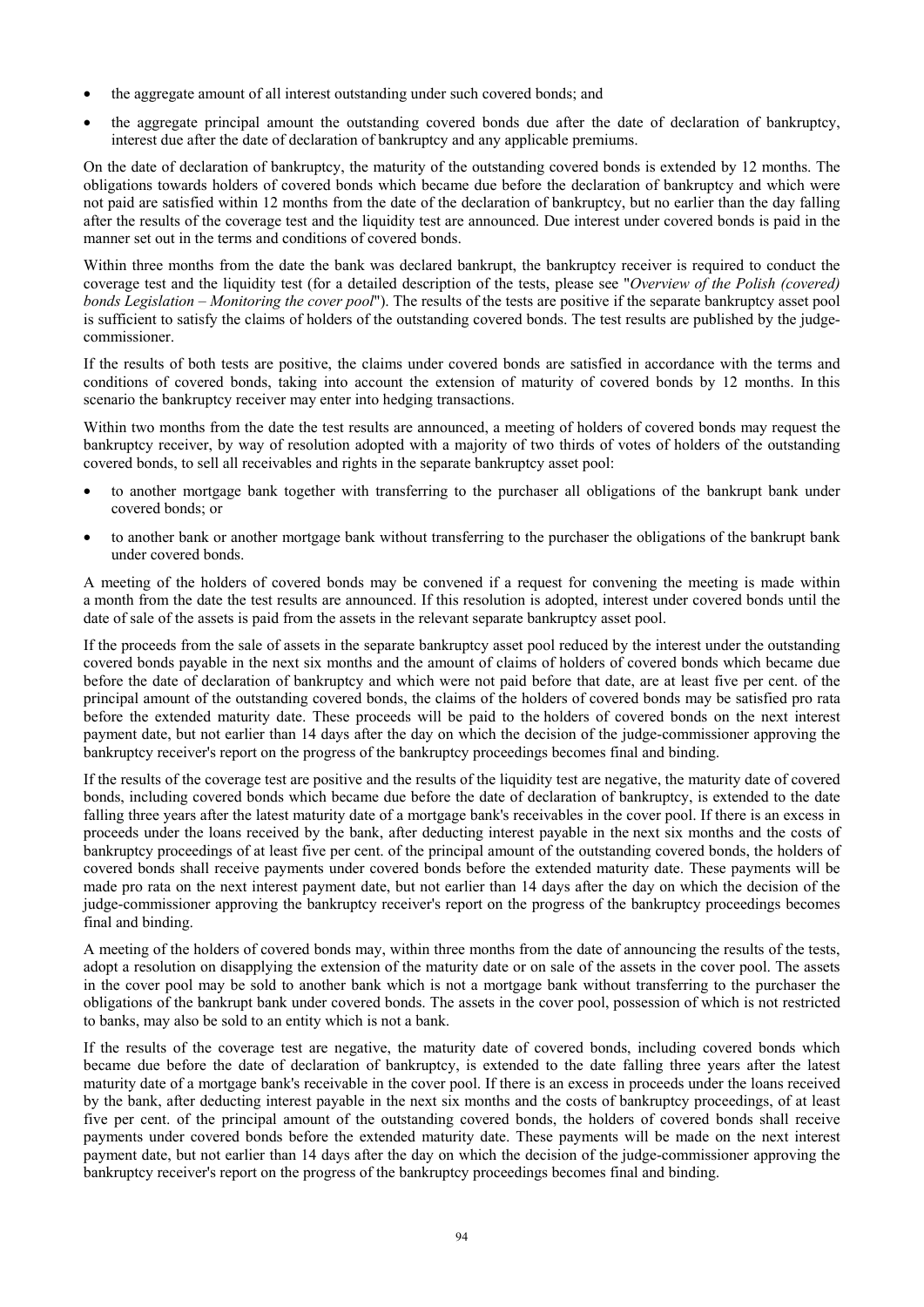- the aggregate amount of all interest outstanding under such covered bonds; and
- the aggregate principal amount the outstanding covered bonds due after the date of declaration of bankruptcy, interest due after the date of declaration of bankruptcy and any applicable premiums.

On the date of declaration of bankruptcy, the maturity of the outstanding covered bonds is extended by 12 months. The obligations towards holders of covered bonds which became due before the declaration of bankruptcy and which were not paid are satisfied within 12 months from the date of the declaration of bankruptcy, but no earlier than the day falling after the results of the coverage test and the liquidity test are announced. Due interest under covered bonds is paid in the manner set out in the terms and conditions of covered bonds.

Within three months from the date the bank was declared bankrupt, the bankruptcy receiver is required to conduct the coverage test and the liquidity test (for a detailed description of the tests, please see "*Overview of the Polish (covered) bonds Legislation – Monitoring the cover pool*"). The results of the tests are positive if the separate bankruptcy asset pool is sufficient to satisfy the claims of holders of the outstanding covered bonds. The test results are published by the judge-commissioner.

If the results of both tests are positive, the claims under covered bonds are satisfied in accordance with the terms and conditions of covered bonds, taking into account the extension of maturity of covered bonds by 12 months. In this scenario the bankruptcy receiver may enter into hedging transactions.

Within two months from the date the test results are announced, a meeting of holders of covered bonds may request the bankruptcy receiver, by way of resolution adopted with a majority of two thirds of votes of holders of the outstanding covered bonds, to sell all receivables and rights in the separate bankruptcy asset pool:

- to another mortgage bank together with transferring to the purchaser all obligations of the bankrupt bank under covered bonds; or
- to another bank or another mortgage bank without transferring to the purchaser the obligations of the bankrupt bank under covered bonds.

A meeting of the holders of covered bonds may be convened if a request for convening the meeting is made within a month from the date the test results are announced. If this resolution is adopted, interest under covered bonds until the date of sale of the assets is paid from the assets in the relevant separate bankruptcy asset pool.

If the proceeds from the sale of assets in the separate bankruptcy asset pool reduced by the interest under the outstanding covered bonds payable in the next six months and the amount of claims of holders of covered bonds which became due before the date of declaration of bankruptcy and which were not paid before that date, are at least five per cent. of the principal amount of the outstanding covered bonds, the claims of the holders of covered bonds may be satisfied pro rata before the extended maturity date. These proceeds will be paid to the holders of covered bonds on the next interest payment date, but not earlier than 14 days after the day on which the decision of the judge-commissioner approving the bankruptcy receiver's report on the progress of the bankruptcy proceedings becomes final and binding.

If the results of the coverage test are positive and the results of the liquidity test are negative, the maturity date of covered bonds, including covered bonds which became due before the date of declaration of bankruptcy, is extended to the date falling three years after the latest maturity date of a mortgage bank's receivables in the cover pool. If there is an excess in proceeds under the loans received by the bank, after deducting interest payable in the next six months and the costs of bankruptcy proceedings of at least five per cent. of the principal amount of the outstanding covered bonds, the holders of covered bonds shall receive payments under covered bonds before the extended maturity date. These payments will be made pro rata on the next interest payment date, but not earlier than 14 days after the day on which the decision of the judge-commissioner approving the bankruptcy receiver's report on the progress of the bankruptcy proceedings becomes final and binding.

A meeting of the holders of covered bonds may, within three months from the date of announcing the results of the tests, adopt a resolution on disapplying the extension of the maturity date or on sale of the assets in the cover pool. The assets in the cover pool may be sold to another bank which is not a mortgage bank without transferring to the purchaser the obligations of the bankrupt bank under covered bonds. The assets in the cover pool, possession of which is not restricted to banks, may also be sold to an entity which is not a bank.

If the results of the coverage test are negative, the maturity date of covered bonds, including covered bonds which became due before the date of declaration of bankruptcy, is extended to the date falling three years after the latest maturity date of a mortgage bank's receivable in the cover pool. If there is an excess in proceeds under the loans received by the bank, after deducting interest payable in the next six months and the costs of bankruptcy proceedings, of at least five per cent. of the principal amount of the outstanding covered bonds, the holders of covered bonds shall receive payments under covered bonds before the extended maturity date. These payments will be made on the next interest payment date, but not earlier than 14 days after the day on which the decision of the judge-commissioner approving the bankruptcy receiver's report on the progress of the bankruptcy proceedings becomes final and binding.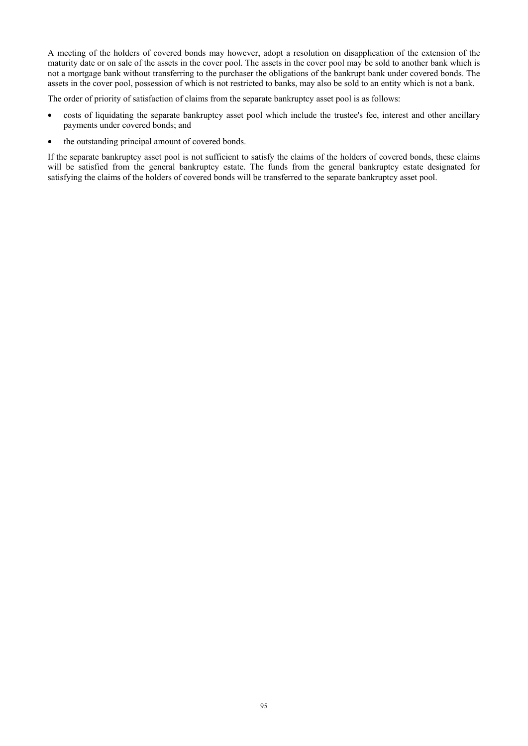A meeting of the holders of covered bonds may however, adopt a resolution on disapplication of the extension of the maturity date or on sale of the assets in the cover pool. The assets in the cover pool may be sold to another bank which is not a mortgage bank without transferring to the purchaser the obligations of the bankrupt bank under covered bonds. The assets in the cover pool, possession of which is not restricted to banks, may also be sold to an entity which is not a bank.

The order of priority of satisfaction of claims from the separate bankruptcy asset pool is as follows:

- costs of liquidating the separate bankruptcy asset pool which include the trustee's fee, interest and other ancillary payments under covered bonds; and
- the outstanding principal amount of covered bonds.

If the separate bankruptcy asset pool is not sufficient to satisfy the claims of the holders of covered bonds, these claims will be satisfied from the general bankruptcy estate. The funds from the general bankruptcy estate designated for satisfying the claims of the holders of covered bonds will be transferred to the separate bankruptcy asset pool.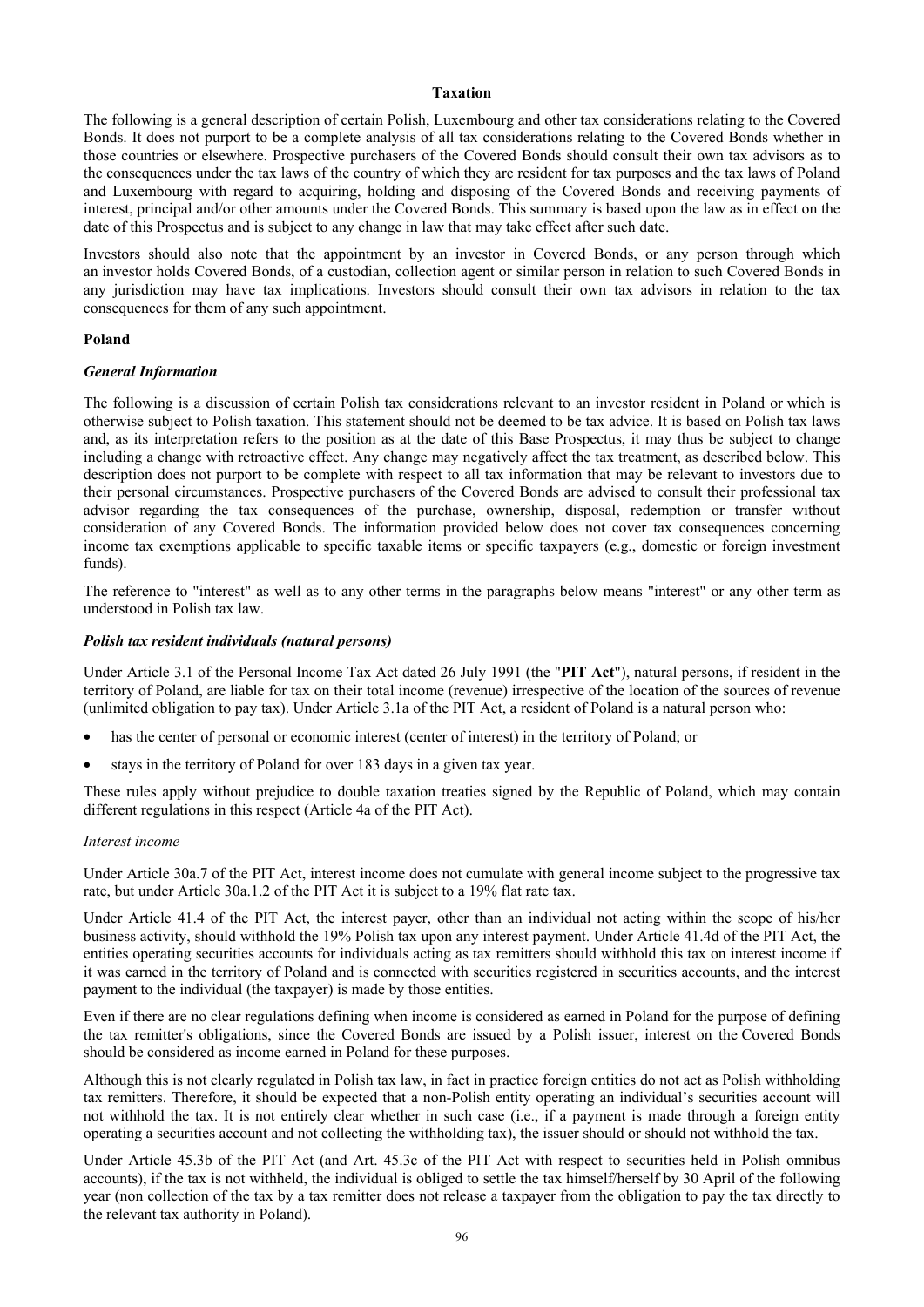## Taxation

The following is a general description of certain Polish, Luxembourg and other tax considerations relating to the Covered Bonds. It does not purport to be a complete analysis of all tax considerations relating to the Covered Bonds whether in those countries or elsewhere. Prospective purchasers of the Covered Bonds should consult their own tax advisors as to the consequences under the tax laws of the country of which they are resident for tax purposes and the tax laws of Poland and Luxembourg with regard to acquiring, holding and disposing of the Covered Bonds and receiving payments of interest, principal and/or other amounts under the Covered Bonds. This summary is based upon the law as in effect on the date of this Prospectus and is subject to any change in law that may take effect after such date.

Investors should also note that the appointment by an investor in Covered Bonds, or any person through which an investor holds Covered Bonds, of a custodian, collection agent or similar person in relation to such Covered Bonds in any jurisdiction may have tax implications. Investors should consult their own tax advisors in relation to the tax consequences for them of any such appointment.

### Poland

#### *General Information*

The following is a discussion of certain Polish tax considerations relevant to an investor resident in Poland or which is otherwise subject to Polish taxation. This statement should not be deemed to be tax advice. It is based on Polish tax laws and, as its interpretation refers to the position as at the date of this Base Prospectus, it may thus be subject to change including a change with retroactive effect. Any change may negatively affect the tax treatment, as described below. This description does not purport to be complete with respect to all tax information that may be relevant to investors due to their personal circumstances. Prospective purchasers of the Covered Bonds are advised to consult their professional tax advisor regarding the tax consequences of the purchase, ownership, disposal, redemption or transfer without consideration of any Covered Bonds. The information provided below does not cover tax consequences concerning income tax exemptions applicable to specific taxable items or specific taxpayers (e.g., domestic or foreign investment funds).

The reference to "interest" as well as to any other terms in the paragraphs below means "interest" or any other term as understood in Polish tax law.

#### *Polish tax resident individuals (natural persons)*

Under Article 3.1 of the Personal Income Tax Act dated 26 July 1991 (the "**PIT Act**"), natural persons, if resident in the territory of Poland, are liable for tax on their total income (revenue) irrespective of the location of the sources of revenue (unlimited obligation to pay tax). Under Article 3.1a of the PIT Act, a resident of Poland is a natural person who:

- has the center of personal or economic interest (center of interest) in the territory of Poland; or
- stays in the territory of Poland for over 183 days in a given tax year.

These rules apply without prejudice to double taxation treaties signed by the Republic of Poland, which may contain different regulations in this respect (Article 4a of the PIT Act).

*Interest income*

Under Article 30a.7 of the PIT Act, interest income does not cumulate with general income subject to the progressive tax rate, but under Article 30a.1.2 of the PIT Act it is subject to a 19% flat rate tax.

Under Article 41.4 of the PIT Act, the interest payer, other than an individual not acting within the scope of his/her business activity, should withhold the 19% Polish tax upon any interest payment. Under Article 41.4d of the PIT Act, the entities operating securities accounts for individuals acting as tax remitters should withhold this tax on interest income if it was earned in the territory of Poland and is connected with securities registered in securities accounts, and the interest payment to the individual (the taxpayer) is made by those entities.

Even if there are no clear regulations defining when income is considered as earned in Poland for the purpose of defining the tax remitter's obligations, since the Covered Bonds are issued by a Polish issuer, interest on the Covered Bonds should be considered as income earned in Poland for these purposes.

Although this is not clearly regulated in Polish tax law, in fact in practice foreign entities do not act as Polish withholding tax remitters. Therefore, it should be expected that a non-Polish entity operating an individual's securities account will not withhold the tax. It is not entirely clear whether in such case (i.e., if a payment is made through a foreign entity operating a securities account and not collecting the withholding tax), the issuer should or should not withhold the tax.

Under Article 45.3b of the PIT Act (and Art. 45.3c of the PIT Act with respect to securities held in Polish omnibus accounts), if the tax is not withheld, the individual is obliged to settle the tax himself/herself by 30 April of the following year (non collection of the tax by a tax remitter does not release a taxpayer from the obligation to pay the tax directly to the relevant tax authority in Poland).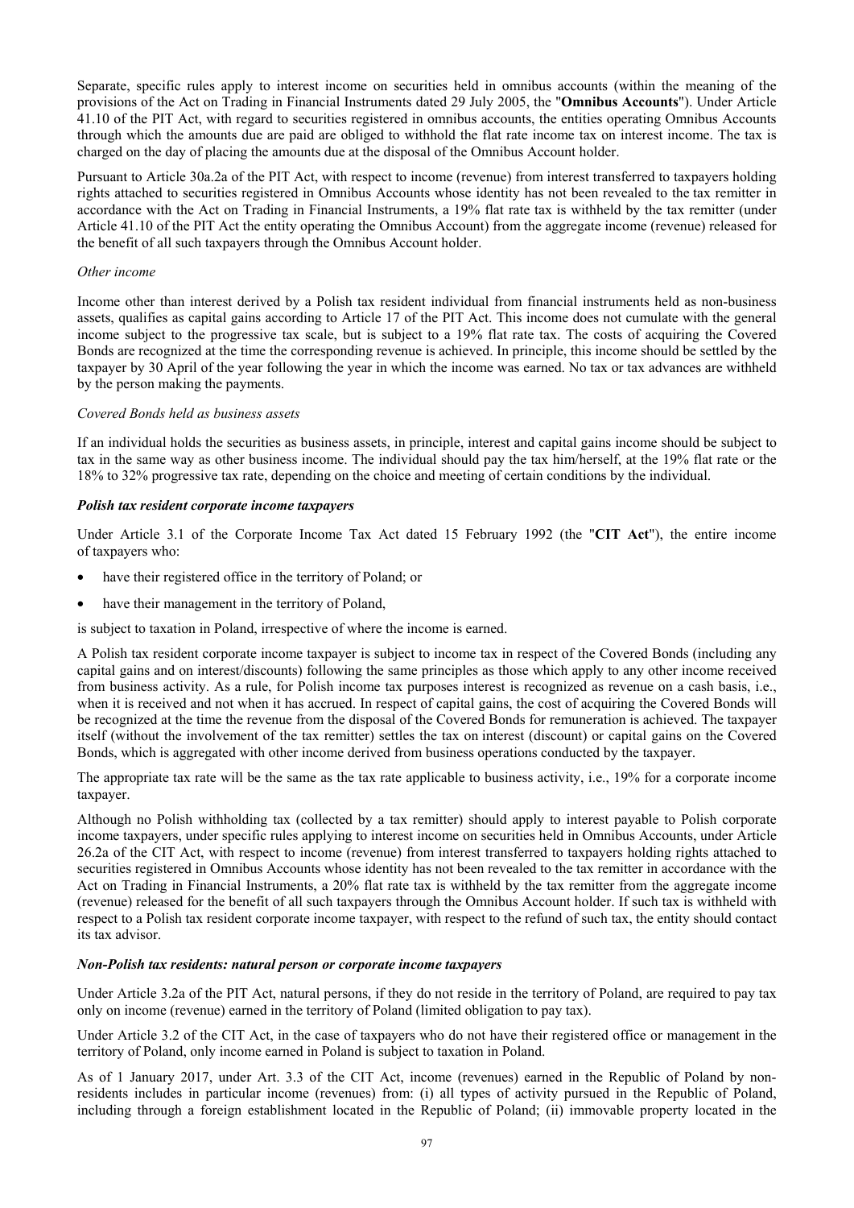Separate, specific rules apply to interest income on securities held in omnibus accounts (within the meaning of the provisions of the Act on Trading in Financial Instruments dated 29 July 2005, the "**Omnibus Accounts**"). Under Article 41.10 of the PIT Act, with regard to securities registered in omnibus accounts, the entities operating Omnibus Accounts through which the amounts due are paid are obliged to withhold the flat rate income tax on interest income. The tax is charged on the day of placing the amounts due at the disposal of the Omnibus Account holder.

Pursuant to Article 30a.2a of the PIT Act, with respect to income (revenue) from interest transferred to taxpayers holding rights attached to securities registered in Omnibus Accounts whose identity has not been revealed to the tax remitter in accordance with the Act on Trading in Financial Instruments, a 19% flat rate tax is withheld by the tax remitter (under Article 41.10 of the PIT Act the entity operating the Omnibus Account) from the aggregate income (revenue) released for the benefit of all such taxpayers through the Omnibus Account holder.

*Other income*

Income other than interest derived by a Polish tax resident individual from financial instruments held as non-business assets, qualifies as capital gains according to Article 17 of the PIT Act. This income does not cumulate with the general income subject to the progressive tax scale, but is subject to a 19% flat rate tax. The costs of acquiring the Covered Bonds are recognized at the time the corresponding revenue is achieved. In principle, this income should be settled by the taxpayer by 30 April of the year following the year in which the income was earned. No tax or tax advances are withheld by the person making the payments.

*Covered Bonds held as business assets*

If an individual holds the securities as business assets, in principle, interest and capital gains income should be subject to tax in the same way as other business income. The individual should pay the tax him/herself, at the 19% flat rate or the 18% to 32% progressive tax rate, depending on the choice and meeting of certain conditions by the individual.

***Polish tax resident corporate income taxpayers***

Under Article 3.1 of the Corporate Income Tax Act dated 15 February 1992 (the "**CIT Act**"), the entire income of taxpayers who:

- have their registered office in the territory of Poland; or
- have their management in the territory of Poland,

is subject to taxation in Poland, irrespective of where the income is earned.

A Polish tax resident corporate income taxpayer is subject to income tax in respect of the Covered Bonds (including any capital gains and on interest/discounts) following the same principles as those which apply to any other income received from business activity. As a rule, for Polish income tax purposes interest is recognized as revenue on a cash basis, i.e., when it is received and not when it has accrued. In respect of capital gains, the cost of acquiring the Covered Bonds will be recognized at the time the revenue from the disposal of the Covered Bonds for remuneration is achieved. The taxpayer itself (without the involvement of the tax remitter) settles the tax on interest (discount) or capital gains on the Covered Bonds, which is aggregated with other income derived from business operations conducted by the taxpayer.

The appropriate tax rate will be the same as the tax rate applicable to business activity, i.e., 19% for a corporate income taxpayer.

Although no Polish withholding tax (collected by a tax remitter) should apply to interest payable to Polish corporate income taxpayers, under specific rules applying to interest income on securities held in Omnibus Accounts, under Article 26.2a of the CIT Act, with respect to income (revenue) from interest transferred to taxpayers holding rights attached to securities registered in Omnibus Accounts whose identity has not been revealed to the tax remitter in accordance with the Act on Trading in Financial Instruments, a 20% flat rate tax is withheld by the tax remitter from the aggregate income (revenue) released for the benefit of all such taxpayers through the Omnibus Account holder. If such tax is withheld with respect to a Polish tax resident corporate income taxpayer, with respect to the refund of such tax, the entity should contact its tax advisor.

***Non-Polish tax residents: natural person or corporate income taxpayers***

Under Article 3.2a of the PIT Act, natural persons, if they do not reside in the territory of Poland, are required to pay tax only on income (revenue) earned in the territory of Poland (limited obligation to pay tax).

Under Article 3.2 of the CIT Act, in the case of taxpayers who do not have their registered office or management in the territory of Poland, only income earned in Poland is subject to taxation in Poland.

As of 1 January 2017, under Art. 3.3 of the CIT Act, income (revenues) earned in the Republic of Poland by non-residents includes in particular income (revenues) from: (i) all types of activity pursued in the Republic of Poland, including through a foreign establishment located in the Republic of Poland; (ii) immovable property located in the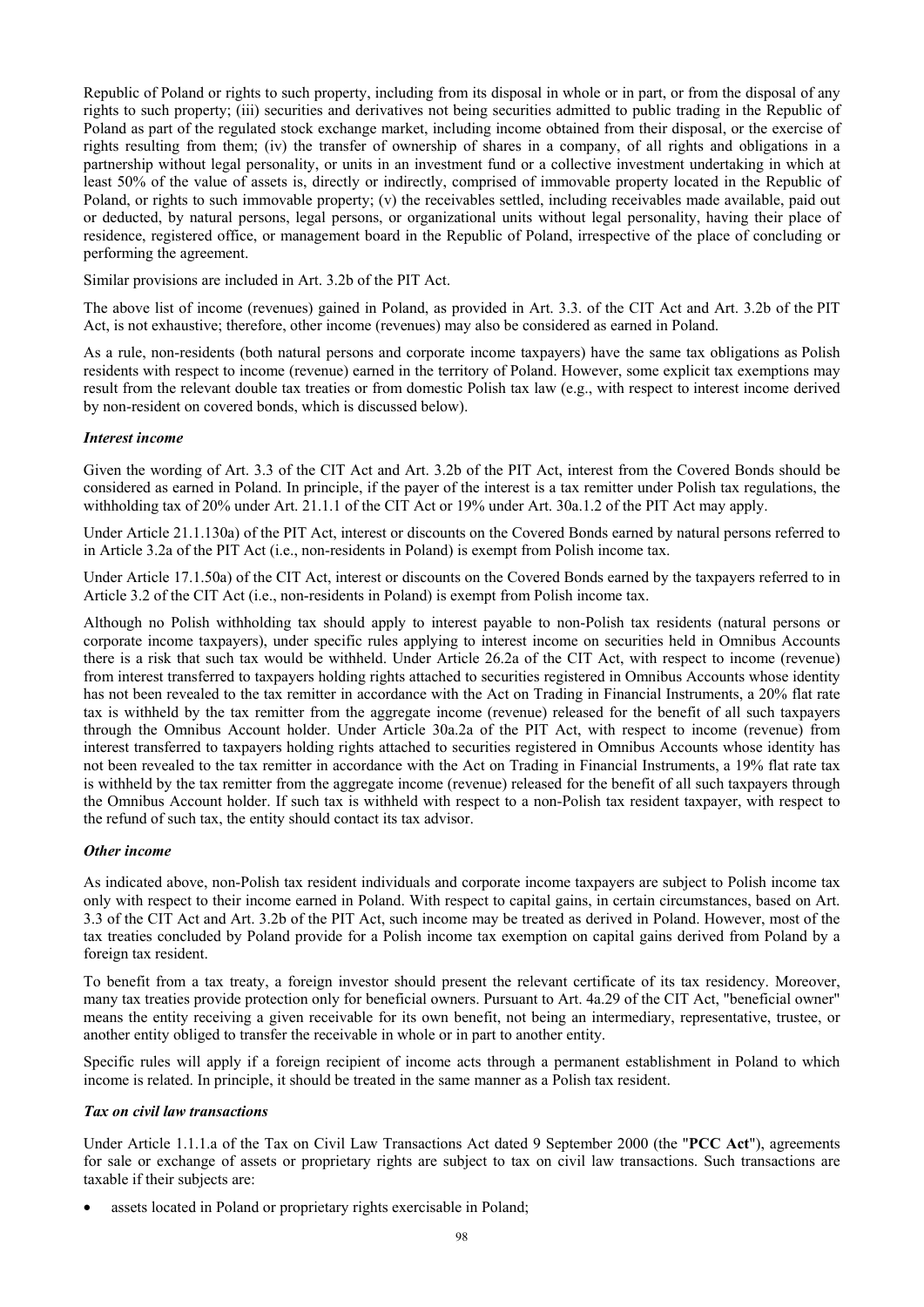Republic of Poland or rights to such property, including from its disposal in whole or in part, or from the disposal of any rights to such property; (iii) securities and derivatives not being securities admitted to public trading in the Republic of Poland as part of the regulated stock exchange market, including income obtained from their disposal, or the exercise of rights resulting from them; (iv) the transfer of ownership of shares in a company, of all rights and obligations in a partnership without legal personality, or units in an investment fund or a collective investment undertaking in which at least 50% of the value of assets is, directly or indirectly, comprised of immovable property located in the Republic of Poland, or rights to such immovable property; (v) the receivables settled, including receivables made available, paid out or deducted, by natural persons, legal persons, or organizational units without legal personality, having their place of residence, registered office, or management board in the Republic of Poland, irrespective of the place of concluding or performing the agreement.

Similar provisions are included in Art. 3.2b of the PIT Act.

The above list of income (revenues) gained in Poland, as provided in Art. 3.3. of the CIT Act and Art. 3.2b of the PIT Act, is not exhaustive; therefore, other income (revenues) may also be considered as earned in Poland.

As a rule, non-residents (both natural persons and corporate income taxpayers) have the same tax obligations as Polish residents with respect to income (revenue) earned in the territory of Poland. However, some explicit tax exemptions may result from the relevant double tax treaties or from domestic Polish tax law (e.g., with respect to interest income derived by non-resident on covered bonds, which is discussed below).

***Interest income***

Given the wording of Art. 3.3 of the CIT Act and Art. 3.2b of the PIT Act, interest from the Covered Bonds should be considered as earned in Poland. In principle, if the payer of the interest is a tax remitter under Polish tax regulations, the withholding tax of 20% under Art. 21.1.1 of the CIT Act or 19% under Art. 30a.1.2 of the PIT Act may apply.

Under Article 21.1.130a) of the PIT Act, interest or discounts on the Covered Bonds earned by natural persons referred to in Article 3.2a of the PIT Act (i.e., non-residents in Poland) is exempt from Polish income tax.

Under Article 17.1.50a) of the CIT Act, interest or discounts on the Covered Bonds earned by the taxpayers referred to in Article 3.2 of the CIT Act (i.e., non-residents in Poland) is exempt from Polish income tax.

Although no Polish withholding tax should apply to interest payable to non-Polish tax residents (natural persons or corporate income taxpayers), under specific rules applying to interest income on securities held in Omnibus Accounts there is a risk that such tax would be withheld. Under Article 26.2a of the CIT Act, with respect to income (revenue) from interest transferred to taxpayers holding rights attached to securities registered in Omnibus Accounts whose identity has not been revealed to the tax remitter in accordance with the Act on Trading in Financial Instruments, a 20% flat rate tax is withheld by the tax remitter from the aggregate income (revenue) released for the benefit of all such taxpayers through the Omnibus Account holder. Under Article 30a.2a of the PIT Act, with respect to income (revenue) from interest transferred to taxpayers holding rights attached to securities registered in Omnibus Accounts whose identity has not been revealed to the tax remitter in accordance with the Act on Trading in Financial Instruments, a 19% flat rate tax is withheld by the tax remitter from the aggregate income (revenue) released for the benefit of all such taxpayers through the Omnibus Account holder. If such tax is withheld with respect to a non-Polish tax resident taxpayer, with respect to the refund of such tax, the entity should contact its tax advisor.

***Other income***

As indicated above, non-Polish tax resident individuals and corporate income taxpayers are subject to Polish income tax only with respect to their income earned in Poland. With respect to capital gains, in certain circumstances, based on Art. 3.3 of the CIT Act and Art. 3.2b of the PIT Act, such income may be treated as derived in Poland. However, most of the tax treaties concluded by Poland provide for a Polish income tax exemption on capital gains derived from Poland by a foreign tax resident.

To benefit from a tax treaty, a foreign investor should present the relevant certificate of its tax residency. Moreover, many tax treaties provide protection only for beneficial owners. Pursuant to Art. 4a.29 of the CIT Act, "beneficial owner" means the entity receiving a given receivable for its own benefit, not being an intermediary, representative, trustee, or another entity obliged to transfer the receivable in whole or in part to another entity.

Specific rules will apply if a foreign recipient of income acts through a permanent establishment in Poland to which income is related. In principle, it should be treated in the same manner as a Polish tax resident.

***Tax on civil law transactions***

Under Article 1.1.1.a of the Tax on Civil Law Transactions Act dated 9 September 2000 (the "**PCC Act**"), agreements for sale or exchange of assets or proprietary rights are subject to tax on civil law transactions. Such transactions are taxable if their subjects are:

- assets located in Poland or proprietary rights exercisable in Poland;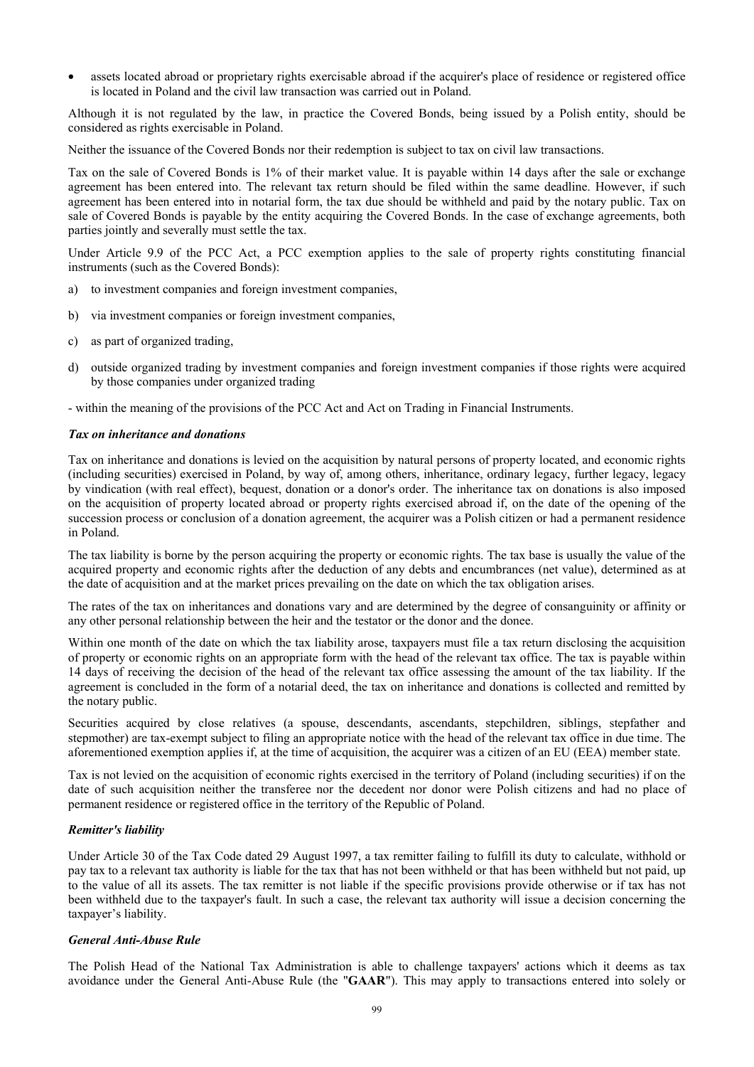- assets located abroad or proprietary rights exercisable abroad if the acquirer's place of residence or registered office is located in Poland and the civil law transaction was carried out in Poland.

Although it is not regulated by the law, in practice the Covered Bonds, being issued by a Polish entity, should be considered as rights exercisable in Poland.

Neither the issuance of the Covered Bonds nor their redemption is subject to tax on civil law transactions.

Tax on the sale of Covered Bonds is 1% of their market value. It is payable within 14 days after the sale or exchange agreement has been entered into. The relevant tax return should be filed within the same deadline. However, if such agreement has been entered into in notarial form, the tax due should be withheld and paid by the notary public. Tax on sale of Covered Bonds is payable by the entity acquiring the Covered Bonds. In the case of exchange agreements, both parties jointly and severally must settle the tax.

Under Article 9.9 of the PCC Act, a PCC exemption applies to the sale of property rights constituting financial instruments (such as the Covered Bonds):

a) to investment companies and foreign investment companies,

b) via investment companies or foreign investment companies,

c) as part of organized trading,

d) outside organized trading by investment companies and foreign investment companies if those rights were acquired by those companies under organized trading

- within the meaning of the provisions of the PCC Act and Act on Trading in Financial Instruments.

***Tax on inheritance and donations***

Tax on inheritance and donations is levied on the acquisition by natural persons of property located, and economic rights (including securities) exercised in Poland, by way of, among others, inheritance, ordinary legacy, further legacy, legacy by vindication (with real effect), bequest, donation or a donor's order. The inheritance tax on donations is also imposed on the acquisition of property located abroad or property rights exercised abroad if, on the date of the opening of the succession process or conclusion of a donation agreement, the acquirer was a Polish citizen or had a permanent residence in Poland.

The tax liability is borne by the person acquiring the property or economic rights. The tax base is usually the value of the acquired property and economic rights after the deduction of any debts and encumbrances (net value), determined as at the date of acquisition and at the market prices prevailing on the date on which the tax obligation arises.

The rates of the tax on inheritances and donations vary and are determined by the degree of consanguinity or affinity or any other personal relationship between the heir and the testator or the donor and the donee.

Within one month of the date on which the tax liability arose, taxpayers must file a tax return disclosing the acquisition of property or economic rights on an appropriate form with the head of the relevant tax office. The tax is payable within 14 days of receiving the decision of the head of the relevant tax office assessing the amount of the tax liability. If the agreement is concluded in the form of a notarial deed, the tax on inheritance and donations is collected and remitted by the notary public.

Securities acquired by close relatives (a spouse, descendants, ascendants, stepchildren, siblings, stepfather and stepmother) are tax-exempt subject to filing an appropriate notice with the head of the relevant tax office in due time. The aforementioned exemption applies if, at the time of acquisition, the acquirer was a citizen of an EU (EEA) member state.

Tax is not levied on the acquisition of economic rights exercised in the territory of Poland (including securities) if on the date of such acquisition neither the transferee nor the decedent nor donor were Polish citizens and had no place of permanent residence or registered office in the territory of the Republic of Poland.

***Remitter's liability***

Under Article 30 of the Tax Code dated 29 August 1997, a tax remitter failing to fulfill its duty to calculate, withhold or pay tax to a relevant tax authority is liable for the tax that has not been withheld or that has been withheld but not paid, up to the value of all its assets. The tax remitter is not liable if the specific provisions provide otherwise or if tax has not been withheld due to the taxpayer's fault. In such a case, the relevant tax authority will issue a decision concerning the taxpayer's liability.

***General Anti-Abuse Rule***

The Polish Head of the National Tax Administration is able to challenge taxpayers' actions which it deems as tax avoidance under the General Anti-Abuse Rule (the "**GAAR**"). This may apply to transactions entered into solely or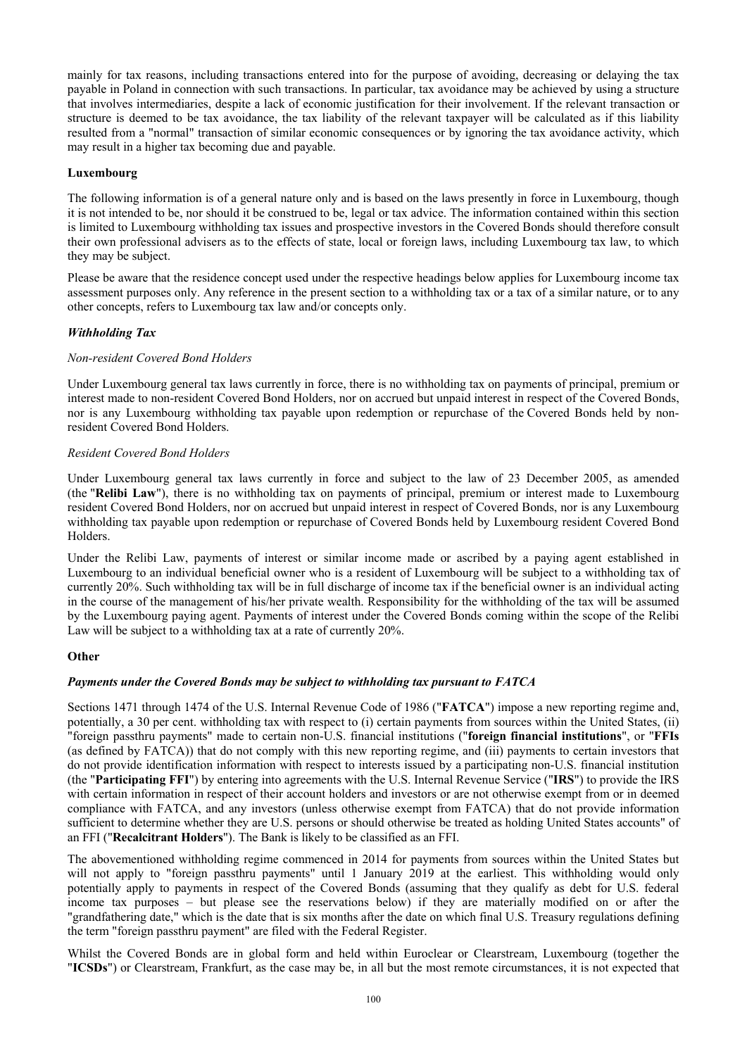mainly for tax reasons, including transactions entered into for the purpose of avoiding, decreasing or delaying the tax payable in Poland in connection with such transactions. In particular, tax avoidance may be achieved by using a structure that involves intermediaries, despite a lack of economic justification for their involvement. If the relevant transaction or structure is deemed to be tax avoidance, the tax liability of the relevant taxpayer will be calculated as if this liability resulted from a "normal" transaction of similar economic consequences or by ignoring the tax avoidance activity, which may result in a higher tax becoming due and payable.

## Luxembourg

The following information is of a general nature only and is based on the laws presently in force in Luxembourg, though it is not intended to be, nor should it be construed to be, legal or tax advice. The information contained within this section is limited to Luxembourg withholding tax issues and prospective investors in the Covered Bonds should therefore consult their own professional advisers as to the effects of state, local or foreign laws, including Luxembourg tax law, to which they may be subject.

Please be aware that the residence concept used under the respective headings below applies for Luxembourg income tax assessment purposes only. Any reference in the present section to a withholding tax or a tax of a similar nature, or to any other concepts, refers to Luxembourg tax law and/or concepts only.

### *Withholding Tax*

*Non-resident Covered Bond Holders*

Under Luxembourg general tax laws currently in force, there is no withholding tax on payments of principal, premium or interest made to non-resident Covered Bond Holders, nor on accrued but unpaid interest in respect of the Covered Bonds, nor is any Luxembourg withholding tax payable upon redemption or repurchase of the Covered Bonds held by non-resident Covered Bond Holders.

*Resident Covered Bond Holders*

Under Luxembourg general tax laws currently in force and subject to the law of 23 December 2005, as amended (the "**Relibi Law**"), there is no withholding tax on payments of principal, premium or interest made to Luxembourg resident Covered Bond Holders, nor on accrued but unpaid interest in respect of Covered Bonds, nor is any Luxembourg withholding tax payable upon redemption or repurchase of Covered Bonds held by Luxembourg resident Covered Bond Holders.

Under the Relibi Law, payments of interest or similar income made or ascribed by a paying agent established in Luxembourg to an individual beneficial owner who is a resident of Luxembourg will be subject to a withholding tax of currently 20%. Such withholding tax will be in full discharge of income tax if the beneficial owner is an individual acting in the course of the management of his/her private wealth. Responsibility for the withholding of the tax will be assumed by the Luxembourg paying agent. Payments of interest under the Covered Bonds coming within the scope of the Relibi Law will be subject to a withholding tax at a rate of currently 20%.

## Other

### ***Payments under the Covered Bonds may be subject to withholding tax pursuant to FATCA***

Sections 1471 through 1474 of the U.S. Internal Revenue Code of 1986 ("**FATCA**") impose a new reporting regime and, potentially, a 30 per cent. withholding tax with respect to (i) certain payments from sources within the United States, (ii) "foreign passthru payments" made to certain non-U.S. financial institutions ("**foreign financial institutions**", or "**FFIs** (as defined by FATCA)) that do not comply with this new reporting regime, and (iii) payments to certain investors that do not provide identification information with respect to interests issued by a participating non-U.S. financial institution (the "**Participating FFI**") by entering into agreements with the U.S. Internal Revenue Service ("**IRS**") to provide the IRS with certain information in respect of their account holders and investors or are not otherwise exempt from or in deemed compliance with FATCA, and any investors (unless otherwise exempt from FATCA) that do not provide information sufficient to determine whether they are U.S. persons or should otherwise be treated as holding United States accounts" of an FFI ("**Recalcitrant Holders**"). The Bank is likely to be classified as an FFI.

The abovementioned withholding regime commenced in 2014 for payments from sources within the United States but will not apply to "foreign passthru payments" until 1 January 2019 at the earliest. This withholding would only potentially apply to payments in respect of the Covered Bonds (assuming that they qualify as debt for U.S. federal income tax purposes – but please see the reservations below) if they are materially modified on or after the "grandfathering date," which is the date that is six months after the date on which final U.S. Treasury regulations defining the term "foreign passthru payment" are filed with the Federal Register.

Whilst the Covered Bonds are in global form and held within Euroclear or Clearstream, Luxembourg (together the "**ICSDs**") or Clearstream, Frankfurt, as the case may be, in all but the most remote circumstances, it is not expected that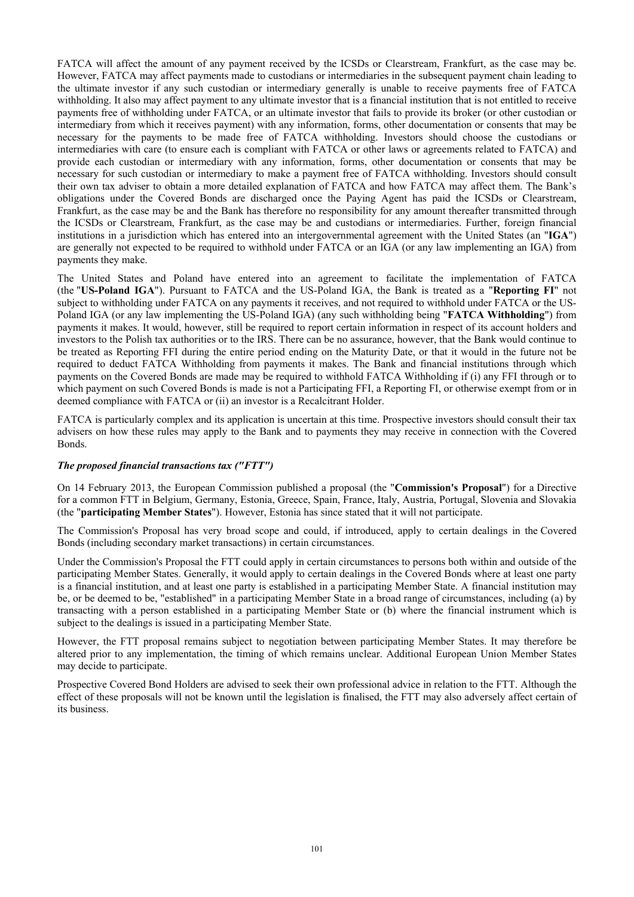FATCA will affect the amount of any payment received by the ICSDs or Clearstream, Frankfurt, as the case may be. However, FATCA may affect payments made to custodians or intermediaries in the subsequent payment chain leading to the ultimate investor if any such custodian or intermediary generally is unable to receive payments free of FATCA withholding. It also may affect payment to any ultimate investor that is a financial institution that is not entitled to receive payments free of withholding under FATCA, or an ultimate investor that fails to provide its broker (or other custodian or intermediary from which it receives payment) with any information, forms, other documentation or consents that may be necessary for the payments to be made free of FATCA withholding. Investors should choose the custodians or intermediaries with care (to ensure each is compliant with FATCA or other laws or agreements related to FATCA) and provide each custodian or intermediary with any information, forms, other documentation or consents that may be necessary for such custodian or intermediary to make a payment free of FATCA withholding. Investors should consult their own tax adviser to obtain a more detailed explanation of FATCA and how FATCA may affect them. The Bank's obligations under the Covered Bonds are discharged once the Paying Agent has paid the ICSDs or Clearstream, Frankfurt, as the case may be and the Bank has therefore no responsibility for any amount thereafter transmitted through the ICSDs or Clearstream, Frankfurt, as the case may be and custodians or intermediaries. Further, foreign financial institutions in a jurisdiction which has entered into an intergovernmental agreement with the United States (an "**IGA**") are generally not expected to be required to withhold under FATCA or an IGA (or any law implementing an IGA) from payments they make.

The United States and Poland have entered into an agreement to facilitate the implementation of FATCA (the "**US-Poland IGA**"). Pursuant to FATCA and the US-Poland IGA, the Bank is treated as a "**Reporting FI**" not subject to withholding under FATCA on any payments it receives, and not required to withhold under FATCA or the US-Poland IGA (or any law implementing the US-Poland IGA) (any such withholding being "**FATCA Withholding**") from payments it makes. It would, however, still be required to report certain information in respect of its account holders and investors to the Polish tax authorities or to the IRS. There can be no assurance, however, that the Bank would continue to be treated as Reporting FFI during the entire period ending on the Maturity Date, or that it would in the future not be required to deduct FATCA Withholding from payments it makes. The Bank and financial institutions through which payments on the Covered Bonds are made may be required to withhold FATCA Withholding if (i) any FFI through or to which payment on such Covered Bonds is made is not a Participating FFI, a Reporting FI, or otherwise exempt from or in deemed compliance with FATCA or (ii) an investor is a Recalcitrant Holder.

FATCA is particularly complex and its application is uncertain at this time. Prospective investors should consult their tax advisers on how these rules may apply to the Bank and to payments they may receive in connection with the Covered Bonds.

***The proposed financial transactions tax ("FTT")***

On 14 February 2013, the European Commission published a proposal (the "**Commission's Proposal**") for a Directive for a common FTT in Belgium, Germany, Estonia, Greece, Spain, France, Italy, Austria, Portugal, Slovenia and Slovakia (the "**participating Member States**"). However, Estonia has since stated that it will not participate.

The Commission's Proposal has very broad scope and could, if introduced, apply to certain dealings in the Covered Bonds (including secondary market transactions) in certain circumstances.

Under the Commission's Proposal the FTT could apply in certain circumstances to persons both within and outside of the participating Member States. Generally, it would apply to certain dealings in the Covered Bonds where at least one party is a financial institution, and at least one party is established in a participating Member State. A financial institution may be, or be deemed to be, "established" in a participating Member State in a broad range of circumstances, including (a) by transacting with a person established in a participating Member State or (b) where the financial instrument which is subject to the dealings is issued in a participating Member State.

However, the FTT proposal remains subject to negotiation between participating Member States. It may therefore be altered prior to any implementation, the timing of which remains unclear. Additional European Union Member States may decide to participate.

Prospective Covered Bond Holders are advised to seek their own professional advice in relation to the FTT. Although the effect of these proposals will not be known until the legislation is finalised, the FTT may also adversely affect certain of its business.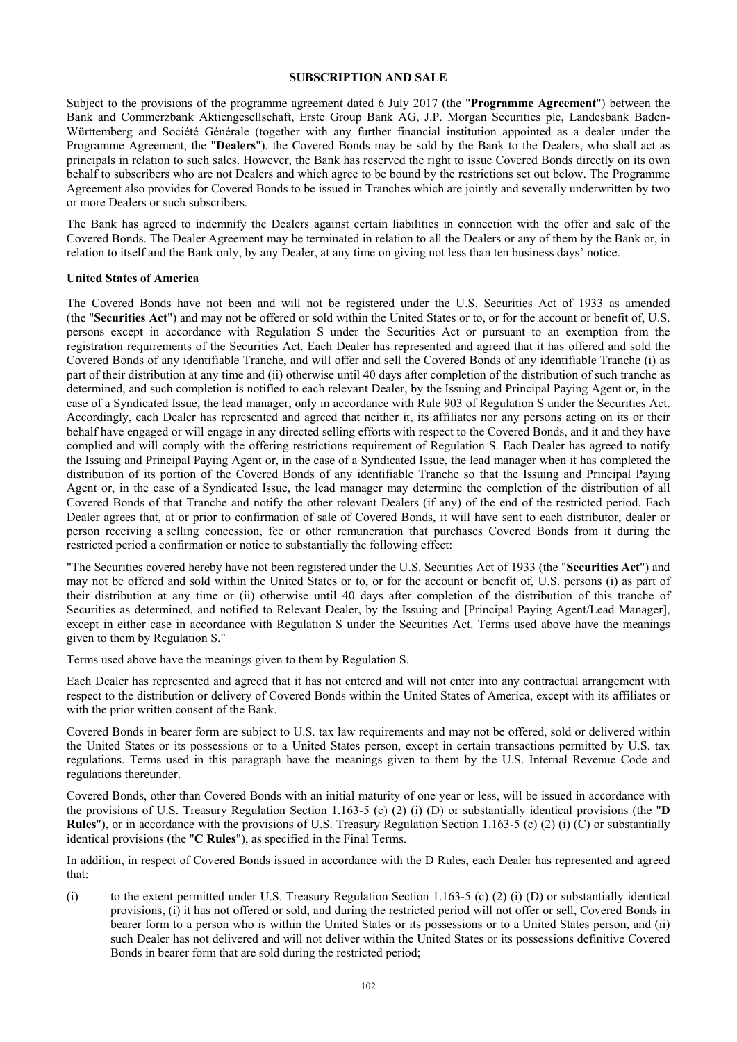## SUBSCRIPTION AND SALE

Subject to the provisions of the programme agreement dated 6 July 2017 (the "**Programme Agreement**") between the Bank and Commerzbank Aktiengesellschaft, Erste Group Bank AG, J.P. Morgan Securities plc, Landesbank Baden-Württemberg and Société Générale (together with any further financial institution appointed as a dealer under the Programme Agreement, the "**Dealers**"), the Covered Bonds may be sold by the Bank to the Dealers, who shall act as principals in relation to such sales. However, the Bank has reserved the right to issue Covered Bonds directly on its own behalf to subscribers who are not Dealers and which agree to be bound by the restrictions set out below. The Programme Agreement also provides for Covered Bonds to be issued in Tranches which are jointly and severally underwritten by two or more Dealers or such subscribers.

The Bank has agreed to indemnify the Dealers against certain liabilities in connection with the offer and sale of the Covered Bonds. The Dealer Agreement may be terminated in relation to all the Dealers or any of them by the Bank or, in relation to itself and the Bank only, by any Dealer, at any time on giving not less than ten business days' notice.

### United States of America

The Covered Bonds have not been and will not be registered under the U.S. Securities Act of 1933 as amended (the "**Securities Act**") and may not be offered or sold within the United States or to, or for the account or benefit of, U.S. persons except in accordance with Regulation S under the Securities Act or pursuant to an exemption from the registration requirements of the Securities Act. Each Dealer has represented and agreed that it has offered and sold the Covered Bonds of any identifiable Tranche, and will offer and sell the Covered Bonds of any identifiable Tranche (i) as part of their distribution at any time and (ii) otherwise until 40 days after completion of the distribution of such tranche as determined, and such completion is notified to each relevant Dealer, by the Issuing and Principal Paying Agent or, in the case of a Syndicated Issue, the lead manager, only in accordance with Rule 903 of Regulation S under the Securities Act. Accordingly, each Dealer has represented and agreed that neither it, its affiliates nor any persons acting on its or their behalf have engaged or will engage in any directed selling efforts with respect to the Covered Bonds, and it and they have complied and will comply with the offering restrictions requirement of Regulation S. Each Dealer has agreed to notify the Issuing and Principal Paying Agent or, in the case of a Syndicated Issue, the lead manager when it has completed the distribution of its portion of the Covered Bonds of any identifiable Tranche so that the Issuing and Principal Paying Agent or, in the case of a Syndicated Issue, the lead manager may determine the completion of the distribution of all Covered Bonds of that Tranche and notify the other relevant Dealers (if any) of the end of the restricted period. Each Dealer agrees that, at or prior to confirmation of sale of Covered Bonds, it will have sent to each distributor, dealer or person receiving a selling concession, fee or other remuneration that purchases Covered Bonds from it during the restricted period a confirmation or notice to substantially the following effect:

"The Securities covered hereby have not been registered under the U.S. Securities Act of 1933 (the "**Securities Act**") and may not be offered and sold within the United States or to, or for the account or benefit of, U.S. persons (i) as part of their distribution at any time or (ii) otherwise until 40 days after completion of the distribution of this tranche of Securities as determined, and notified to Relevant Dealer, by the Issuing and [Principal Paying Agent/Lead Manager], except in either case in accordance with Regulation S under the Securities Act. Terms used above have the meanings given to them by Regulation S."

Terms used above have the meanings given to them by Regulation S.

Each Dealer has represented and agreed that it has not entered and will not enter into any contractual arrangement with respect to the distribution or delivery of Covered Bonds within the United States of America, except with its affiliates or with the prior written consent of the Bank.

Covered Bonds in bearer form are subject to U.S. tax law requirements and may not be offered, sold or delivered within the United States or its possessions or to a United States person, except in certain transactions permitted by U.S. tax regulations. Terms used in this paragraph have the meanings given to them by the U.S. Internal Revenue Code and regulations thereunder.

Covered Bonds, other than Covered Bonds with an initial maturity of one year or less, will be issued in accordance with the provisions of U.S. Treasury Regulation Section 1.163-5 (c) (2) (i) (D) or substantially identical provisions (the "**D Rules**"), or in accordance with the provisions of U.S. Treasury Regulation Section 1.163-5 (c) (2) (i) (C) or substantially identical provisions (the "**C Rules**"), as specified in the Final Terms.

In addition, in respect of Covered Bonds issued in accordance with the D Rules, each Dealer has represented and agreed that:

(i) to the extent permitted under U.S. Treasury Regulation Section 1.163-5 (c) (2) (i) (D) or substantially identical provisions, (i) it has not offered or sold, and during the restricted period will not offer or sell, Covered Bonds in bearer form to a person who is within the United States or its possessions or to a United States person, and (ii) such Dealer has not delivered and will not deliver within the United States or its possessions definitive Covered Bonds in bearer form that are sold during the restricted period;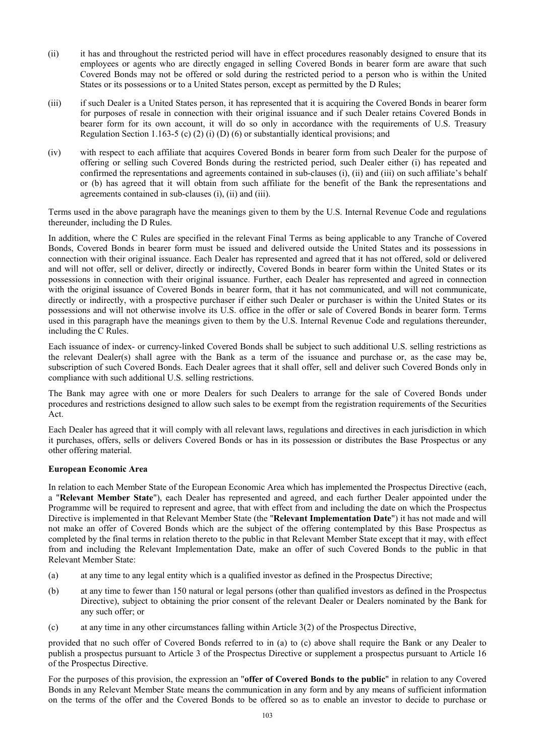(ii) it has and throughout the restricted period will have in effect procedures reasonably designed to ensure that its employees or agents who are directly engaged in selling Covered Bonds in bearer form are aware that such Covered Bonds may not be offered or sold during the restricted period to a person who is within the United States or its possessions or to a United States person, except as permitted by the D Rules;

(iii) if such Dealer is a United States person, it has represented that it is acquiring the Covered Bonds in bearer form for purposes of resale in connection with their original issuance and if such Dealer retains Covered Bonds in bearer form for its own account, it will do so only in accordance with the requirements of U.S. Treasury Regulation Section 1.163-5 (c) (2) (i) (D) (6) or substantially identical provisions; and

(iv) with respect to each affiliate that acquires Covered Bonds in bearer form from such Dealer for the purpose of offering or selling such Covered Bonds during the restricted period, such Dealer either (i) has repeated and confirmed the representations and agreements contained in sub-clauses (i), (ii) and (iii) on such affiliate's behalf or (b) has agreed that it will obtain from such affiliate for the benefit of the Bank the representations and agreements contained in sub-clauses (i), (ii) and (iii).

Terms used in the above paragraph have the meanings given to them by the U.S. Internal Revenue Code and regulations thereunder, including the D Rules.

In addition, where the C Rules are specified in the relevant Final Terms as being applicable to any Tranche of Covered Bonds, Covered Bonds in bearer form must be issued and delivered outside the United States and its possessions in connection with their original issuance. Each Dealer has represented and agreed that it has not offered, sold or delivered and will not offer, sell or deliver, directly or indirectly, Covered Bonds in bearer form within the United States or its possessions in connection with their original issuance. Further, each Dealer has represented and agreed in connection with the original issuance of Covered Bonds in bearer form, that it has not communicated, and will not communicate, directly or indirectly, with a prospective purchaser if either such Dealer or purchaser is within the United States or its possessions and will not otherwise involve its U.S. office in the offer or sale of Covered Bonds in bearer form. Terms used in this paragraph have the meanings given to them by the U.S. Internal Revenue Code and regulations thereunder, including the C Rules.

Each issuance of index- or currency-linked Covered Bonds shall be subject to such additional U.S. selling restrictions as the relevant Dealer(s) shall agree with the Bank as a term of the issuance and purchase or, as the case may be, subscription of such Covered Bonds. Each Dealer agrees that it shall offer, sell and deliver such Covered Bonds only in compliance with such additional U.S. selling restrictions.

The Bank may agree with one or more Dealers for such Dealers to arrange for the sale of Covered Bonds under procedures and restrictions designed to allow such sales to be exempt from the registration requirements of the Securities Act.

Each Dealer has agreed that it will comply with all relevant laws, regulations and directives in each jurisdiction in which it purchases, offers, sells or delivers Covered Bonds or has in its possession or distributes the Base Prospectus or any other offering material.

**European Economic Area**

In relation to each Member State of the European Economic Area which has implemented the Prospectus Directive (each, a "**Relevant Member State**"), each Dealer has represented and agreed, and each further Dealer appointed under the Programme will be required to represent and agree, that with effect from and including the date on which the Prospectus Directive is implemented in that Relevant Member State (the "**Relevant Implementation Date**") it has not made and will not make an offer of Covered Bonds which are the subject of the offering contemplated by this Base Prospectus as completed by the final terms in relation thereto to the public in that Relevant Member State except that it may, with effect from and including the Relevant Implementation Date, make an offer of such Covered Bonds to the public in that Relevant Member State:

(a) at any time to any legal entity which is a qualified investor as defined in the Prospectus Directive;

(b) at any time to fewer than 150 natural or legal persons (other than qualified investors as defined in the Prospectus Directive), subject to obtaining the prior consent of the relevant Dealer or Dealers nominated by the Bank for any such offer; or

(c) at any time in any other circumstances falling within Article 3(2) of the Prospectus Directive,

provided that no such offer of Covered Bonds referred to in (a) to (c) above shall require the Bank or any Dealer to publish a prospectus pursuant to Article 3 of the Prospectus Directive or supplement a prospectus pursuant to Article 16 of the Prospectus Directive.

For the purposes of this provision, the expression an "**offer of Covered Bonds to the public**" in relation to any Covered Bonds in any Relevant Member State means the communication in any form and by any means of sufficient information on the terms of the offer and the Covered Bonds to be offered so as to enable an investor to decide to purchase or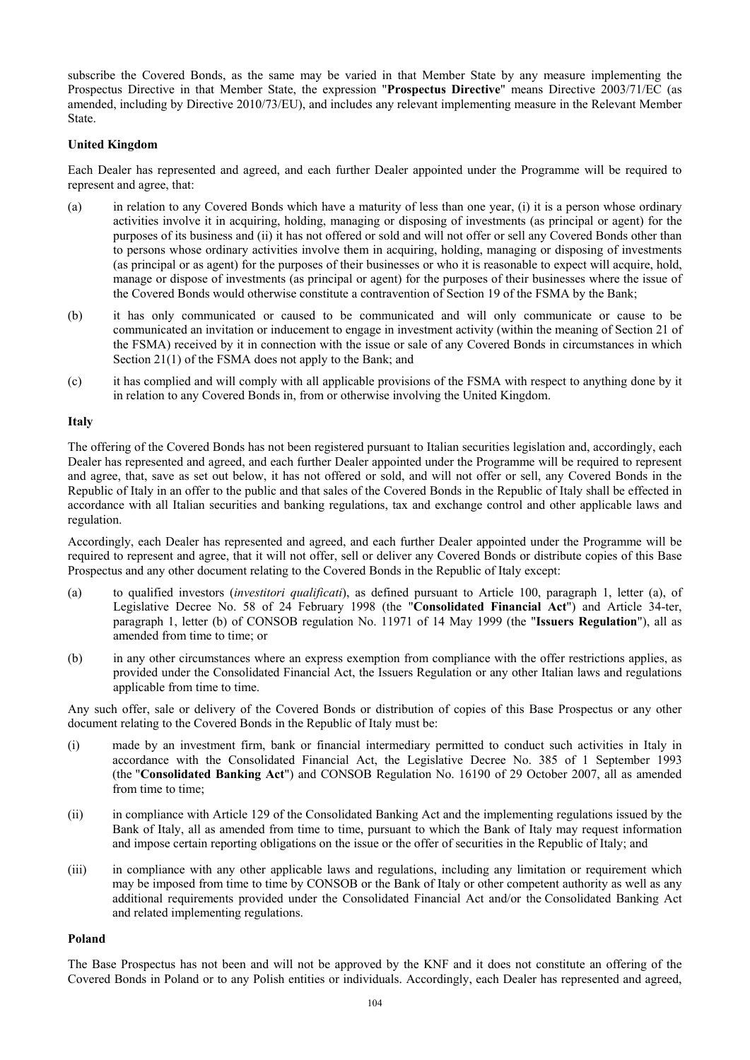subscribe the Covered Bonds, as the same may be varied in that Member State by any measure implementing the Prospectus Directive in that Member State, the expression "**Prospectus Directive**" means Directive 2003/71/EC (as amended, including by Directive 2010/73/EU), and includes any relevant implementing measure in the Relevant Member State.

**United Kingdom**

Each Dealer has represented and agreed, and each further Dealer appointed under the Programme will be required to represent and agree, that:

(a) in relation to any Covered Bonds which have a maturity of less than one year, (i) it is a person whose ordinary activities involve it in acquiring, holding, managing or disposing of investments (as principal or agent) for the purposes of its business and (ii) it has not offered or sold and will not offer or sell any Covered Bonds other than to persons whose ordinary activities involve them in acquiring, holding, managing or disposing of investments (as principal or as agent) for the purposes of their businesses or who it is reasonable to expect will acquire, hold, manage or dispose of investments (as principal or agent) for the purposes of their businesses where the issue of the Covered Bonds would otherwise constitute a contravention of Section 19 of the FSMA by the Bank;

(b) it has only communicated or caused to be communicated and will only communicate or cause to be communicated an invitation or inducement to engage in investment activity (within the meaning of Section 21 of the FSMA) received by it in connection with the issue or sale of any Covered Bonds in circumstances in which Section 21(1) of the FSMA does not apply to the Bank; and

(c) it has complied and will comply with all applicable provisions of the FSMA with respect to anything done by it in relation to any Covered Bonds in, from or otherwise involving the United Kingdom.

**Italy**

The offering of the Covered Bonds has not been registered pursuant to Italian securities legislation and, accordingly, each Dealer has represented and agreed, and each further Dealer appointed under the Programme will be required to represent and agree, that, save as set out below, it has not offered or sold, and will not offer or sell, any Covered Bonds in the Republic of Italy in an offer to the public and that sales of the Covered Bonds in the Republic of Italy shall be effected in accordance with all Italian securities and banking regulations, tax and exchange control and other applicable laws and regulation.

Accordingly, each Dealer has represented and agreed, and each further Dealer appointed under the Programme will be required to represent and agree, that it will not offer, sell or deliver any Covered Bonds or distribute copies of this Base Prospectus and any other document relating to the Covered Bonds in the Republic of Italy except:

(a) to qualified investors (*investitori qualificati*), as defined pursuant to Article 100, paragraph 1, letter (a), of Legislative Decree No. 58 of 24 February 1998 (the "**Consolidated Financial Act**") and Article 34-ter, paragraph 1, letter (b) of CONSOB regulation No. 11971 of 14 May 1999 (the "**Issuers Regulation**"), all as amended from time to time; or

(b) in any other circumstances where an express exemption from compliance with the offer restrictions applies, as provided under the Consolidated Financial Act, the Issuers Regulation or any other Italian laws and regulations applicable from time to time.

Any such offer, sale or delivery of the Covered Bonds or distribution of copies of this Base Prospectus or any other document relating to the Covered Bonds in the Republic of Italy must be:

(i) made by an investment firm, bank or financial intermediary permitted to conduct such activities in Italy in accordance with the Consolidated Financial Act, the Legislative Decree No. 385 of 1 September 1993 (the "**Consolidated Banking Act**") and CONSOB Regulation No. 16190 of 29 October 2007, all as amended from time to time;

(ii) in compliance with Article 129 of the Consolidated Banking Act and the implementing regulations issued by the Bank of Italy, all as amended from time to time, pursuant to which the Bank of Italy may request information and impose certain reporting obligations on the issue or the offer of securities in the Republic of Italy; and

(iii) in compliance with any other applicable laws and regulations, including any limitation or requirement which may be imposed from time to time by CONSOB or the Bank of Italy or other competent authority as well as any additional requirements provided under the Consolidated Financial Act and/or the Consolidated Banking Act and related implementing regulations.

**Poland**

The Base Prospectus has not been and will not be approved by the KNF and it does not constitute an offering of the Covered Bonds in Poland or to any Polish entities or individuals. Accordingly, each Dealer has represented and agreed,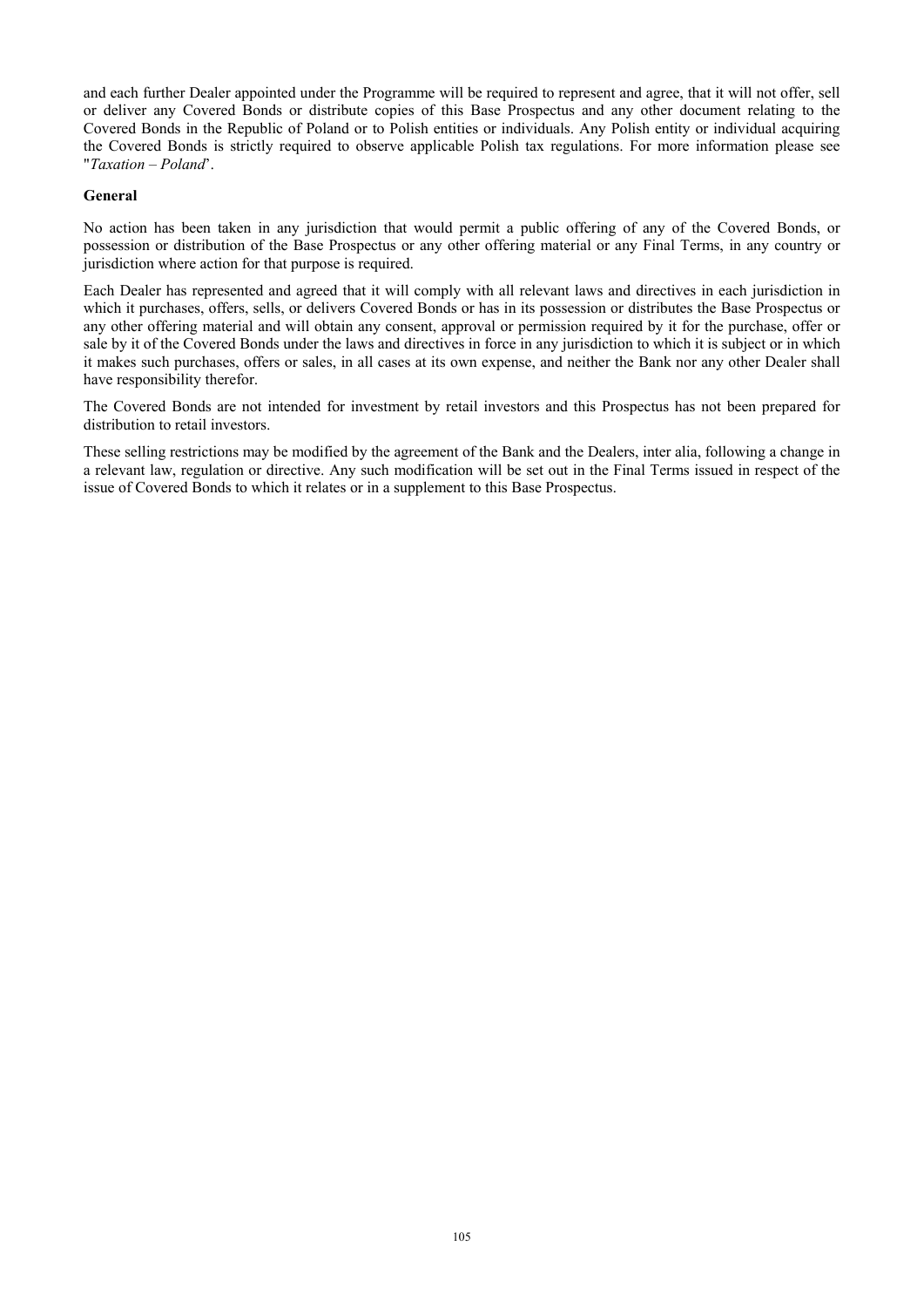and each further Dealer appointed under the Programme will be required to represent and agree, that it will not offer, sell or deliver any Covered Bonds or distribute copies of this Base Prospectus and any other document relating to the Covered Bonds in the Republic of Poland or to Polish entities or individuals. Any Polish entity or individual acquiring the Covered Bonds is strictly required to observe applicable Polish tax regulations. For more information please see "*Taxation – Poland*".

**General**

No action has been taken in any jurisdiction that would permit a public offering of any of the Covered Bonds, or possession or distribution of the Base Prospectus or any other offering material or any Final Terms, in any country or jurisdiction where action for that purpose is required.

Each Dealer has represented and agreed that it will comply with all relevant laws and directives in each jurisdiction in which it purchases, offers, sells, or delivers Covered Bonds or has in its possession or distributes the Base Prospectus or any other offering material and will obtain any consent, approval or permission required by it for the purchase, offer or sale by it of the Covered Bonds under the laws and directives in force in any jurisdiction to which it is subject or in which it makes such purchases, offers or sales, in all cases at its own expense, and neither the Bank nor any other Dealer shall have responsibility therefor.

The Covered Bonds are not intended for investment by retail investors and this Prospectus has not been prepared for distribution to retail investors.

These selling restrictions may be modified by the agreement of the Bank and the Dealers, inter alia, following a change in a relevant law, regulation or directive. Any such modification will be set out in the Final Terms issued in respect of the issue of Covered Bonds to which it relates or in a supplement to this Base Prospectus.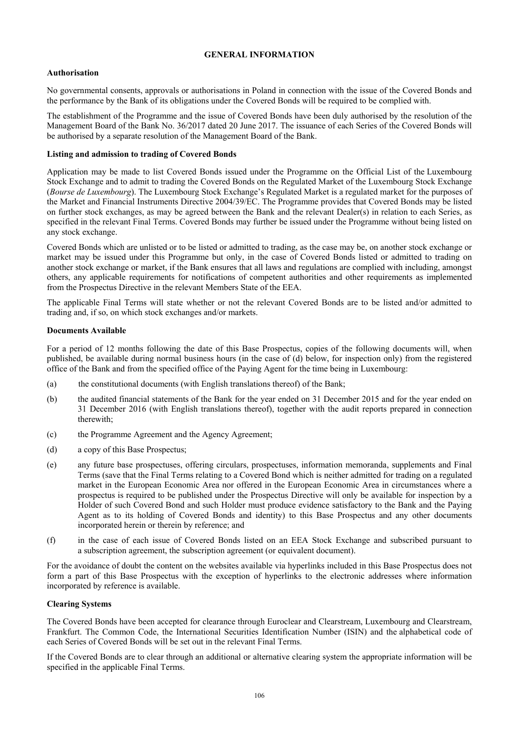# GENERAL INFORMATION

## Authorisation

No governmental consents, approvals or authorisations in Poland in connection with the issue of the Covered Bonds and the performance by the Bank of its obligations under the Covered Bonds will be required to be complied with.

The establishment of the Programme and the issue of Covered Bonds have been duly authorised by the resolution of the Management Board of the Bank No. 36/2017 dated 20 June 2017. The issuance of each Series of the Covered Bonds will be authorised by a separate resolution of the Management Board of the Bank.

## Listing and admission to trading of Covered Bonds

Application may be made to list Covered Bonds issued under the Programme on the Official List of the Luxembourg Stock Exchange and to admit to trading the Covered Bonds on the Regulated Market of the Luxembourg Stock Exchange (*Bourse de Luxembourg*). The Luxembourg Stock Exchange's Regulated Market is a regulated market for the purposes of the Market and Financial Instruments Directive 2004/39/EC. The Programme provides that Covered Bonds may be listed on further stock exchanges, as may be agreed between the Bank and the relevant Dealer(s) in relation to each Series, as specified in the relevant Final Terms. Covered Bonds may further be issued under the Programme without being listed on any stock exchange.

Covered Bonds which are unlisted or to be listed or admitted to trading, as the case may be, on another stock exchange or market may be issued under this Programme but only, in the case of Covered Bonds listed or admitted to trading on another stock exchange or market, if the Bank ensures that all laws and regulations are complied with including, amongst others, any applicable requirements for notifications of competent authorities and other requirements as implemented from the Prospectus Directive in the relevant Members State of the EEA.

The applicable Final Terms will state whether or not the relevant Covered Bonds are to be listed and/or admitted to trading and, if so, on which stock exchanges and/or markets.

## Documents Available

For a period of 12 months following the date of this Base Prospectus, copies of the following documents will, when published, be available during normal business hours (in the case of (d) below, for inspection only) from the registered office of the Bank and from the specified office of the Paying Agent for the time being in Luxembourg:

(a) the constitutional documents (with English translations thereof) of the Bank;

(b) the audited financial statements of the Bank for the year ended on 31 December 2015 and for the year ended on 31 December 2016 (with English translations thereof), together with the audit reports prepared in connection therewith;

(c) the Programme Agreement and the Agency Agreement;

(d) a copy of this Base Prospectus;

(e) any future base prospectuses, offering circulars, prospectuses, information memoranda, supplements and Final Terms (save that the Final Terms relating to a Covered Bond which is neither admitted for trading on a regulated market in the European Economic Area nor offered in the European Economic Area in circumstances where a prospectus is required to be published under the Prospectus Directive will only be available for inspection by a Holder of such Covered Bond and such Holder must produce evidence satisfactory to the Bank and the Paying Agent as to its holding of Covered Bonds and identity) to this Base Prospectus and any other documents incorporated herein or therein by reference; and

(f) in the case of each issue of Covered Bonds listed on an EEA Stock Exchange and subscribed pursuant to a subscription agreement, the subscription agreement (or equivalent document).

For the avoidance of doubt the content on the websites available via hyperlinks included in this Base Prospectus does not form a part of this Base Prospectus with the exception of hyperlinks to the electronic addresses where information incorporated by reference is available.

## Clearing Systems

The Covered Bonds have been accepted for clearance through Euroclear and Clearstream, Luxembourg and Clearstream, Frankfurt. The Common Code, the International Securities Identification Number (ISIN) and the alphabetical code of each Series of Covered Bonds will be set out in the relevant Final Terms.

If the Covered Bonds are to clear through an additional or alternative clearing system the appropriate information will be specified in the applicable Final Terms.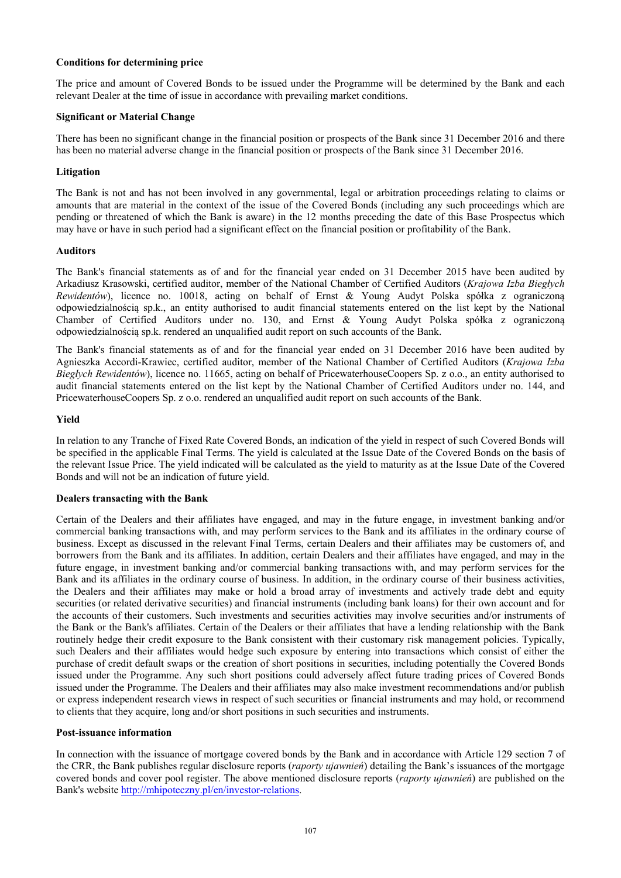**Conditions for determining price**

The price and amount of Covered Bonds to be issued under the Programme will be determined by the Bank and each relevant Dealer at the time of issue in accordance with prevailing market conditions.

**Significant or Material Change**

There has been no significant change in the financial position or prospects of the Bank since 31 December 2016 and there has been no material adverse change in the financial position or prospects of the Bank since 31 December 2016.

**Litigation**

The Bank is not and has not been involved in any governmental, legal or arbitration proceedings relating to claims or amounts that are material in the context of the issue of the Covered Bonds (including any such proceedings which are pending or threatened of which the Bank is aware) in the 12 months preceding the date of this Base Prospectus which may have or have in such period had a significant effect on the financial position or profitability of the Bank.

**Auditors**

The Bank's financial statements as of and for the financial year ended on 31 December 2015 have been audited by Arkadiusz Krasowski, certified auditor, member of the National Chamber of Certified Auditors (*Krajowa Izba Biegłych Rewidentów*), licence no. 10018, acting on behalf of Ernst & Young Audyt Polska spółka z ograniczoną odpowiedzialnością sp.k., an entity authorised to audit financial statements entered on the list kept by the National Chamber of Certified Auditors under no. 130, and Ernst & Young Audyt Polska spółka z ograniczoną odpowiedzialnością sp.k. rendered an unqualified audit report on such accounts of the Bank.

The Bank's financial statements as of and for the financial year ended on 31 December 2016 have been audited by Agnieszka Accordi-Krawiec, certified auditor, member of the National Chamber of Certified Auditors (*Krajowa Izba Biegłych Rewidentów*), licence no. 11665, acting on behalf of PricewaterhouseCoopers Sp. z o.o., an entity authorised to audit financial statements entered on the list kept by the National Chamber of Certified Auditors under no. 144, and PricewaterhouseCoopers Sp. z o.o. rendered an unqualified audit report on such accounts of the Bank.

**Yield**

In relation to any Tranche of Fixed Rate Covered Bonds, an indication of the yield in respect of such Covered Bonds will be specified in the applicable Final Terms. The yield is calculated at the Issue Date of the Covered Bonds on the basis of the relevant Issue Price. The yield indicated will be calculated as the yield to maturity as at the Issue Date of the Covered Bonds and will not be an indication of future yield.

**Dealers transacting with the Bank**

Certain of the Dealers and their affiliates have engaged, and may in the future engage, in investment banking and/or commercial banking transactions with, and may perform services to the Bank and its affiliates in the ordinary course of business. Except as discussed in the relevant Final Terms, certain Dealers and their affiliates may be customers of, and borrowers from the Bank and its affiliates. In addition, certain Dealers and their affiliates have engaged, and may in the future engage, in investment banking and/or commercial banking transactions with, and may perform services for the Bank and its affiliates in the ordinary course of business. In addition, in the ordinary course of their business activities, the Dealers and their affiliates may make or hold a broad array of investments and actively trade debt and equity securities (or related derivative securities) and financial instruments (including bank loans) for their own account and for the accounts of their customers. Such investments and securities activities may involve securities and/or instruments of the Bank or the Bank's affiliates. Certain of the Dealers or their affiliates that have a lending relationship with the Bank routinely hedge their credit exposure to the Bank consistent with their customary risk management policies. Typically, such Dealers and their affiliates would hedge such exposure by entering into transactions which consist of either the purchase of credit default swaps or the creation of short positions in securities, including potentially the Covered Bonds issued under the Programme. Any such short positions could adversely affect future trading prices of Covered Bonds issued under the Programme. The Dealers and their affiliates may also make investment recommendations and/or publish or express independent research views in respect of such securities or financial instruments and may hold, or recommend to clients that they acquire, long and/or short positions in such securities and instruments.

**Post-issuance information**

In connection with the issuance of mortgage covered bonds by the Bank and in accordance with Article 129 section 7 of the CRR, the Bank publishes regular disclosure reports (*raporty ujawnień*) detailing the Bank's issuances of the mortgage covered bonds and cover pool register. The above mentioned disclosure reports (*raporty ujawnień*) are published on the Bank's website http://mhipoteczny.pl/en/investor-relations.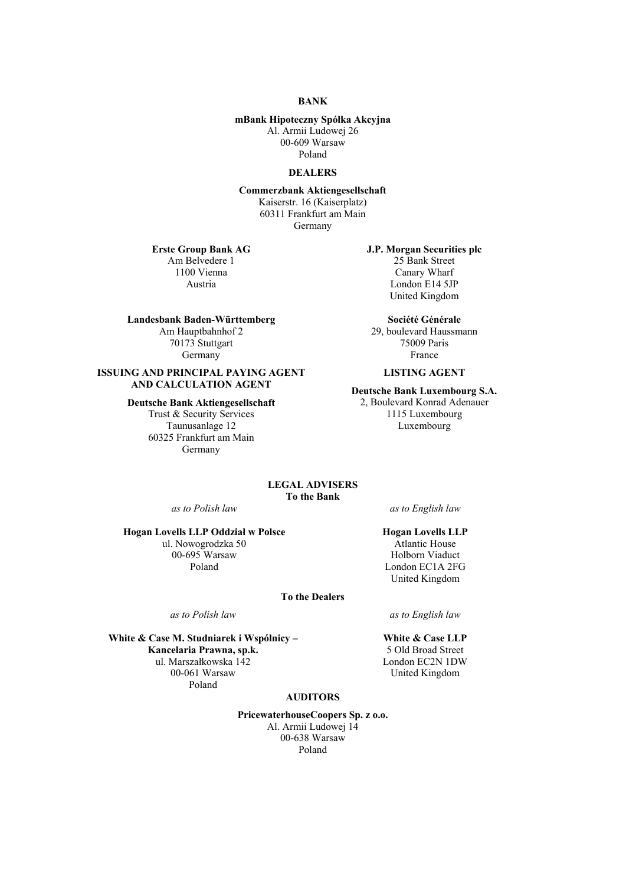**BANK**

**mBank Hipoteczny Spółka Akcyjna**
Al. Armii Ludowej 26
00-609 Warsaw
Poland

**DEALERS**

**Commerzbank Aktiengesellschaft**
Kaiserstr. 16 (Kaiserplatz)
60311 Frankfurt am Main
Germany

**Erste Group Bank AG**
Am Belvedere 1
1100 Vienna
Austria

**J.P. Morgan Securities plc**
25 Bank Street
Canary Wharf
London E14 5JP
United Kingdom

**Landesbank Baden-Württemberg**
Am Hauptbahnhof 2
70173 Stuttgart
Germany

**Société Générale**
29, boulevard Haussmann
75009 Paris
France

**ISSUING AND PRINCIPAL PAYING AGENT AND CALCULATION AGENT**

**Deutsche Bank Aktiengesellschaft**
Trust & Security Services
Taunusanlage 12
60325 Frankfurt am Main
Germany

**LISTING AGENT**

**Deutsche Bank Luxembourg S.A.**
2, Boulevard Konrad Adenauer
1115 Luxembourg
Luxembourg

**LEGAL ADVISERS**

**To the Bank**

*as to Polish law*

**Hogan Lovells LLP Oddział w Polsce**
ul. Nowogrodzka 50
00-695 Warsaw
Poland

*as to English law*

**Hogan Lovells LLP**
Atlantic House
Holborn Viaduct
London EC1A 2FG
United Kingdom

**To the Dealers**

*as to Polish law*

**White & Case M. Studniarek i Wspólnicy – Kancelaria Prawna, sp.k.**
ul. Marszałkowska 142
00-061 Warsaw
Poland

*as to English law*

**White & Case LLP**
5 Old Broad Street
London EC2N 1DW
United Kingdom

**AUDITORS**

**PricewaterhouseCoopers Sp. z o.o.**
Al. Armii Ludowej 14
00-638 Warsaw
Poland